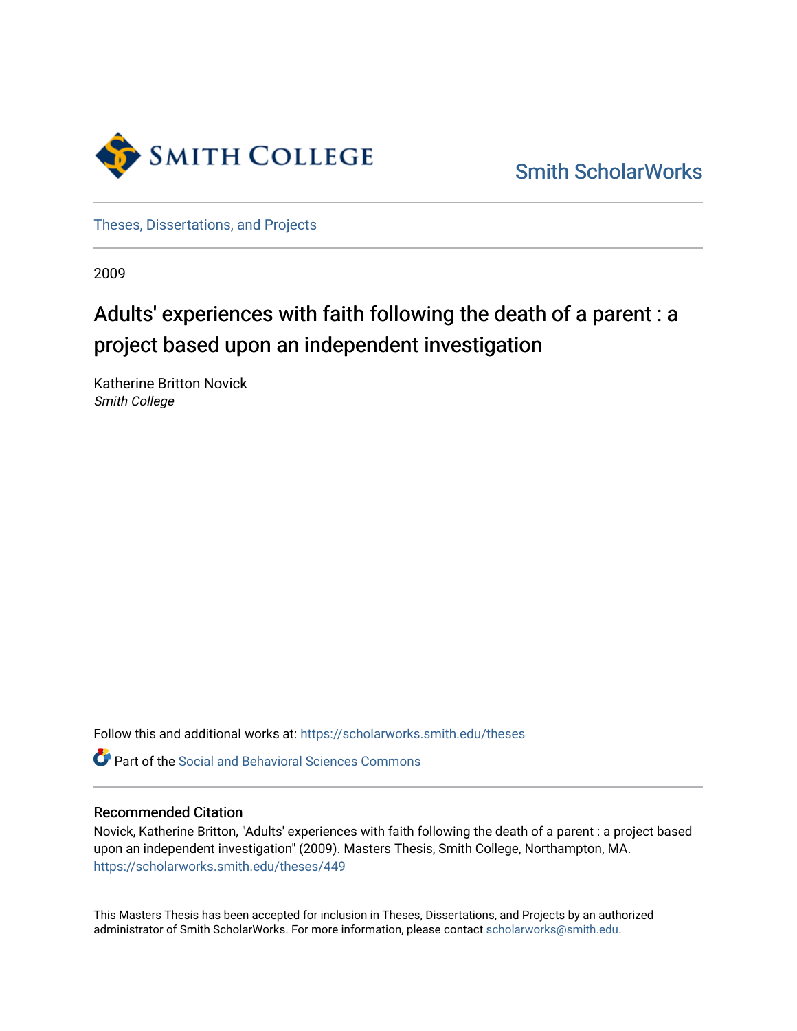Smith College

Smith ScholarWorks

Theses, Dissertations, and Projects

2009

# Adults' experiences with faith following the death of a parent : a project based upon an independent investigation

Katherine Britton Novick
*Smith College*

Follow this and additional works at: https://scholarworks.smith.edu/theses

Part of the Social and Behavioral Sciences Commons

## Recommended Citation

Novick, Katherine Britton, "Adults' experiences with faith following the death of a parent : a project based upon an independent investigation" (2009). Masters Thesis, Smith College, Northampton, MA.
https://scholarworks.smith.edu/theses/449

This Masters Thesis has been accepted for inclusion in Theses, Dissertations, and Projects by an authorized administrator of Smith ScholarWorks. For more information, please contact scholarworks@smith.edu.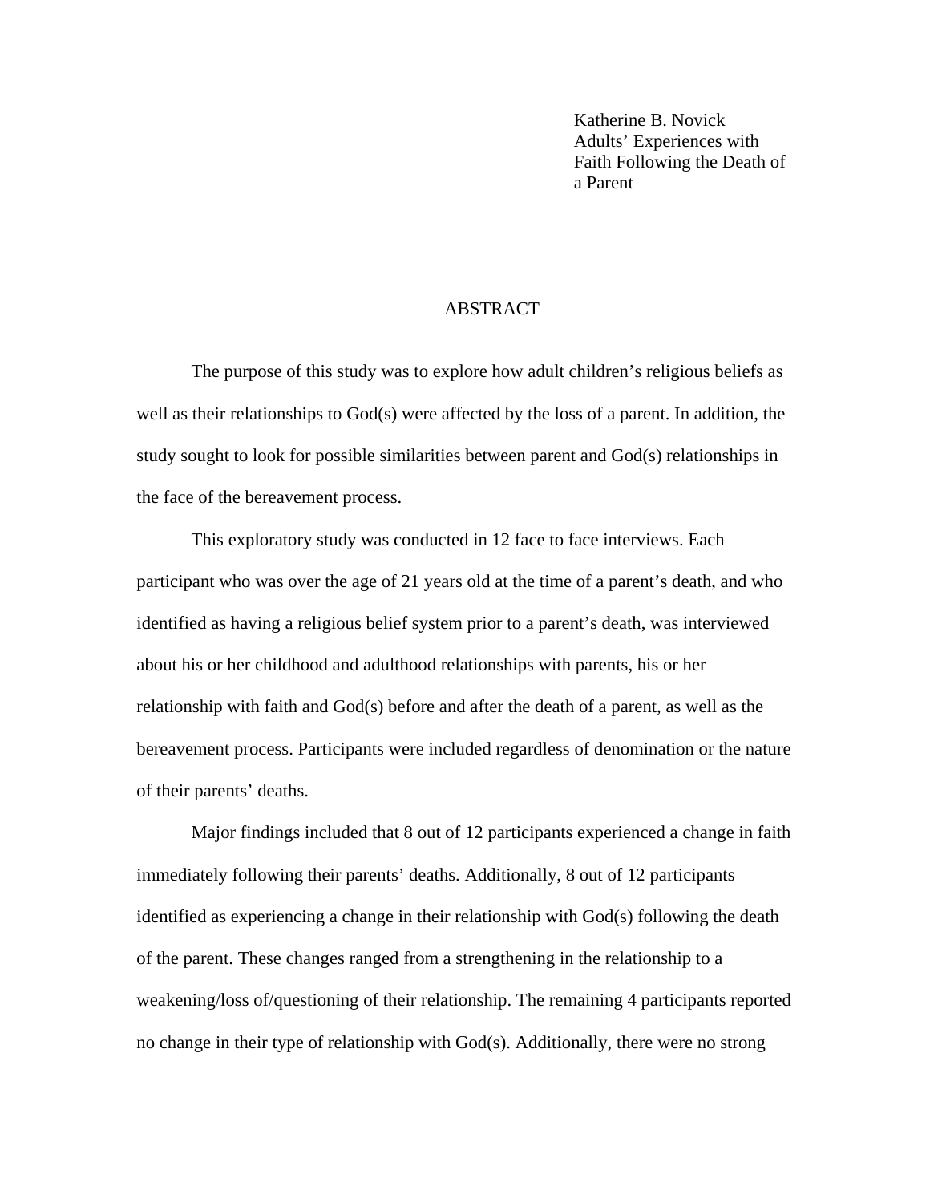Katherine B. Novick
Adults' Experiences with
Faith Following the Death of
a Parent

## ABSTRACT

The purpose of this study was to explore how adult children's religious beliefs as well as their relationships to God(s) were affected by the loss of a parent. In addition, the study sought to look for possible similarities between parent and God(s) relationships in the face of the bereavement process.

This exploratory study was conducted in 12 face to face interviews. Each participant who was over the age of 21 years old at the time of a parent's death, and who identified as having a religious belief system prior to a parent's death, was interviewed about his or her childhood and adulthood relationships with parents, his or her relationship with faith and God(s) before and after the death of a parent, as well as the bereavement process. Participants were included regardless of denomination or the nature of their parents' deaths.

Major findings included that 8 out of 12 participants experienced a change in faith immediately following their parents' deaths. Additionally, 8 out of 12 participants identified as experiencing a change in their relationship with God(s) following the death of the parent. These changes ranged from a strengthening in the relationship to a weakening/loss of/questioning of their relationship. The remaining 4 participants reported no change in their type of relationship with God(s). Additionally, there were no strong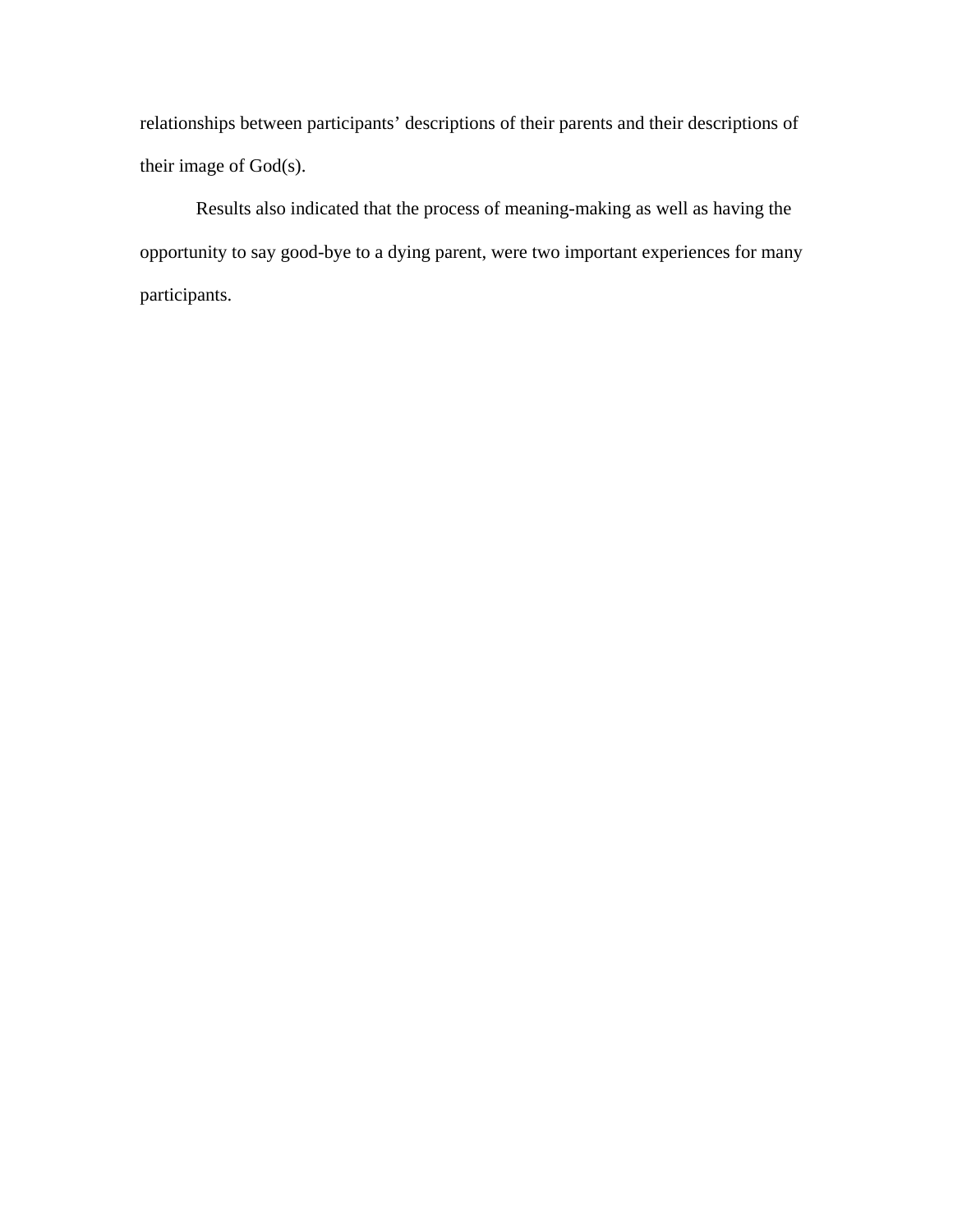relationships between participants' descriptions of their parents and their descriptions of their image of God(s).

Results also indicated that the process of meaning-making as well as having the opportunity to say good-bye to a dying parent, were two important experiences for many participants.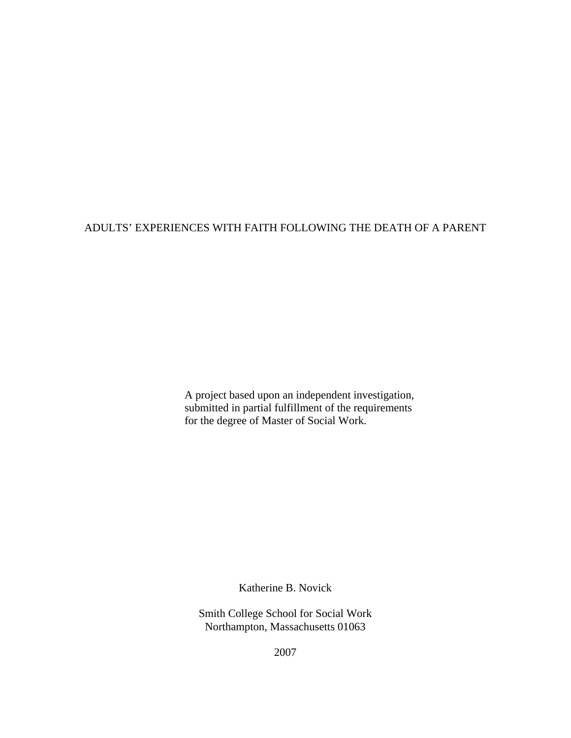# ADULTS' EXPERIENCES WITH FAITH FOLLOWING THE DEATH OF A PARENT

A project based upon an independent investigation,
submitted in partial fulfillment of the requirements
for the degree of Master of Social Work.

Katherine B. Novick

Smith College School for Social Work
Northampton, Massachusetts 01063

2007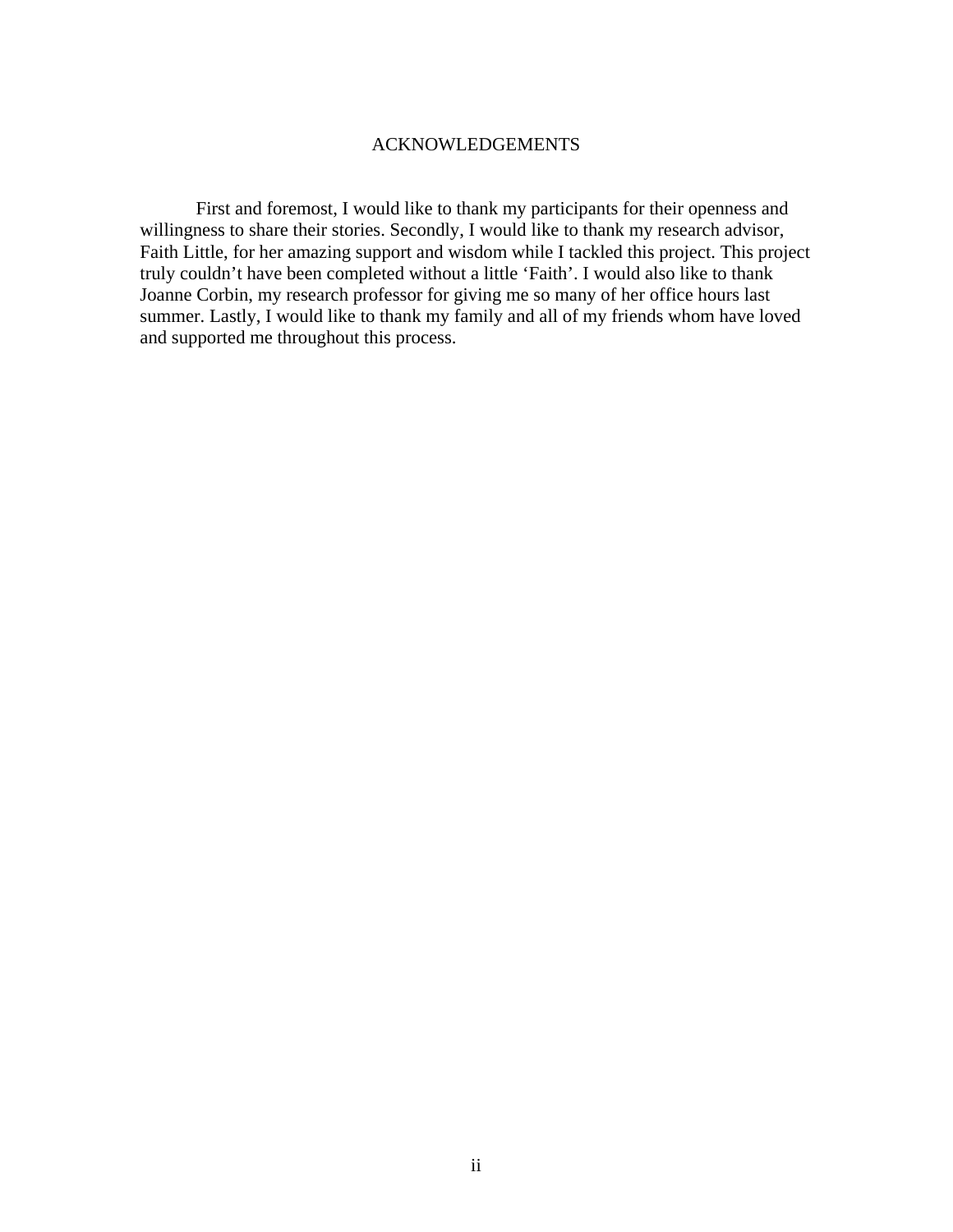# ACKNOWLEDGEMENTS

First and foremost, I would like to thank my participants for their openness and willingness to share their stories. Secondly, I would like to thank my research advisor, Faith Little, for her amazing support and wisdom while I tackled this project. This project truly couldn't have been completed without a little 'Faith'. I would also like to thank Joanne Corbin, my research professor for giving me so many of her office hours last summer. Lastly, I would like to thank my family and all of my friends whom have loved and supported me throughout this process.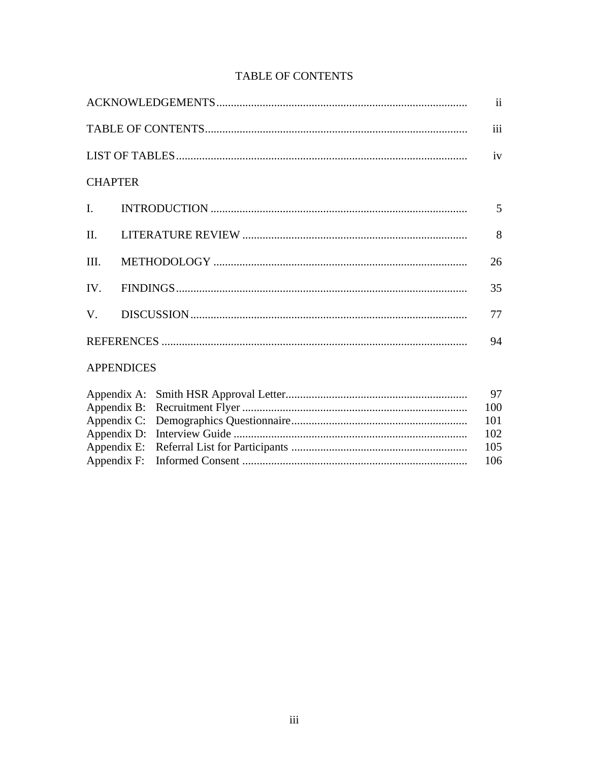# TABLE OF CONTENTS

| | | |
|---|---|---|
| ACKNOWLEDGEMENTS | | ii |
| TABLE OF CONTENTS | | iii |
| LIST OF TABLES | | iv |
| CHAPTER | | |
| I. | INTRODUCTION | 5 |
| II. | LITERATURE REVIEW | 8 |
| III. | METHODOLOGY | 26 |
| IV. | FINDINGS | 35 |
| V. | DISCUSSION | 77 |
| REFERENCES | | 94 |
| APPENDICES | | |
| Appendix A: | Smith HSR Approval Letter | 97 |
| Appendix B: | Recruitment Flyer | 100 |
| Appendix C: | Demographics Questionnaire | 101 |
| Appendix D: | Interview Guide | 102 |
| Appendix E: | Referral List for Participants | 105 |
| Appendix F: | Informed Consent | 106 |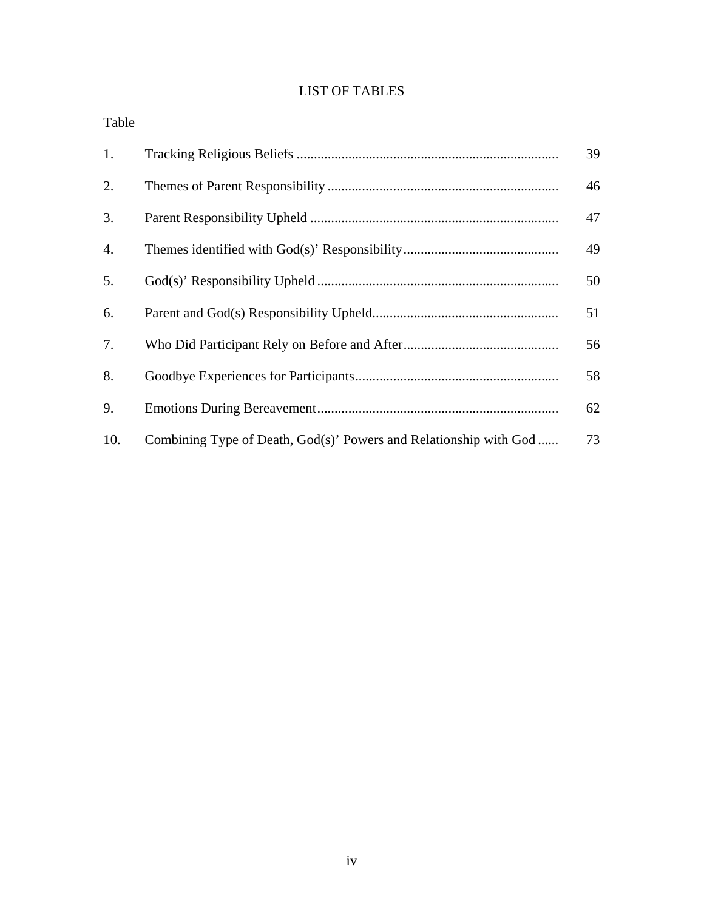# LIST OF TABLES

| Table | | |
|---|---|---|
| 1. | Tracking Religious Beliefs | 39 |
| 2. | Themes of Parent Responsibility | 46 |
| 3. | Parent Responsibility Upheld | 47 |
| 4. | Themes identified with God(s)' Responsibility | 49 |
| 5. | God(s)' Responsibility Upheld | 50 |
| 6. | Parent and God(s) Responsibility Upheld | 51 |
| 7. | Who Did Participant Rely on Before and After | 56 |
| 8. | Goodbye Experiences for Participants | 58 |
| 9. | Emotions During Bereavement | 62 |
| 10. | Combining Type of Death, God(s)' Powers and Relationship with God | 73 |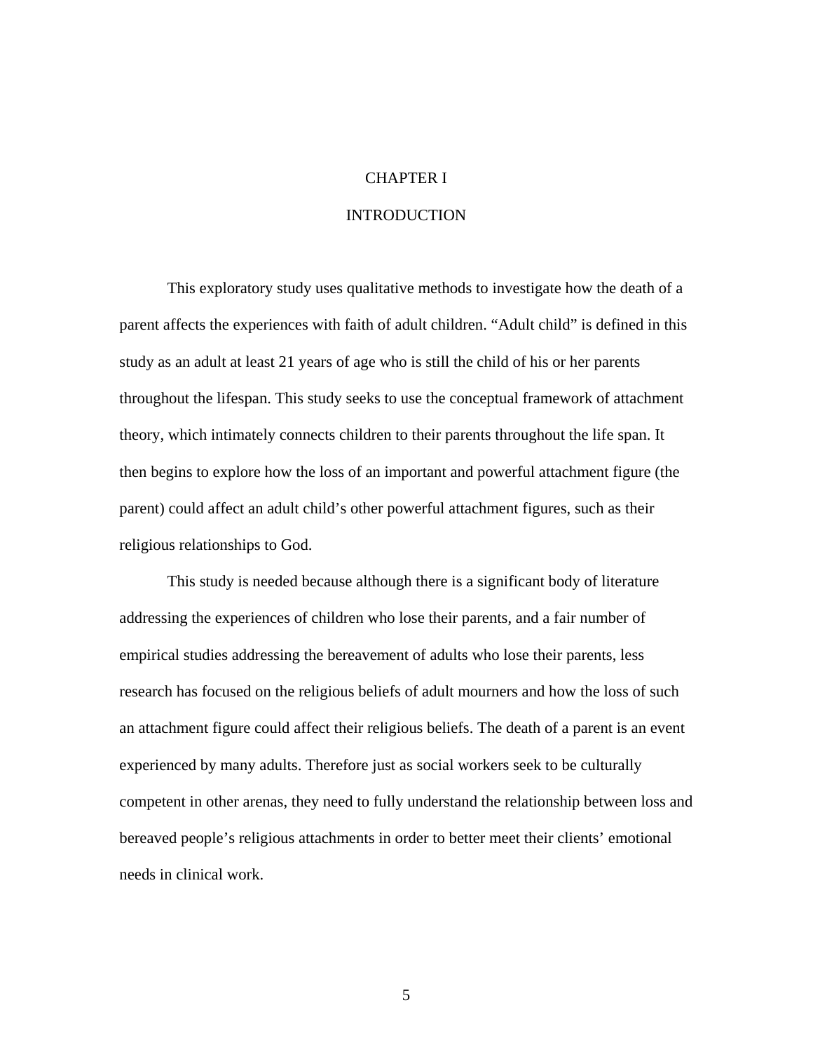# CHAPTER I

# INTRODUCTION

This exploratory study uses qualitative methods to investigate how the death of a parent affects the experiences with faith of adult children. "Adult child" is defined in this study as an adult at least 21 years of age who is still the child of his or her parents throughout the lifespan. This study seeks to use the conceptual framework of attachment theory, which intimately connects children to their parents throughout the life span. It then begins to explore how the loss of an important and powerful attachment figure (the parent) could affect an adult child's other powerful attachment figures, such as their religious relationships to God.

This study is needed because although there is a significant body of literature addressing the experiences of children who lose their parents, and a fair number of empirical studies addressing the bereavement of adults who lose their parents, less research has focused on the religious beliefs of adult mourners and how the loss of such an attachment figure could affect their religious beliefs. The death of a parent is an event experienced by many adults. Therefore just as social workers seek to be culturally competent in other arenas, they need to fully understand the relationship between loss and bereaved people's religious attachments in order to better meet their clients' emotional needs in clinical work.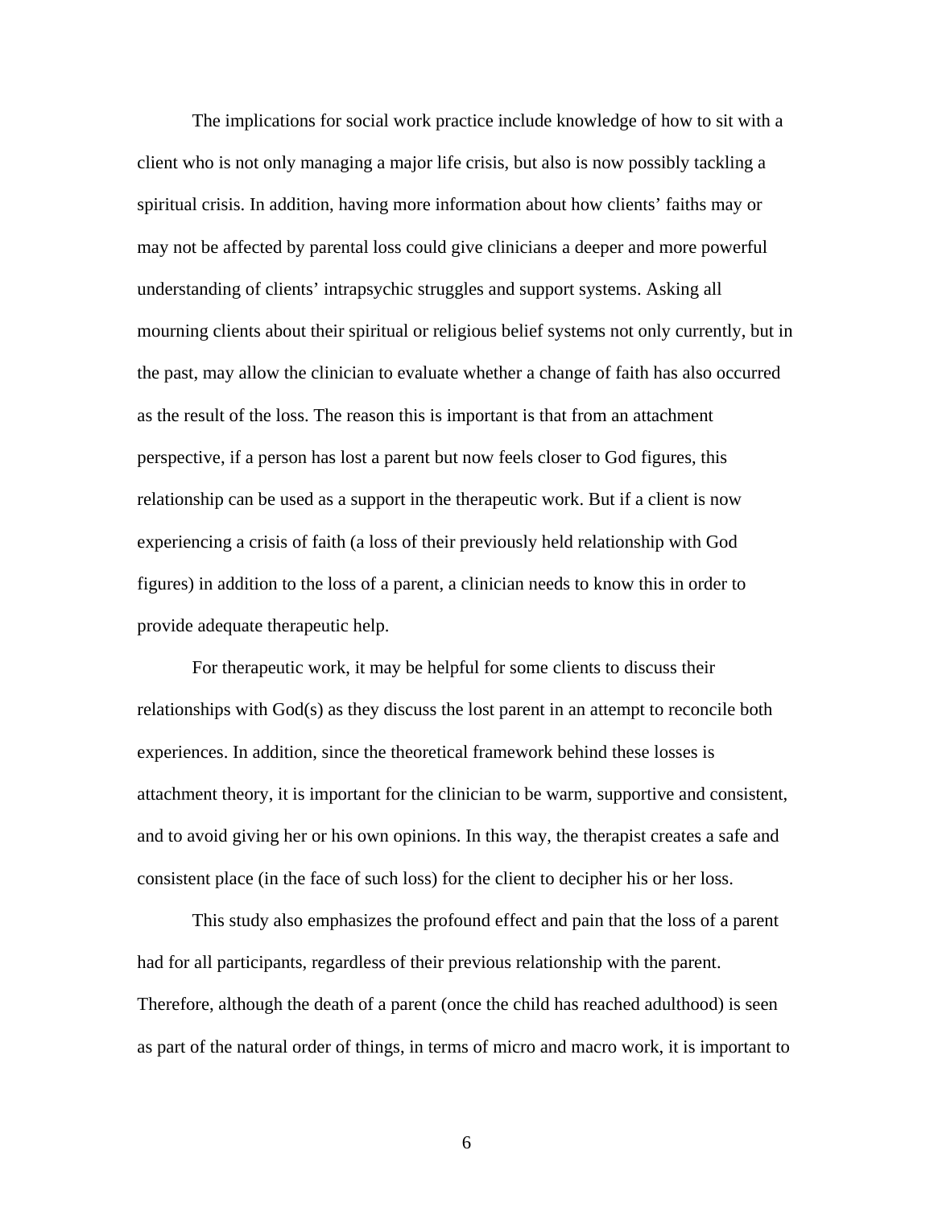The implications for social work practice include knowledge of how to sit with a client who is not only managing a major life crisis, but also is now possibly tackling a spiritual crisis. In addition, having more information about how clients' faiths may or may not be affected by parental loss could give clinicians a deeper and more powerful understanding of clients' intrapsychic struggles and support systems. Asking all mourning clients about their spiritual or religious belief systems not only currently, but in the past, may allow the clinician to evaluate whether a change of faith has also occurred as the result of the loss. The reason this is important is that from an attachment perspective, if a person has lost a parent but now feels closer to God figures, this relationship can be used as a support in the therapeutic work. But if a client is now experiencing a crisis of faith (a loss of their previously held relationship with God figures) in addition to the loss of a parent, a clinician needs to know this in order to provide adequate therapeutic help.

For therapeutic work, it may be helpful for some clients to discuss their relationships with God(s) as they discuss the lost parent in an attempt to reconcile both experiences. In addition, since the theoretical framework behind these losses is attachment theory, it is important for the clinician to be warm, supportive and consistent, and to avoid giving her or his own opinions. In this way, the therapist creates a safe and consistent place (in the face of such loss) for the client to decipher his or her loss.

This study also emphasizes the profound effect and pain that the loss of a parent had for all participants, regardless of their previous relationship with the parent. Therefore, although the death of a parent (once the child has reached adulthood) is seen as part of the natural order of things, in terms of micro and macro work, it is important to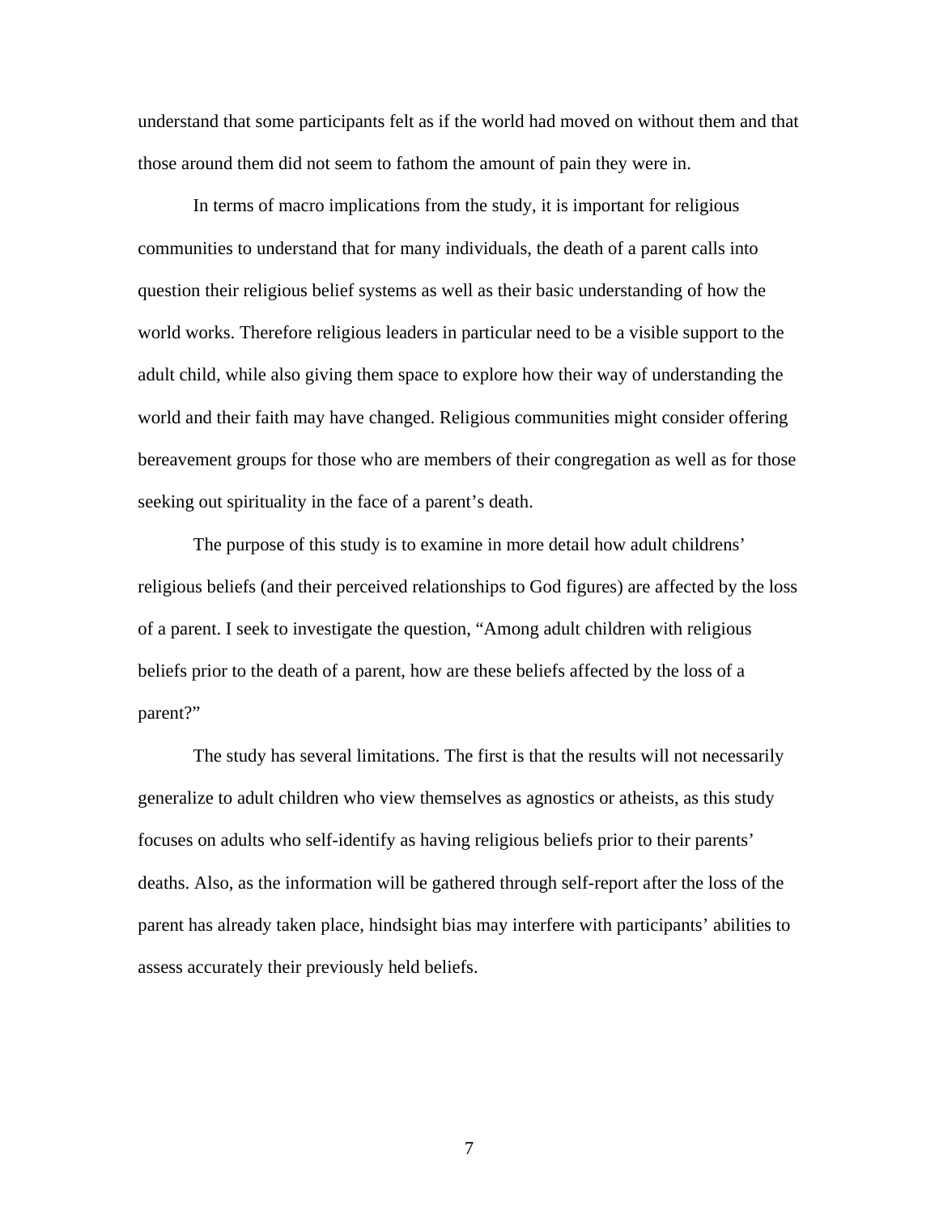understand that some participants felt as if the world had moved on without them and that those around them did not seem to fathom the amount of pain they were in.

In terms of macro implications from the study, it is important for religious communities to understand that for many individuals, the death of a parent calls into question their religious belief systems as well as their basic understanding of how the world works. Therefore religious leaders in particular need to be a visible support to the adult child, while also giving them space to explore how their way of understanding the world and their faith may have changed. Religious communities might consider offering bereavement groups for those who are members of their congregation as well as for those seeking out spirituality in the face of a parent's death.

The purpose of this study is to examine in more detail how adult childrens' religious beliefs (and their perceived relationships to God figures) are affected by the loss of a parent. I seek to investigate the question, "Among adult children with religious beliefs prior to the death of a parent, how are these beliefs affected by the loss of a parent?"

The study has several limitations. The first is that the results will not necessarily generalize to adult children who view themselves as agnostics or atheists, as this study focuses on adults who self-identify as having religious beliefs prior to their parents' deaths. Also, as the information will be gathered through self-report after the loss of the parent has already taken place, hindsight bias may interfere with participants' abilities to assess accurately their previously held beliefs.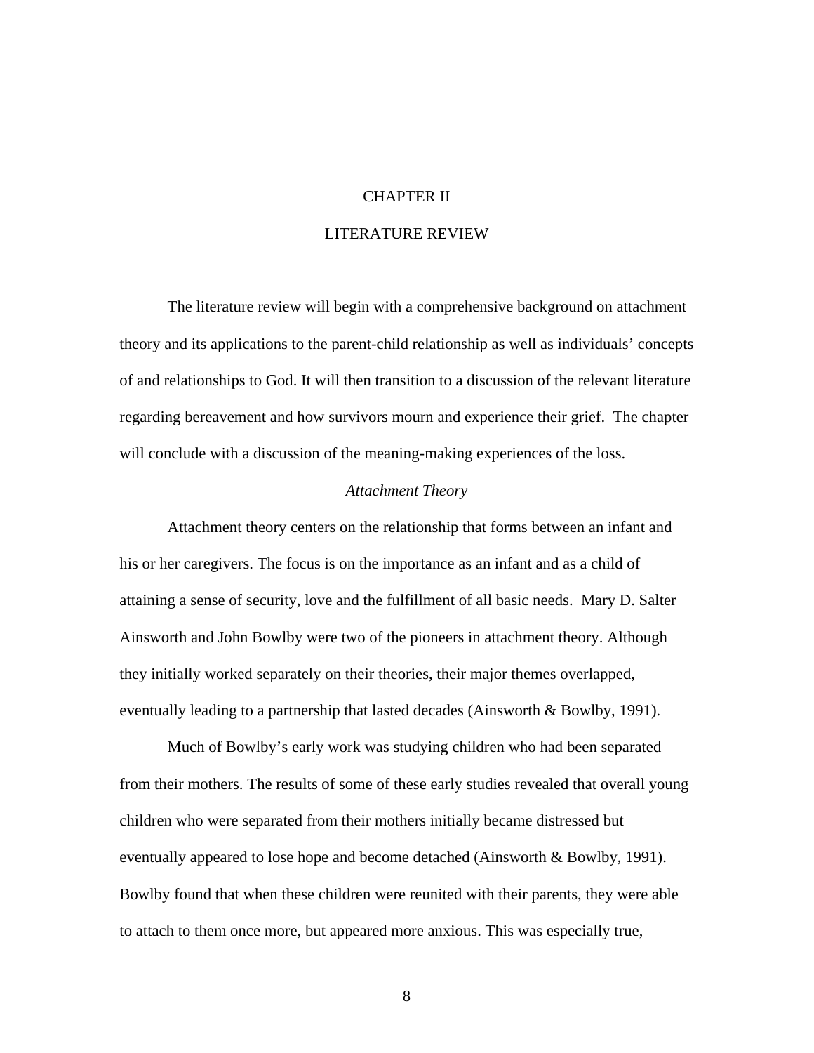# CHAPTER II

# LITERATURE REVIEW

The literature review will begin with a comprehensive background on attachment theory and its applications to the parent-child relationship as well as individuals' concepts of and relationships to God. It will then transition to a discussion of the relevant literature regarding bereavement and how survivors mourn and experience their grief. The chapter will conclude with a discussion of the meaning-making experiences of the loss.

## *Attachment Theory*

Attachment theory centers on the relationship that forms between an infant and his or her caregivers. The focus is on the importance as an infant and as a child of attaining a sense of security, love and the fulfillment of all basic needs. Mary D. Salter Ainsworth and John Bowlby were two of the pioneers in attachment theory. Although they initially worked separately on their theories, their major themes overlapped, eventually leading to a partnership that lasted decades (Ainsworth & Bowlby, 1991).

Much of Bowlby's early work was studying children who had been separated from their mothers. The results of some of these early studies revealed that overall young children who were separated from their mothers initially became distressed but eventually appeared to lose hope and become detached (Ainsworth & Bowlby, 1991). Bowlby found that when these children were reunited with their parents, they were able to attach to them once more, but appeared more anxious. This was especially true,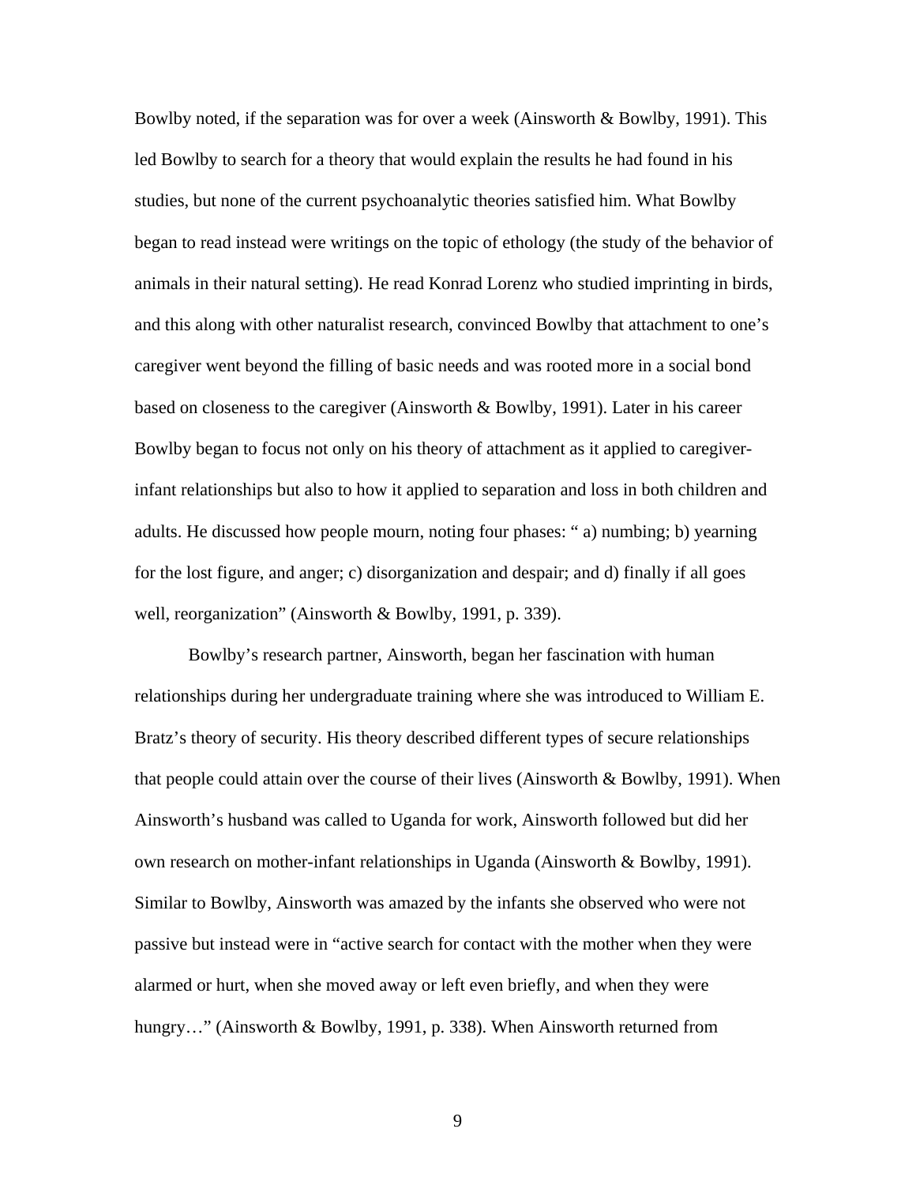Bowlby noted, if the separation was for over a week (Ainsworth & Bowlby, 1991). This led Bowlby to search for a theory that would explain the results he had found in his studies, but none of the current psychoanalytic theories satisfied him. What Bowlby began to read instead were writings on the topic of ethology (the study of the behavior of animals in their natural setting). He read Konrad Lorenz who studied imprinting in birds, and this along with other naturalist research, convinced Bowlby that attachment to one's caregiver went beyond the filling of basic needs and was rooted more in a social bond based on closeness to the caregiver (Ainsworth & Bowlby, 1991). Later in his career Bowlby began to focus not only on his theory of attachment as it applied to caregiver-infant relationships but also to how it applied to separation and loss in both children and adults. He discussed how people mourn, noting four phases: " a) numbing; b) yearning for the lost figure, and anger; c) disorganization and despair; and d) finally if all goes well, reorganization" (Ainsworth & Bowlby, 1991, p. 339).

Bowlby's research partner, Ainsworth, began her fascination with human relationships during her undergraduate training where she was introduced to William E. Bratz's theory of security. His theory described different types of secure relationships that people could attain over the course of their lives (Ainsworth & Bowlby, 1991). When Ainsworth's husband was called to Uganda for work, Ainsworth followed but did her own research on mother-infant relationships in Uganda (Ainsworth & Bowlby, 1991). Similar to Bowlby, Ainsworth was amazed by the infants she observed who were not passive but instead were in "active search for contact with the mother when they were alarmed or hurt, when she moved away or left even briefly, and when they were hungry…" (Ainsworth & Bowlby, 1991, p. 338). When Ainsworth returned from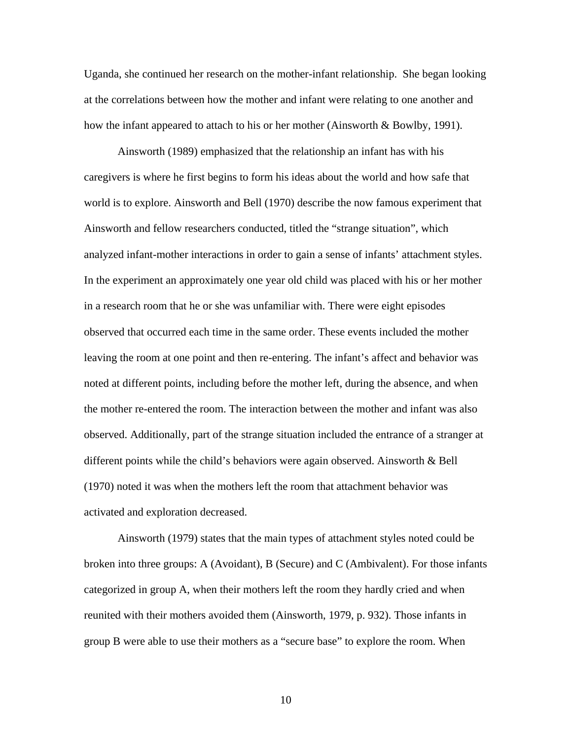Uganda, she continued her research on the mother-infant relationship. She began looking at the correlations between how the mother and infant were relating to one another and how the infant appeared to attach to his or her mother (Ainsworth & Bowlby, 1991).

Ainsworth (1989) emphasized that the relationship an infant has with his caregivers is where he first begins to form his ideas about the world and how safe that world is to explore. Ainsworth and Bell (1970) describe the now famous experiment that Ainsworth and fellow researchers conducted, titled the "strange situation", which analyzed infant-mother interactions in order to gain a sense of infants' attachment styles. In the experiment an approximately one year old child was placed with his or her mother in a research room that he or she was unfamiliar with. There were eight episodes observed that occurred each time in the same order. These events included the mother leaving the room at one point and then re-entering. The infant's affect and behavior was noted at different points, including before the mother left, during the absence, and when the mother re-entered the room. The interaction between the mother and infant was also observed. Additionally, part of the strange situation included the entrance of a stranger at different points while the child's behaviors were again observed. Ainsworth & Bell (1970) noted it was when the mothers left the room that attachment behavior was activated and exploration decreased.

Ainsworth (1979) states that the main types of attachment styles noted could be broken into three groups: A (Avoidant), B (Secure) and C (Ambivalent). For those infants categorized in group A, when their mothers left the room they hardly cried and when reunited with their mothers avoided them (Ainsworth, 1979, p. 932). Those infants in group B were able to use their mothers as a "secure base" to explore the room. When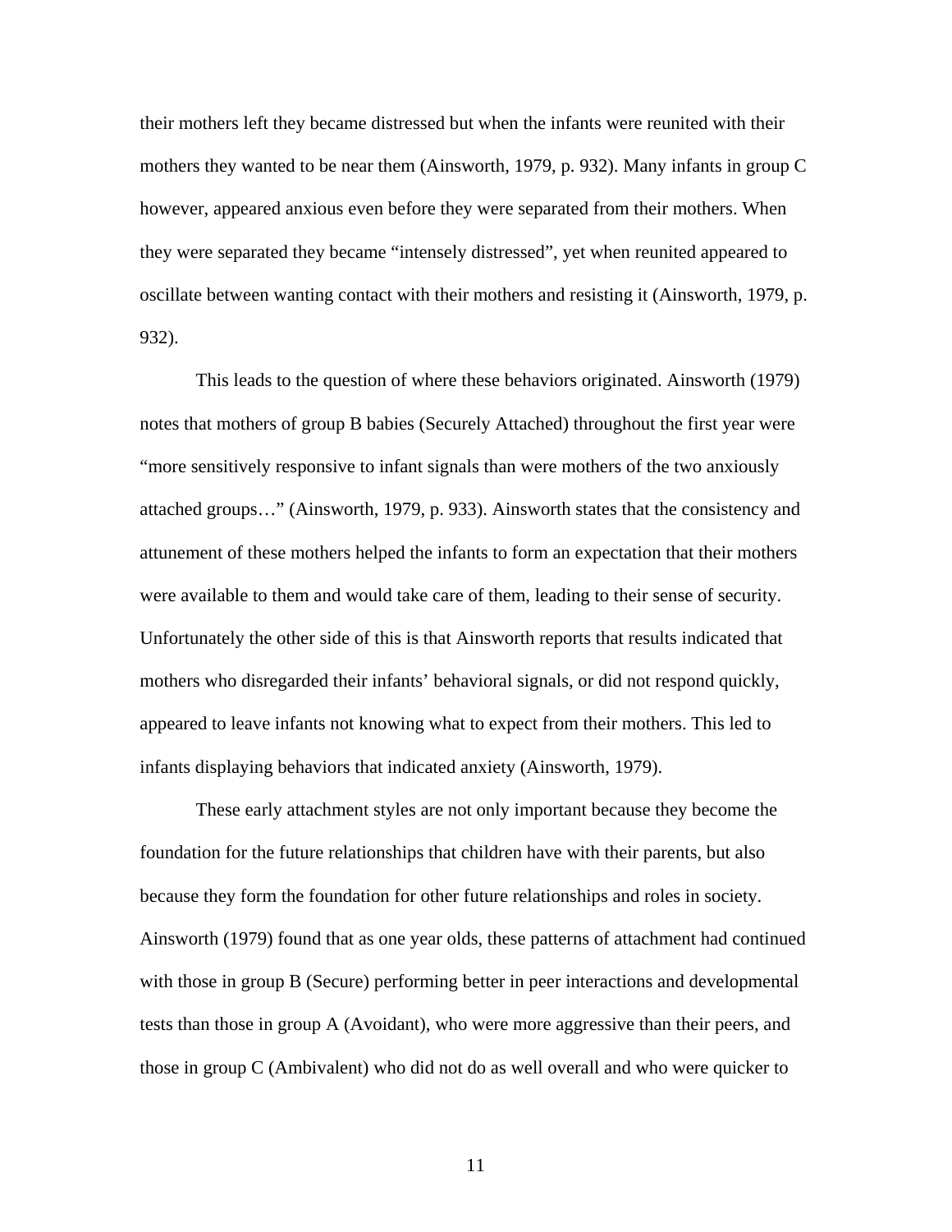their mothers left they became distressed but when the infants were reunited with their mothers they wanted to be near them (Ainsworth, 1979, p. 932). Many infants in group C however, appeared anxious even before they were separated from their mothers. When they were separated they became "intensely distressed", yet when reunited appeared to oscillate between wanting contact with their mothers and resisting it (Ainsworth, 1979, p. 932).

This leads to the question of where these behaviors originated. Ainsworth (1979) notes that mothers of group B babies (Securely Attached) throughout the first year were "more sensitively responsive to infant signals than were mothers of the two anxiously attached groups…" (Ainsworth, 1979, p. 933). Ainsworth states that the consistency and attunement of these mothers helped the infants to form an expectation that their mothers were available to them and would take care of them, leading to their sense of security. Unfortunately the other side of this is that Ainsworth reports that results indicated that mothers who disregarded their infants' behavioral signals, or did not respond quickly, appeared to leave infants not knowing what to expect from their mothers. This led to infants displaying behaviors that indicated anxiety (Ainsworth, 1979).

These early attachment styles are not only important because they become the foundation for the future relationships that children have with their parents, but also because they form the foundation for other future relationships and roles in society. Ainsworth (1979) found that as one year olds, these patterns of attachment had continued with those in group B (Secure) performing better in peer interactions and developmental tests than those in group A (Avoidant), who were more aggressive than their peers, and those in group C (Ambivalent) who did not do as well overall and who were quicker to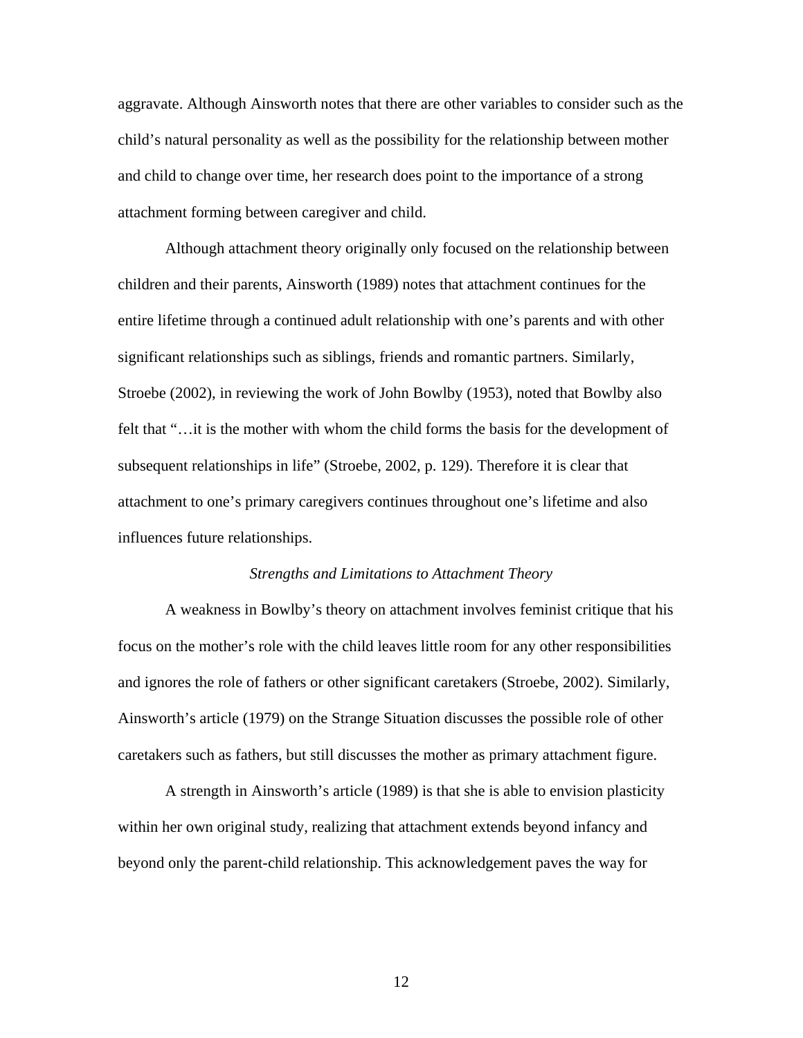aggravate. Although Ainsworth notes that there are other variables to consider such as the child's natural personality as well as the possibility for the relationship between mother and child to change over time, her research does point to the importance of a strong attachment forming between caregiver and child.

Although attachment theory originally only focused on the relationship between children and their parents, Ainsworth (1989) notes that attachment continues for the entire lifetime through a continued adult relationship with one's parents and with other significant relationships such as siblings, friends and romantic partners. Similarly, Stroebe (2002), in reviewing the work of John Bowlby (1953), noted that Bowlby also felt that "…it is the mother with whom the child forms the basis for the development of subsequent relationships in life" (Stroebe, 2002, p. 129). Therefore it is clear that attachment to one's primary caregivers continues throughout one's lifetime and also influences future relationships.

### *Strengths and Limitations to Attachment Theory*

A weakness in Bowlby's theory on attachment involves feminist critique that his focus on the mother's role with the child leaves little room for any other responsibilities and ignores the role of fathers or other significant caretakers (Stroebe, 2002). Similarly, Ainsworth's article (1979) on the Strange Situation discusses the possible role of other caretakers such as fathers, but still discusses the mother as primary attachment figure.

A strength in Ainsworth's article (1989) is that she is able to envision plasticity within her own original study, realizing that attachment extends beyond infancy and beyond only the parent-child relationship. This acknowledgement paves the way for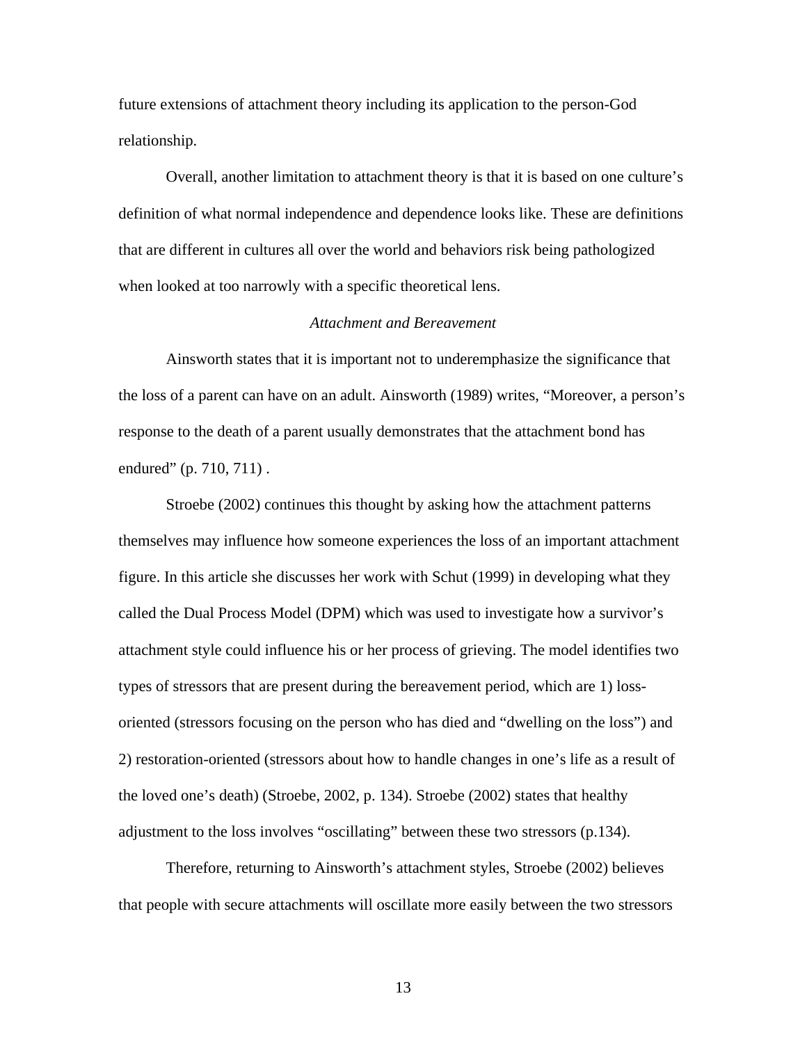future extensions of attachment theory including its application to the person-God relationship.

Overall, another limitation to attachment theory is that it is based on one culture's definition of what normal independence and dependence looks like. These are definitions that are different in cultures all over the world and behaviors risk being pathologized when looked at too narrowly with a specific theoretical lens.

### *Attachment and Bereavement*

Ainsworth states that it is important not to underemphasize the significance that the loss of a parent can have on an adult. Ainsworth (1989) writes, "Moreover, a person's response to the death of a parent usually demonstrates that the attachment bond has endured" (p. 710, 711) .

Stroebe (2002) continues this thought by asking how the attachment patterns themselves may influence how someone experiences the loss of an important attachment figure. In this article she discusses her work with Schut (1999) in developing what they called the Dual Process Model (DPM) which was used to investigate how a survivor's attachment style could influence his or her process of grieving. The model identifies two types of stressors that are present during the bereavement period, which are 1) loss-oriented (stressors focusing on the person who has died and "dwelling on the loss") and 2) restoration-oriented (stressors about how to handle changes in one's life as a result of the loved one's death) (Stroebe, 2002, p. 134). Stroebe (2002) states that healthy adjustment to the loss involves "oscillating" between these two stressors (p.134).

Therefore, returning to Ainsworth's attachment styles, Stroebe (2002) believes that people with secure attachments will oscillate more easily between the two stressors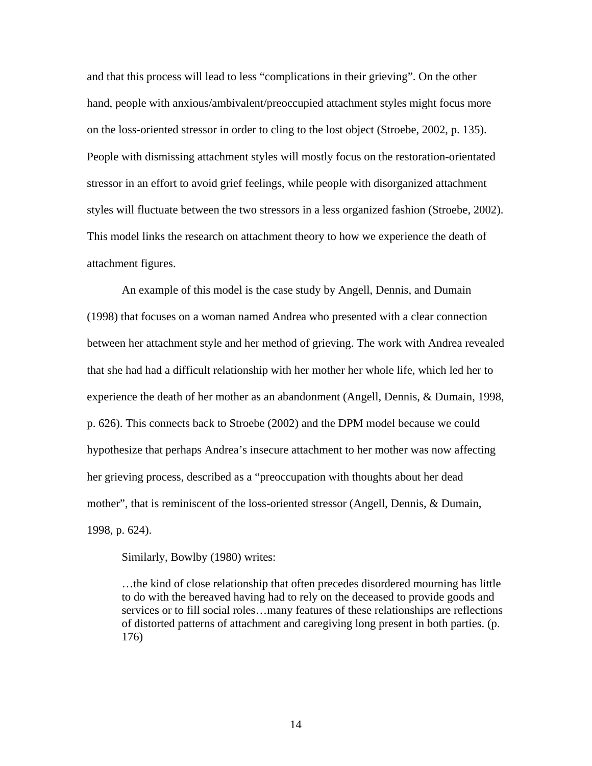and that this process will lead to less "complications in their grieving". On the other hand, people with anxious/ambivalent/preoccupied attachment styles might focus more on the loss-oriented stressor in order to cling to the lost object (Stroebe, 2002, p. 135). People with dismissing attachment styles will mostly focus on the restoration-orientated stressor in an effort to avoid grief feelings, while people with disorganized attachment styles will fluctuate between the two stressors in a less organized fashion (Stroebe, 2002). This model links the research on attachment theory to how we experience the death of attachment figures.

An example of this model is the case study by Angell, Dennis, and Dumain (1998) that focuses on a woman named Andrea who presented with a clear connection between her attachment style and her method of grieving. The work with Andrea revealed that she had had a difficult relationship with her mother her whole life, which led her to experience the death of her mother as an abandonment (Angell, Dennis, & Dumain, 1998, p. 626). This connects back to Stroebe (2002) and the DPM model because we could hypothesize that perhaps Andrea's insecure attachment to her mother was now affecting her grieving process, described as a "preoccupation with thoughts about her dead mother", that is reminiscent of the loss-oriented stressor (Angell, Dennis, & Dumain, 1998, p. 624).

Similarly, Bowlby (1980) writes:

> …the kind of close relationship that often precedes disordered mourning has little to do with the bereaved having had to rely on the deceased to provide goods and services or to fill social roles…many features of these relationships are reflections of distorted patterns of attachment and caregiving long present in both parties. (p. 176)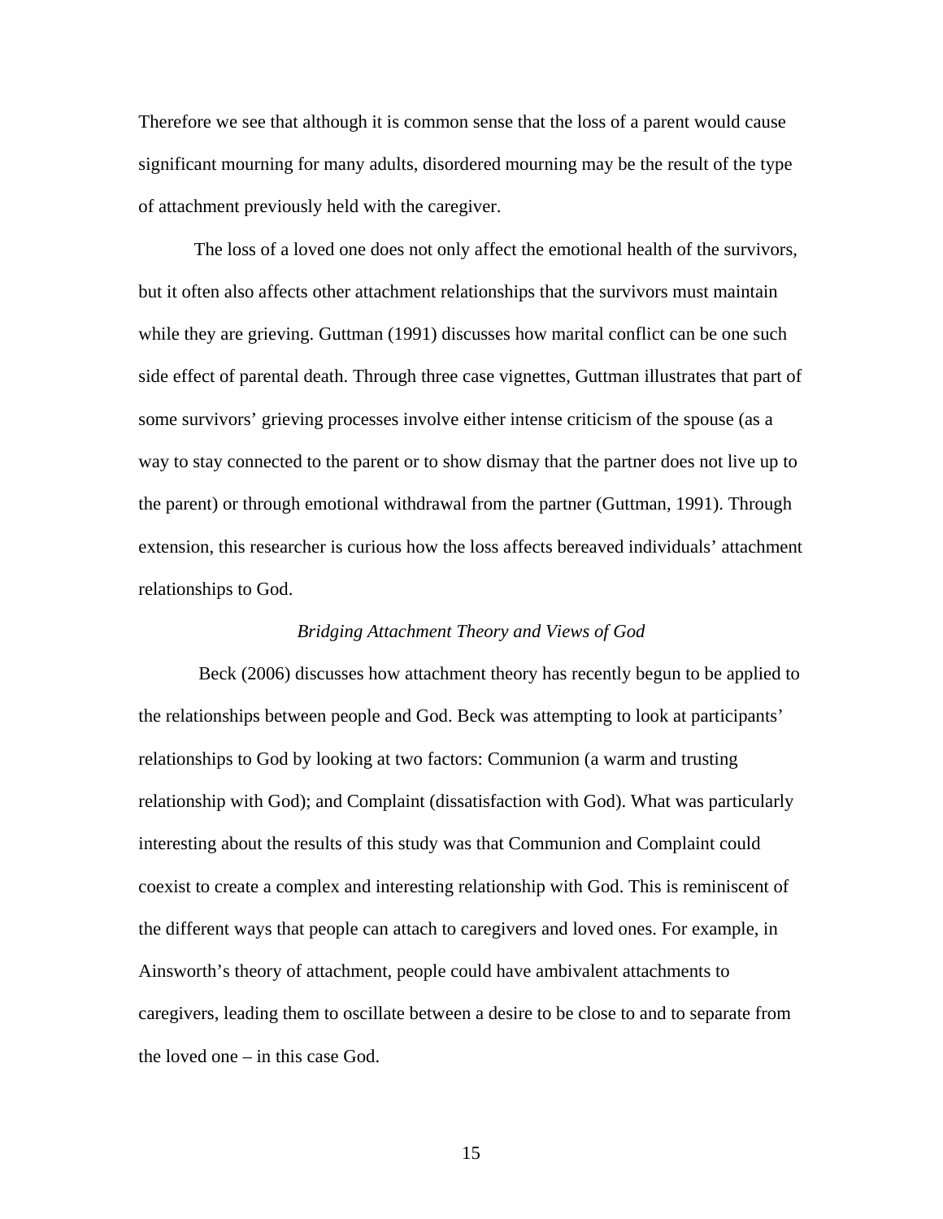Therefore we see that although it is common sense that the loss of a parent would cause significant mourning for many adults, disordered mourning may be the result of the type of attachment previously held with the caregiver.

The loss of a loved one does not only affect the emotional health of the survivors, but it often also affects other attachment relationships that the survivors must maintain while they are grieving. Guttman (1991) discusses how marital conflict can be one such side effect of parental death. Through three case vignettes, Guttman illustrates that part of some survivors' grieving processes involve either intense criticism of the spouse (as a way to stay connected to the parent or to show dismay that the partner does not live up to the parent) or through emotional withdrawal from the partner (Guttman, 1991). Through extension, this researcher is curious how the loss affects bereaved individuals' attachment relationships to God.

### *Bridging Attachment Theory and Views of God*

Beck (2006) discusses how attachment theory has recently begun to be applied to the relationships between people and God. Beck was attempting to look at participants' relationships to God by looking at two factors: Communion (a warm and trusting relationship with God); and Complaint (dissatisfaction with God). What was particularly interesting about the results of this study was that Communion and Complaint could coexist to create a complex and interesting relationship with God. This is reminiscent of the different ways that people can attach to caregivers and loved ones. For example, in Ainsworth's theory of attachment, people could have ambivalent attachments to caregivers, leading them to oscillate between a desire to be close to and to separate from the loved one – in this case God.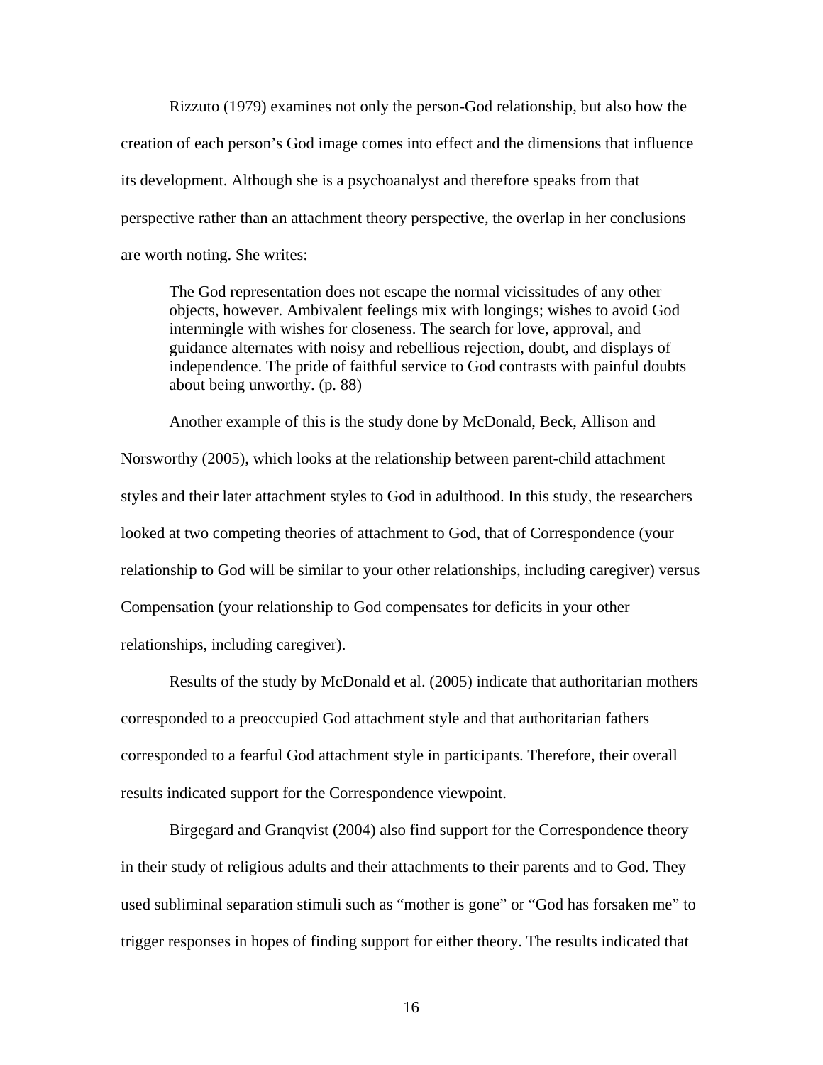Rizzuto (1979) examines not only the person-God relationship, but also how the creation of each person's God image comes into effect and the dimensions that influence its development. Although she is a psychoanalyst and therefore speaks from that perspective rather than an attachment theory perspective, the overlap in her conclusions are worth noting. She writes:

> The God representation does not escape the normal vicissitudes of any other objects, however. Ambivalent feelings mix with longings; wishes to avoid God intermingle with wishes for closeness. The search for love, approval, and guidance alternates with noisy and rebellious rejection, doubt, and displays of independence. The pride of faithful service to God contrasts with painful doubts about being unworthy. (p. 88)

Another example of this is the study done by McDonald, Beck, Allison and Norsworthy (2005), which looks at the relationship between parent-child attachment styles and their later attachment styles to God in adulthood. In this study, the researchers looked at two competing theories of attachment to God, that of Correspondence (your relationship to God will be similar to your other relationships, including caregiver) versus Compensation (your relationship to God compensates for deficits in your other relationships, including caregiver).

Results of the study by McDonald et al. (2005) indicate that authoritarian mothers corresponded to a preoccupied God attachment style and that authoritarian fathers corresponded to a fearful God attachment style in participants. Therefore, their overall results indicated support for the Correspondence viewpoint.

Birgegard and Granqvist (2004) also find support for the Correspondence theory in their study of religious adults and their attachments to their parents and to God. They used subliminal separation stimuli such as "mother is gone" or "God has forsaken me" to trigger responses in hopes of finding support for either theory. The results indicated that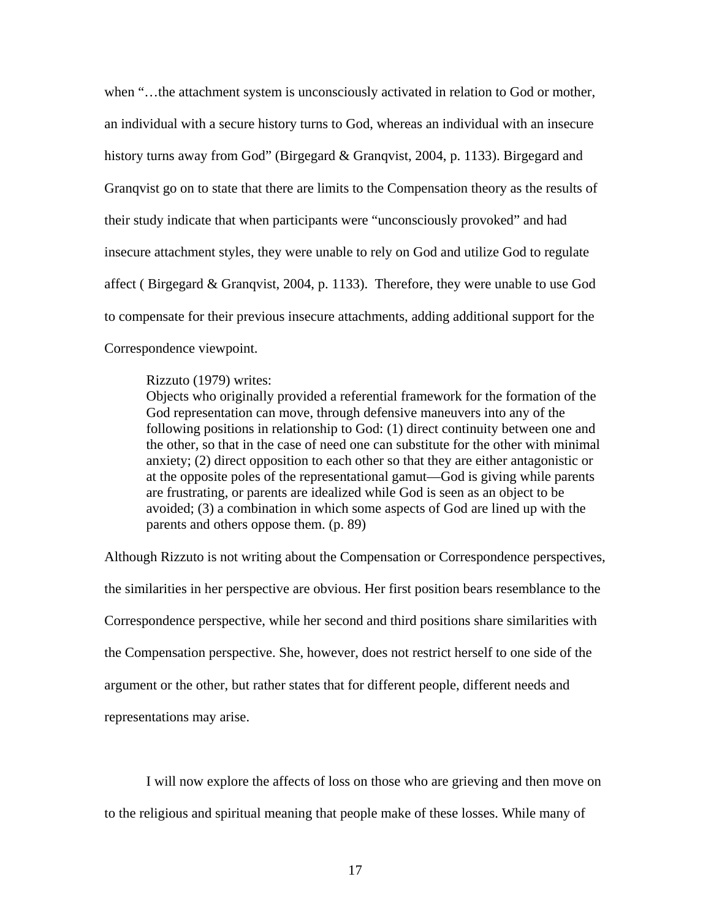when "…the attachment system is unconsciously activated in relation to God or mother, an individual with a secure history turns to God, whereas an individual with an insecure history turns away from God" (Birgegard & Granqvist, 2004, p. 1133). Birgegard and Granqvist go on to state that there are limits to the Compensation theory as the results of their study indicate that when participants were "unconsciously provoked" and had insecure attachment styles, they were unable to rely on God and utilize God to regulate affect ( Birgegard & Granqvist, 2004, p. 1133). Therefore, they were unable to use God to compensate for their previous insecure attachments, adding additional support for the Correspondence viewpoint.

> Rizzuto (1979) writes:
> Objects who originally provided a referential framework for the formation of the God representation can move, through defensive maneuvers into any of the following positions in relationship to God: (1) direct continuity between one and the other, so that in the case of need one can substitute for the other with minimal anxiety; (2) direct opposition to each other so that they are either antagonistic or at the opposite poles of the representational gamut—God is giving while parents are frustrating, or parents are idealized while God is seen as an object to be avoided; (3) a combination in which some aspects of God are lined up with the parents and others oppose them. (p. 89)

Although Rizzuto is not writing about the Compensation or Correspondence perspectives, the similarities in her perspective are obvious. Her first position bears resemblance to the Correspondence perspective, while her second and third positions share similarities with the Compensation perspective. She, however, does not restrict herself to one side of the argument or the other, but rather states that for different people, different needs and representations may arise.

I will now explore the affects of loss on those who are grieving and then move on to the religious and spiritual meaning that people make of these losses. While many of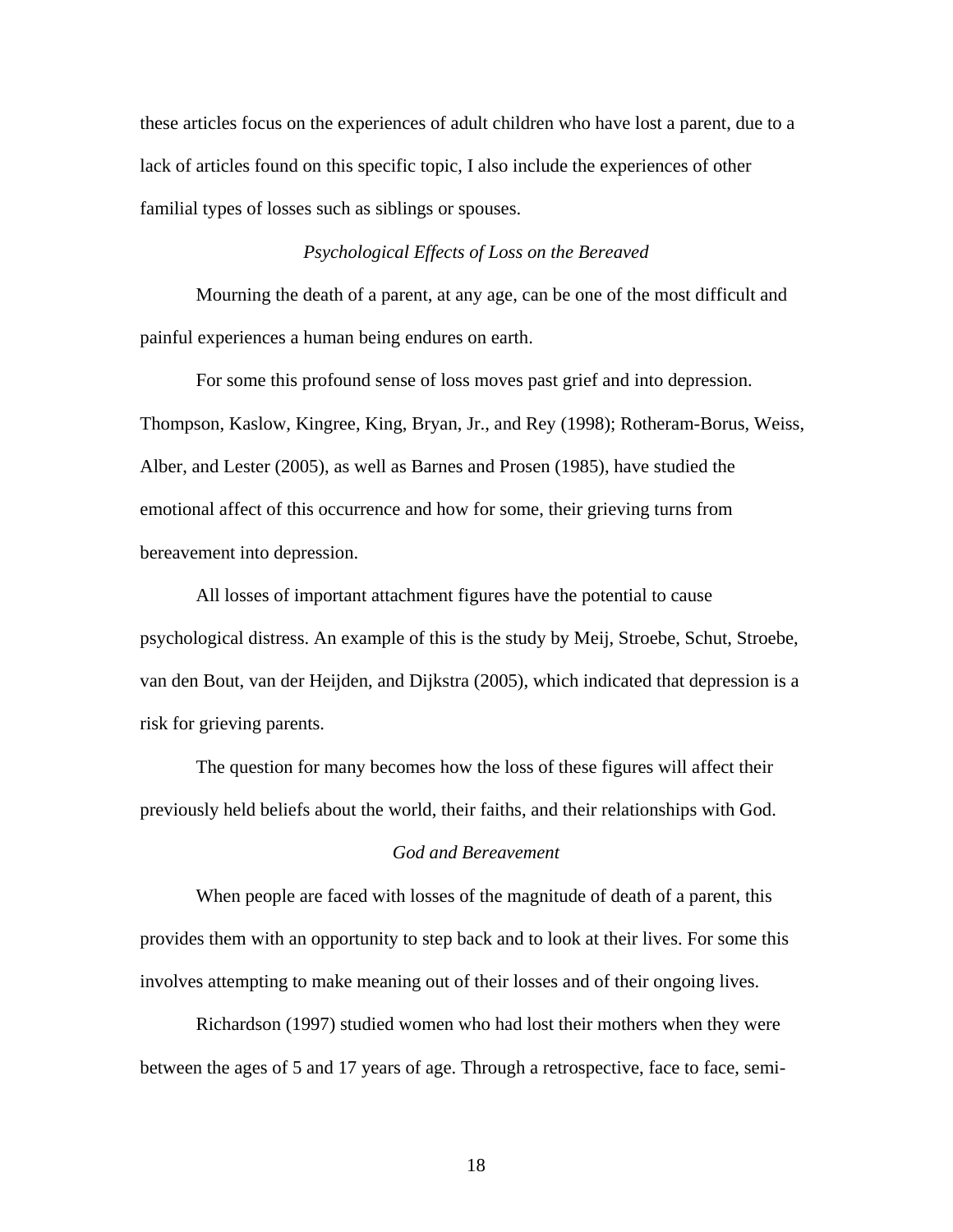these articles focus on the experiences of adult children who have lost a parent, due to a lack of articles found on this specific topic, I also include the experiences of other familial types of losses such as siblings or spouses.

### *Psychological Effects of Loss on the Bereaved*

Mourning the death of a parent, at any age, can be one of the most difficult and painful experiences a human being endures on earth.

For some this profound sense of loss moves past grief and into depression. Thompson, Kaslow, Kingree, King, Bryan, Jr., and Rey (1998); Rotheram-Borus, Weiss, Alber, and Lester (2005), as well as Barnes and Prosen (1985), have studied the emotional affect of this occurrence and how for some, their grieving turns from bereavement into depression.

All losses of important attachment figures have the potential to cause psychological distress. An example of this is the study by Meij, Stroebe, Schut, Stroebe, van den Bout, van der Heijden, and Dijkstra (2005), which indicated that depression is a risk for grieving parents.

The question for many becomes how the loss of these figures will affect their previously held beliefs about the world, their faiths, and their relationships with God.

### *God and Bereavement*

When people are faced with losses of the magnitude of death of a parent, this provides them with an opportunity to step back and to look at their lives. For some this involves attempting to make meaning out of their losses and of their ongoing lives.

Richardson (1997) studied women who had lost their mothers when they were between the ages of 5 and 17 years of age. Through a retrospective, face to face, semi-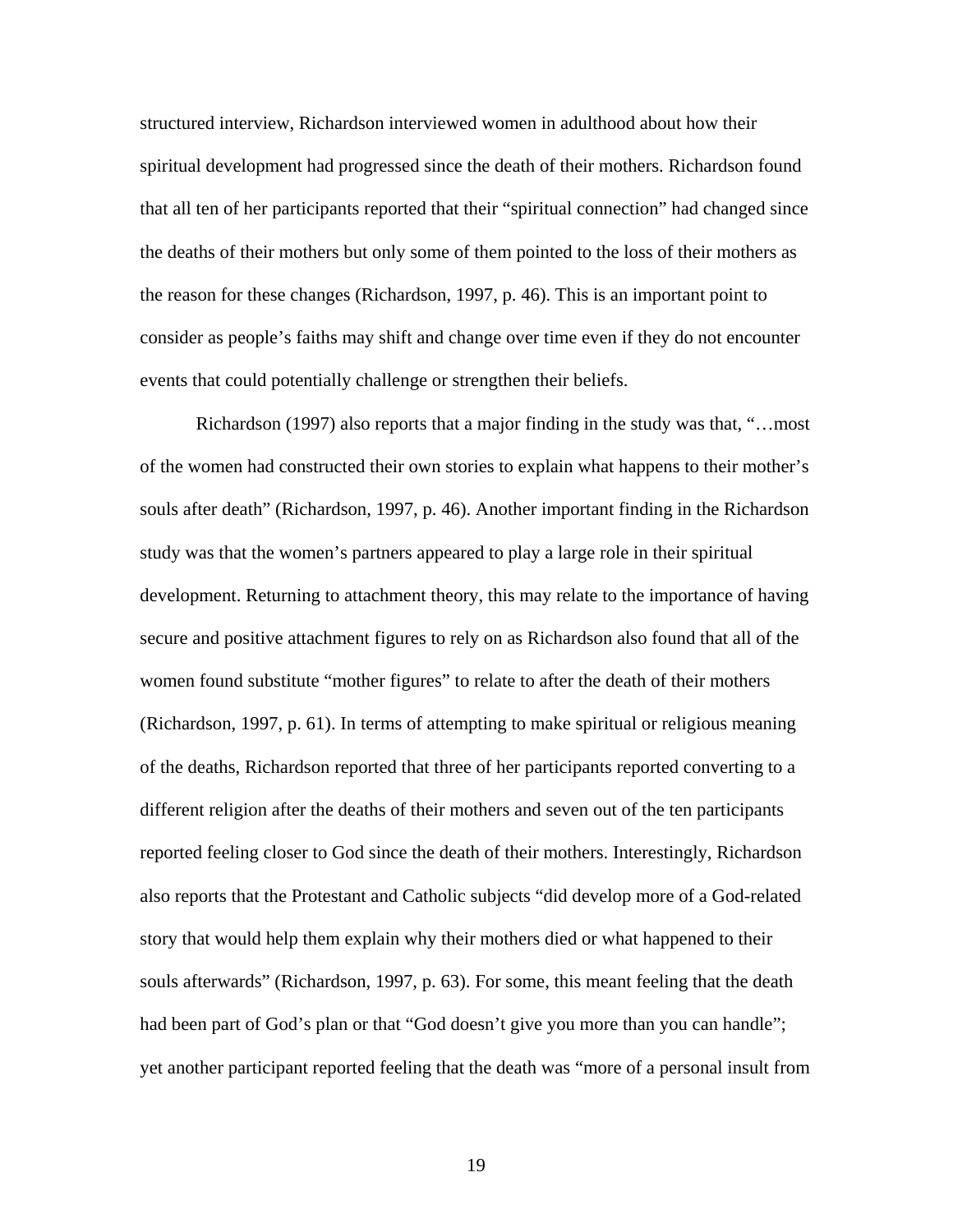structured interview, Richardson interviewed women in adulthood about how their spiritual development had progressed since the death of their mothers. Richardson found that all ten of her participants reported that their "spiritual connection" had changed since the deaths of their mothers but only some of them pointed to the loss of their mothers as the reason for these changes (Richardson, 1997, p. 46). This is an important point to consider as people's faiths may shift and change over time even if they do not encounter events that could potentially challenge or strengthen their beliefs.

Richardson (1997) also reports that a major finding in the study was that, "…most of the women had constructed their own stories to explain what happens to their mother's souls after death" (Richardson, 1997, p. 46). Another important finding in the Richardson study was that the women's partners appeared to play a large role in their spiritual development. Returning to attachment theory, this may relate to the importance of having secure and positive attachment figures to rely on as Richardson also found that all of the women found substitute "mother figures" to relate to after the death of their mothers (Richardson, 1997, p. 61). In terms of attempting to make spiritual or religious meaning of the deaths, Richardson reported that three of her participants reported converting to a different religion after the deaths of their mothers and seven out of the ten participants reported feeling closer to God since the death of their mothers. Interestingly, Richardson also reports that the Protestant and Catholic subjects "did develop more of a God-related story that would help them explain why their mothers died or what happened to their souls afterwards" (Richardson, 1997, p. 63). For some, this meant feeling that the death had been part of God's plan or that "God doesn't give you more than you can handle"; yet another participant reported feeling that the death was "more of a personal insult from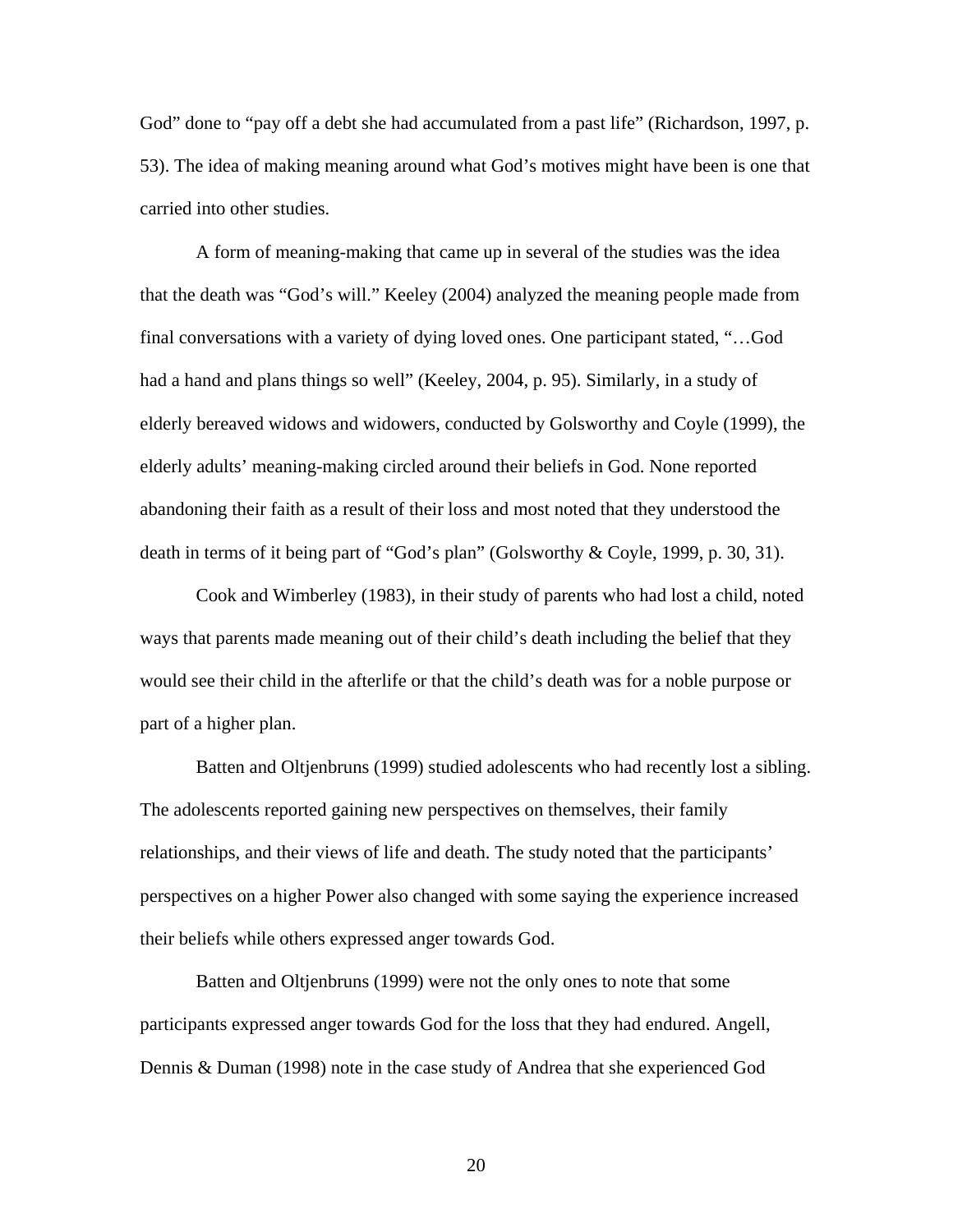God" done to "pay off a debt she had accumulated from a past life" (Richardson, 1997, p. 53). The idea of making meaning around what God's motives might have been is one that carried into other studies.

A form of meaning-making that came up in several of the studies was the idea that the death was "God's will." Keeley (2004) analyzed the meaning people made from final conversations with a variety of dying loved ones. One participant stated, "…God had a hand and plans things so well" (Keeley, 2004, p. 95). Similarly, in a study of elderly bereaved widows and widowers, conducted by Golsworthy and Coyle (1999), the elderly adults' meaning-making circled around their beliefs in God. None reported abandoning their faith as a result of their loss and most noted that they understood the death in terms of it being part of "God's plan" (Golsworthy & Coyle, 1999, p. 30, 31).

Cook and Wimberley (1983), in their study of parents who had lost a child, noted ways that parents made meaning out of their child's death including the belief that they would see their child in the afterlife or that the child's death was for a noble purpose or part of a higher plan.

Batten and Oltjenbruns (1999) studied adolescents who had recently lost a sibling. The adolescents reported gaining new perspectives on themselves, their family relationships, and their views of life and death. The study noted that the participants' perspectives on a higher Power also changed with some saying the experience increased their beliefs while others expressed anger towards God.

Batten and Oltjenbruns (1999) were not the only ones to note that some participants expressed anger towards God for the loss that they had endured. Angell, Dennis & Duman (1998) note in the case study of Andrea that she experienced God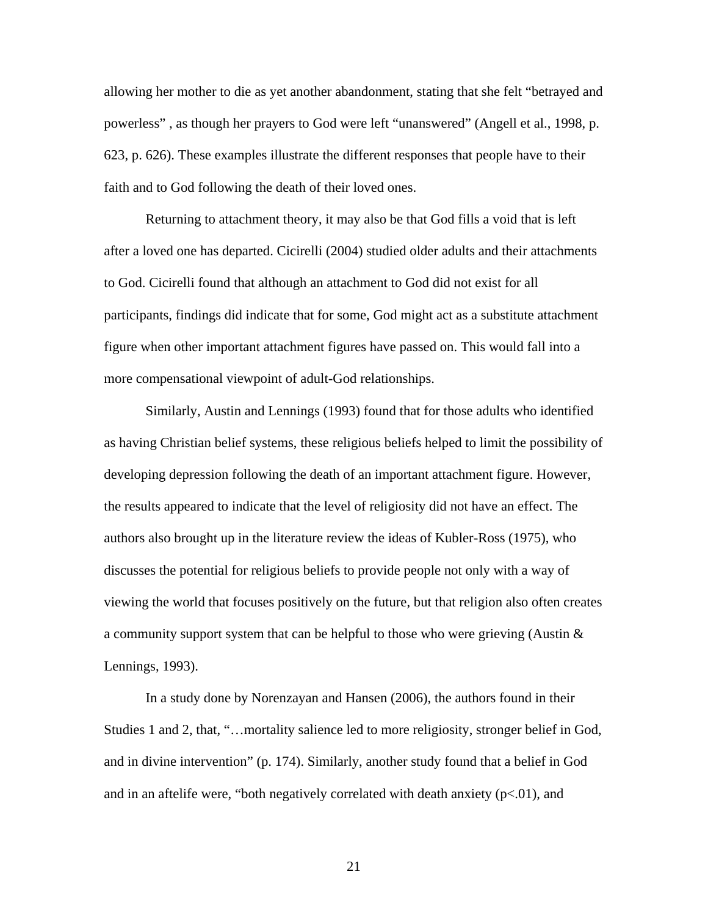allowing her mother to die as yet another abandonment, stating that she felt "betrayed and powerless" , as though her prayers to God were left "unanswered" (Angell et al., 1998, p. 623, p. 626). These examples illustrate the different responses that people have to their faith and to God following the death of their loved ones.

Returning to attachment theory, it may also be that God fills a void that is left after a loved one has departed. Cicirelli (2004) studied older adults and their attachments to God. Cicirelli found that although an attachment to God did not exist for all participants, findings did indicate that for some, God might act as a substitute attachment figure when other important attachment figures have passed on. This would fall into a more compensational viewpoint of adult-God relationships.

Similarly, Austin and Lennings (1993) found that for those adults who identified as having Christian belief systems, these religious beliefs helped to limit the possibility of developing depression following the death of an important attachment figure. However, the results appeared to indicate that the level of religiosity did not have an effect. The authors also brought up in the literature review the ideas of Kubler-Ross (1975), who discusses the potential for religious beliefs to provide people not only with a way of viewing the world that focuses positively on the future, but that religion also often creates a community support system that can be helpful to those who were grieving (Austin & Lennings, 1993).

In a study done by Norenzayan and Hansen (2006), the authors found in their Studies 1 and 2, that, "…mortality salience led to more religiosity, stronger belief in God, and in divine intervention" (p. 174). Similarly, another study found that a belief in God and in an aftelife were, "both negatively correlated with death anxiety ($p<.01$), and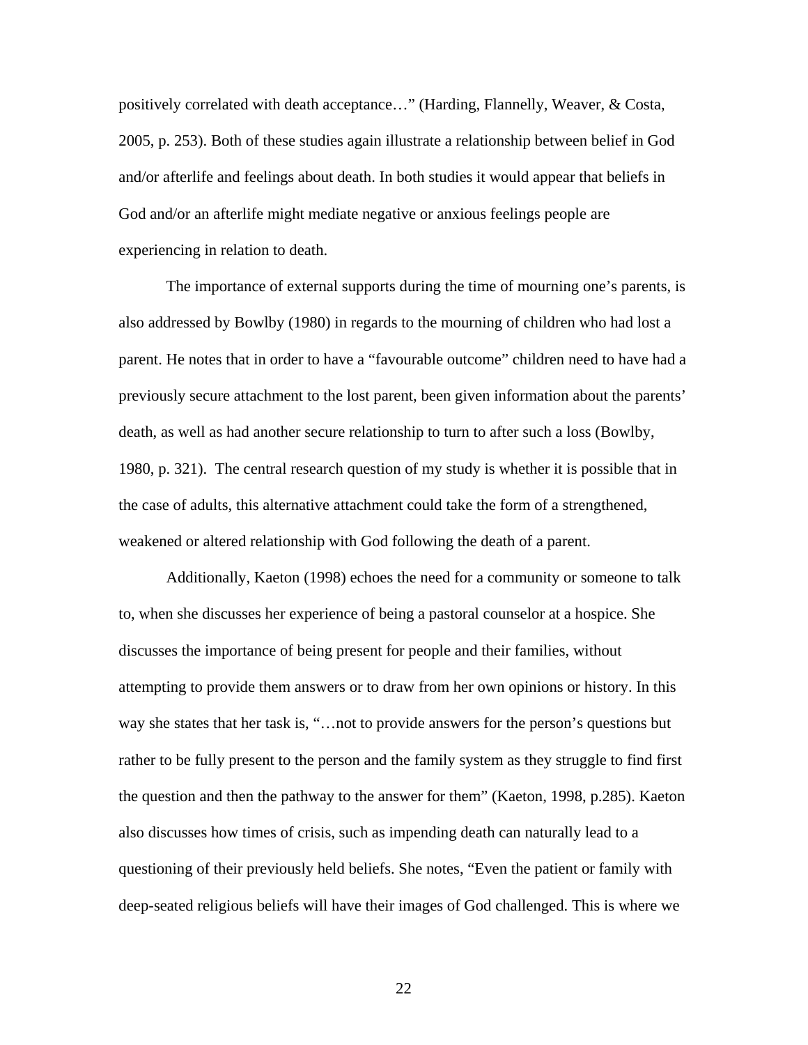positively correlated with death acceptance…" (Harding, Flannelly, Weaver, & Costa, 2005, p. 253). Both of these studies again illustrate a relationship between belief in God and/or afterlife and feelings about death. In both studies it would appear that beliefs in God and/or an afterlife might mediate negative or anxious feelings people are experiencing in relation to death.

The importance of external supports during the time of mourning one's parents, is also addressed by Bowlby (1980) in regards to the mourning of children who had lost a parent. He notes that in order to have a "favourable outcome" children need to have had a previously secure attachment to the lost parent, been given information about the parents' death, as well as had another secure relationship to turn to after such a loss (Bowlby, 1980, p. 321). The central research question of my study is whether it is possible that in the case of adults, this alternative attachment could take the form of a strengthened, weakened or altered relationship with God following the death of a parent.

Additionally, Kaeton (1998) echoes the need for a community or someone to talk to, when she discusses her experience of being a pastoral counselor at a hospice. She discusses the importance of being present for people and their families, without attempting to provide them answers or to draw from her own opinions or history. In this way she states that her task is, "…not to provide answers for the person's questions but rather to be fully present to the person and the family system as they struggle to find first the question and then the pathway to the answer for them" (Kaeton, 1998, p.285). Kaeton also discusses how times of crisis, such as impending death can naturally lead to a questioning of their previously held beliefs. She notes, "Even the patient or family with deep-seated religious beliefs will have their images of God challenged. This is where we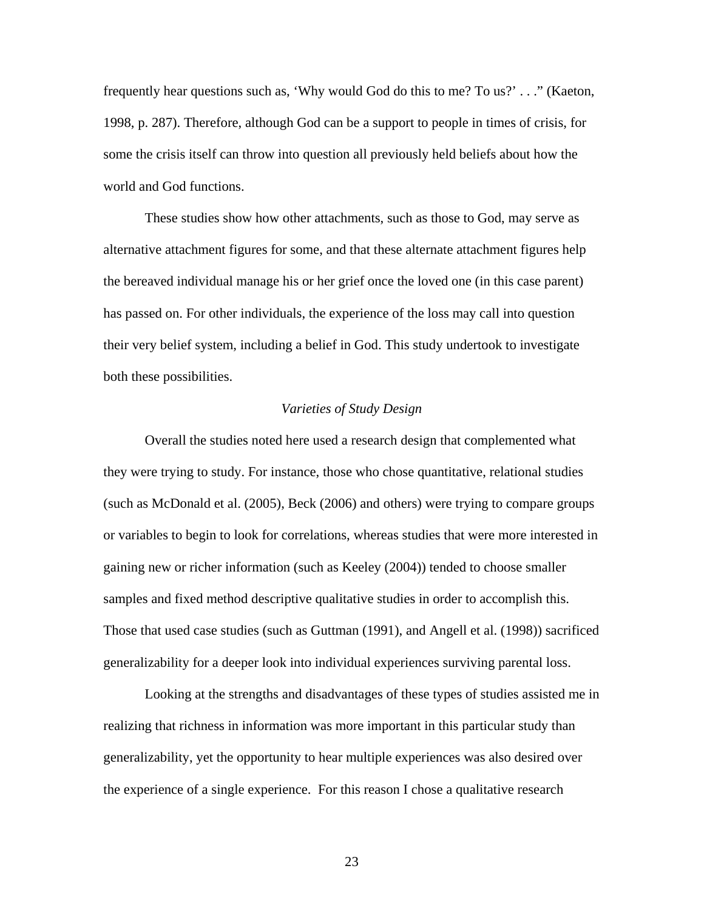frequently hear questions such as, 'Why would God do this to me? To us?' . . ." (Kaeton, 1998, p. 287). Therefore, although God can be a support to people in times of crisis, for some the crisis itself can throw into question all previously held beliefs about how the world and God functions.

These studies show how other attachments, such as those to God, may serve as alternative attachment figures for some, and that these alternate attachment figures help the bereaved individual manage his or her grief once the loved one (in this case parent) has passed on. For other individuals, the experience of the loss may call into question their very belief system, including a belief in God. This study undertook to investigate both these possibilities.

### *Varieties of Study Design*

Overall the studies noted here used a research design that complemented what they were trying to study. For instance, those who chose quantitative, relational studies (such as McDonald et al. (2005), Beck (2006) and others) were trying to compare groups or variables to begin to look for correlations, whereas studies that were more interested in gaining new or richer information (such as Keeley (2004)) tended to choose smaller samples and fixed method descriptive qualitative studies in order to accomplish this. Those that used case studies (such as Guttman (1991), and Angell et al. (1998)) sacrificed generalizability for a deeper look into individual experiences surviving parental loss.

Looking at the strengths and disadvantages of these types of studies assisted me in realizing that richness in information was more important in this particular study than generalizability, yet the opportunity to hear multiple experiences was also desired over the experience of a single experience. For this reason I chose a qualitative research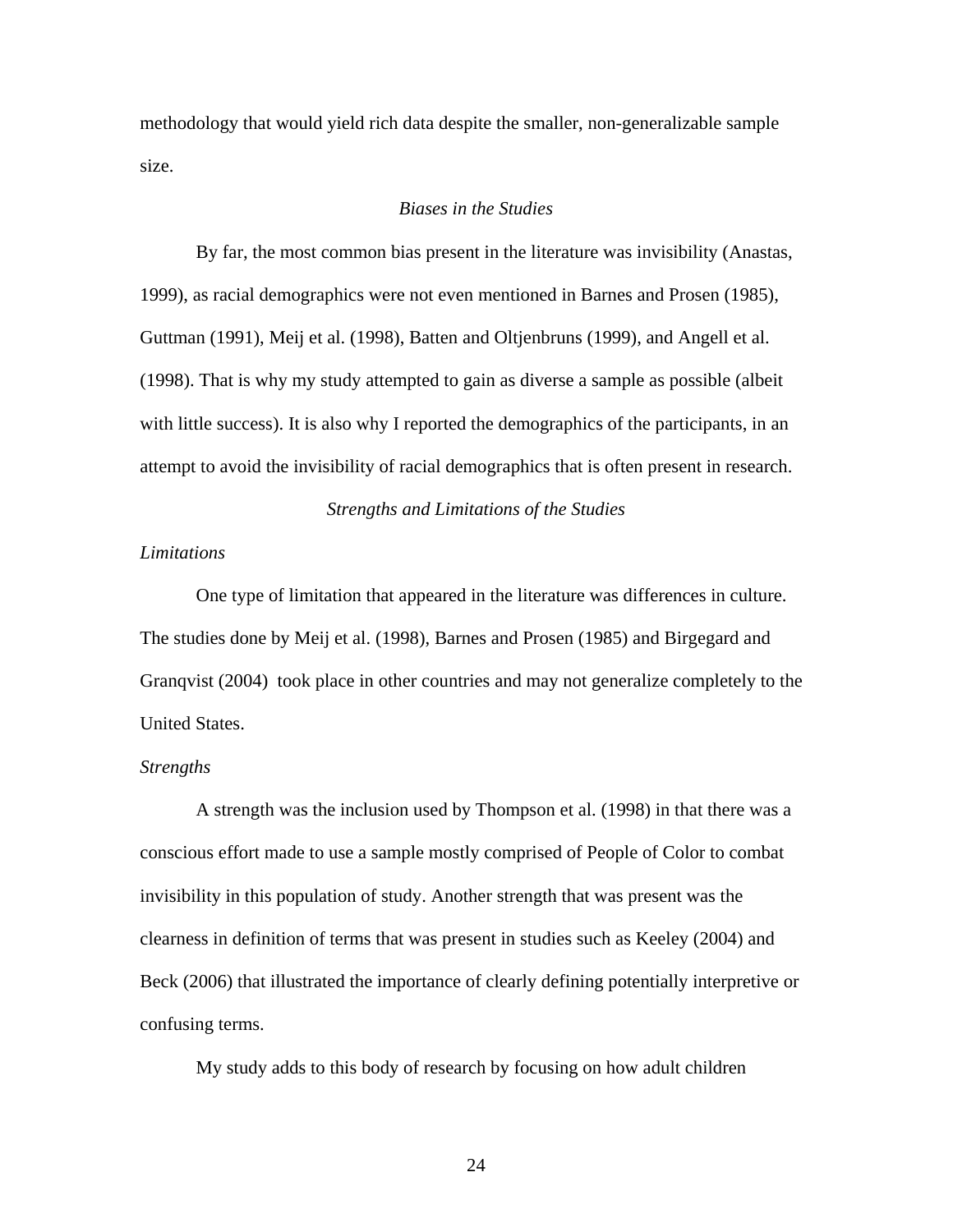methodology that would yield rich data despite the smaller, non-generalizable sample size.

### *Biases in the Studies*

By far, the most common bias present in the literature was invisibility (Anastas, 1999), as racial demographics were not even mentioned in Barnes and Prosen (1985), Guttman (1991), Meij et al. (1998), Batten and Oltjenbruns (1999), and Angell et al. (1998). That is why my study attempted to gain as diverse a sample as possible (albeit with little success). It is also why I reported the demographics of the participants, in an attempt to avoid the invisibility of racial demographics that is often present in research.

### *Strengths and Limitations of the Studies*

#### *Limitations*

One type of limitation that appeared in the literature was differences in culture. The studies done by Meij et al. (1998), Barnes and Prosen (1985) and Birgegard and Granqvist (2004) took place in other countries and may not generalize completely to the United States.

#### *Strengths*

A strength was the inclusion used by Thompson et al. (1998) in that there was a conscious effort made to use a sample mostly comprised of People of Color to combat invisibility in this population of study. Another strength that was present was the clearness in definition of terms that was present in studies such as Keeley (2004) and Beck (2006) that illustrated the importance of clearly defining potentially interpretive or confusing terms.

My study adds to this body of research by focusing on how adult children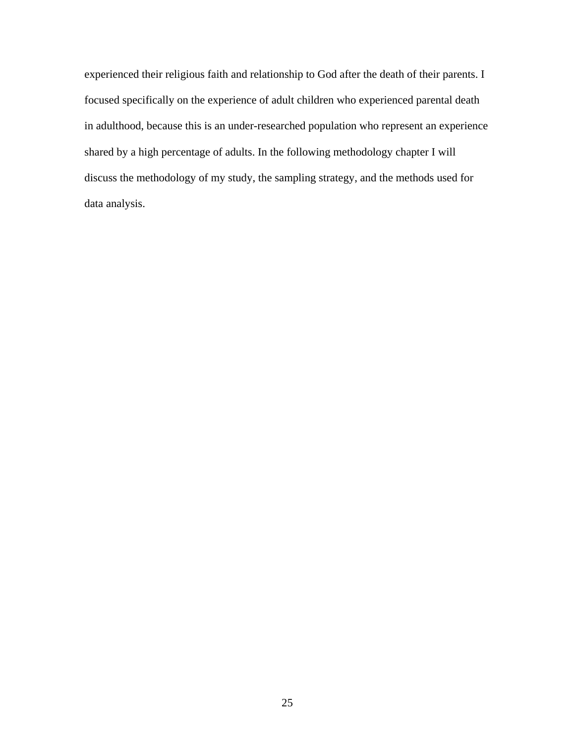experienced their religious faith and relationship to God after the death of their parents. I focused specifically on the experience of adult children who experienced parental death in adulthood, because this is an under-researched population who represent an experience shared by a high percentage of adults. In the following methodology chapter I will discuss the methodology of my study, the sampling strategy, and the methods used for data analysis.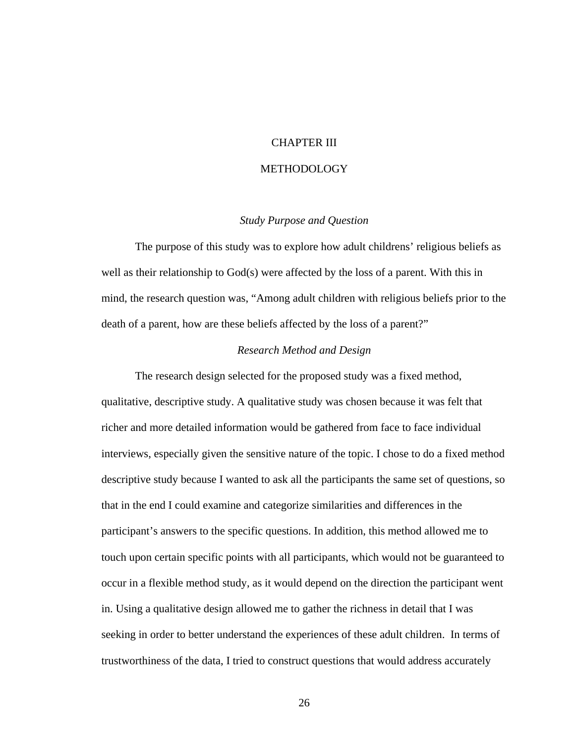# CHAPTER III

# METHODOLOGY

### *Study Purpose and Question*

The purpose of this study was to explore how adult childrens' religious beliefs as well as their relationship to God(s) were affected by the loss of a parent. With this in mind, the research question was, "Among adult children with religious beliefs prior to the death of a parent, how are these beliefs affected by the loss of a parent?"

### *Research Method and Design*

The research design selected for the proposed study was a fixed method, qualitative, descriptive study. A qualitative study was chosen because it was felt that richer and more detailed information would be gathered from face to face individual interviews, especially given the sensitive nature of the topic. I chose to do a fixed method descriptive study because I wanted to ask all the participants the same set of questions, so that in the end I could examine and categorize similarities and differences in the participant's answers to the specific questions. In addition, this method allowed me to touch upon certain specific points with all participants, which would not be guaranteed to occur in a flexible method study, as it would depend on the direction the participant went in. Using a qualitative design allowed me to gather the richness in detail that I was seeking in order to better understand the experiences of these adult children. In terms of trustworthiness of the data, I tried to construct questions that would address accurately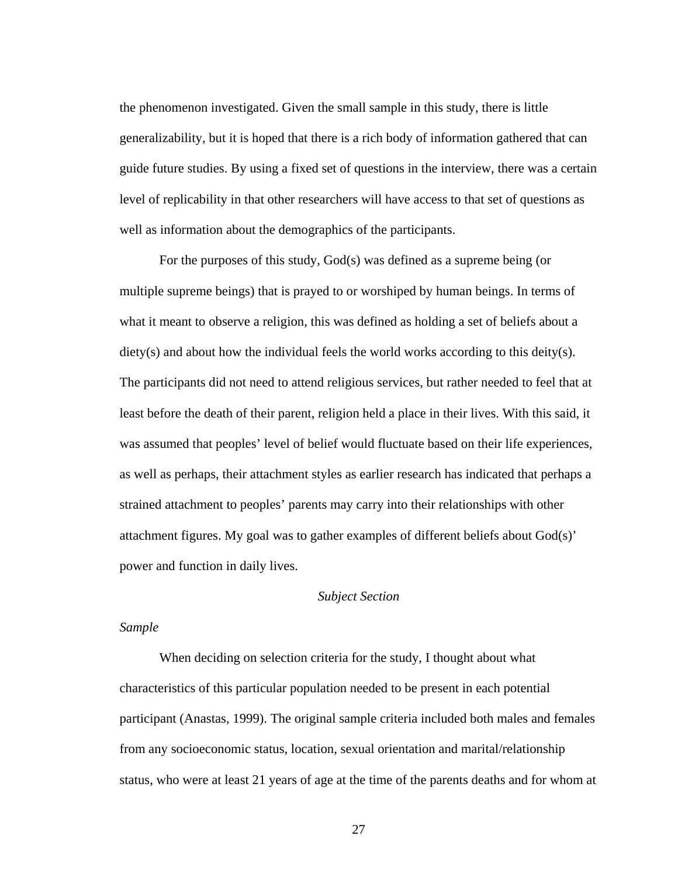the phenomenon investigated. Given the small sample in this study, there is little generalizability, but it is hoped that there is a rich body of information gathered that can guide future studies. By using a fixed set of questions in the interview, there was a certain level of replicability in that other researchers will have access to that set of questions as well as information about the demographics of the participants.

For the purposes of this study, God(s) was defined as a supreme being (or multiple supreme beings) that is prayed to or worshiped by human beings. In terms of what it meant to observe a religion, this was defined as holding a set of beliefs about a diety(s) and about how the individual feels the world works according to this deity(s). The participants did not need to attend religious services, but rather needed to feel that at least before the death of their parent, religion held a place in their lives. With this said, it was assumed that peoples' level of belief would fluctuate based on their life experiences, as well as perhaps, their attachment styles as earlier research has indicated that perhaps a strained attachment to peoples' parents may carry into their relationships with other attachment figures. My goal was to gather examples of different beliefs about God(s)' power and function in daily lives.

## *Subject Section*

### *Sample*

When deciding on selection criteria for the study, I thought about what characteristics of this particular population needed to be present in each potential participant (Anastas, 1999). The original sample criteria included both males and females from any socioeconomic status, location, sexual orientation and marital/relationship status, who were at least 21 years of age at the time of the parents deaths and for whom at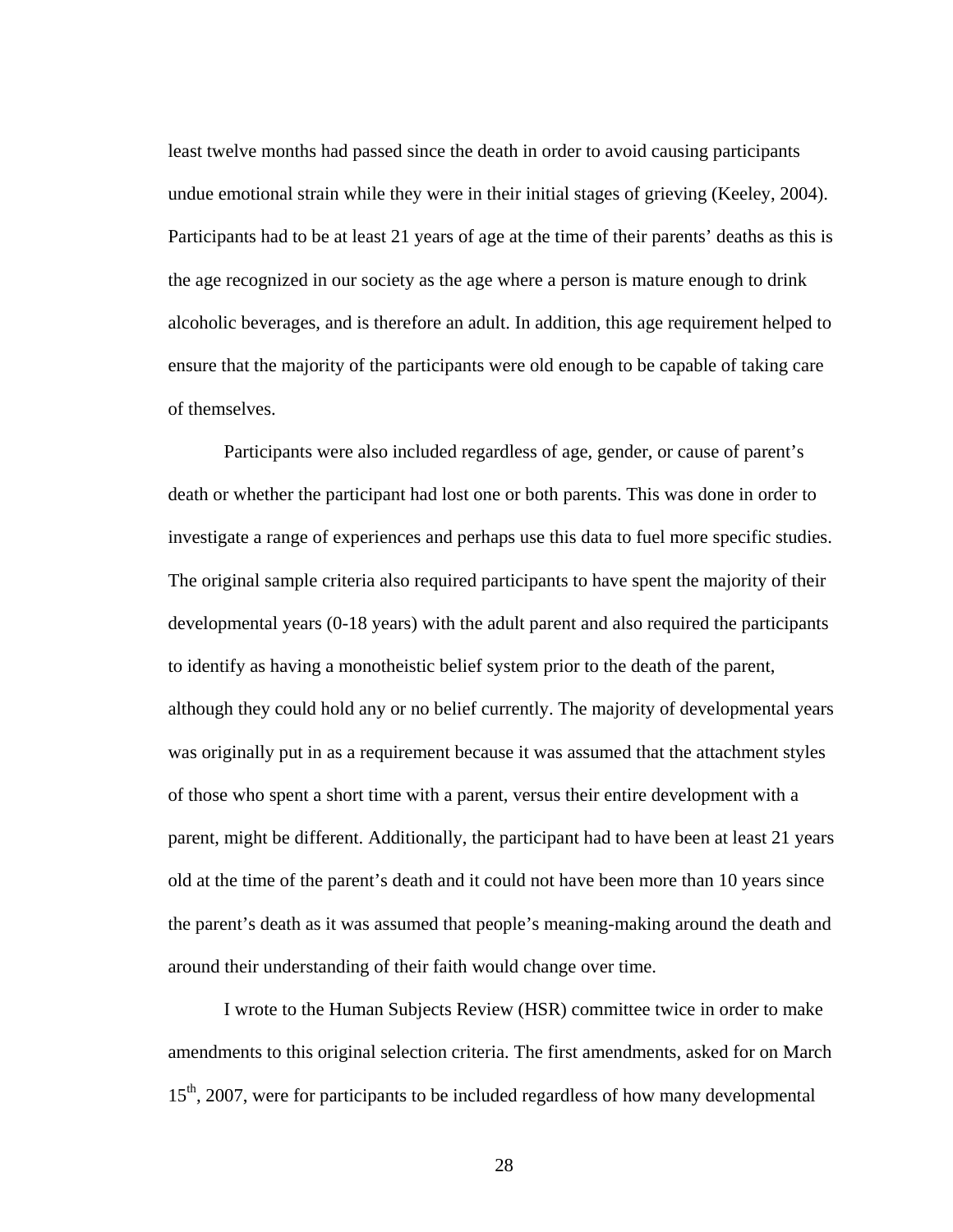least twelve months had passed since the death in order to avoid causing participants undue emotional strain while they were in their initial stages of grieving (Keeley, 2004). Participants had to be at least 21 years of age at the time of their parents' deaths as this is the age recognized in our society as the age where a person is mature enough to drink alcoholic beverages, and is therefore an adult. In addition, this age requirement helped to ensure that the majority of the participants were old enough to be capable of taking care of themselves.

Participants were also included regardless of age, gender, or cause of parent's death or whether the participant had lost one or both parents. This was done in order to investigate a range of experiences and perhaps use this data to fuel more specific studies. The original sample criteria also required participants to have spent the majority of their developmental years (0-18 years) with the adult parent and also required the participants to identify as having a monotheistic belief system prior to the death of the parent, although they could hold any or no belief currently. The majority of developmental years was originally put in as a requirement because it was assumed that the attachment styles of those who spent a short time with a parent, versus their entire development with a parent, might be different. Additionally, the participant had to have been at least 21 years old at the time of the parent's death and it could not have been more than 10 years since the parent's death as it was assumed that people's meaning-making around the death and around their understanding of their faith would change over time.

I wrote to the Human Subjects Review (HSR) committee twice in order to make amendments to this original selection criteria. The first amendments, asked for on March 15th, 2007, were for participants to be included regardless of how many developmental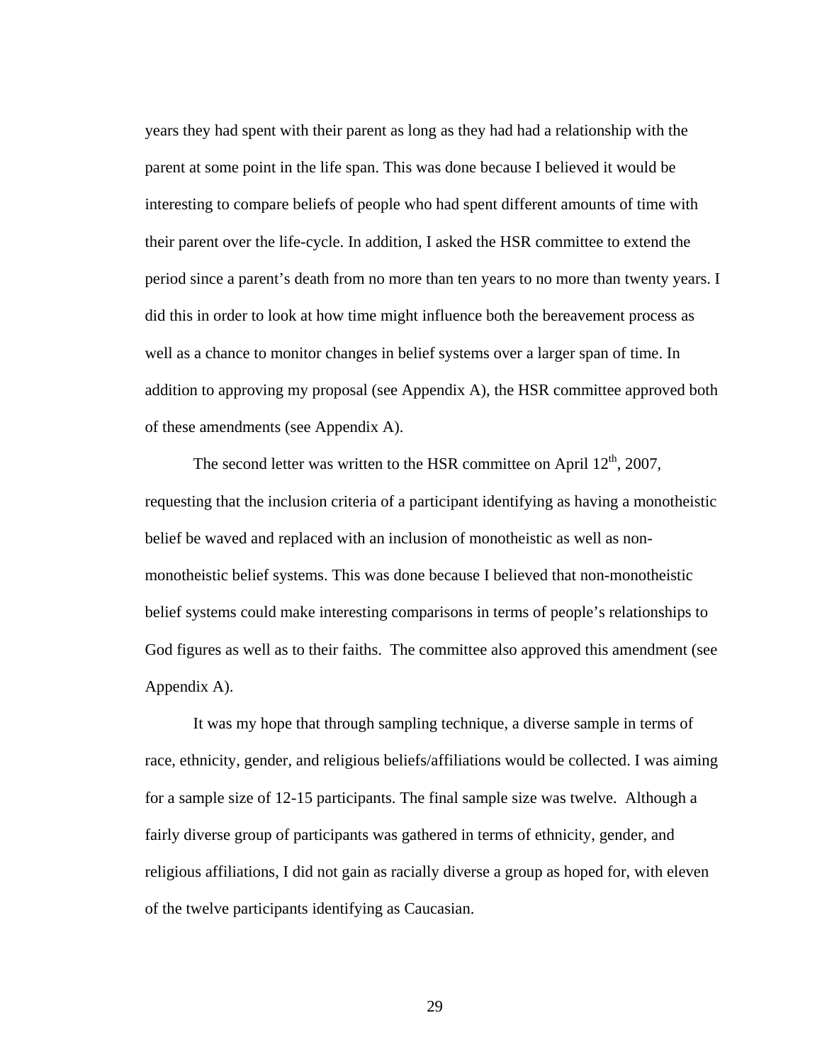years they had spent with their parent as long as they had had a relationship with the parent at some point in the life span. This was done because I believed it would be interesting to compare beliefs of people who had spent different amounts of time with their parent over the life-cycle. In addition, I asked the HSR committee to extend the period since a parent's death from no more than ten years to no more than twenty years. I did this in order to look at how time might influence both the bereavement process as well as a chance to monitor changes in belief systems over a larger span of time. In addition to approving my proposal (see Appendix A), the HSR committee approved both of these amendments (see Appendix A).

The second letter was written to the HSR committee on April 12th, 2007, requesting that the inclusion criteria of a participant identifying as having a monotheistic belief be waved and replaced with an inclusion of monotheistic as well as non-monotheistic belief systems. This was done because I believed that non-monotheistic belief systems could make interesting comparisons in terms of people's relationships to God figures as well as to their faiths. The committee also approved this amendment (see Appendix A).

It was my hope that through sampling technique, a diverse sample in terms of race, ethnicity, gender, and religious beliefs/affiliations would be collected. I was aiming for a sample size of 12-15 participants. The final sample size was twelve. Although a fairly diverse group of participants was gathered in terms of ethnicity, gender, and religious affiliations, I did not gain as racially diverse a group as hoped for, with eleven of the twelve participants identifying as Caucasian.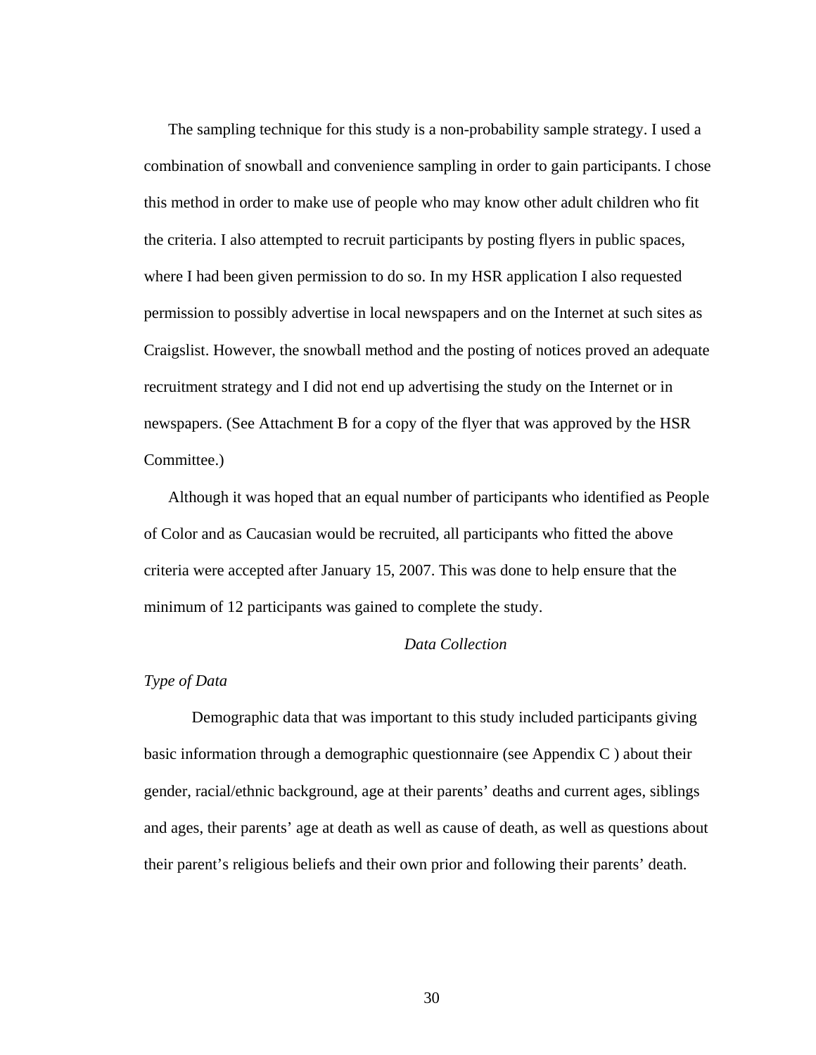The sampling technique for this study is a non-probability sample strategy. I used a combination of snowball and convenience sampling in order to gain participants. I chose this method in order to make use of people who may know other adult children who fit the criteria. I also attempted to recruit participants by posting flyers in public spaces, where I had been given permission to do so. In my HSR application I also requested permission to possibly advertise in local newspapers and on the Internet at such sites as Craigslist. However, the snowball method and the posting of notices proved an adequate recruitment strategy and I did not end up advertising the study on the Internet or in newspapers. (See Attachment B for a copy of the flyer that was approved by the HSR Committee.)

Although it was hoped that an equal number of participants who identified as People of Color and as Caucasian would be recruited, all participants who fitted the above criteria were accepted after January 15, 2007. This was done to help ensure that the minimum of 12 participants was gained to complete the study.

## *Data Collection*

### *Type of Data*

Demographic data that was important to this study included participants giving basic information through a demographic questionnaire (see Appendix C ) about their gender, racial/ethnic background, age at their parents' deaths and current ages, siblings and ages, their parents' age at death as well as cause of death, as well as questions about their parent's religious beliefs and their own prior and following their parents' death.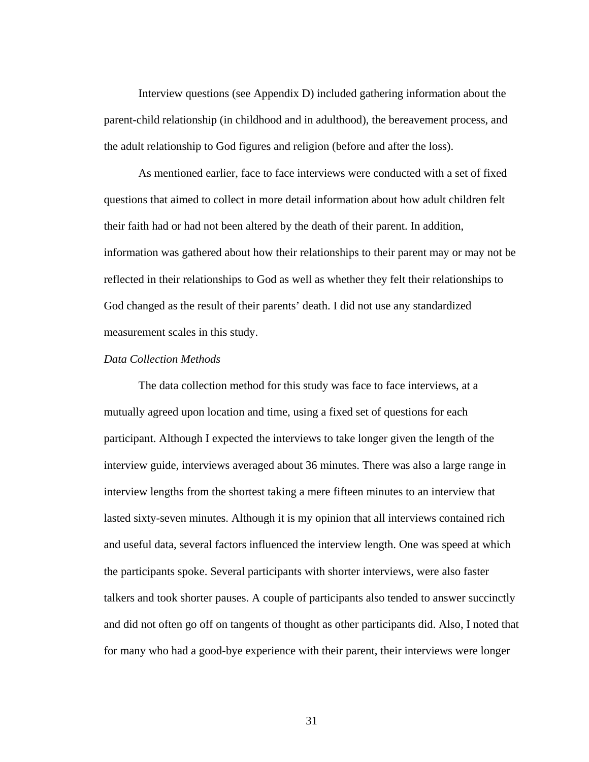Interview questions (see Appendix D) included gathering information about the parent-child relationship (in childhood and in adulthood), the bereavement process, and the adult relationship to God figures and religion (before and after the loss).

As mentioned earlier, face to face interviews were conducted with a set of fixed questions that aimed to collect in more detail information about how adult children felt their faith had or had not been altered by the death of their parent. In addition, information was gathered about how their relationships to their parent may or may not be reflected in their relationships to God as well as whether they felt their relationships to God changed as the result of their parents' death. I did not use any standardized measurement scales in this study.

*Data Collection Methods*

The data collection method for this study was face to face interviews, at a mutually agreed upon location and time, using a fixed set of questions for each participant. Although I expected the interviews to take longer given the length of the interview guide, interviews averaged about 36 minutes. There was also a large range in interview lengths from the shortest taking a mere fifteen minutes to an interview that lasted sixty-seven minutes. Although it is my opinion that all interviews contained rich and useful data, several factors influenced the interview length. One was speed at which the participants spoke. Several participants with shorter interviews, were also faster talkers and took shorter pauses. A couple of participants also tended to answer succinctly and did not often go off on tangents of thought as other participants did. Also, I noted that for many who had a good-bye experience with their parent, their interviews were longer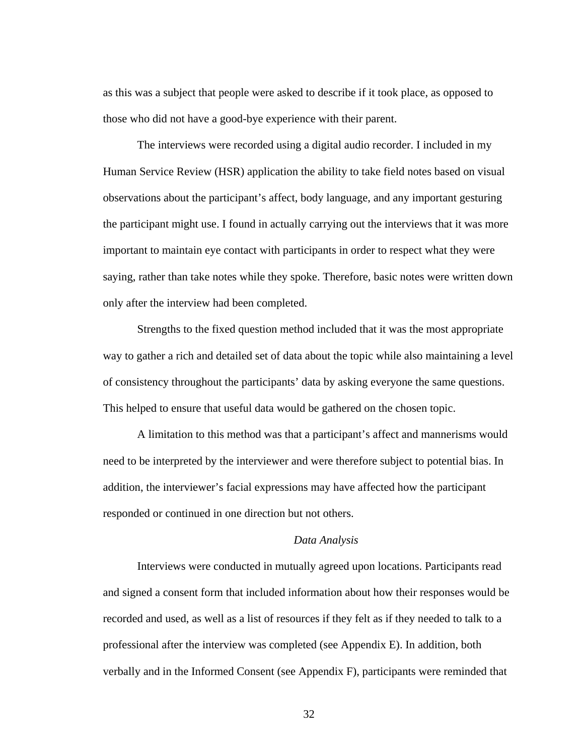as this was a subject that people were asked to describe if it took place, as opposed to those who did not have a good-bye experience with their parent.

The interviews were recorded using a digital audio recorder. I included in my Human Service Review (HSR) application the ability to take field notes based on visual observations about the participant's affect, body language, and any important gesturing the participant might use. I found in actually carrying out the interviews that it was more important to maintain eye contact with participants in order to respect what they were saying, rather than take notes while they spoke. Therefore, basic notes were written down only after the interview had been completed.

Strengths to the fixed question method included that it was the most appropriate way to gather a rich and detailed set of data about the topic while also maintaining a level of consistency throughout the participants' data by asking everyone the same questions. This helped to ensure that useful data would be gathered on the chosen topic.

A limitation to this method was that a participant's affect and mannerisms would need to be interpreted by the interviewer and were therefore subject to potential bias. In addition, the interviewer's facial expressions may have affected how the participant responded or continued in one direction but not others.

### *Data Analysis*

Interviews were conducted in mutually agreed upon locations. Participants read and signed a consent form that included information about how their responses would be recorded and used, as well as a list of resources if they felt as if they needed to talk to a professional after the interview was completed (see Appendix E). In addition, both verbally and in the Informed Consent (see Appendix F), participants were reminded that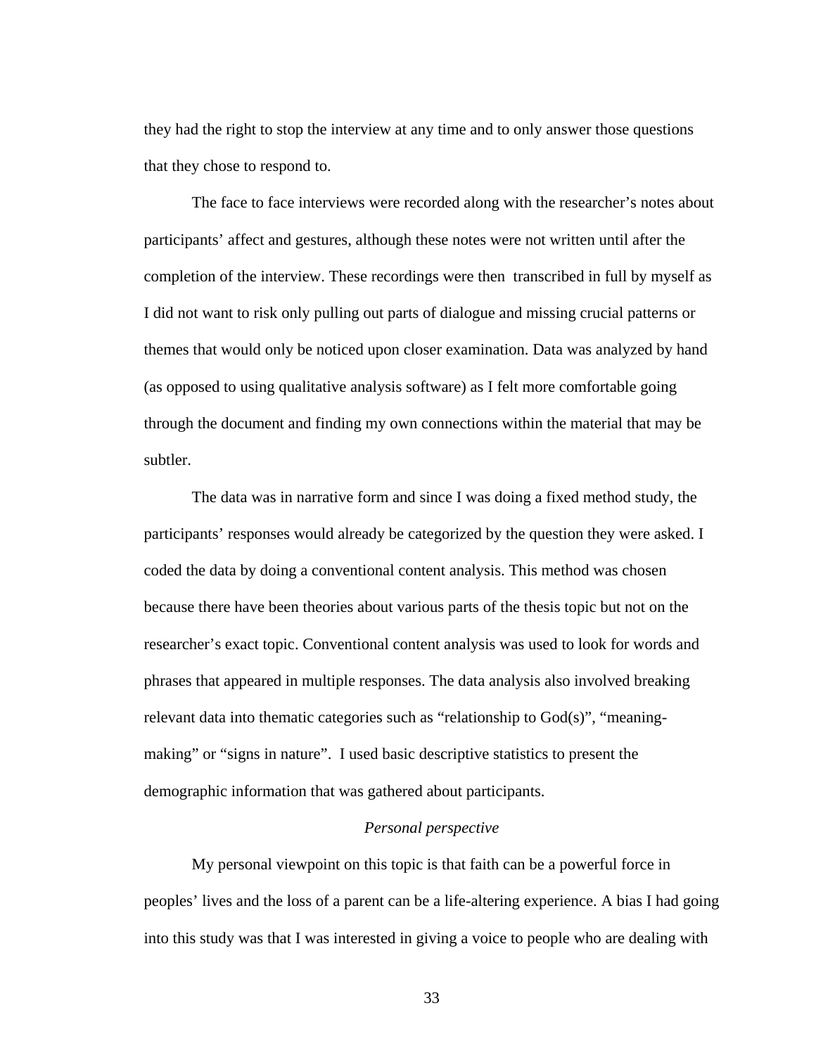they had the right to stop the interview at any time and to only answer those questions that they chose to respond to.

The face to face interviews were recorded along with the researcher's notes about participants' affect and gestures, although these notes were not written until after the completion of the interview. These recordings were then transcribed in full by myself as I did not want to risk only pulling out parts of dialogue and missing crucial patterns or themes that would only be noticed upon closer examination. Data was analyzed by hand (as opposed to using qualitative analysis software) as I felt more comfortable going through the document and finding my own connections within the material that may be subtler.

The data was in narrative form and since I was doing a fixed method study, the participants' responses would already be categorized by the question they were asked. I coded the data by doing a conventional content analysis. This method was chosen because there have been theories about various parts of the thesis topic but not on the researcher's exact topic. Conventional content analysis was used to look for words and phrases that appeared in multiple responses. The data analysis also involved breaking relevant data into thematic categories such as "relationship to God(s)", "meaning-making" or "signs in nature". I used basic descriptive statistics to present the demographic information that was gathered about participants.

### *Personal perspective*

My personal viewpoint on this topic is that faith can be a powerful force in peoples' lives and the loss of a parent can be a life-altering experience. A bias I had going into this study was that I was interested in giving a voice to people who are dealing with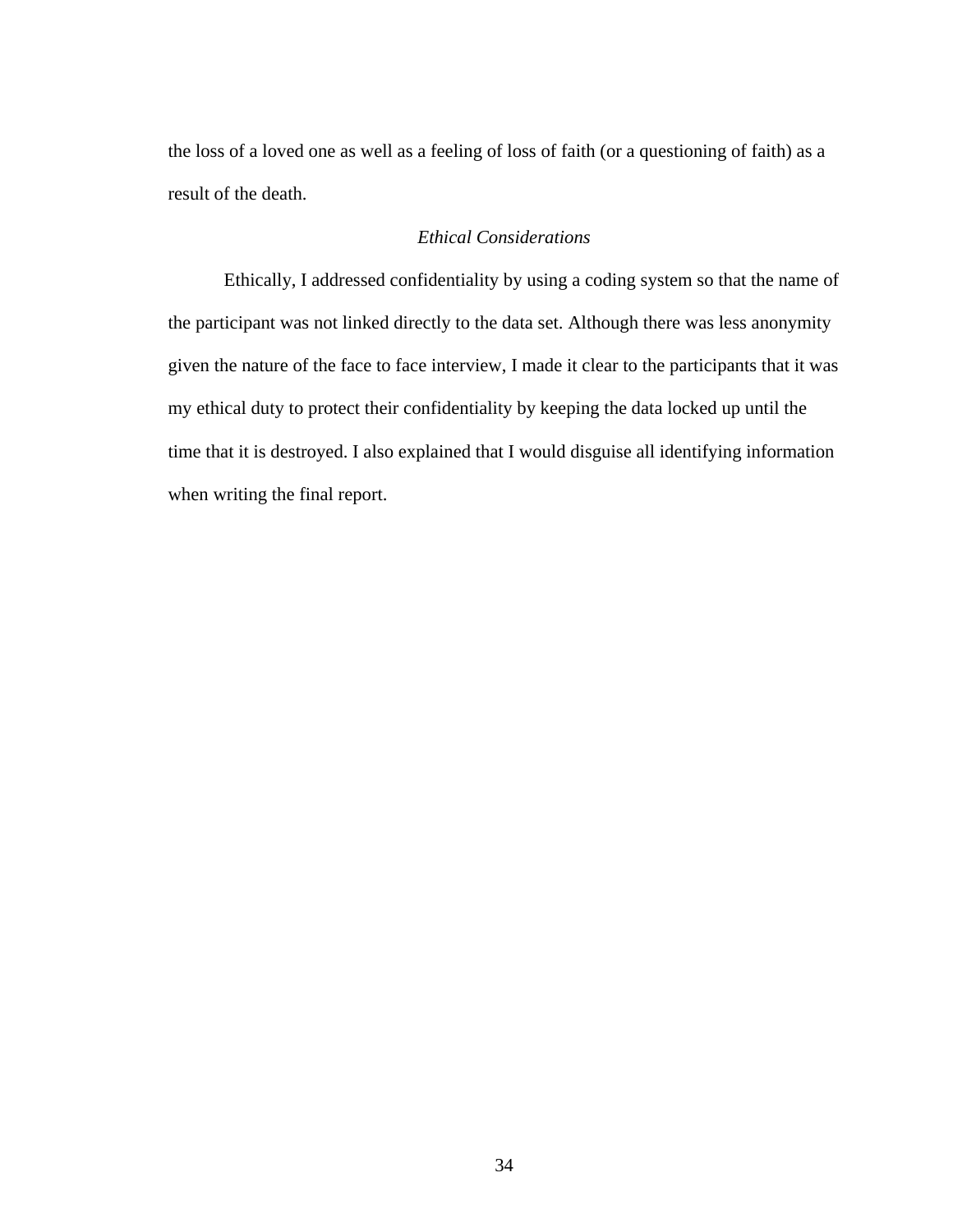the loss of a loved one as well as a feeling of loss of faith (or a questioning of faith) as a result of the death.

### *Ethical Considerations*

Ethically, I addressed confidentiality by using a coding system so that the name of the participant was not linked directly to the data set. Although there was less anonymity given the nature of the face to face interview, I made it clear to the participants that it was my ethical duty to protect their confidentiality by keeping the data locked up until the time that it is destroyed. I also explained that I would disguise all identifying information when writing the final report.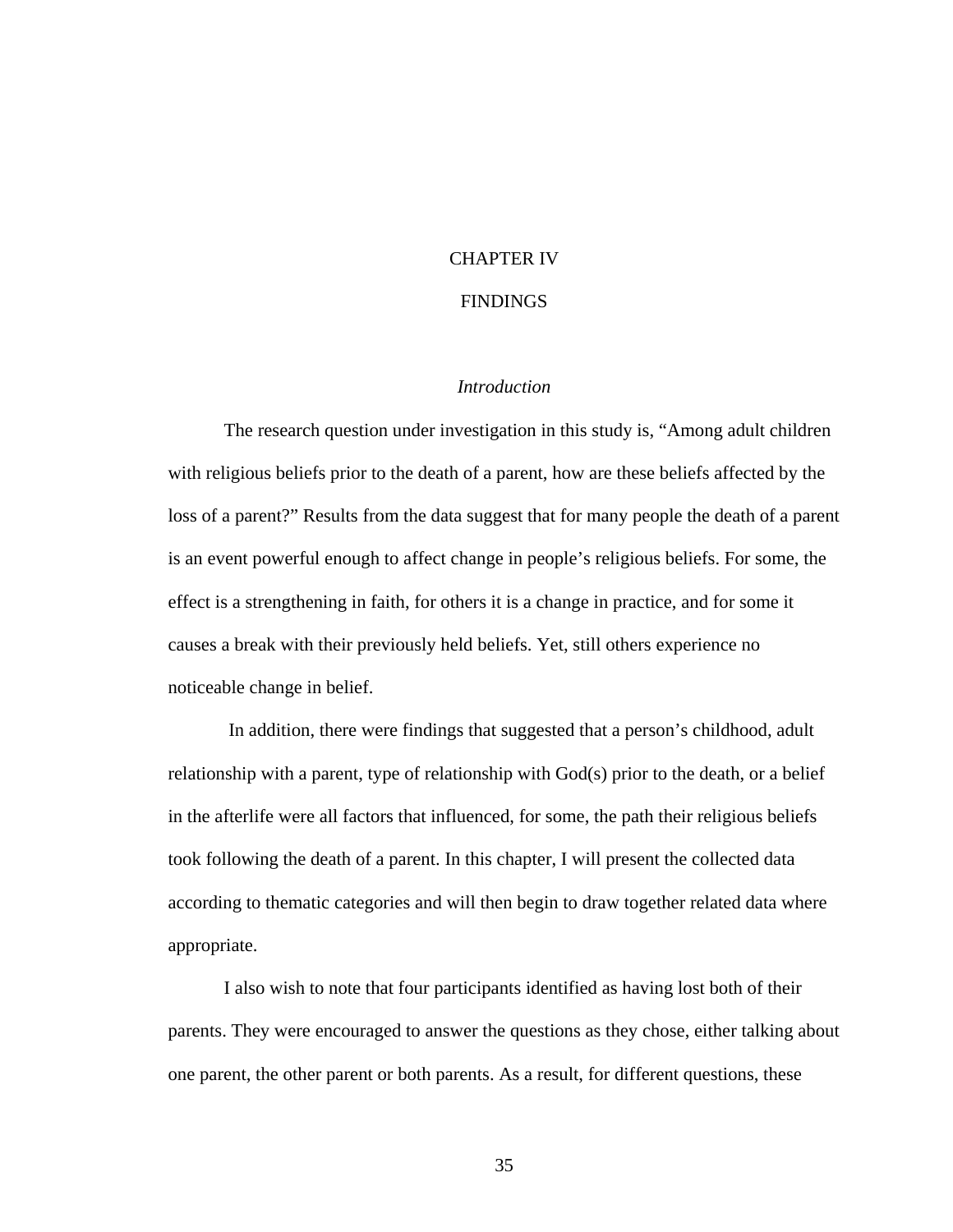# CHAPTER IV

# FINDINGS

### *Introduction*

The research question under investigation in this study is, "Among adult children with religious beliefs prior to the death of a parent, how are these beliefs affected by the loss of a parent?" Results from the data suggest that for many people the death of a parent is an event powerful enough to affect change in people's religious beliefs. For some, the effect is a strengthening in faith, for others it is a change in practice, and for some it causes a break with their previously held beliefs. Yet, still others experience no noticeable change in belief.

In addition, there were findings that suggested that a person's childhood, adult relationship with a parent, type of relationship with God(s) prior to the death, or a belief in the afterlife were all factors that influenced, for some, the path their religious beliefs took following the death of a parent. In this chapter, I will present the collected data according to thematic categories and will then begin to draw together related data where appropriate.

I also wish to note that four participants identified as having lost both of their parents. They were encouraged to answer the questions as they chose, either talking about one parent, the other parent or both parents. As a result, for different questions, these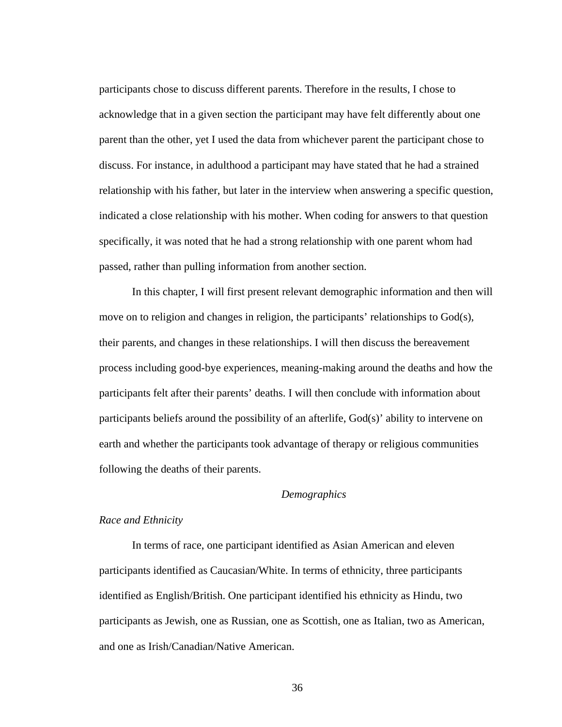participants chose to discuss different parents. Therefore in the results, I chose to acknowledge that in a given section the participant may have felt differently about one parent than the other, yet I used the data from whichever parent the participant chose to discuss. For instance, in adulthood a participant may have stated that he had a strained relationship with his father, but later in the interview when answering a specific question, indicated a close relationship with his mother. When coding for answers to that question specifically, it was noted that he had a strong relationship with one parent whom had passed, rather than pulling information from another section.

In this chapter, I will first present relevant demographic information and then will move on to religion and changes in religion, the participants' relationships to God(s), their parents, and changes in these relationships. I will then discuss the bereavement process including good-bye experiences, meaning-making around the deaths and how the participants felt after their parents' deaths. I will then conclude with information about participants beliefs around the possibility of an afterlife, God(s)' ability to intervene on earth and whether the participants took advantage of therapy or religious communities following the deaths of their parents.

## *Demographics*

### *Race and Ethnicity*

In terms of race, one participant identified as Asian American and eleven participants identified as Caucasian/White. In terms of ethnicity, three participants identified as English/British. One participant identified his ethnicity as Hindu, two participants as Jewish, one as Russian, one as Scottish, one as Italian, two as American, and one as Irish/Canadian/Native American.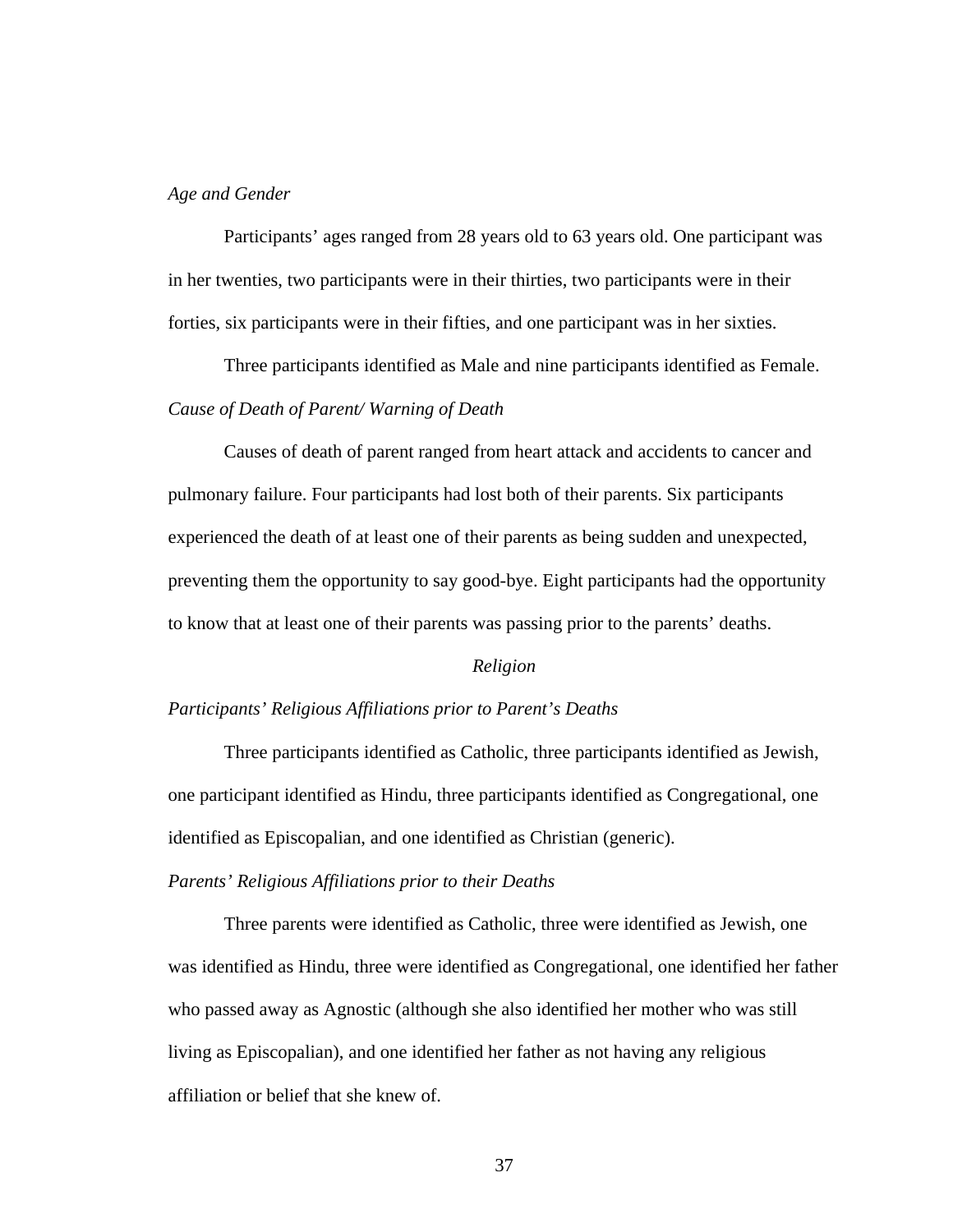*Age and Gender*

Participants' ages ranged from 28 years old to 63 years old. One participant was in her twenties, two participants were in their thirties, two participants were in their forties, six participants were in their fifties, and one participant was in her sixties.

Three participants identified as Male and nine participants identified as Female.

*Cause of Death of Parent/ Warning of Death*

Causes of death of parent ranged from heart attack and accidents to cancer and pulmonary failure. Four participants had lost both of their parents. Six participants experienced the death of at least one of their parents as being sudden and unexpected, preventing them the opportunity to say good-bye. Eight participants had the opportunity to know that at least one of their parents was passing prior to the parents' deaths.

## *Religion*

*Participants' Religious Affiliations prior to Parent's Deaths*

Three participants identified as Catholic, three participants identified as Jewish, one participant identified as Hindu, three participants identified as Congregational, one identified as Episcopalian, and one identified as Christian (generic).

*Parents' Religious Affiliations prior to their Deaths*

Three parents were identified as Catholic, three were identified as Jewish, one was identified as Hindu, three were identified as Congregational, one identified her father who passed away as Agnostic (although she also identified her mother who was still living as Episcopalian), and one identified her father as not having any religious affiliation or belief that she knew of.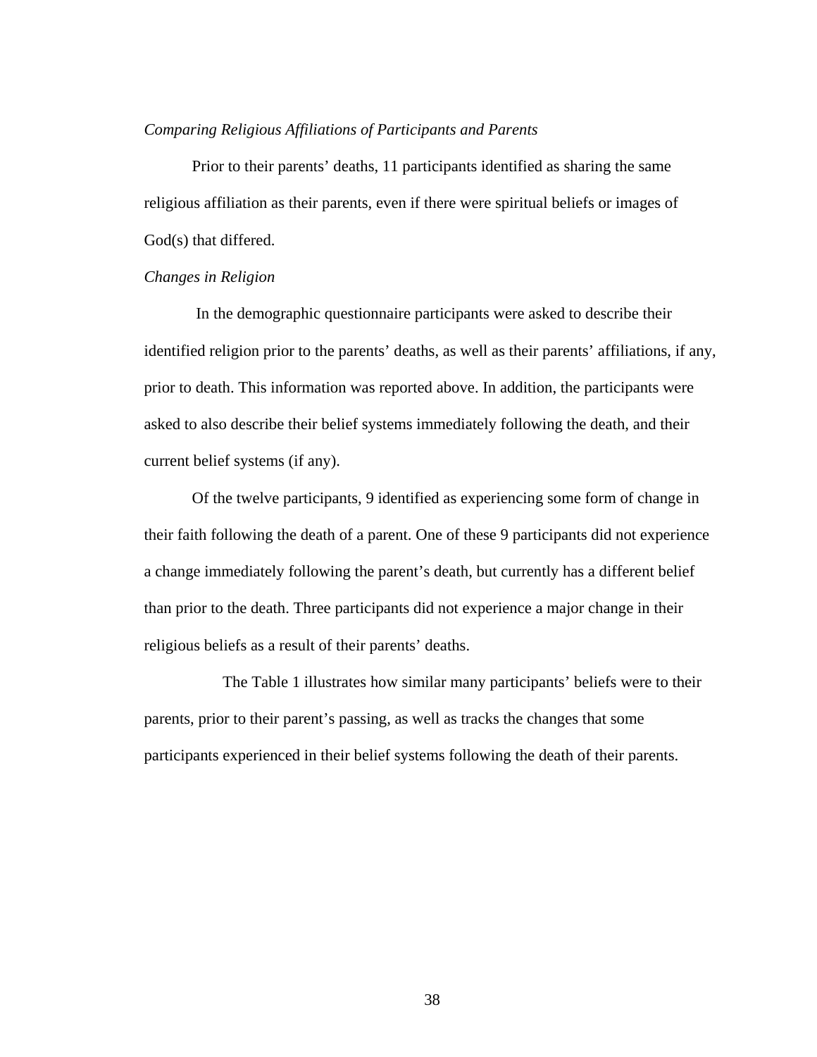*Comparing Religious Affiliations of Participants and Parents*

Prior to their parents' deaths, 11 participants identified as sharing the same religious affiliation as their parents, even if there were spiritual beliefs or images of God(s) that differed.

*Changes in Religion*

In the demographic questionnaire participants were asked to describe their identified religion prior to the parents' deaths, as well as their parents' affiliations, if any, prior to death. This information was reported above. In addition, the participants were asked to also describe their belief systems immediately following the death, and their current belief systems (if any).

Of the twelve participants, 9 identified as experiencing some form of change in their faith following the death of a parent. One of these 9 participants did not experience a change immediately following the parent's death, but currently has a different belief than prior to the death. Three participants did not experience a major change in their religious beliefs as a result of their parents' deaths.

The Table 1 illustrates how similar many participants' beliefs were to their parents, prior to their parent's passing, as well as tracks the changes that some participants experienced in their belief systems following the death of their parents.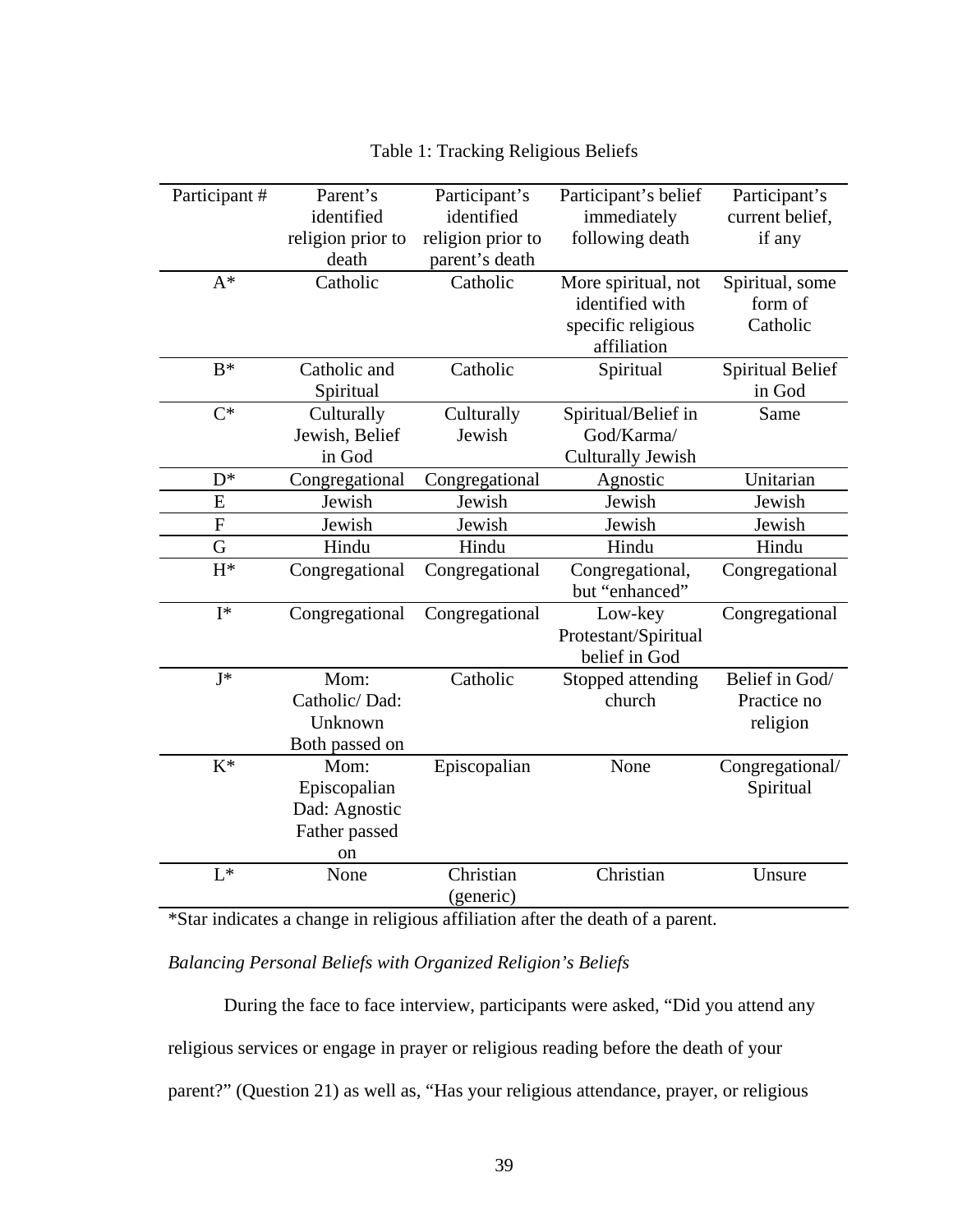Table 1: Tracking Religious Beliefs

| Participant # | Parent's identified religion prior to death | Participant's identified religion prior to parent's death | Participant's belief immediately following death | Participant's current belief, if any |
|---|---|---|---|---|
| A* | Catholic | Catholic | More spiritual, not identified with specific religious affiliation | Spiritual, some form of Catholic |
| B* | Catholic and Spiritual | Catholic | Spiritual | Spiritual Belief in God |
| C* | Culturally Jewish, Belief in God | Culturally Jewish | Spiritual/Belief in God/Karma/ Culturally Jewish | Same |
| D* | Congregational | Congregational | Agnostic | Unitarian |
| E | Jewish | Jewish | Jewish | Jewish |
| F | Jewish | Jewish | Jewish | Jewish |
| G | Hindu | Hindu | Hindu | Hindu |
| H* | Congregational | Congregational | Congregational, but "enhanced" | Congregational |
| I* | Congregational | Congregational | Low-key Protestant/Spiritual belief in God | Congregational |
| J* | Mom: Catholic/ Dad: Unknown Both passed on | Catholic | Stopped attending church | Belief in God/ Practice no religion |
| K* | Mom: Episcopalian Dad: Agnostic Father passed on | Episcopalian | None | Congregational/ Spiritual |
| L* | None | Christian (generic) | Christian | Unsure |

*Star indicates a change in religious affiliation after the death of a parent.

*Balancing Personal Beliefs with Organized Religion's Beliefs*

During the face to face interview, participants were asked, "Did you attend any religious services or engage in prayer or religious reading before the death of your parent?" (Question 21) as well as, "Has your religious attendance, prayer, or religious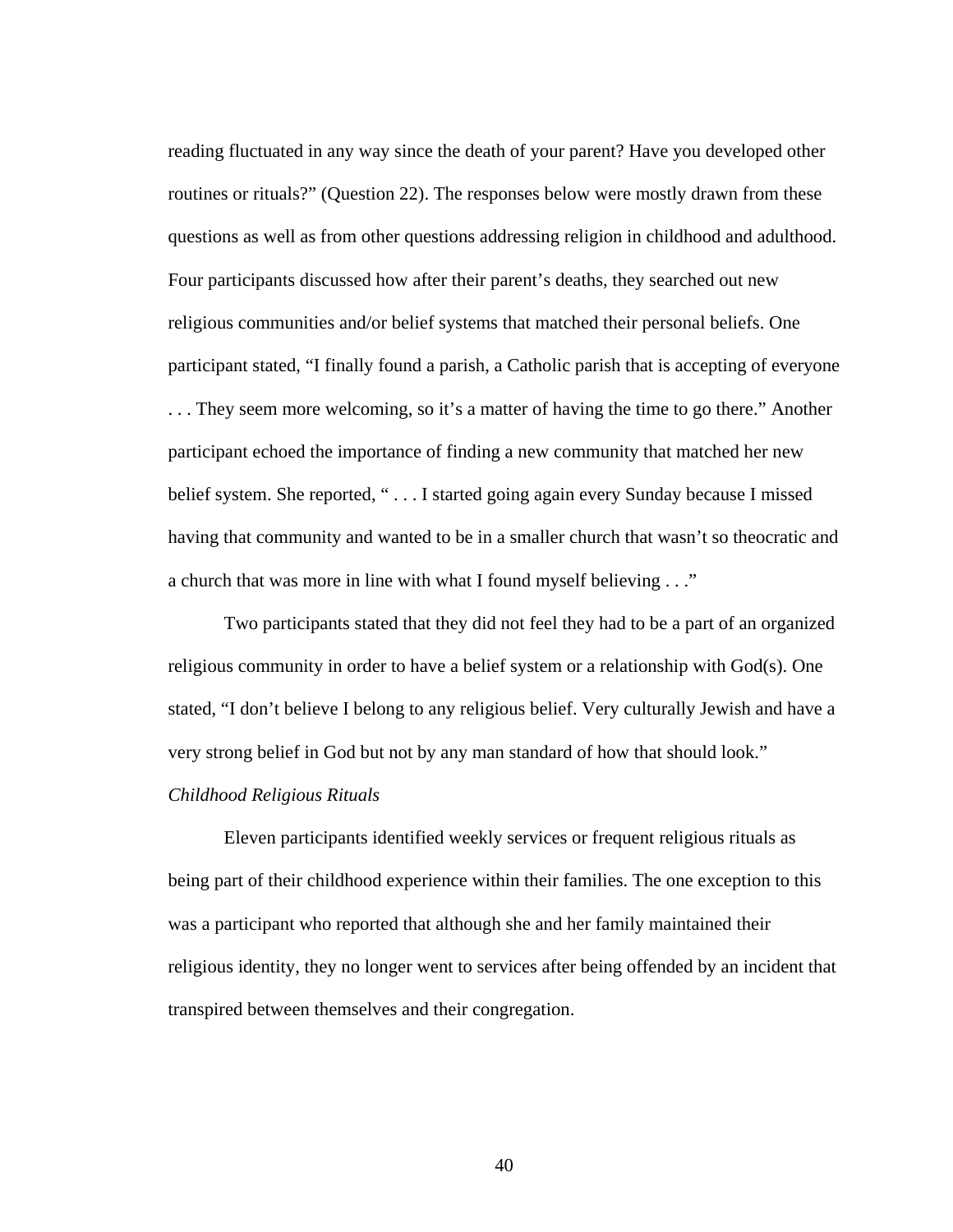reading fluctuated in any way since the death of your parent? Have you developed other routines or rituals?" (Question 22). The responses below were mostly drawn from these questions as well as from other questions addressing religion in childhood and adulthood. Four participants discussed how after their parent's deaths, they searched out new religious communities and/or belief systems that matched their personal beliefs. One participant stated, "I finally found a parish, a Catholic parish that is accepting of everyone . . . They seem more welcoming, so it's a matter of having the time to go there." Another participant echoed the importance of finding a new community that matched her new belief system. She reported, " . . . I started going again every Sunday because I missed having that community and wanted to be in a smaller church that wasn't so theocratic and a church that was more in line with what I found myself believing . . ."

Two participants stated that they did not feel they had to be a part of an organized religious community in order to have a belief system or a relationship with God(s). One stated, "I don't believe I belong to any religious belief. Very culturally Jewish and have a very strong belief in God but not by any man standard of how that should look."

*Childhood Religious Rituals*

Eleven participants identified weekly services or frequent religious rituals as being part of their childhood experience within their families. The one exception to this was a participant who reported that although she and her family maintained their religious identity, they no longer went to services after being offended by an incident that transpired between themselves and their congregation.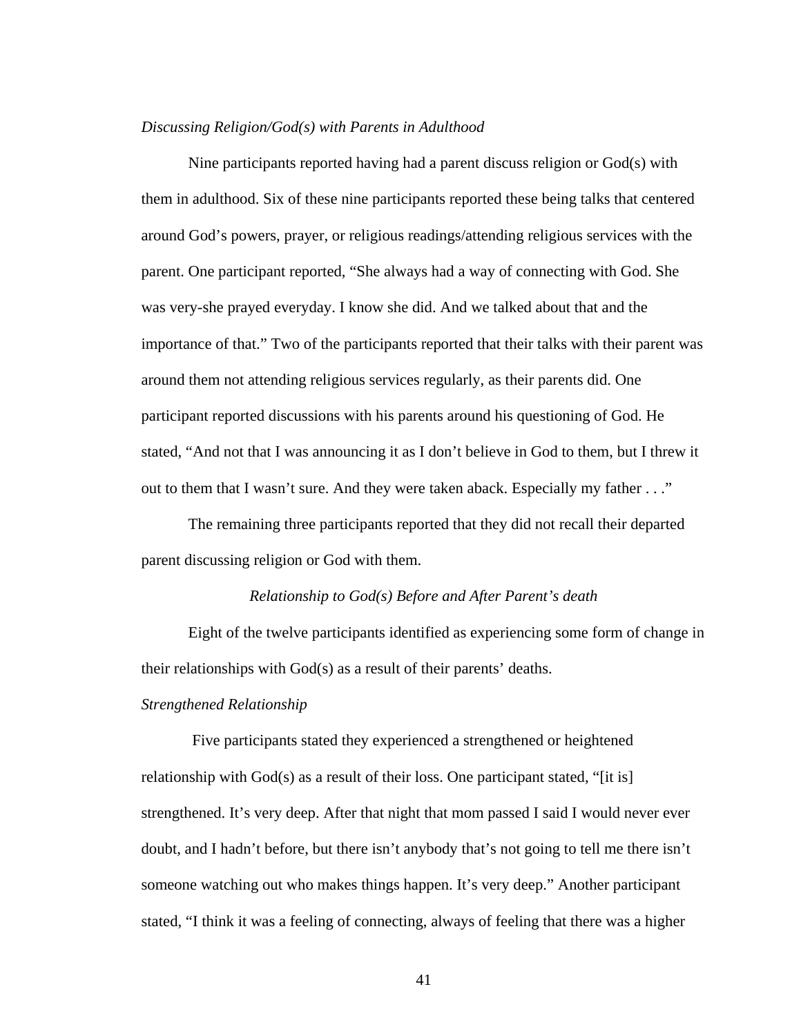*Discussing Religion/God(s) with Parents in Adulthood*

Nine participants reported having had a parent discuss religion or God(s) with them in adulthood. Six of these nine participants reported these being talks that centered around God's powers, prayer, or religious readings/attending religious services with the parent. One participant reported, "She always had a way of connecting with God. She was very-she prayed everyday. I know she did. And we talked about that and the importance of that." Two of the participants reported that their talks with their parent was around them not attending religious services regularly, as their parents did. One participant reported discussions with his parents around his questioning of God. He stated, "And not that I was announcing it as I don't believe in God to them, but I threw it out to them that I wasn't sure. And they were taken aback. Especially my father . . ."

The remaining three participants reported that they did not recall their departed parent discussing religion or God with them.

## *Relationship to God(s) Before and After Parent's death*

Eight of the twelve participants identified as experiencing some form of change in their relationships with God(s) as a result of their parents' deaths.

*Strengthened Relationship*

Five participants stated they experienced a strengthened or heightened relationship with God(s) as a result of their loss. One participant stated, "[it is] strengthened. It's very deep. After that night that mom passed I said I would never ever doubt, and I hadn't before, but there isn't anybody that's not going to tell me there isn't someone watching out who makes things happen. It's very deep." Another participant stated, "I think it was a feeling of connecting, always of feeling that there was a higher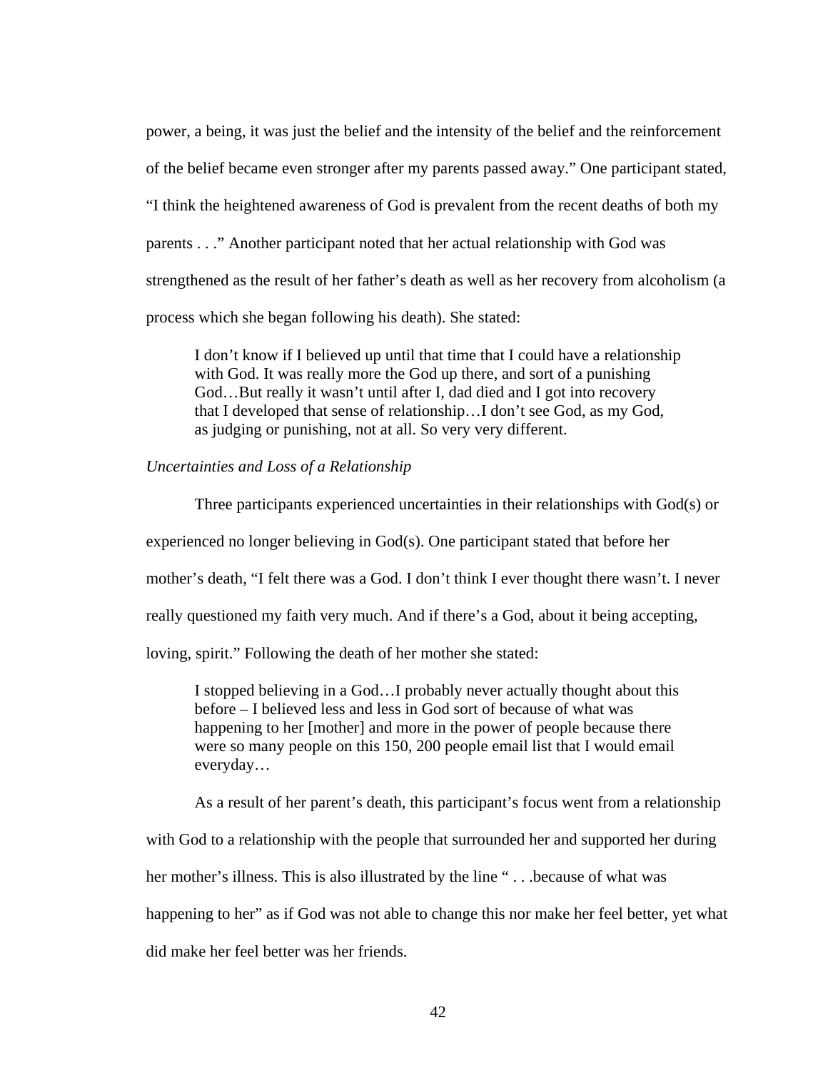power, a being, it was just the belief and the intensity of the belief and the reinforcement of the belief became even stronger after my parents passed away." One participant stated, "I think the heightened awareness of God is prevalent from the recent deaths of both my parents . . ." Another participant noted that her actual relationship with God was strengthened as the result of her father's death as well as her recovery from alcoholism (a process which she began following his death). She stated:

> I don't know if I believed up until that time that I could have a relationship with God. It was really more the God up there, and sort of a punishing God…But really it wasn't until after I, dad died and I got into recovery that I developed that sense of relationship…I don't see God, as my God, as judging or punishing, not at all. So very very different.

*Uncertainties and Loss of a Relationship*

Three participants experienced uncertainties in their relationships with God(s) or experienced no longer believing in God(s). One participant stated that before her mother's death, "I felt there was a God. I don't think I ever thought there wasn't. I never really questioned my faith very much. And if there's a God, about it being accepting, loving, spirit." Following the death of her mother she stated:

> I stopped believing in a God…I probably never actually thought about this before – I believed less and less in God sort of because of what was happening to her [mother] and more in the power of people because there were so many people on this 150, 200 people email list that I would email everyday…

As a result of her parent's death, this participant's focus went from a relationship with God to a relationship with the people that surrounded her and supported her during her mother's illness. This is also illustrated by the line " . . .because of what was happening to her" as if God was not able to change this nor make her feel better, yet what did make her feel better was her friends.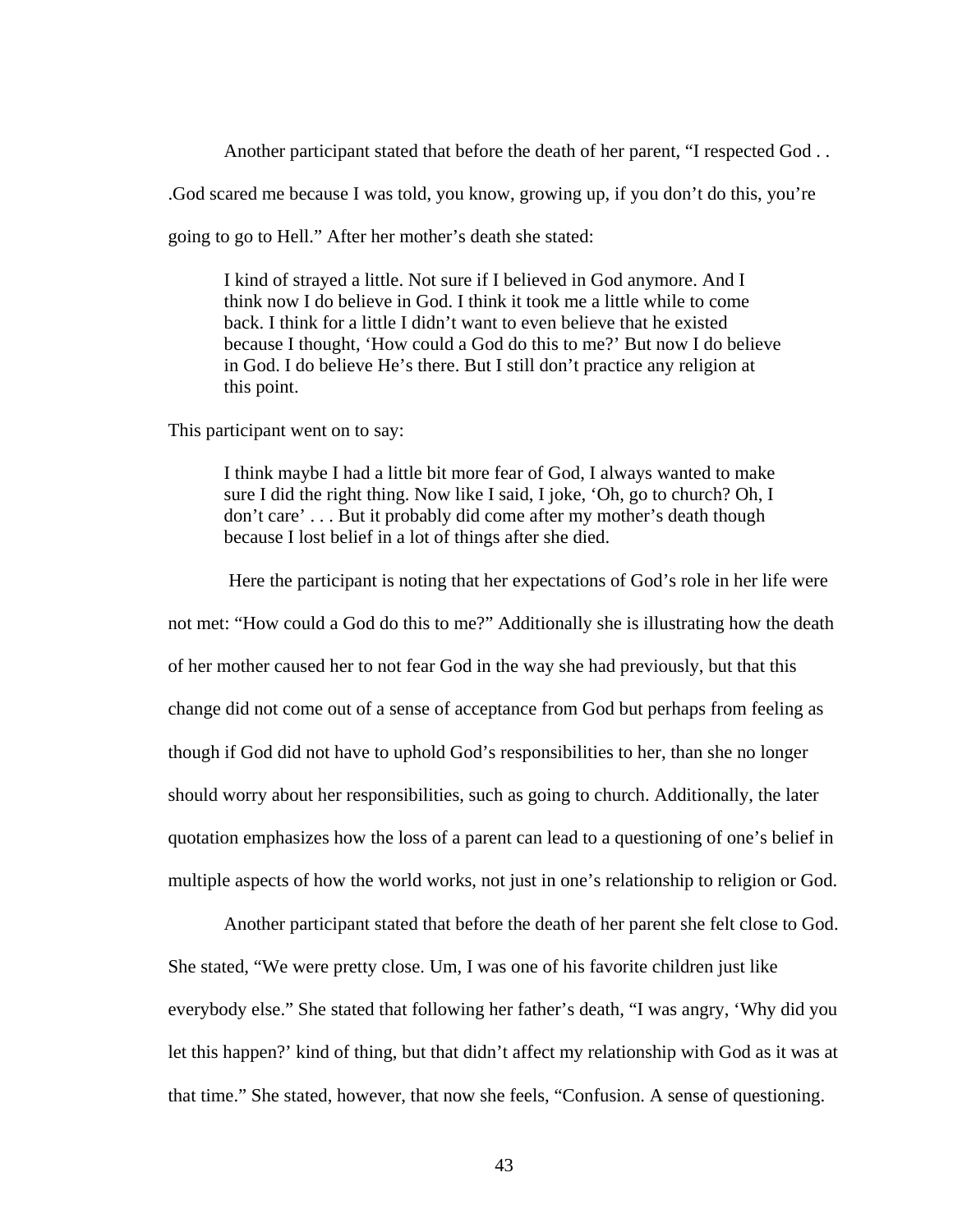Another participant stated that before the death of her parent, "I respected God . . .God scared me because I was told, you know, growing up, if you don't do this, you're going to go to Hell." After her mother's death she stated:

> I kind of strayed a little. Not sure if I believed in God anymore. And I think now I do believe in God. I think it took me a little while to come back. I think for a little I didn't want to even believe that he existed because I thought, 'How could a God do this to me?' But now I do believe in God. I do believe He's there. But I still don't practice any religion at this point.

This participant went on to say:

> I think maybe I had a little bit more fear of God, I always wanted to make sure I did the right thing. Now like I said, I joke, 'Oh, go to church? Oh, I don't care' . . . But it probably did come after my mother's death though because I lost belief in a lot of things after she died.

Here the participant is noting that her expectations of God's role in her life were not met: "How could a God do this to me?" Additionally she is illustrating how the death of her mother caused her to not fear God in the way she had previously, but that this change did not come out of a sense of acceptance from God but perhaps from feeling as though if God did not have to uphold God's responsibilities to her, than she no longer should worry about her responsibilities, such as going to church. Additionally, the later quotation emphasizes how the loss of a parent can lead to a questioning of one's belief in multiple aspects of how the world works, not just in one's relationship to religion or God.

Another participant stated that before the death of her parent she felt close to God. She stated, "We were pretty close. Um, I was one of his favorite children just like everybody else." She stated that following her father's death, "I was angry, 'Why did you let this happen?' kind of thing, but that didn't affect my relationship with God as it was at that time." She stated, however, that now she feels, "Confusion. A sense of questioning.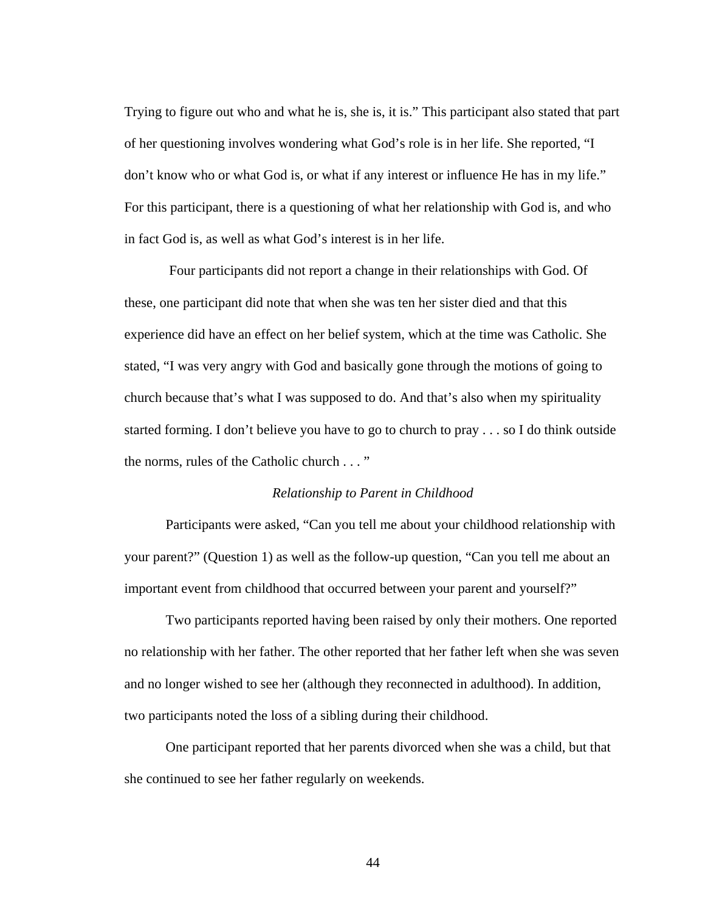Trying to figure out who and what he is, she is, it is." This participant also stated that part of her questioning involves wondering what God's role is in her life. She reported, "I don't know who or what God is, or what if any interest or influence He has in my life." For this participant, there is a questioning of what her relationship with God is, and who in fact God is, as well as what God's interest is in her life.

Four participants did not report a change in their relationships with God. Of these, one participant did note that when she was ten her sister died and that this experience did have an effect on her belief system, which at the time was Catholic. She stated, "I was very angry with God and basically gone through the motions of going to church because that's what I was supposed to do. And that's also when my spirituality started forming. I don't believe you have to go to church to pray . . . so I do think outside the norms, rules of the Catholic church . . . "

### *Relationship to Parent in Childhood*

Participants were asked, "Can you tell me about your childhood relationship with your parent?" (Question 1) as well as the follow-up question, "Can you tell me about an important event from childhood that occurred between your parent and yourself?"

Two participants reported having been raised by only their mothers. One reported no relationship with her father. The other reported that her father left when she was seven and no longer wished to see her (although they reconnected in adulthood). In addition, two participants noted the loss of a sibling during their childhood.

One participant reported that her parents divorced when she was a child, but that she continued to see her father regularly on weekends.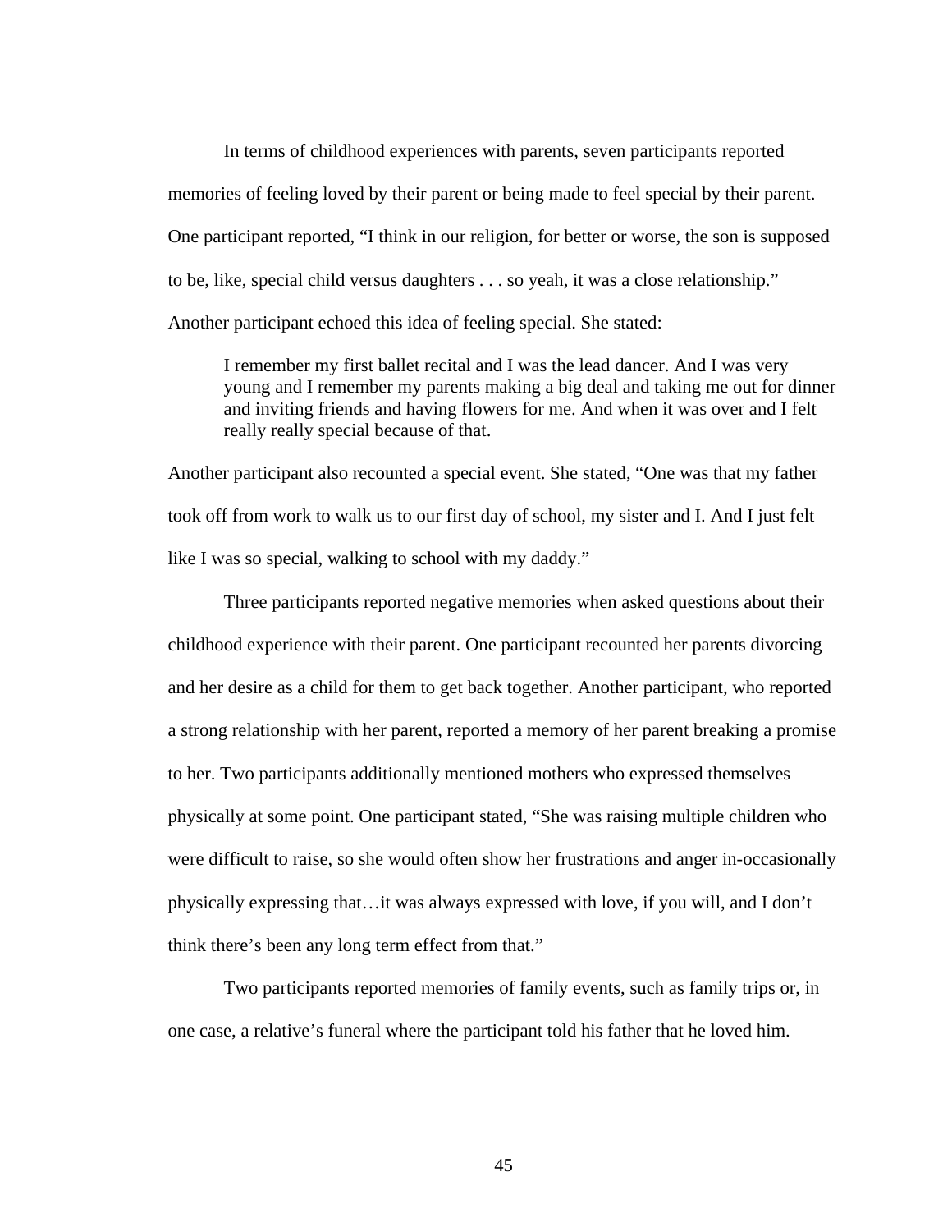In terms of childhood experiences with parents, seven participants reported memories of feeling loved by their parent or being made to feel special by their parent. One participant reported, “I think in our religion, for better or worse, the son is supposed to be, like, special child versus daughters . . . so yeah, it was a close relationship.” Another participant echoed this idea of feeling special. She stated:

> I remember my first ballet recital and I was the lead dancer. And I was very young and I remember my parents making a big deal and taking me out for dinner and inviting friends and having flowers for me. And when it was over and I felt really really special because of that.

Another participant also recounted a special event. She stated, “One was that my father took off from work to walk us to our first day of school, my sister and I. And I just felt like I was so special, walking to school with my daddy.”

Three participants reported negative memories when asked questions about their childhood experience with their parent. One participant recounted her parents divorcing and her desire as a child for them to get back together. Another participant, who reported a strong relationship with her parent, reported a memory of her parent breaking a promise to her. Two participants additionally mentioned mothers who expressed themselves physically at some point. One participant stated, “She was raising multiple children who were difficult to raise, so she would often show her frustrations and anger in-occasionally physically expressing that…it was always expressed with love, if you will, and I don’t think there’s been any long term effect from that.”

Two participants reported memories of family events, such as family trips or, in one case, a relative’s funeral where the participant told his father that he loved him.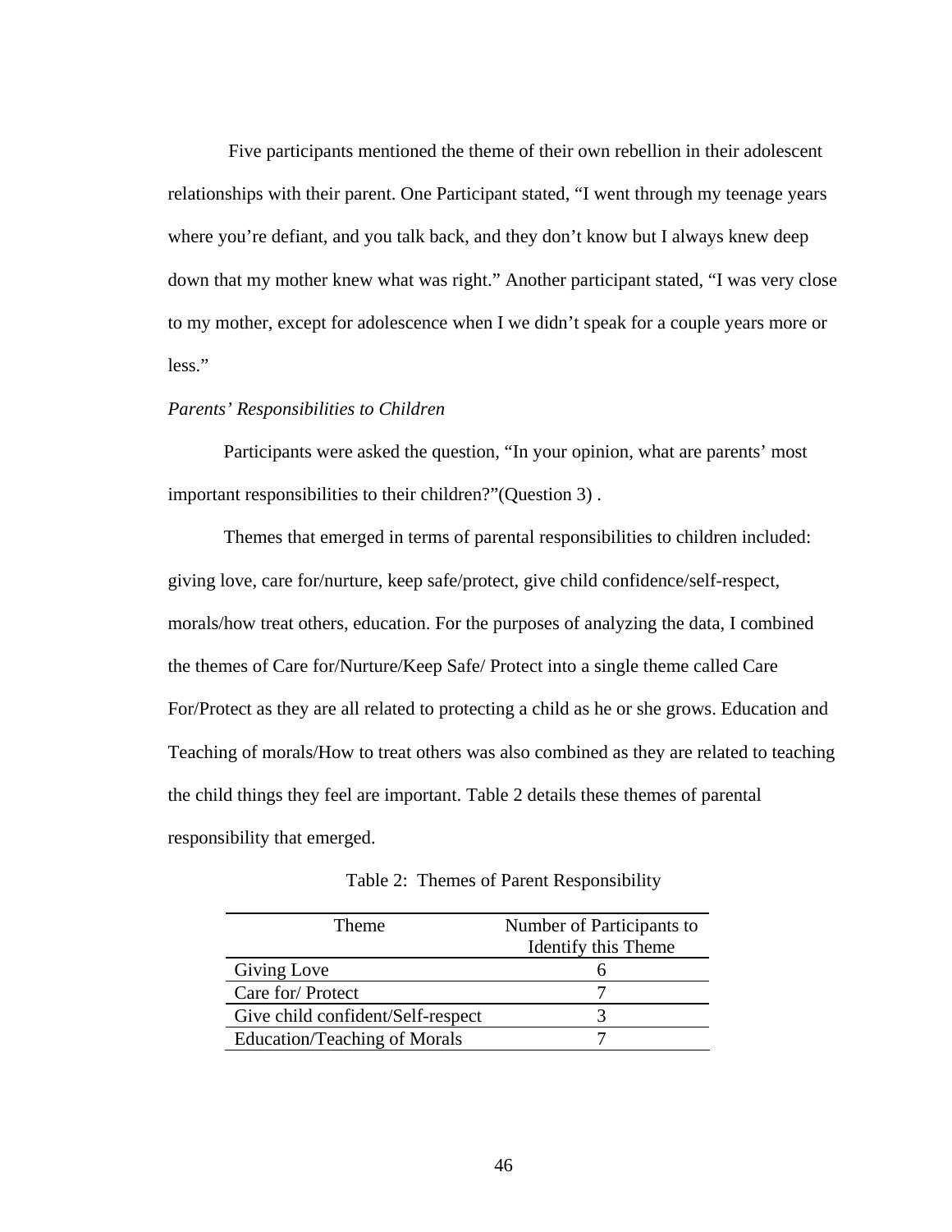Five participants mentioned the theme of their own rebellion in their adolescent relationships with their parent. One Participant stated, "I went through my teenage years where you're defiant, and you talk back, and they don't know but I always knew deep down that my mother knew what was right." Another participant stated, "I was very close to my mother, except for adolescence when I we didn't speak for a couple years more or less."

*Parents' Responsibilities to Children*

Participants were asked the question, "In your opinion, what are parents' most important responsibilities to their children?"(Question 3) .

Themes that emerged in terms of parental responsibilities to children included: giving love, care for/nurture, keep safe/protect, give child confidence/self-respect, morals/how treat others, education. For the purposes of analyzing the data, I combined the themes of Care for/Nurture/Keep Safe/ Protect into a single theme called Care For/Protect as they are all related to protecting a child as he or she grows. Education and Teaching of morals/How to treat others was also combined as they are related to teaching the child things they feel are important. Table 2 details these themes of parental responsibility that emerged.

Table 2: Themes of Parent Responsibility

| Theme | Number of Participants to Identify this Theme |
|---|---|
| Giving Love | 6 |
| Care for/ Protect | 7 |
| Give child confident/Self-respect | 3 |
| Education/Teaching of Morals | 7 |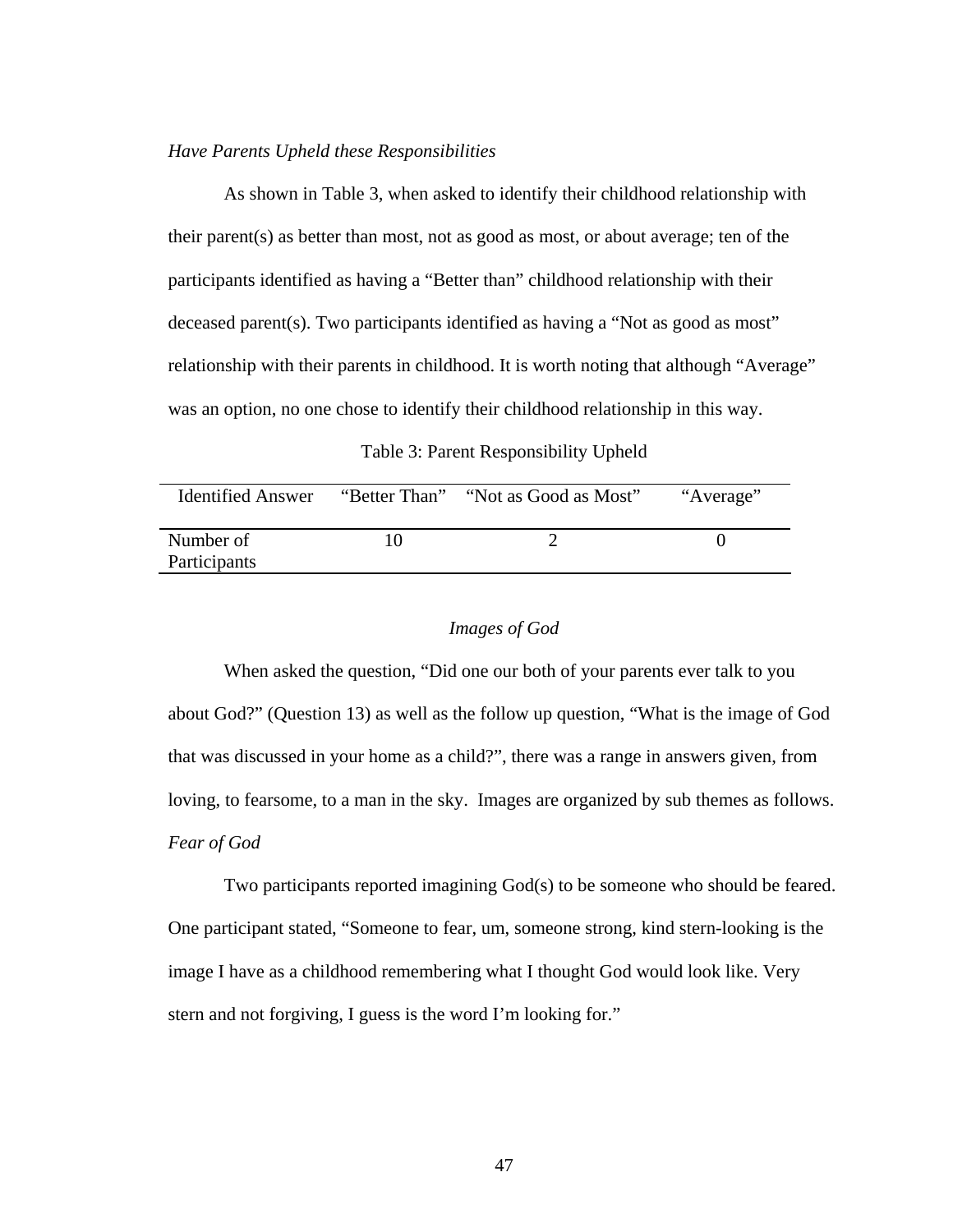*Have Parents Upheld these Responsibilities*

As shown in Table 3, when asked to identify their childhood relationship with their parent(s) as better than most, not as good as most, or about average; ten of the participants identified as having a "Better than" childhood relationship with their deceased parent(s). Two participants identified as having a "Not as good as most" relationship with their parents in childhood. It is worth noting that although "Average" was an option, no one chose to identify their childhood relationship in this way.

Table 3: Parent Responsibility Upheld

| Identified Answer | "Better Than" | "Not as Good as Most" | "Average" |
|---|---|---|---|
| Number of Participants | 10 | 2 | 0 |

*Images of God*

When asked the question, "Did one our both of your parents ever talk to you about God?" (Question 13) as well as the follow up question, "What is the image of God that was discussed in your home as a child?", there was a range in answers given, from loving, to fearsome, to a man in the sky. Images are organized by sub themes as follows.

*Fear of God*

Two participants reported imagining God(s) to be someone who should be feared. One participant stated, "Someone to fear, um, someone strong, kind stern-looking is the image I have as a childhood remembering what I thought God would look like. Very stern and not forgiving, I guess is the word I'm looking for."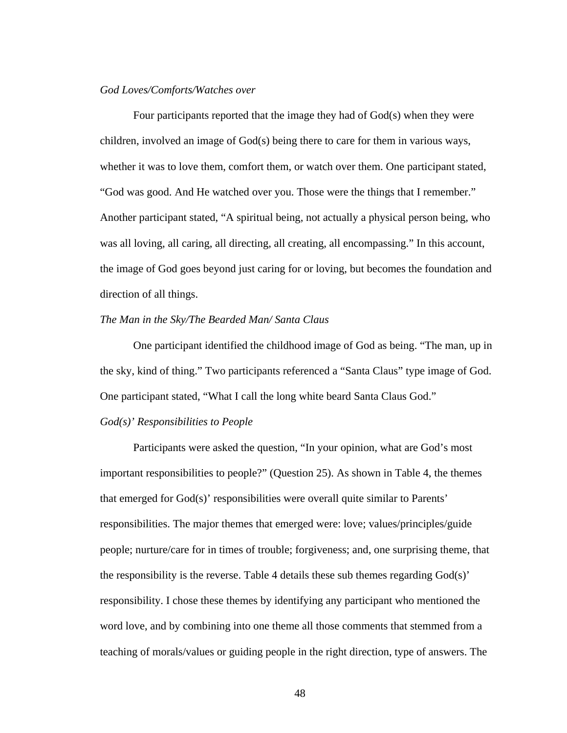*God Loves/Comforts/Watches over*

Four participants reported that the image they had of God(s) when they were children, involved an image of God(s) being there to care for them in various ways, whether it was to love them, comfort them, or watch over them. One participant stated, "God was good. And He watched over you. Those were the things that I remember." Another participant stated, "A spiritual being, not actually a physical person being, who was all loving, all caring, all directing, all creating, all encompassing." In this account, the image of God goes beyond just caring for or loving, but becomes the foundation and direction of all things.

*The Man in the Sky/The Bearded Man/ Santa Claus*

One participant identified the childhood image of God as being. "The man, up in the sky, kind of thing." Two participants referenced a "Santa Claus" type image of God. One participant stated, "What I call the long white beard Santa Claus God."

*God(s)' Responsibilities to People*

Participants were asked the question, "In your opinion, what are God's most important responsibilities to people?" (Question 25). As shown in Table 4, the themes that emerged for God(s)' responsibilities were overall quite similar to Parents' responsibilities. The major themes that emerged were: love; values/principles/guide people; nurture/care for in times of trouble; forgiveness; and, one surprising theme, that the responsibility is the reverse. Table 4 details these sub themes regarding God(s)' responsibility. I chose these themes by identifying any participant who mentioned the word love, and by combining into one theme all those comments that stemmed from a teaching of morals/values or guiding people in the right direction, type of answers. The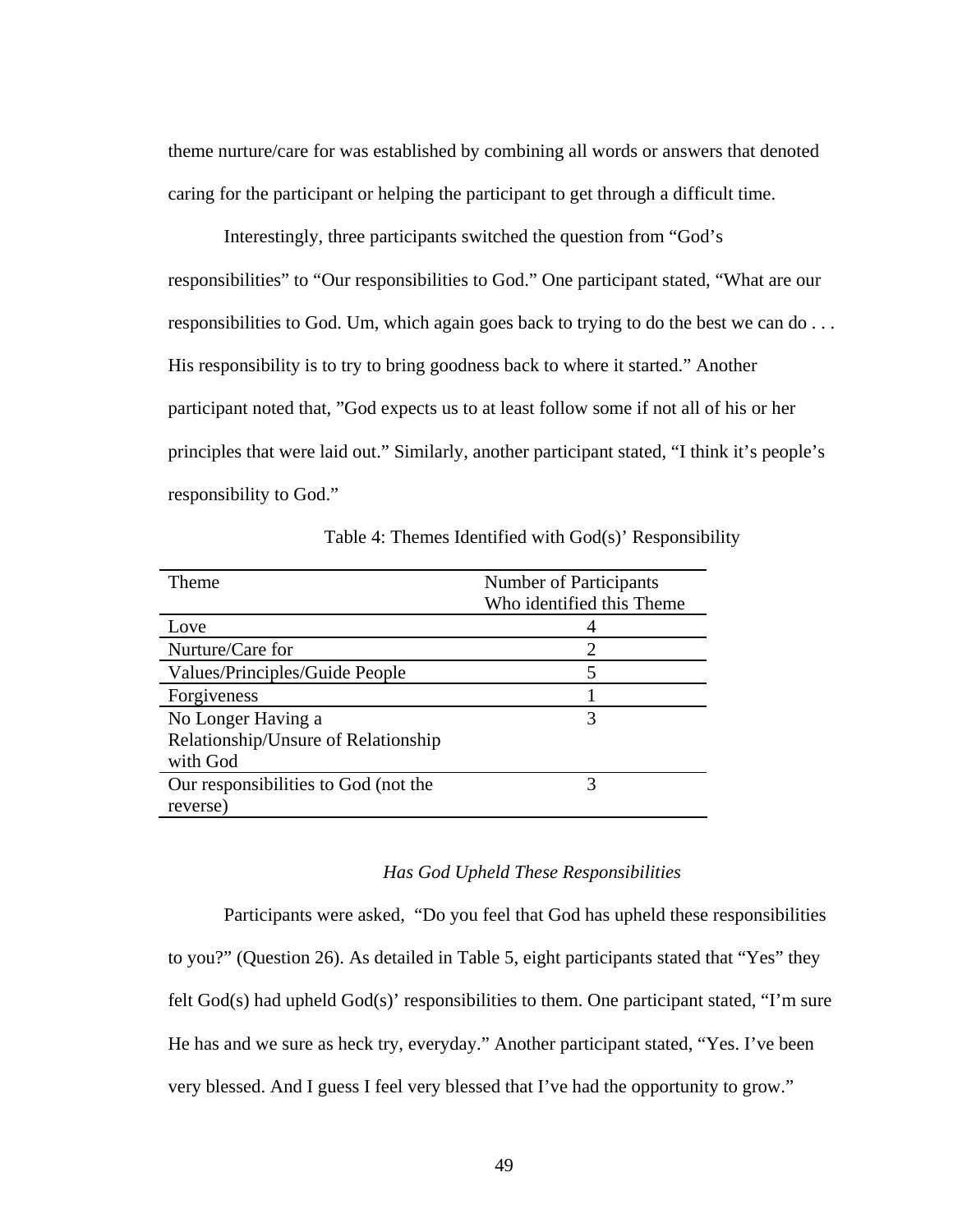theme nurture/care for was established by combining all words or answers that denoted caring for the participant or helping the participant to get through a difficult time.

Interestingly, three participants switched the question from “God’s responsibilities” to “Our responsibilities to God.” One participant stated, “What are our responsibilities to God. Um, which again goes back to trying to do the best we can do . . . His responsibility is to try to bring goodness back to where it started.” Another participant noted that, ”God expects us to at least follow some if not all of his or her principles that were laid out.” Similarly, another participant stated, “I think it’s people’s responsibility to God.”

Table 4: Themes Identified with God(s)’ Responsibility

| Theme | Number of Participants Who identified this Theme |
|---|---|
| Love | 4 |
| Nurture/Care for | 2 |
| Values/Principles/Guide People | 5 |
| Forgiveness | 1 |
| No Longer Having a Relationship/Unsure of Relationship with God | 3 |
| Our responsibilities to God (not the reverse) | 3 |

### *Has God Upheld These Responsibilities*

Participants were asked, “Do you feel that God has upheld these responsibilities to you?” (Question 26). As detailed in Table 5, eight participants stated that “Yes” they felt God(s) had upheld God(s)’ responsibilities to them. One participant stated, “I’m sure He has and we sure as heck try, everyday.” Another participant stated, “Yes. I’ve been very blessed. And I guess I feel very blessed that I’ve had the opportunity to grow.”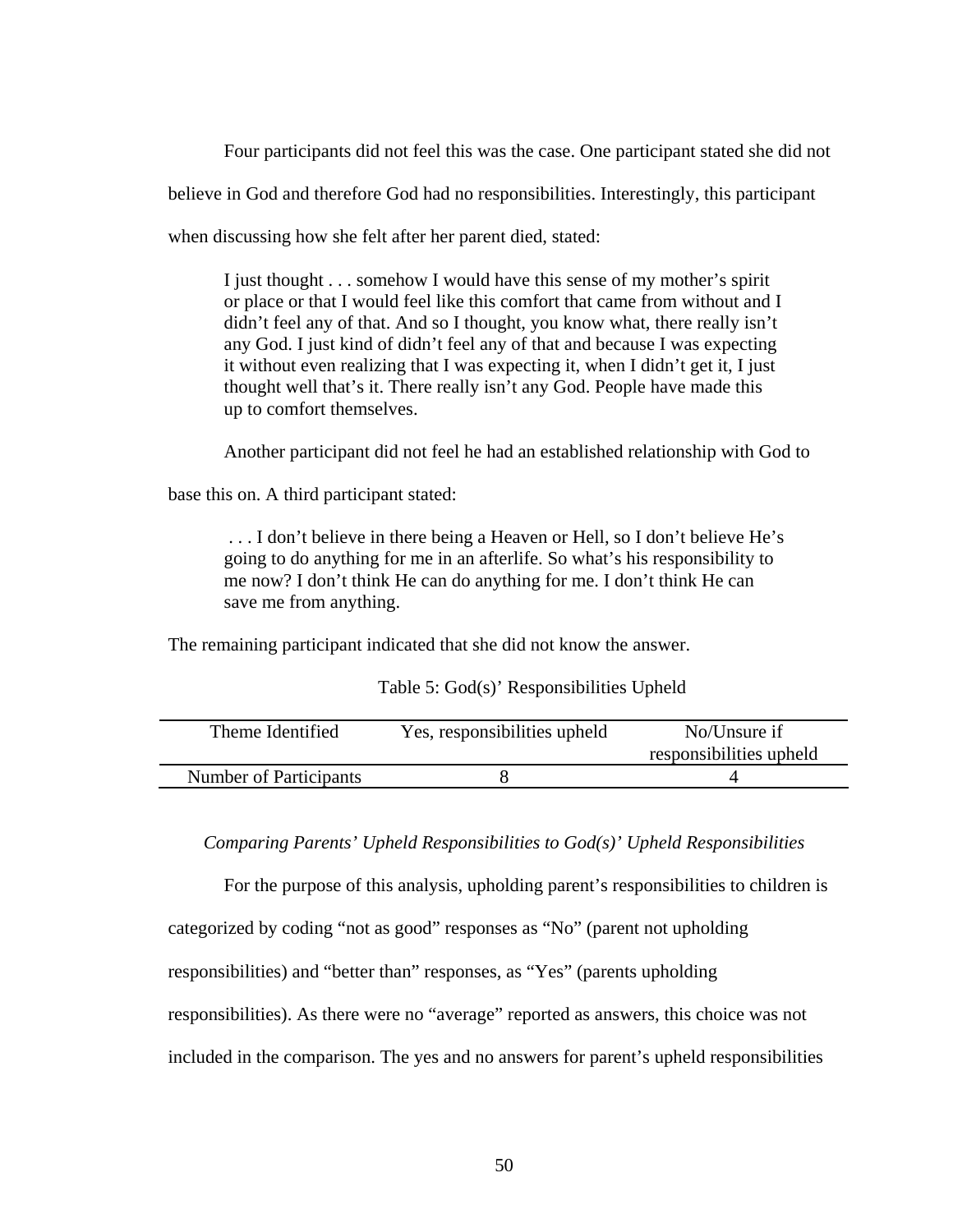Four participants did not feel this was the case. One participant stated she did not believe in God and therefore God had no responsibilities. Interestingly, this participant when discussing how she felt after her parent died, stated:

> I just thought . . . somehow I would have this sense of my mother's spirit or place or that I would feel like this comfort that came from without and I didn't feel any of that. And so I thought, you know what, there really isn't any God. I just kind of didn't feel any of that and because I was expecting it without even realizing that I was expecting it, when I didn't get it, I just thought well that's it. There really isn't any God. People have made this up to comfort themselves.

Another participant did not feel he had an established relationship with God to base this on. A third participant stated:

> . . . I don't believe in there being a Heaven or Hell, so I don't believe He's going to do anything for me in an afterlife. So what's his responsibility to me now? I don't think He can do anything for me. I don't think He can save me from anything.

The remaining participant indicated that she did not know the answer.

Table 5: God(s)' Responsibilities Upheld

| Theme Identified | Yes, responsibilities upheld | No/Unsure if responsibilities upheld |
|---|---|---|
| Number of Participants | 8 | 4 |

*Comparing Parents' Upheld Responsibilities to God(s)' Upheld Responsibilities*

For the purpose of this analysis, upholding parent's responsibilities to children is categorized by coding "not as good" responses as "No" (parent not upholding responsibilities) and "better than" responses, as "Yes" (parents upholding responsibilities). As there were no "average" reported as answers, this choice was not included in the comparison. The yes and no answers for parent's upheld responsibilities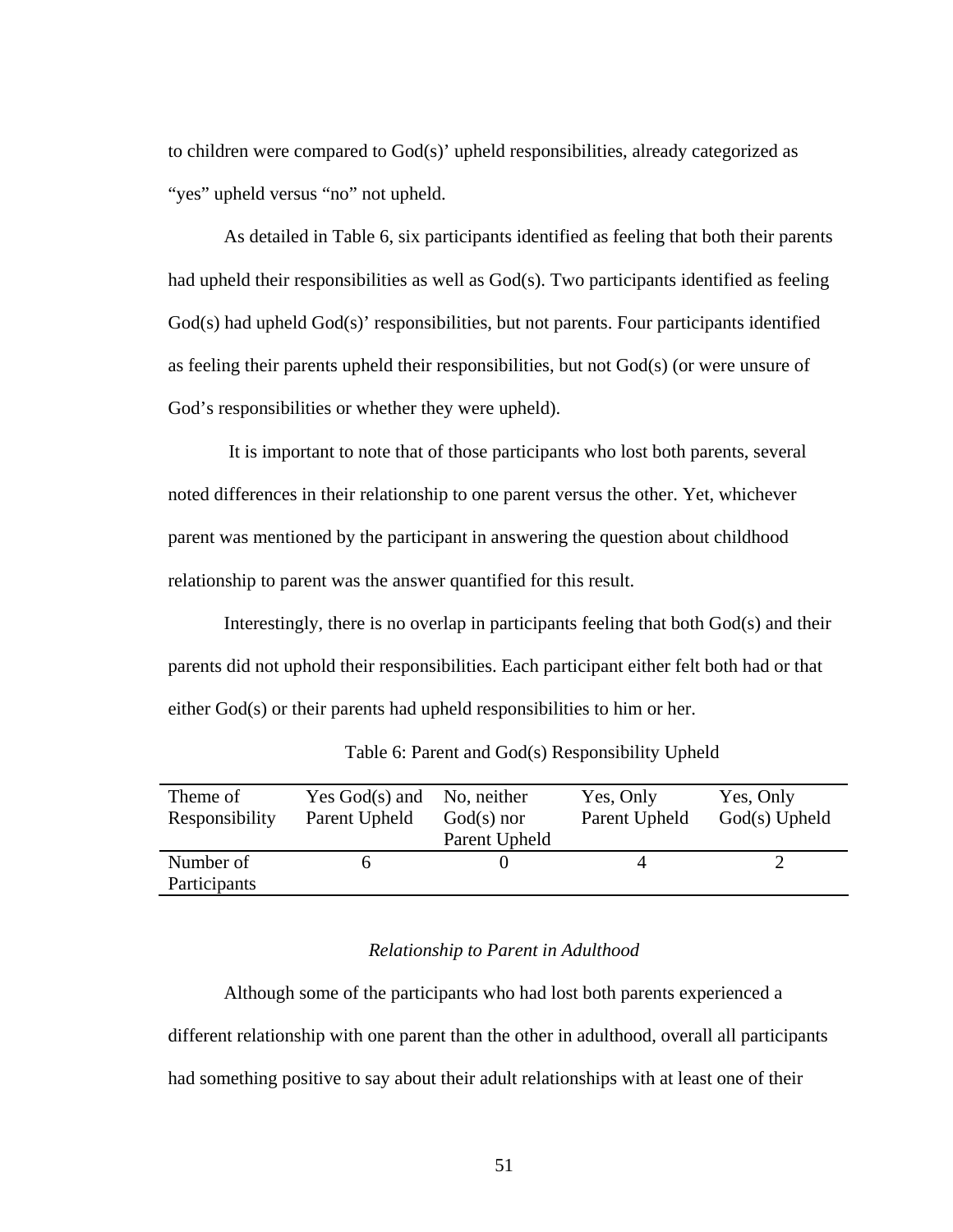to children were compared to God(s)' upheld responsibilities, already categorized as "yes" upheld versus "no" not upheld.

As detailed in Table 6, six participants identified as feeling that both their parents had upheld their responsibilities as well as God(s). Two participants identified as feeling God(s) had upheld God(s)' responsibilities, but not parents. Four participants identified as feeling their parents upheld their responsibilities, but not God(s) (or were unsure of God's responsibilities or whether they were upheld).

It is important to note that of those participants who lost both parents, several noted differences in their relationship to one parent versus the other. Yet, whichever parent was mentioned by the participant in answering the question about childhood relationship to parent was the answer quantified for this result.

Interestingly, there is no overlap in participants feeling that both God(s) and their parents did not uphold their responsibilities. Each participant either felt both had or that either God(s) or their parents had upheld responsibilities to him or her.

Table 6: Parent and God(s) Responsibility Upheld

| Theme of Responsibility | Yes God(s) and Parent Upheld | No, neither God(s) nor Parent Upheld | Yes, Only Parent Upheld | Yes, Only God(s) Upheld |
|---|---|---|---|---|
| Number of Participants | 6 | 0 | 4 | 2 |

### *Relationship to Parent in Adulthood*

Although some of the participants who had lost both parents experienced a different relationship with one parent than the other in adulthood, overall all participants had something positive to say about their adult relationships with at least one of their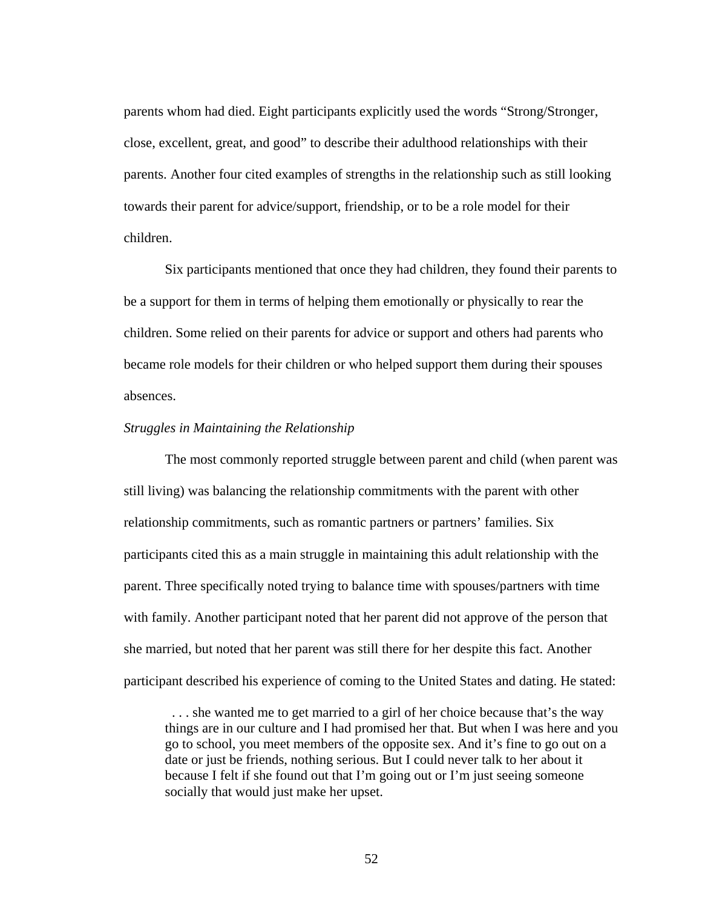parents whom had died. Eight participants explicitly used the words “Strong/Stronger, close, excellent, great, and good” to describe their adulthood relationships with their parents. Another four cited examples of strengths in the relationship such as still looking towards their parent for advice/support, friendship, or to be a role model for their children.

Six participants mentioned that once they had children, they found their parents to be a support for them in terms of helping them emotionally or physically to rear the children. Some relied on their parents for advice or support and others had parents who became role models for their children or who helped support them during their spouses absences.

*Struggles in Maintaining the Relationship*

The most commonly reported struggle between parent and child (when parent was still living) was balancing the relationship commitments with the parent with other relationship commitments, such as romantic partners or partners’ families. Six participants cited this as a main struggle in maintaining this adult relationship with the parent. Three specifically noted trying to balance time with spouses/partners with time with family. Another participant noted that her parent did not approve of the person that she married, but noted that her parent was still there for her despite this fact. Another participant described his experience of coming to the United States and dating. He stated:

> . . . she wanted me to get married to a girl of her choice because that’s the way things are in our culture and I had promised her that. But when I was here and you go to school, you meet members of the opposite sex. And it’s fine to go out on a date or just be friends, nothing serious. But I could never talk to her about it because I felt if she found out that I’m going out or I’m just seeing someone socially that would just make her upset.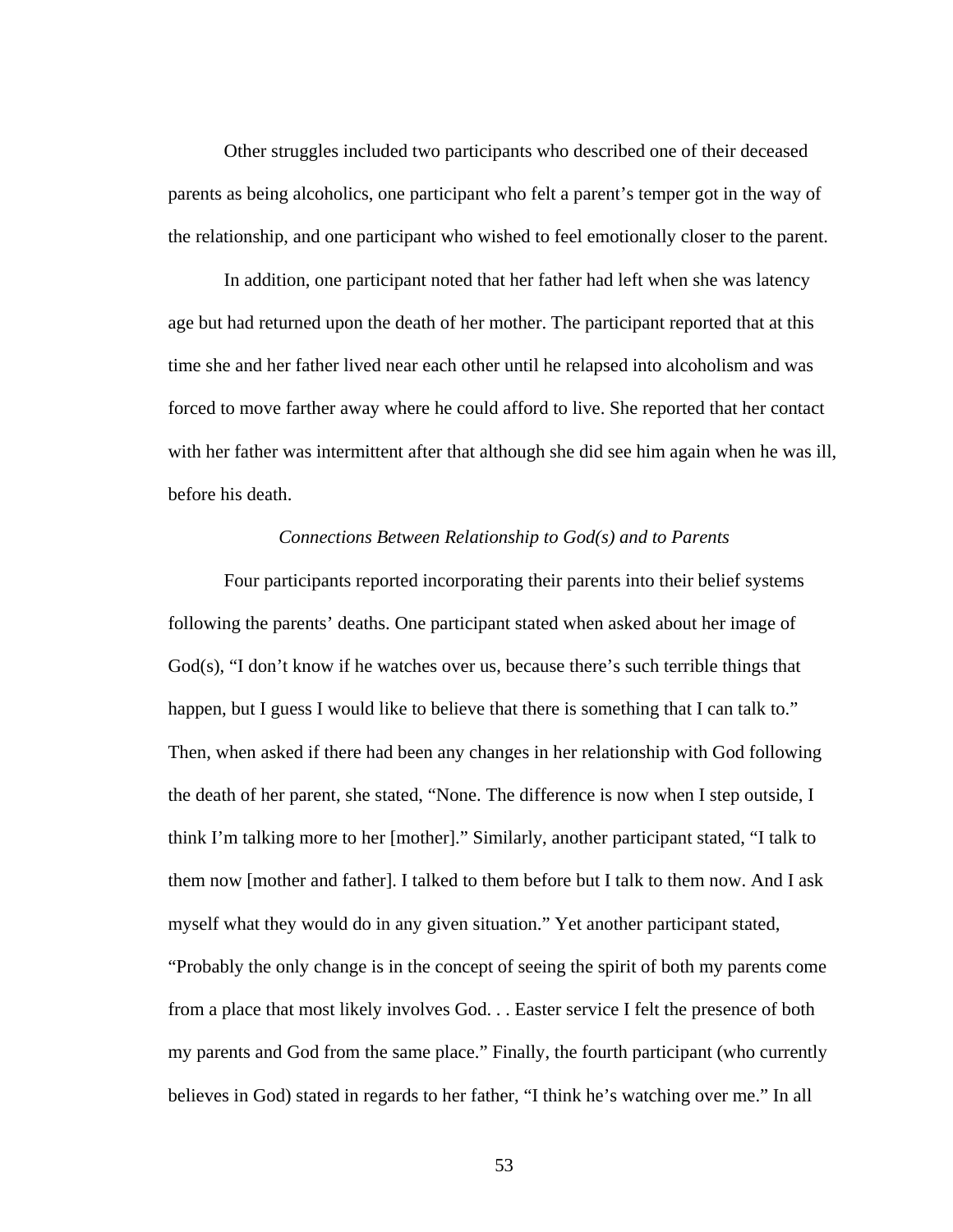Other struggles included two participants who described one of their deceased parents as being alcoholics, one participant who felt a parent's temper got in the way of the relationship, and one participant who wished to feel emotionally closer to the parent.

In addition, one participant noted that her father had left when she was latency age but had returned upon the death of her mother. The participant reported that at this time she and her father lived near each other until he relapsed into alcoholism and was forced to move farther away where he could afford to live. She reported that her contact with her father was intermittent after that although she did see him again when he was ill, before his death.

### *Connections Between Relationship to God(s) and to Parents*

Four participants reported incorporating their parents into their belief systems following the parents' deaths. One participant stated when asked about her image of God(s), "I don't know if he watches over us, because there's such terrible things that happen, but I guess I would like to believe that there is something that I can talk to." Then, when asked if there had been any changes in her relationship with God following the death of her parent, she stated, "None. The difference is now when I step outside, I think I'm talking more to her [mother]." Similarly, another participant stated, "I talk to them now [mother and father]. I talked to them before but I talk to them now. And I ask myself what they would do in any given situation." Yet another participant stated, "Probably the only change is in the concept of seeing the spirit of both my parents come from a place that most likely involves God. . . Easter service I felt the presence of both my parents and God from the same place." Finally, the fourth participant (who currently believes in God) stated in regards to her father, "I think he's watching over me." In all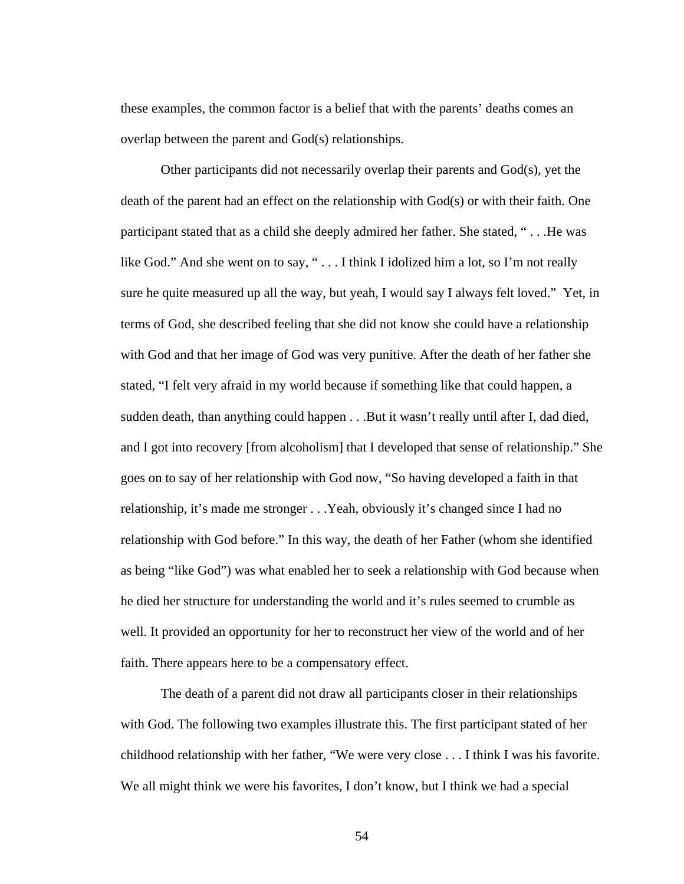these examples, the common factor is a belief that with the parents' deaths comes an overlap between the parent and God(s) relationships.

Other participants did not necessarily overlap their parents and God(s), yet the death of the parent had an effect on the relationship with God(s) or with their faith. One participant stated that as a child she deeply admired her father. She stated, " . . .He was like God." And she went on to say, " . . . I think I idolized him a lot, so I'm not really sure he quite measured up all the way, but yeah, I would say I always felt loved." Yet, in terms of God, she described feeling that she did not know she could have a relationship with God and that her image of God was very punitive. After the death of her father she stated, "I felt very afraid in my world because if something like that could happen, a sudden death, than anything could happen . . .But it wasn't really until after I, dad died, and I got into recovery [from alcoholism] that I developed that sense of relationship." She goes on to say of her relationship with God now, "So having developed a faith in that relationship, it's made me stronger . . .Yeah, obviously it's changed since I had no relationship with God before." In this way, the death of her Father (whom she identified as being "like God") was what enabled her to seek a relationship with God because when he died her structure for understanding the world and it's rules seemed to crumble as well. It provided an opportunity for her to reconstruct her view of the world and of her faith. There appears here to be a compensatory effect.

The death of a parent did not draw all participants closer in their relationships with God. The following two examples illustrate this. The first participant stated of her childhood relationship with her father, "We were very close . . . I think I was his favorite. We all might think we were his favorites, I don't know, but I think we had a special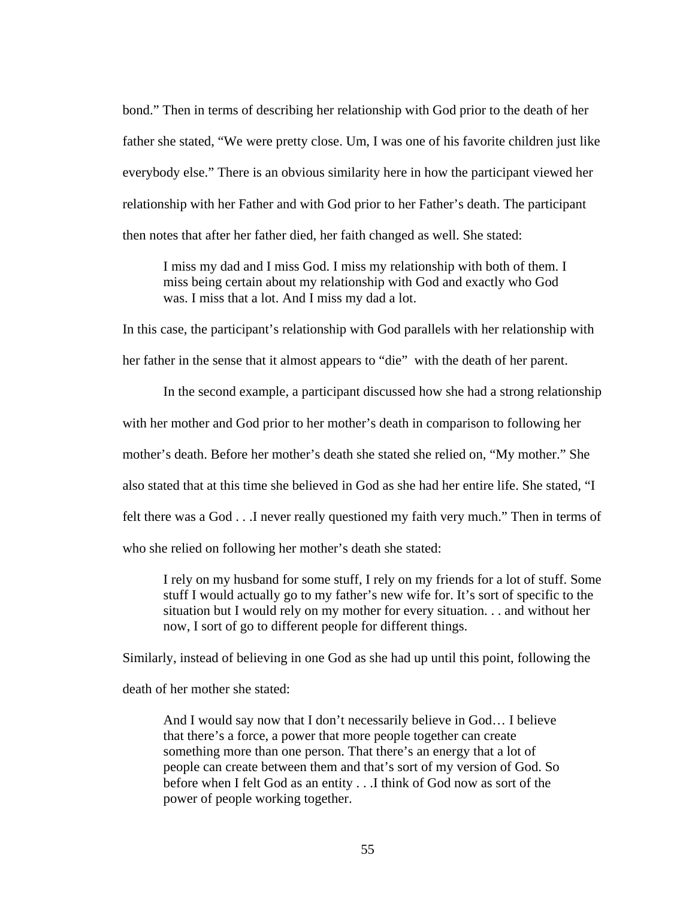bond." Then in terms of describing her relationship with God prior to the death of her father she stated, "We were pretty close. Um, I was one of his favorite children just like everybody else." There is an obvious similarity here in how the participant viewed her relationship with her Father and with God prior to her Father's death. The participant then notes that after her father died, her faith changed as well. She stated:

> I miss my dad and I miss God. I miss my relationship with both of them. I miss being certain about my relationship with God and exactly who God was. I miss that a lot. And I miss my dad a lot.

In this case, the participant's relationship with God parallels with her relationship with her father in the sense that it almost appears to "die" with the death of her parent.

In the second example, a participant discussed how she had a strong relationship with her mother and God prior to her mother's death in comparison to following her mother's death. Before her mother's death she stated she relied on, "My mother." She also stated that at this time she believed in God as she had her entire life. She stated, "I felt there was a God . . .I never really questioned my faith very much." Then in terms of who she relied on following her mother's death she stated:

> I rely on my husband for some stuff, I rely on my friends for a lot of stuff. Some stuff I would actually go to my father's new wife for. It's sort of specific to the situation but I would rely on my mother for every situation. . . and without her now, I sort of go to different people for different things.

Similarly, instead of believing in one God as she had up until this point, following the death of her mother she stated:

> And I would say now that I don't necessarily believe in God… I believe that there's a force, a power that more people together can create something more than one person. That there's an energy that a lot of people can create between them and that's sort of my version of God. So before when I felt God as an entity . . .I think of God now as sort of the power of people working together.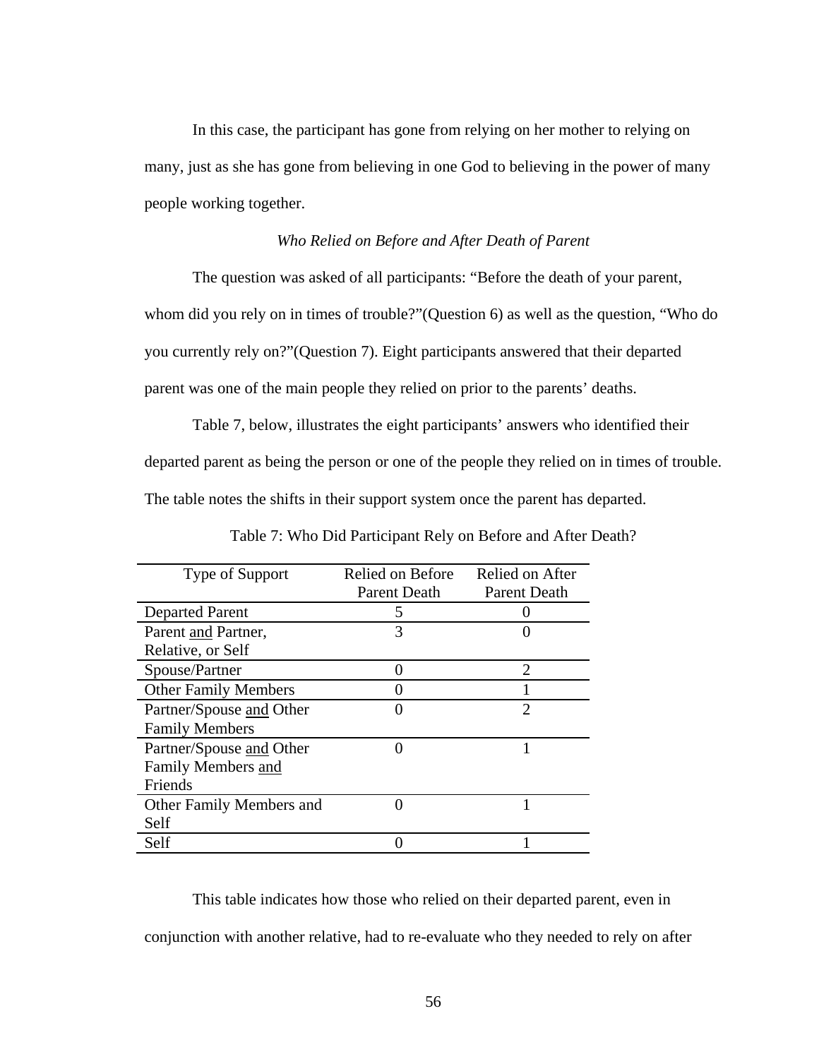In this case, the participant has gone from relying on her mother to relying on many, just as she has gone from believing in one God to believing in the power of many people working together.

*Who Relied on Before and After Death of Parent*

The question was asked of all participants: “Before the death of your parent, whom did you rely on in times of trouble?”(Question 6) as well as the question, “Who do you currently rely on?”(Question 7). Eight participants answered that their departed parent was one of the main people they relied on prior to the parents’ deaths.

Table 7, below, illustrates the eight participants’ answers who identified their departed parent as being the person or one of the people they relied on in times of trouble. The table notes the shifts in their support system once the parent has departed.

Table 7: Who Did Participant Rely on Before and After Death?

| Type of Support | Relied on Before Parent Death | Relied on After Parent Death |
|---|---|---|
| Departed Parent | 5 | 0 |
| Parent and Partner, Relative, or Self | 3 | 0 |
| Spouse/Partner | 0 | 2 |
| Other Family Members | 0 | 1 |
| Partner/Spouse and Other Family Members | 0 | 2 |
| Partner/Spouse and Other Family Members and Friends | 0 | 1 |
| Other Family Members and Self | 0 | 1 |
| Self | 0 | 1 |

This table indicates how those who relied on their departed parent, even in conjunction with another relative, had to re-evaluate who they needed to rely on after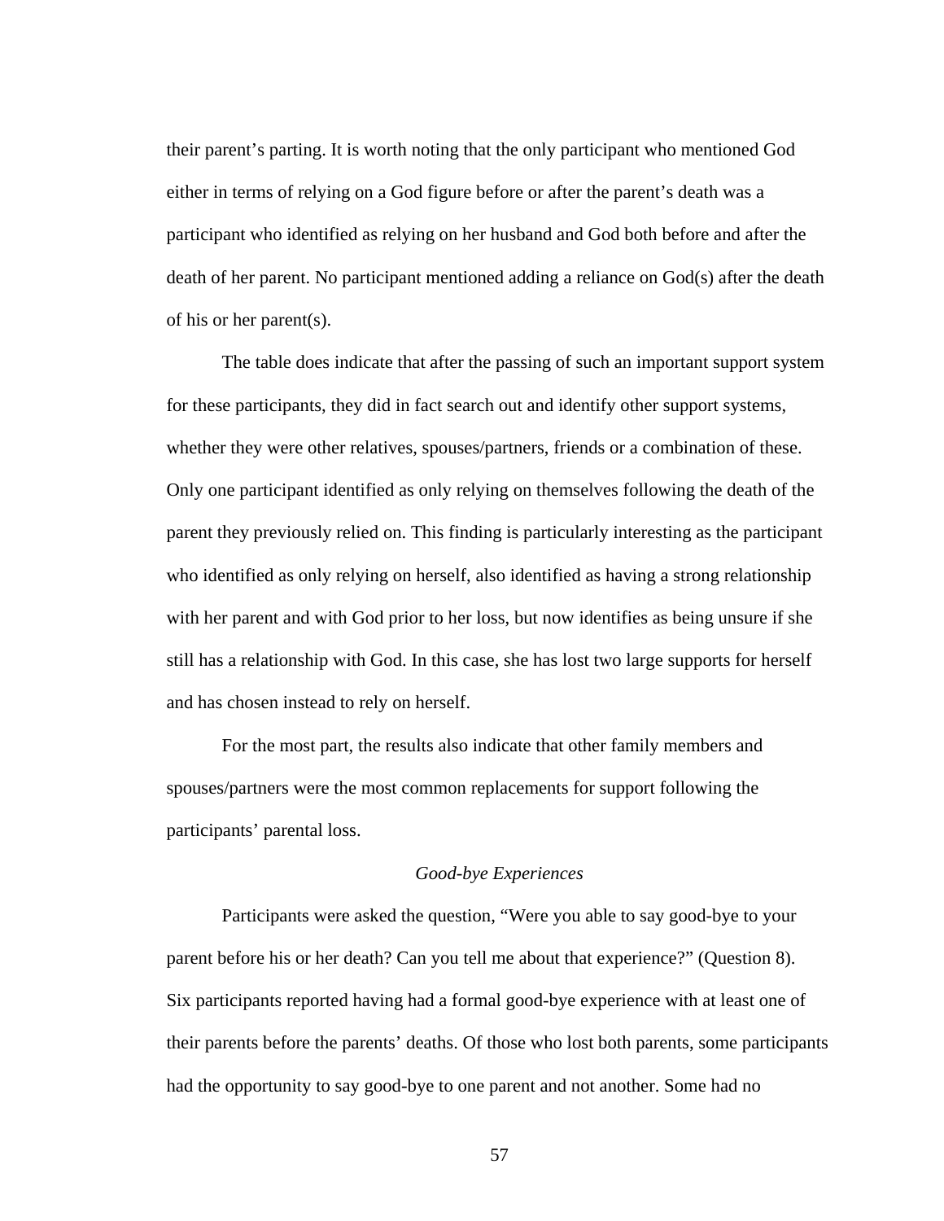their parent's parting. It is worth noting that the only participant who mentioned God either in terms of relying on a God figure before or after the parent's death was a participant who identified as relying on her husband and God both before and after the death of her parent. No participant mentioned adding a reliance on God(s) after the death of his or her parent(s).

The table does indicate that after the passing of such an important support system for these participants, they did in fact search out and identify other support systems, whether they were other relatives, spouses/partners, friends or a combination of these. Only one participant identified as only relying on themselves following the death of the parent they previously relied on. This finding is particularly interesting as the participant who identified as only relying on herself, also identified as having a strong relationship with her parent and with God prior to her loss, but now identifies as being unsure if she still has a relationship with God. In this case, she has lost two large supports for herself and has chosen instead to rely on herself.

For the most part, the results also indicate that other family members and spouses/partners were the most common replacements for support following the participants' parental loss.

### *Good-bye Experiences*

Participants were asked the question, "Were you able to say good-bye to your parent before his or her death? Can you tell me about that experience?" (Question 8). Six participants reported having had a formal good-bye experience with at least one of their parents before the parents' deaths. Of those who lost both parents, some participants had the opportunity to say good-bye to one parent and not another. Some had no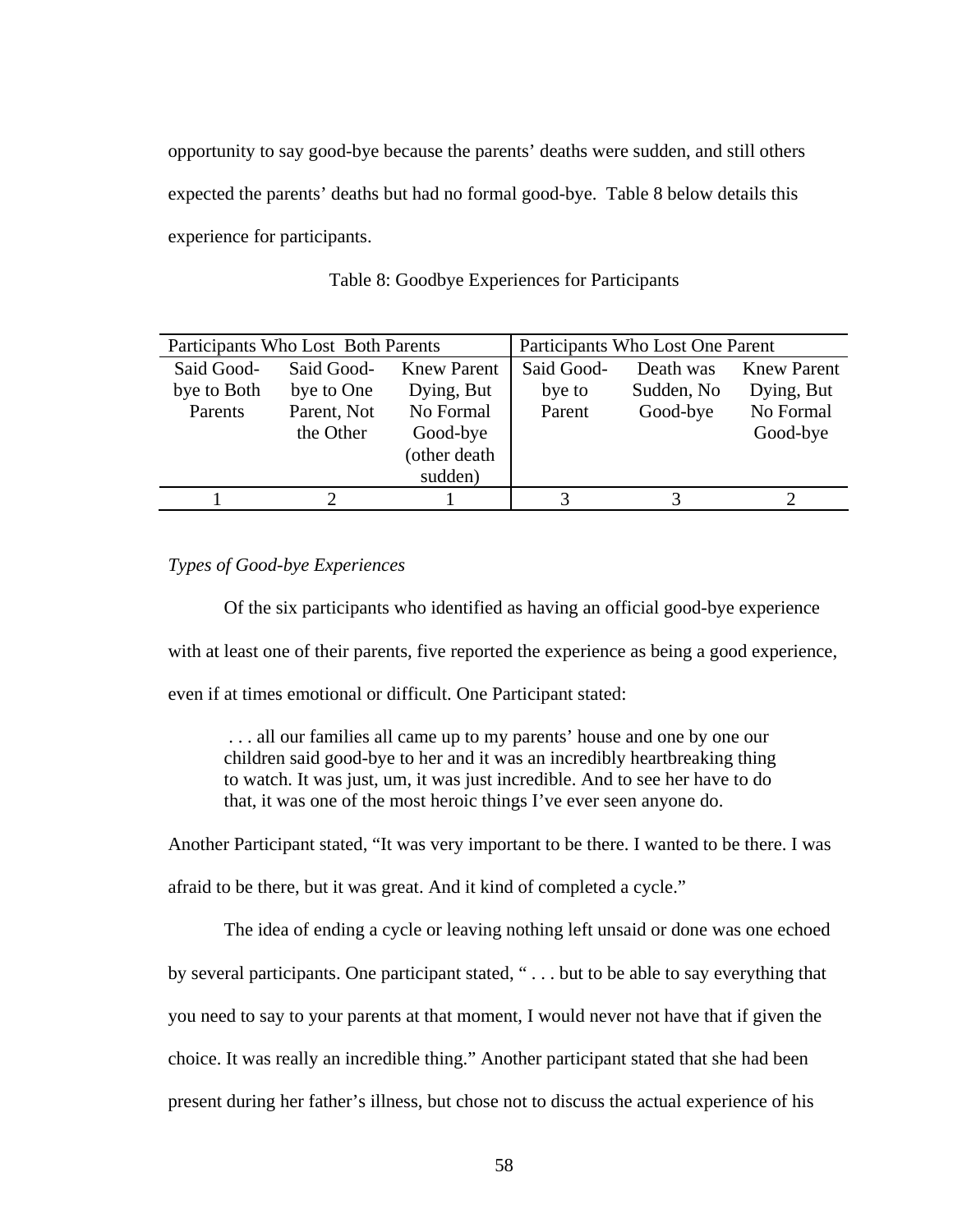opportunity to say good-bye because the parents' deaths were sudden, and still others expected the parents' deaths but had no formal good-bye. Table 8 below details this experience for participants.

Table 8: Goodbye Experiences for Participants

| Participants Who Lost Both Parents | | | Participants Who Lost One Parent | | |
|---|---|---|---|---|---|
| Said Good-bye to Both Parents | Said Good-bye to One Parent, Not the Other | Knew Parent Dying, But No Formal Good-bye (other death sudden) | Said Good-bye to Parent | Death was Sudden, No Good-bye | Knew Parent Dying, But No Formal Good-bye |
| 1 | 2 | 1 | 3 | 3 | 2 |

*Types of Good-bye Experiences*

Of the six participants who identified as having an official good-bye experience with at least one of their parents, five reported the experience as being a good experience, even if at times emotional or difficult. One Participant stated:

> . . . all our families all came up to my parents' house and one by one our children said good-bye to her and it was an incredibly heartbreaking thing to watch. It was just, um, it was just incredible. And to see her have to do that, it was one of the most heroic things I've ever seen anyone do.

Another Participant stated, "It was very important to be there. I wanted to be there. I was afraid to be there, but it was great. And it kind of completed a cycle."

The idea of ending a cycle or leaving nothing left unsaid or done was one echoed by several participants. One participant stated, " . . . but to be able to say everything that you need to say to your parents at that moment, I would never not have that if given the choice. It was really an incredible thing." Another participant stated that she had been present during her father's illness, but chose not to discuss the actual experience of his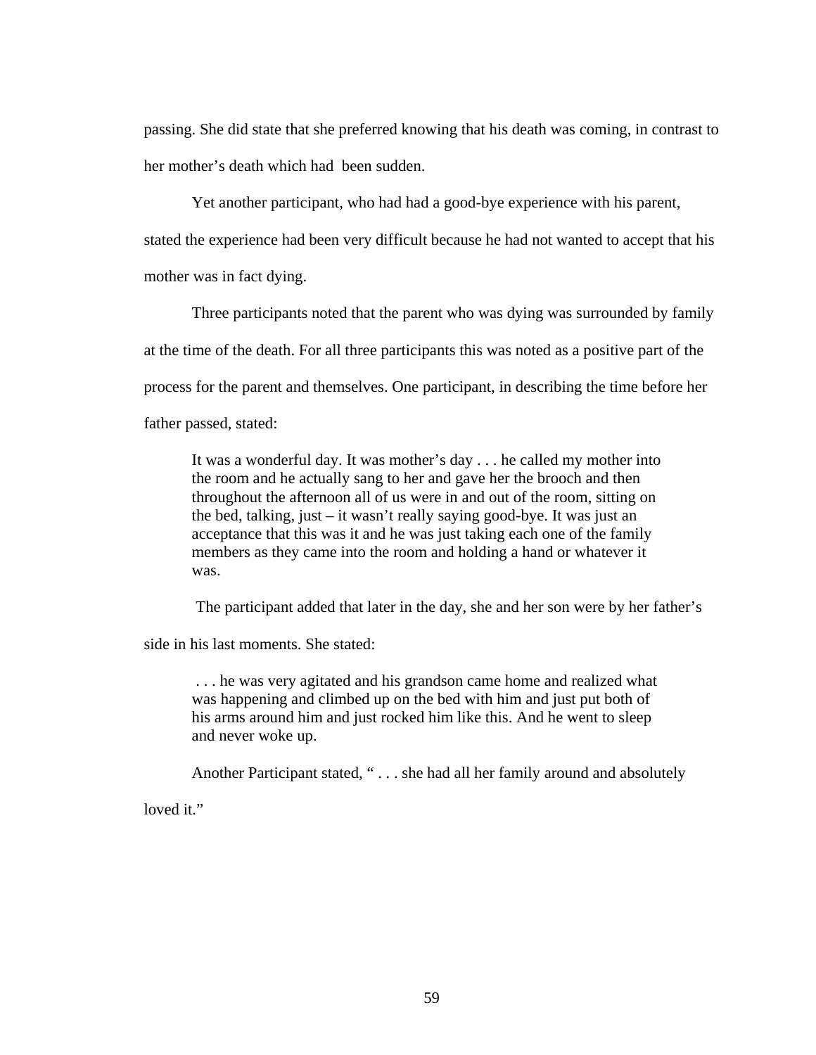passing. She did state that she preferred knowing that his death was coming, in contrast to her mother's death which had been sudden.

Yet another participant, who had had a good-bye experience with his parent, stated the experience had been very difficult because he had not wanted to accept that his mother was in fact dying.

Three participants noted that the parent who was dying was surrounded by family at the time of the death. For all three participants this was noted as a positive part of the process for the parent and themselves. One participant, in describing the time before her father passed, stated:

> It was a wonderful day. It was mother's day . . . he called my mother into the room and he actually sang to her and gave her the brooch and then throughout the afternoon all of us were in and out of the room, sitting on the bed, talking, just – it wasn't really saying good-bye. It was just an acceptance that this was it and he was just taking each one of the family members as they came into the room and holding a hand or whatever it was.

The participant added that later in the day, she and her son were by her father's side in his last moments. She stated:

> . . . he was very agitated and his grandson came home and realized what was happening and climbed up on the bed with him and just put both of his arms around him and just rocked him like this. And he went to sleep and never woke up.

Another Participant stated, " . . . she had all her family around and absolutely loved it."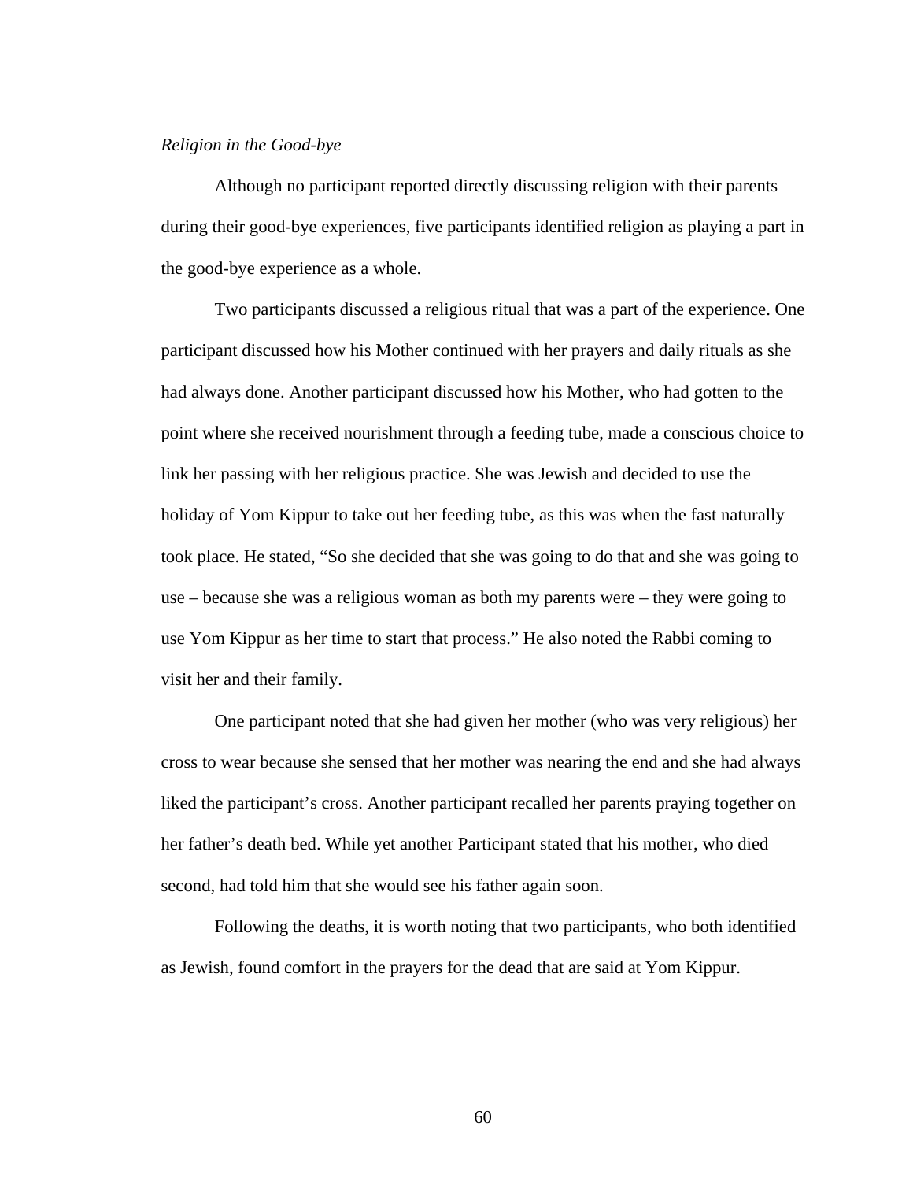*Religion in the Good-bye*

Although no participant reported directly discussing religion with their parents during their good-bye experiences, five participants identified religion as playing a part in the good-bye experience as a whole.

Two participants discussed a religious ritual that was a part of the experience. One participant discussed how his Mother continued with her prayers and daily rituals as she had always done. Another participant discussed how his Mother, who had gotten to the point where she received nourishment through a feeding tube, made a conscious choice to link her passing with her religious practice. She was Jewish and decided to use the holiday of Yom Kippur to take out her feeding tube, as this was when the fast naturally took place. He stated, "So she decided that she was going to do that and she was going to use – because she was a religious woman as both my parents were – they were going to use Yom Kippur as her time to start that process." He also noted the Rabbi coming to visit her and their family.

One participant noted that she had given her mother (who was very religious) her cross to wear because she sensed that her mother was nearing the end and she had always liked the participant's cross. Another participant recalled her parents praying together on her father's death bed. While yet another Participant stated that his mother, who died second, had told him that she would see his father again soon.

Following the deaths, it is worth noting that two participants, who both identified as Jewish, found comfort in the prayers for the dead that are said at Yom Kippur.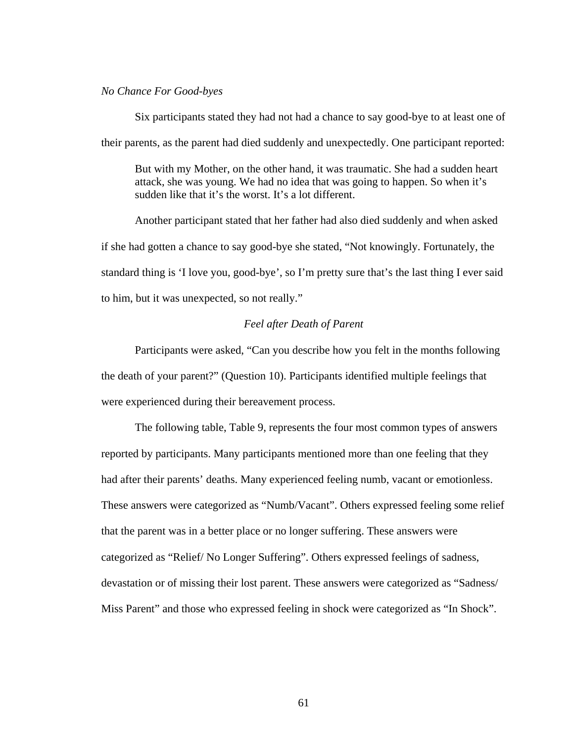*No Chance For Good-byes*

Six participants stated they had not had a chance to say good-bye to at least one of their parents, as the parent had died suddenly and unexpectedly. One participant reported:

> But with my Mother, on the other hand, it was traumatic. She had a sudden heart attack, she was young. We had no idea that was going to happen. So when it's sudden like that it's the worst. It's a lot different.

Another participant stated that her father had also died suddenly and when asked if she had gotten a chance to say good-bye she stated, "Not knowingly. Fortunately, the standard thing is 'I love you, good-bye', so I'm pretty sure that's the last thing I ever said to him, but it was unexpected, so not really."

### *Feel after Death of Parent*

Participants were asked, "Can you describe how you felt in the months following the death of your parent?" (Question 10). Participants identified multiple feelings that were experienced during their bereavement process.

The following table, Table 9, represents the four most common types of answers reported by participants. Many participants mentioned more than one feeling that they had after their parents' deaths. Many experienced feeling numb, vacant or emotionless. These answers were categorized as "Numb/Vacant". Others expressed feeling some relief that the parent was in a better place or no longer suffering. These answers were categorized as "Relief/ No Longer Suffering". Others expressed feelings of sadness, devastation or of missing their lost parent. These answers were categorized as "Sadness/ Miss Parent" and those who expressed feeling in shock were categorized as "In Shock".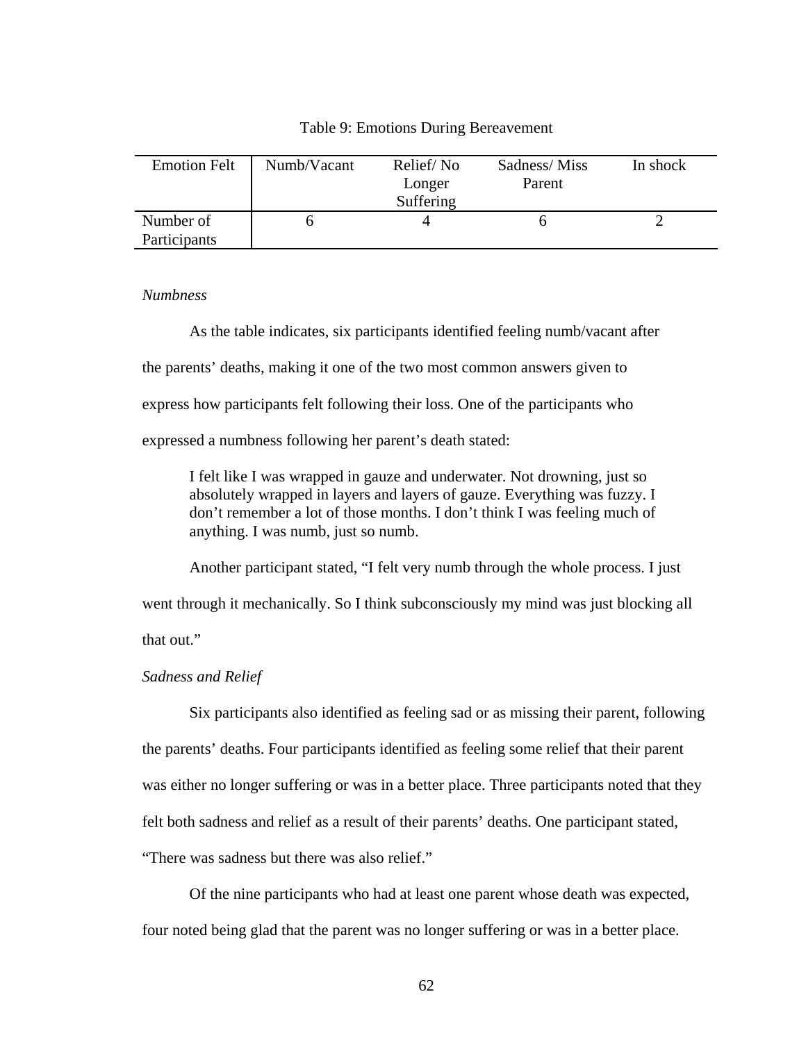Table 9: Emotions During Bereavement

| Emotion Felt | Numb/Vacant | Relief/ No Longer Suffering | Sadness/ Miss Parent | In shock |
|---|---|---|---|---|
| Number of Participants | 6 | 4 | 6 | 2 |

*Numbness*

As the table indicates, six participants identified feeling numb/vacant after the parents' deaths, making it one of the two most common answers given to express how participants felt following their loss. One of the participants who expressed a numbness following her parent's death stated:

> I felt like I was wrapped in gauze and underwater. Not drowning, just so absolutely wrapped in layers and layers of gauze. Everything was fuzzy. I don't remember a lot of those months. I don't think I was feeling much of anything. I was numb, just so numb.

Another participant stated, "I felt very numb through the whole process. I just went through it mechanically. So I think subconsciously my mind was just blocking all that out."

*Sadness and Relief*

Six participants also identified as feeling sad or as missing their parent, following the parents' deaths. Four participants identified as feeling some relief that their parent was either no longer suffering or was in a better place. Three participants noted that they felt both sadness and relief as a result of their parents' deaths. One participant stated, "There was sadness but there was also relief."

Of the nine participants who had at least one parent whose death was expected, four noted being glad that the parent was no longer suffering or was in a better place.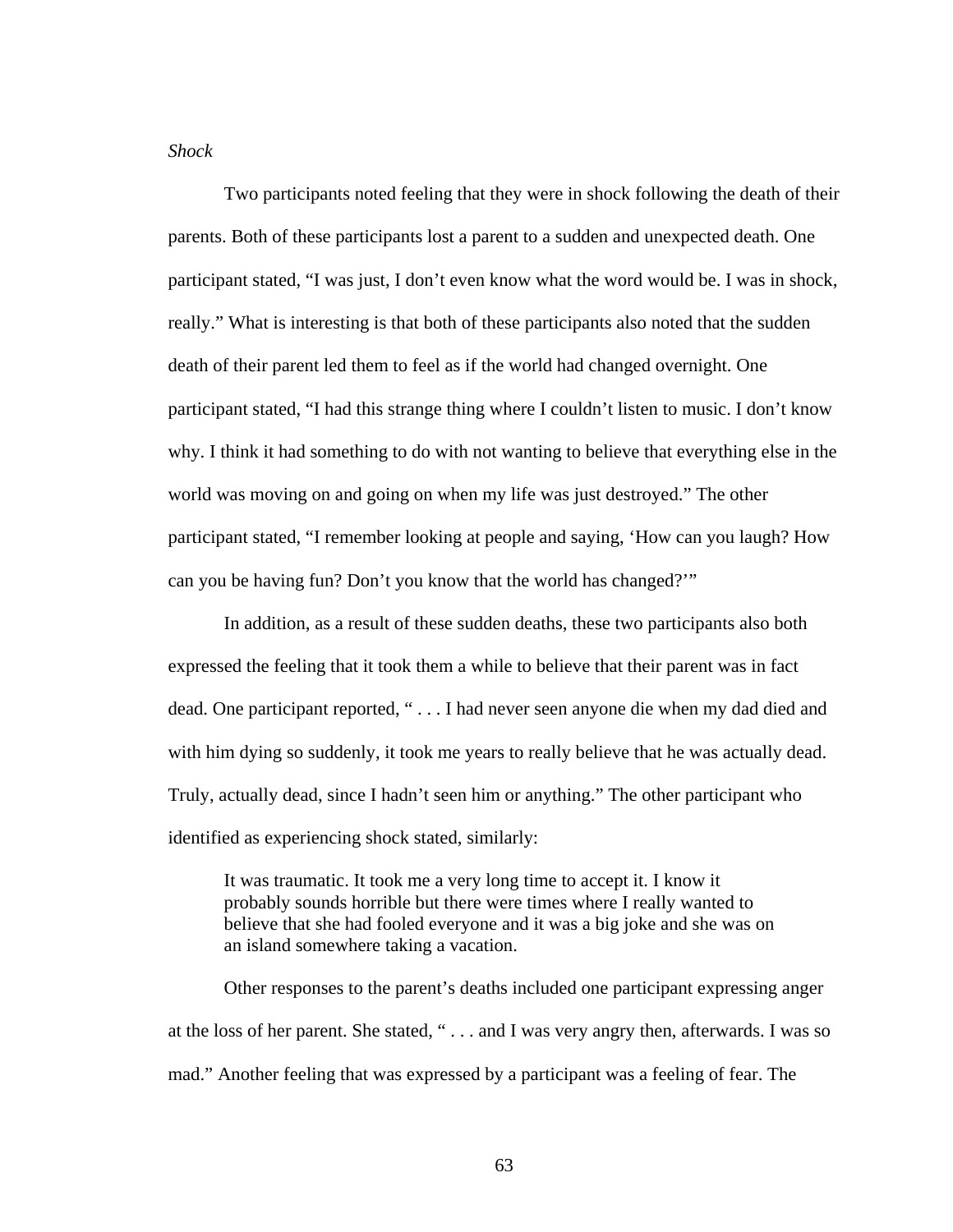*Shock*

Two participants noted feeling that they were in shock following the death of their parents. Both of these participants lost a parent to a sudden and unexpected death. One participant stated, “I was just, I don’t even know what the word would be. I was in shock, really.” What is interesting is that both of these participants also noted that the sudden death of their parent led them to feel as if the world had changed overnight. One participant stated, “I had this strange thing where I couldn’t listen to music. I don’t know why. I think it had something to do with not wanting to believe that everything else in the world was moving on and going on when my life was just destroyed.” The other participant stated, “I remember looking at people and saying, ‘How can you laugh? How can you be having fun? Don’t you know that the world has changed?’”

In addition, as a result of these sudden deaths, these two participants also both expressed the feeling that it took them a while to believe that their parent was in fact dead. One participant reported, “ . . . I had never seen anyone die when my dad died and with him dying so suddenly, it took me years to really believe that he was actually dead. Truly, actually dead, since I hadn’t seen him or anything.” The other participant who identified as experiencing shock stated, similarly:

> It was traumatic. It took me a very long time to accept it. I know it probably sounds horrible but there were times where I really wanted to believe that she had fooled everyone and it was a big joke and she was on an island somewhere taking a vacation.

Other responses to the parent’s deaths included one participant expressing anger at the loss of her parent. She stated, “ . . . and I was very angry then, afterwards. I was so mad.” Another feeling that was expressed by a participant was a feeling of fear. The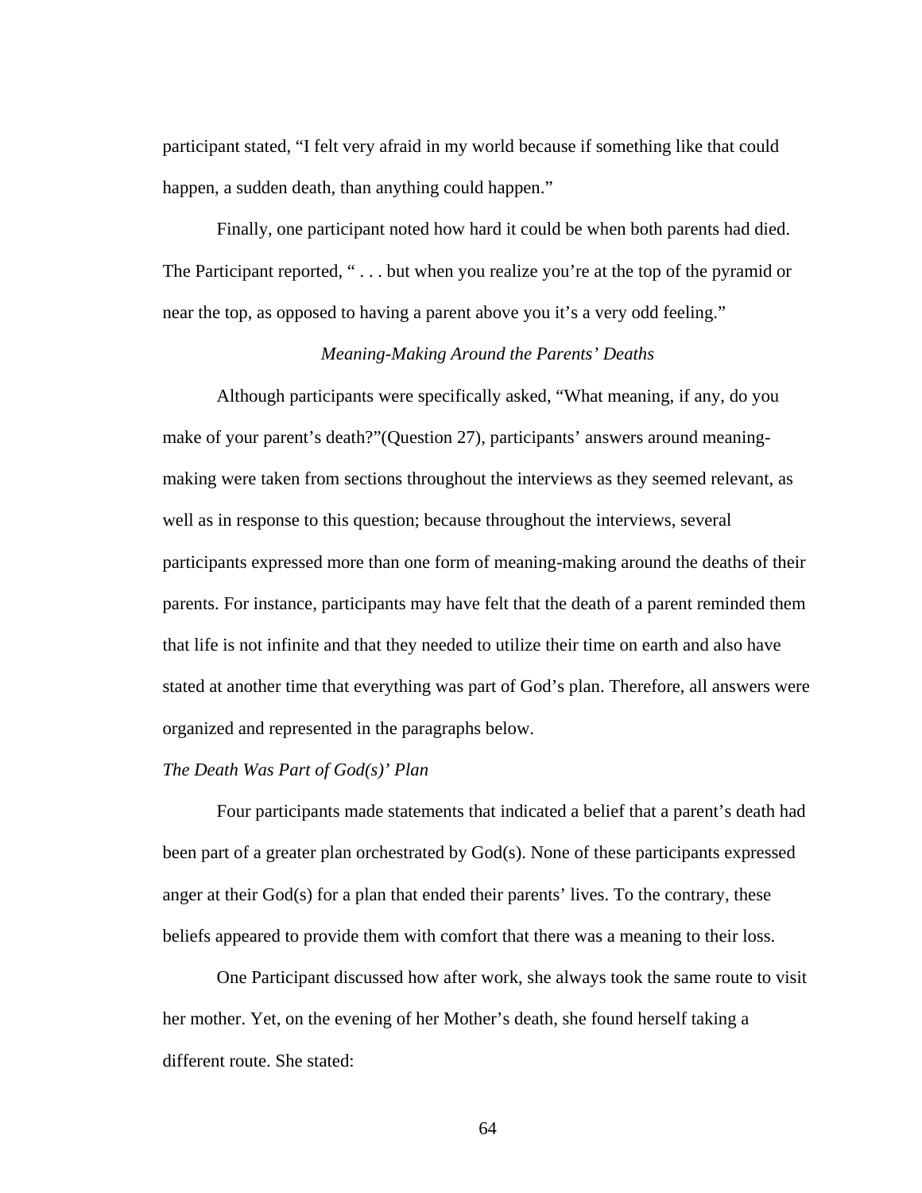participant stated, “I felt very afraid in my world because if something like that could happen, a sudden death, than anything could happen.”

Finally, one participant noted how hard it could be when both parents had died. The Participant reported, “ . . . but when you realize you’re at the top of the pyramid or near the top, as opposed to having a parent above you it’s a very odd feeling.”

### *Meaning-Making Around the Parents’ Deaths*

Although participants were specifically asked, “What meaning, if any, do you make of your parent’s death?”(Question 27), participants’ answers around meaning-making were taken from sections throughout the interviews as they seemed relevant, as well as in response to this question; because throughout the interviews, several participants expressed more than one form of meaning-making around the deaths of their parents. For instance, participants may have felt that the death of a parent reminded them that life is not infinite and that they needed to utilize their time on earth and also have stated at another time that everything was part of God’s plan. Therefore, all answers were organized and represented in the paragraphs below.

#### *The Death Was Part of God(s)’ Plan*

Four participants made statements that indicated a belief that a parent’s death had been part of a greater plan orchestrated by God(s). None of these participants expressed anger at their God(s) for a plan that ended their parents’ lives. To the contrary, these beliefs appeared to provide them with comfort that there was a meaning to their loss.

One Participant discussed how after work, she always took the same route to visit her mother. Yet, on the evening of her Mother’s death, she found herself taking a different route. She stated: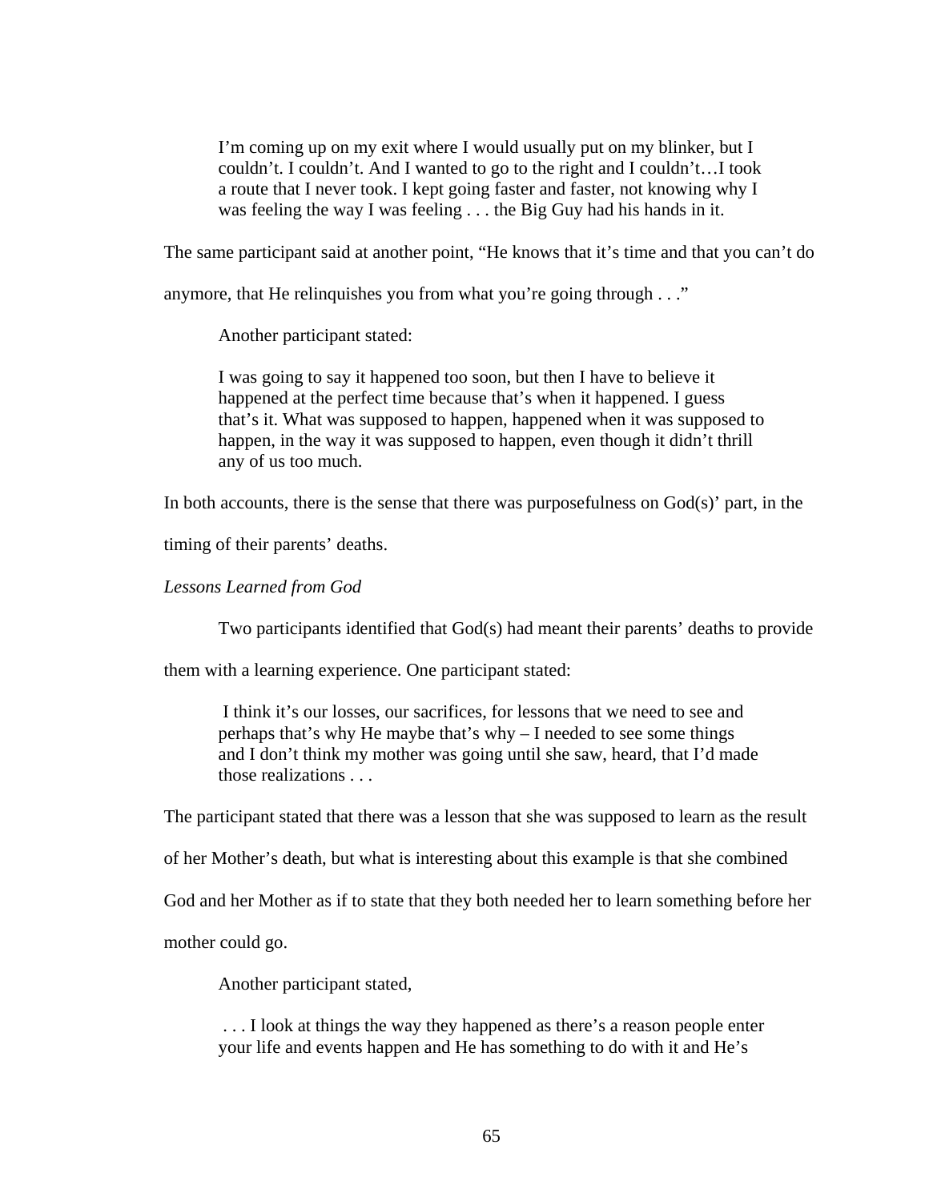> I'm coming up on my exit where I would usually put on my blinker, but I couldn't. I couldn't. And I wanted to go to the right and I couldn't…I took a route that I never took. I kept going faster and faster, not knowing why I was feeling the way I was feeling . . . the Big Guy had his hands in it.

The same participant said at another point, "He knows that it's time and that you can't do anymore, that He relinquishes you from what you're going through . . ."

Another participant stated:

> I was going to say it happened too soon, but then I have to believe it happened at the perfect time because that's when it happened. I guess that's it. What was supposed to happen, happened when it was supposed to happen, in the way it was supposed to happen, even though it didn't thrill any of us too much.

In both accounts, there is the sense that there was purposefulness on God(s)' part, in the timing of their parents' deaths.

*Lessons Learned from God*

Two participants identified that God(s) had meant their parents' deaths to provide them with a learning experience. One participant stated:

> I think it's our losses, our sacrifices, for lessons that we need to see and perhaps that's why He maybe that's why – I needed to see some things and I don't think my mother was going until she saw, heard, that I'd made those realizations . . .

The participant stated that there was a lesson that she was supposed to learn as the result of her Mother's death, but what is interesting about this example is that she combined God and her Mother as if to state that they both needed her to learn something before her mother could go.

Another participant stated,

> . . . I look at things the way they happened as there's a reason people enter your life and events happen and He has something to do with it and He's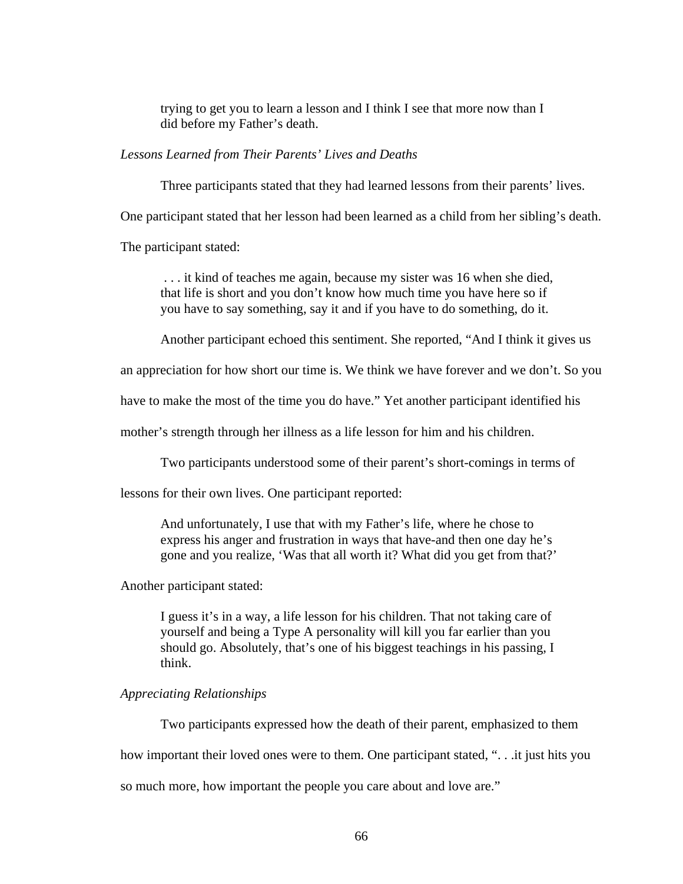> trying to get you to learn a lesson and I think I see that more now than I did before my Father's death.

*Lessons Learned from Their Parents' Lives and Deaths*

Three participants stated that they had learned lessons from their parents' lives. One participant stated that her lesson had been learned as a child from her sibling's death. The participant stated:

> . . . it kind of teaches me again, because my sister was 16 when she died, that life is short and you don't know how much time you have here so if you have to say something, say it and if you have to do something, do it.

Another participant echoed this sentiment. She reported, "And I think it gives us an appreciation for how short our time is. We think we have forever and we don't. So you have to make the most of the time you do have." Yet another participant identified his mother's strength through her illness as a life lesson for him and his children.

Two participants understood some of their parent's short-comings in terms of lessons for their own lives. One participant reported:

> And unfortunately, I use that with my Father's life, where he chose to express his anger and frustration in ways that have-and then one day he's gone and you realize, 'Was that all worth it? What did you get from that?'

Another participant stated:

> I guess it's in a way, a life lesson for his children. That not taking care of yourself and being a Type A personality will kill you far earlier than you should go. Absolutely, that's one of his biggest teachings in his passing, I think.

*Appreciating Relationships*

Two participants expressed how the death of their parent, emphasized to them how important their loved ones were to them. One participant stated, ". . .it just hits you so much more, how important the people you care about and love are."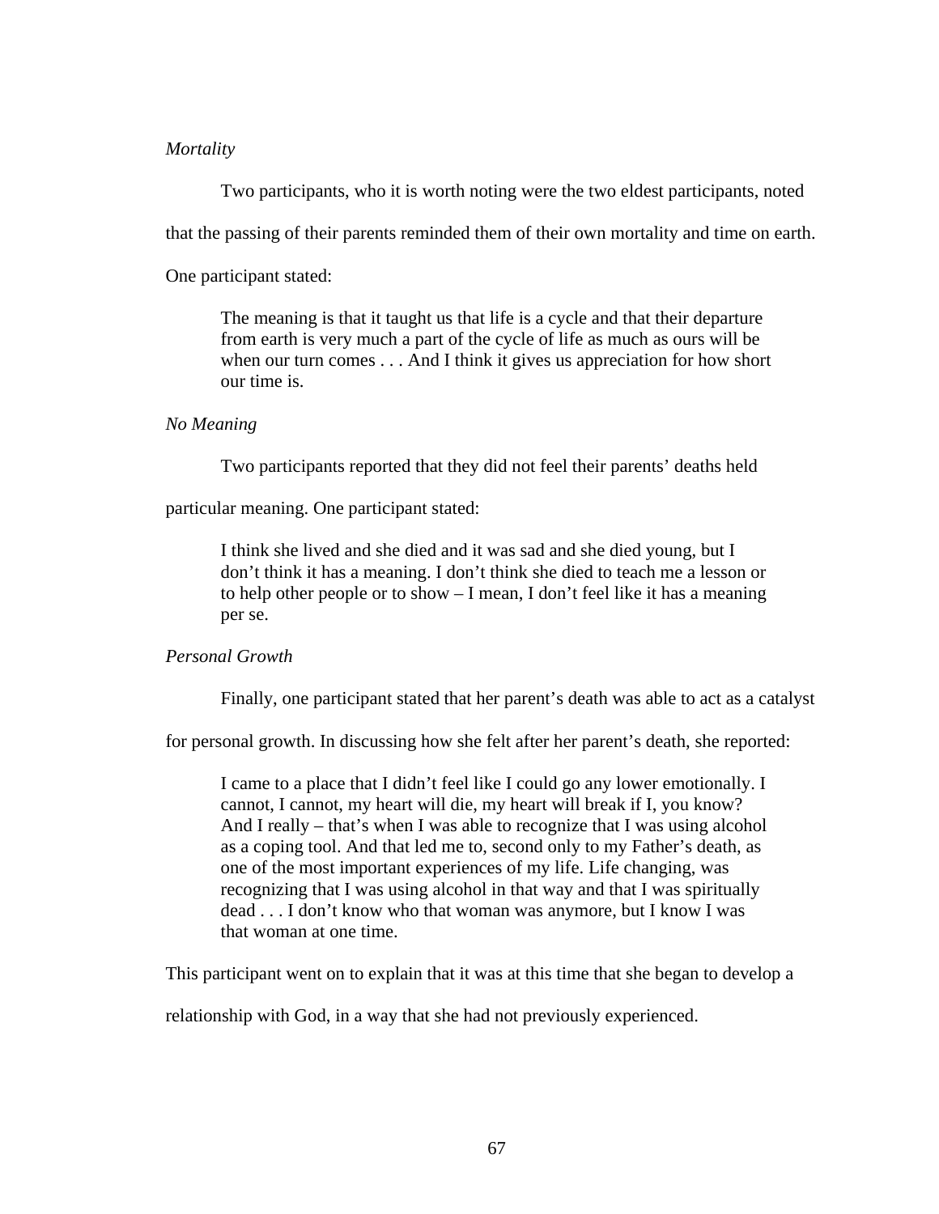*Mortality*

Two participants, who it is worth noting were the two eldest participants, noted that the passing of their parents reminded them of their own mortality and time on earth. One participant stated:

> The meaning is that it taught us that life is a cycle and that their departure from earth is very much a part of the cycle of life as much as ours will be when our turn comes . . . And I think it gives us appreciation for how short our time is.

*No Meaning*

Two participants reported that they did not feel their parents' deaths held particular meaning. One participant stated:

> I think she lived and she died and it was sad and she died young, but I don't think it has a meaning. I don't think she died to teach me a lesson or to help other people or to show – I mean, I don't feel like it has a meaning per se.

*Personal Growth*

Finally, one participant stated that her parent's death was able to act as a catalyst for personal growth. In discussing how she felt after her parent's death, she reported:

> I came to a place that I didn't feel like I could go any lower emotionally. I cannot, I cannot, my heart will die, my heart will break if I, you know? And I really – that's when I was able to recognize that I was using alcohol as a coping tool. And that led me to, second only to my Father's death, as one of the most important experiences of my life. Life changing, was recognizing that I was using alcohol in that way and that I was spiritually dead . . . I don't know who that woman was anymore, but I know I was that woman at one time.

This participant went on to explain that it was at this time that she began to develop a relationship with God, in a way that she had not previously experienced.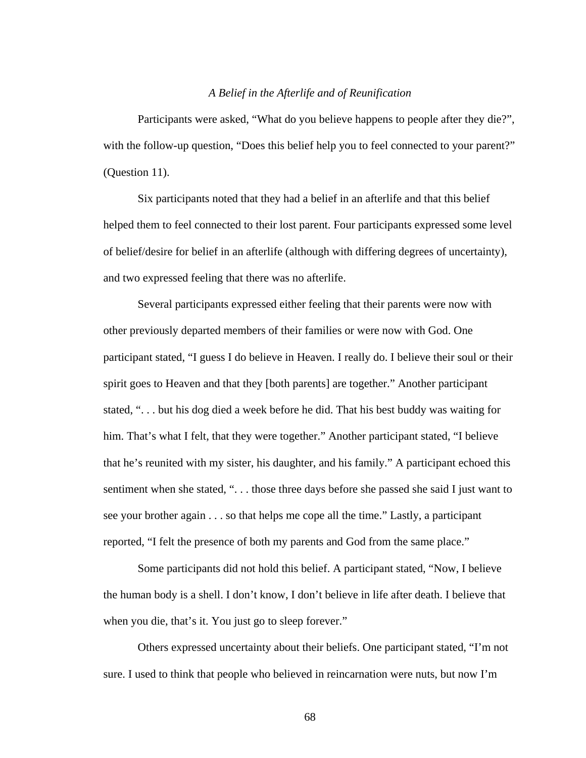### *A Belief in the Afterlife and of Reunification*

Participants were asked, “What do you believe happens to people after they die?”, with the follow-up question, “Does this belief help you to feel connected to your parent?” (Question 11).

Six participants noted that they had a belief in an afterlife and that this belief helped them to feel connected to their lost parent. Four participants expressed some level of belief/desire for belief in an afterlife (although with differing degrees of uncertainty), and two expressed feeling that there was no afterlife.

Several participants expressed either feeling that their parents were now with other previously departed members of their families or were now with God. One participant stated, “I guess I do believe in Heaven. I really do. I believe their soul or their spirit goes to Heaven and that they [both parents] are together.” Another participant stated, “. . . but his dog died a week before he did. That his best buddy was waiting for him. That’s what I felt, that they were together.” Another participant stated, “I believe that he’s reunited with my sister, his daughter, and his family.” A participant echoed this sentiment when she stated, “. . . those three days before she passed she said I just want to see your brother again . . . so that helps me cope all the time.” Lastly, a participant reported, “I felt the presence of both my parents and God from the same place.”

Some participants did not hold this belief. A participant stated, “Now, I believe the human body is a shell. I don’t know, I don’t believe in life after death. I believe that when you die, that’s it. You just go to sleep forever.”

Others expressed uncertainty about their beliefs. One participant stated, “I’m not sure. I used to think that people who believed in reincarnation were nuts, but now I’m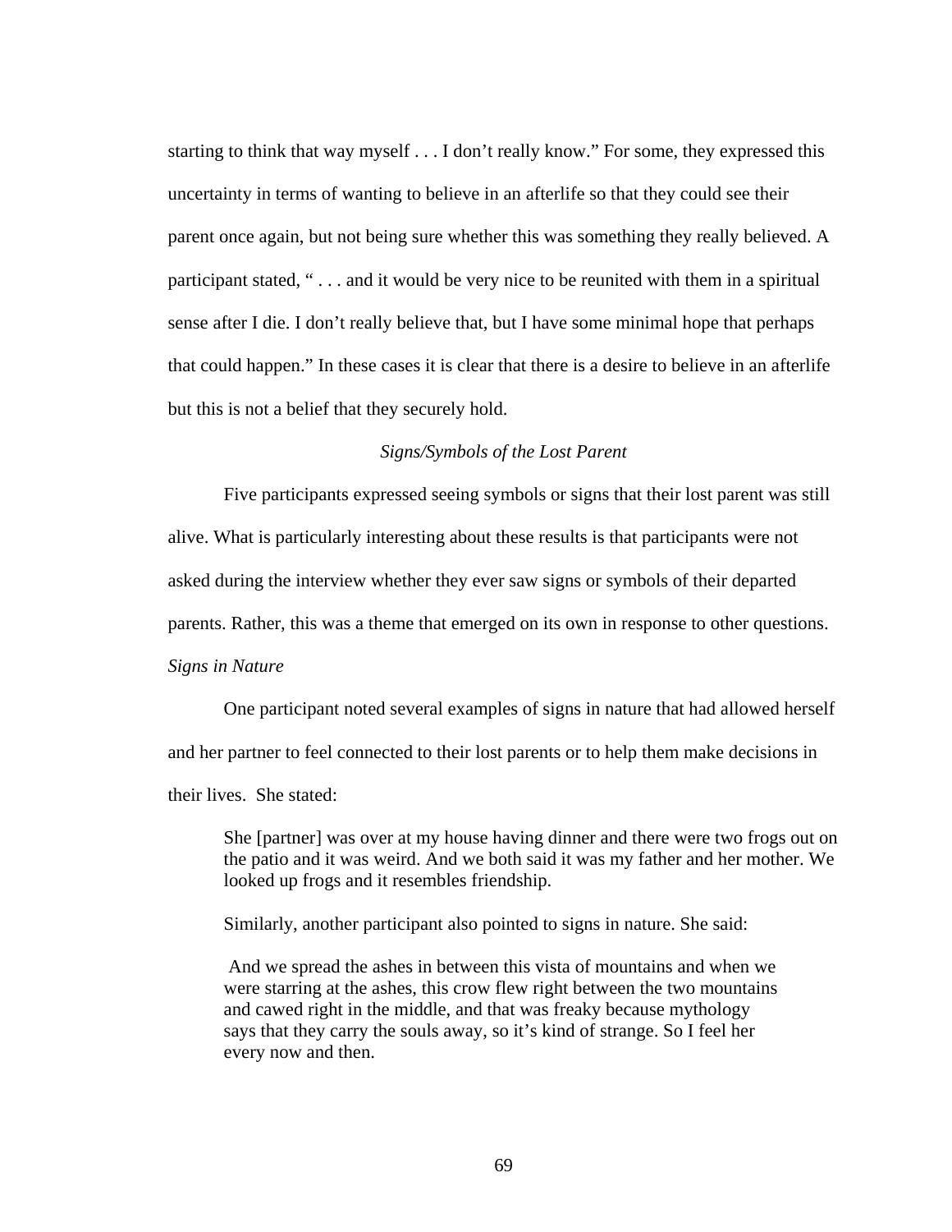starting to think that way myself . . . I don’t really know.” For some, they expressed this uncertainty in terms of wanting to believe in an afterlife so that they could see their parent once again, but not being sure whether this was something they really believed. A participant stated, “ . . . and it would be very nice to be reunited with them in a spiritual sense after I die. I don’t really believe that, but I have some minimal hope that perhaps that could happen.” In these cases it is clear that there is a desire to believe in an afterlife but this is not a belief that they securely hold.

### *Signs/Symbols of the Lost Parent*

Five participants expressed seeing symbols or signs that their lost parent was still alive. What is particularly interesting about these results is that participants were not asked during the interview whether they ever saw signs or symbols of their departed parents. Rather, this was a theme that emerged on its own in response to other questions.

#### *Signs in Nature*

One participant noted several examples of signs in nature that had allowed herself and her partner to feel connected to their lost parents or to help them make decisions in their lives.  She stated:

> She [partner] was over at my house having dinner and there were two frogs out on the patio and it was weird. And we both said it was my father and her mother. We looked up frogs and it resembles friendship.

Similarly, another participant also pointed to signs in nature. She said:

> And we spread the ashes in between this vista of mountains and when we were starring at the ashes, this crow flew right between the two mountains and cawed right in the middle, and that was freaky because mythology says that they carry the souls away, so it’s kind of strange. So I feel her every now and then.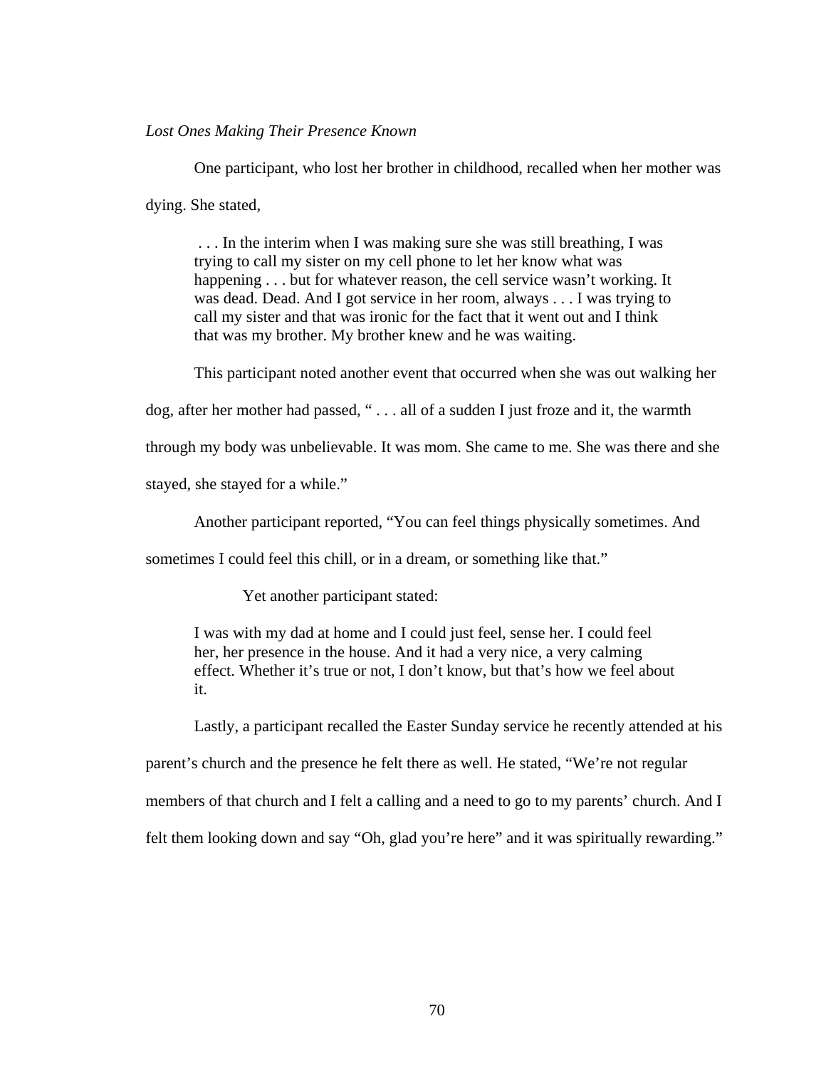*Lost Ones Making Their Presence Known*

One participant, who lost her brother in childhood, recalled when her mother was dying. She stated,

> . . . In the interim when I was making sure she was still breathing, I was trying to call my sister on my cell phone to let her know what was happening . . . but for whatever reason, the cell service wasn't working. It was dead. Dead. And I got service in her room, always . . . I was trying to call my sister and that was ironic for the fact that it went out and I think that was my brother. My brother knew and he was waiting.

This participant noted another event that occurred when she was out walking her dog, after her mother had passed, " . . . all of a sudden I just froze and it, the warmth through my body was unbelievable. It was mom. She came to me. She was there and she stayed, she stayed for a while."

Another participant reported, "You can feel things physically sometimes. And sometimes I could feel this chill, or in a dream, or something like that."

Yet another participant stated:

> I was with my dad at home and I could just feel, sense her. I could feel her, her presence in the house. And it had a very nice, a very calming effect. Whether it's true or not, I don't know, but that's how we feel about it.

Lastly, a participant recalled the Easter Sunday service he recently attended at his parent's church and the presence he felt there as well. He stated, "We're not regular members of that church and I felt a calling and a need to go to my parents' church. And I felt them looking down and say "Oh, glad you're here" and it was spiritually rewarding."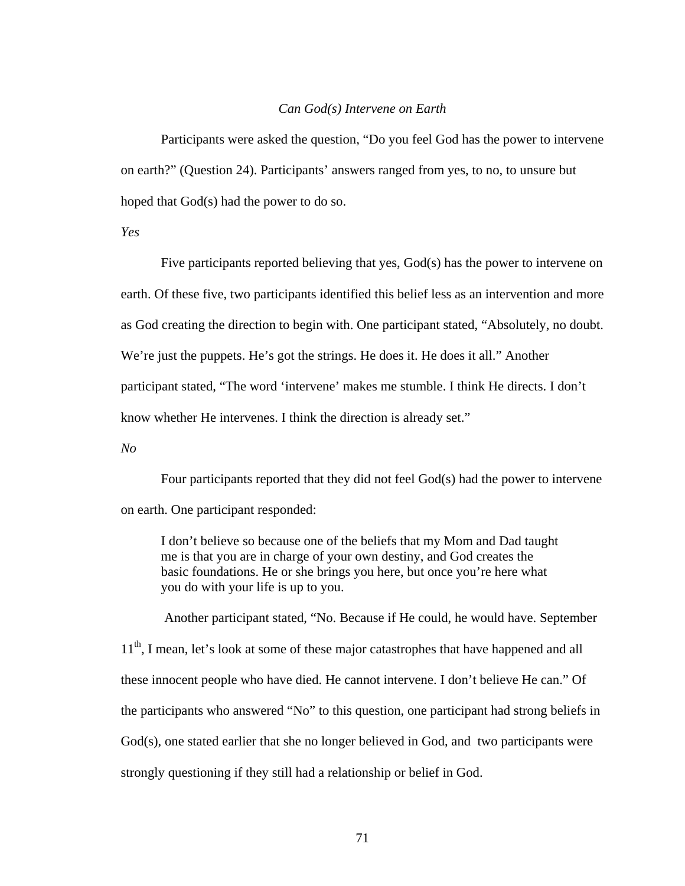### *Can God(s) Intervene on Earth*

Participants were asked the question, "Do you feel God has the power to intervene on earth?" (Question 24). Participants' answers ranged from yes, to no, to unsure but hoped that God(s) had the power to do so.

*Yes*

Five participants reported believing that yes, God(s) has the power to intervene on earth. Of these five, two participants identified this belief less as an intervention and more as God creating the direction to begin with. One participant stated, "Absolutely, no doubt. We're just the puppets. He's got the strings. He does it. He does it all." Another participant stated, "The word 'intervene' makes me stumble. I think He directs. I don't know whether He intervenes. I think the direction is already set."

*No*

Four participants reported that they did not feel God(s) had the power to intervene on earth. One participant responded:

> I don't believe so because one of the beliefs that my Mom and Dad taught me is that you are in charge of your own destiny, and God creates the basic foundations. He or she brings you here, but once you're here what you do with your life is up to you.

Another participant stated, "No. Because if He could, he would have. September 11th, I mean, let's look at some of these major catastrophes that have happened and all these innocent people who have died. He cannot intervene. I don't believe He can." Of the participants who answered "No" to this question, one participant had strong beliefs in God(s), one stated earlier that she no longer believed in God, and two participants were strongly questioning if they still had a relationship or belief in God.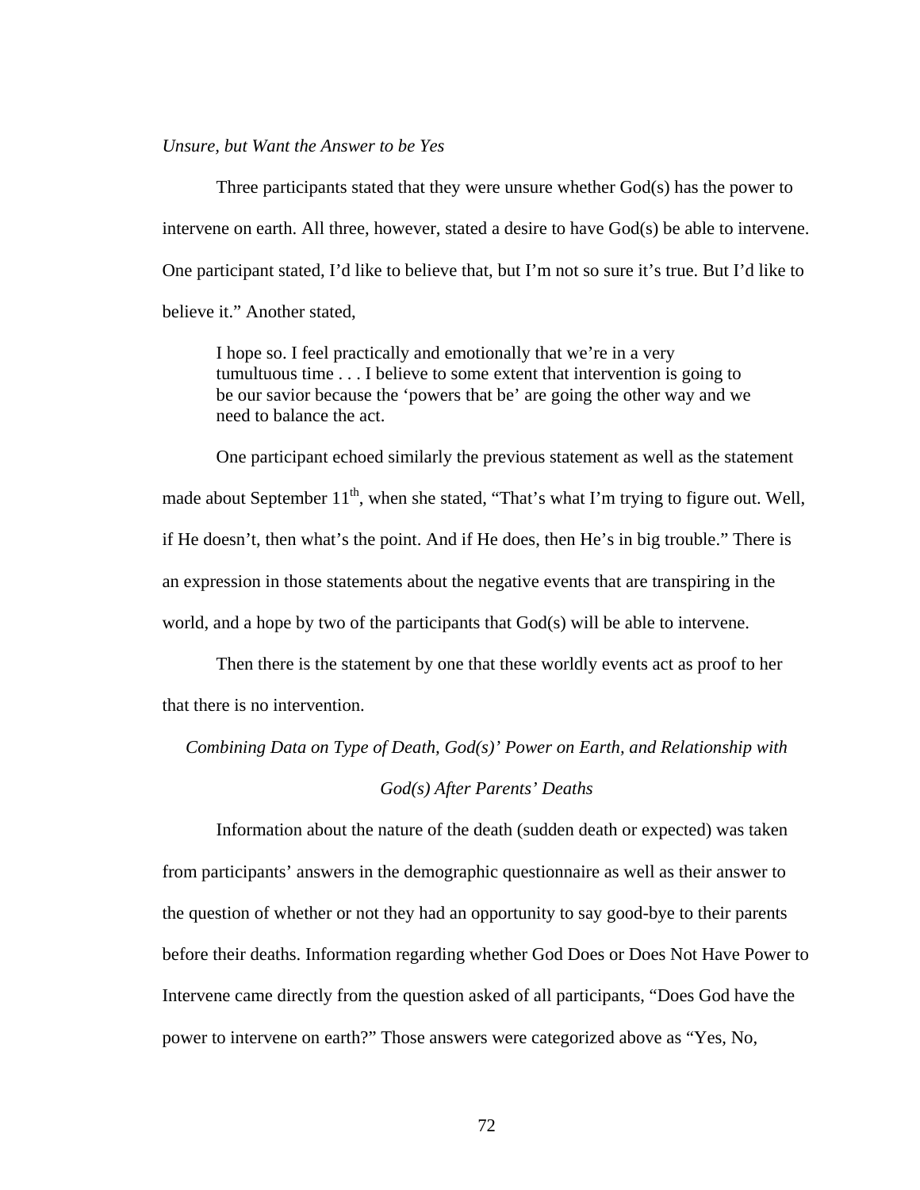*Unsure, but Want the Answer to be Yes*

Three participants stated that they were unsure whether God(s) has the power to intervene on earth. All three, however, stated a desire to have God(s) be able to intervene. One participant stated, I'd like to believe that, but I'm not so sure it's true. But I'd like to believe it." Another stated,

> I hope so. I feel practically and emotionally that we're in a very tumultuous time . . . I believe to some extent that intervention is going to be our savior because the 'powers that be' are going the other way and we need to balance the act.

One participant echoed similarly the previous statement as well as the statement made about September 11th, when she stated, "That's what I'm trying to figure out. Well, if He doesn't, then what's the point. And if He does, then He's in big trouble." There is an expression in those statements about the negative events that are transpiring in the world, and a hope by two of the participants that God(s) will be able to intervene.

Then there is the statement by one that these worldly events act as proof to her that there is no intervention.

*Combining Data on Type of Death, God(s)' Power on Earth, and Relationship with God(s) After Parents' Deaths*

Information about the nature of the death (sudden death or expected) was taken from participants' answers in the demographic questionnaire as well as their answer to the question of whether or not they had an opportunity to say good-bye to their parents before their deaths. Information regarding whether God Does or Does Not Have Power to Intervene came directly from the question asked of all participants, "Does God have the power to intervene on earth?" Those answers were categorized above as "Yes, No,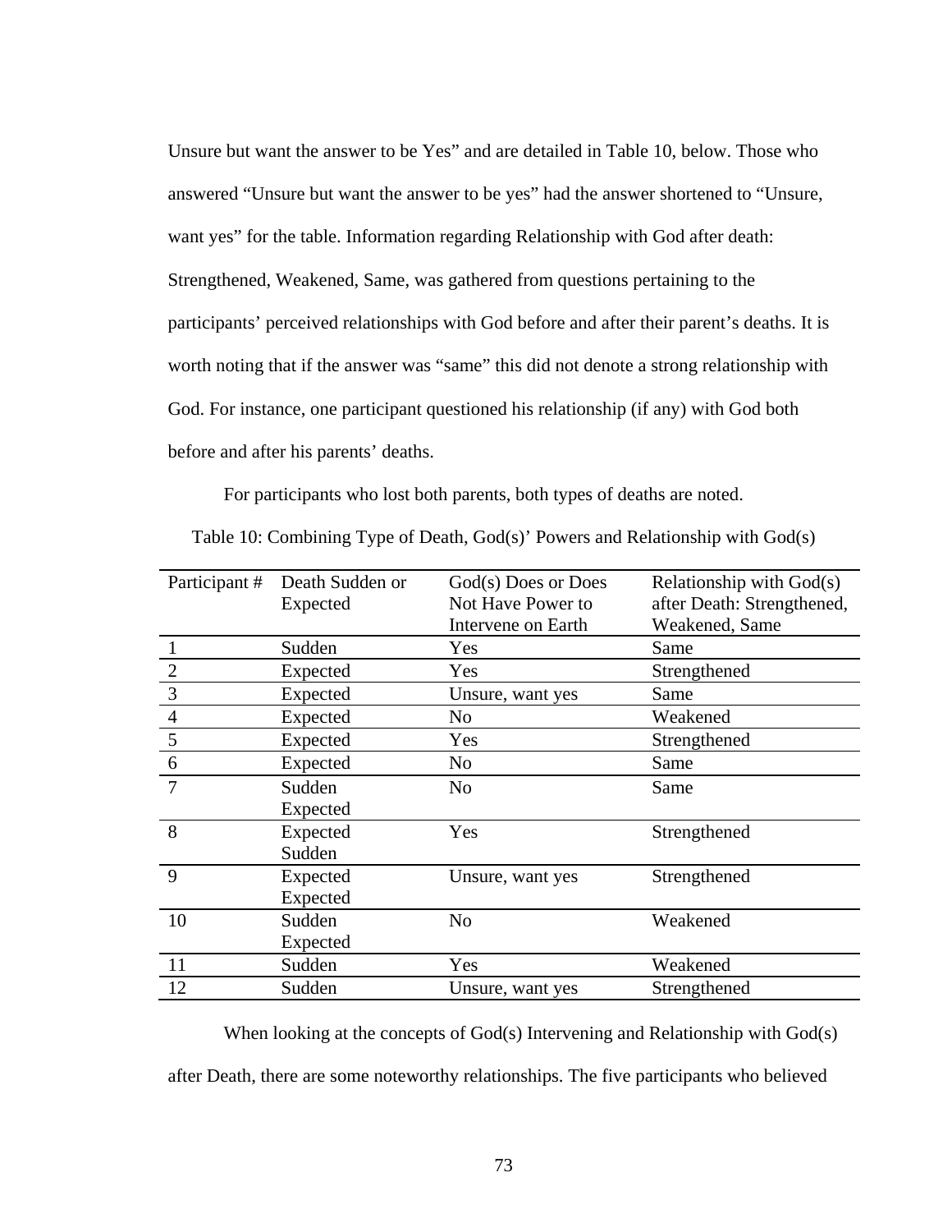Unsure but want the answer to be Yes" and are detailed in Table 10, below. Those who answered "Unsure but want the answer to be yes" had the answer shortened to "Unsure, want yes" for the table. Information regarding Relationship with God after death: Strengthened, Weakened, Same, was gathered from questions pertaining to the participants' perceived relationships with God before and after their parent's deaths. It is worth noting that if the answer was "same" this did not denote a strong relationship with God. For instance, one participant questioned his relationship (if any) with God both before and after his parents' deaths.

For participants who lost both parents, both types of deaths are noted.

Table 10: Combining Type of Death, God(s)' Powers and Relationship with God(s)

| Participant # | Death Sudden or Expected | God(s) Does or Does Not Have Power to Intervene on Earth | Relationship with God(s) after Death: Strengthened, Weakened, Same |
|---|---|---|---|
| 1 | Sudden | Yes | Same |
| 2 | Expected | Yes | Strengthened |
| 3 | Expected | Unsure, want yes | Same |
| 4 | Expected | No | Weakened |
| 5 | Expected | Yes | Strengthened |
| 6 | Expected | No | Same |
| 7 | Sudden<br>Expected | No | Same |
| 8 | Expected<br>Sudden | Yes | Strengthened |
| 9 | Expected<br>Expected | Unsure, want yes | Strengthened |
| 10 | Sudden<br>Expected | No | Weakened |
| 11 | Sudden | Yes | Weakened |
| 12 | Sudden | Unsure, want yes | Strengthened |

When looking at the concepts of God(s) Intervening and Relationship with God(s) after Death, there are some noteworthy relationships. The five participants who believed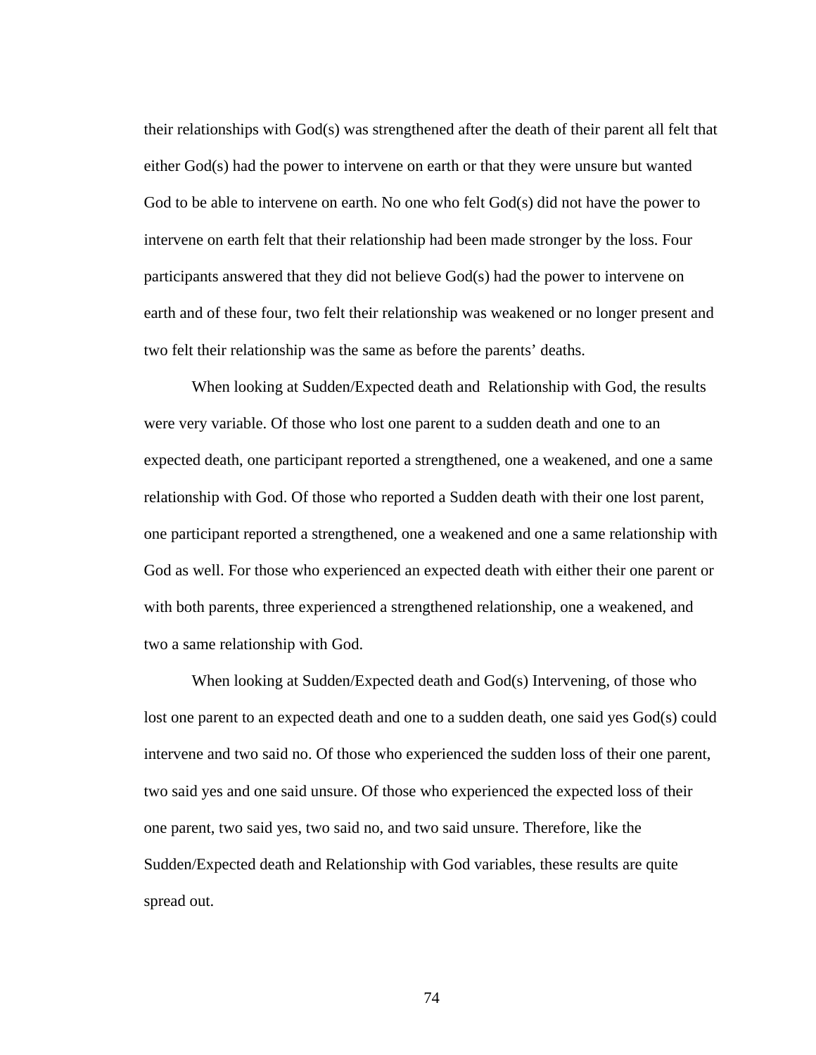their relationships with God(s) was strengthened after the death of their parent all felt that either God(s) had the power to intervene on earth or that they were unsure but wanted God to be able to intervene on earth. No one who felt God(s) did not have the power to intervene on earth felt that their relationship had been made stronger by the loss. Four participants answered that they did not believe God(s) had the power to intervene on earth and of these four, two felt their relationship was weakened or no longer present and two felt their relationship was the same as before the parents' deaths.

When looking at Sudden/Expected death and  Relationship with God, the results were very variable. Of those who lost one parent to a sudden death and one to an expected death, one participant reported a strengthened, one a weakened, and one a same relationship with God. Of those who reported a Sudden death with their one lost parent, one participant reported a strengthened, one a weakened and one a same relationship with God as well. For those who experienced an expected death with either their one parent or with both parents, three experienced a strengthened relationship, one a weakened, and two a same relationship with God.

When looking at Sudden/Expected death and God(s) Intervening, of those who lost one parent to an expected death and one to a sudden death, one said yes God(s) could intervene and two said no. Of those who experienced the sudden loss of their one parent, two said yes and one said unsure. Of those who experienced the expected loss of their one parent, two said yes, two said no, and two said unsure. Therefore, like the Sudden/Expected death and Relationship with God variables, these results are quite spread out.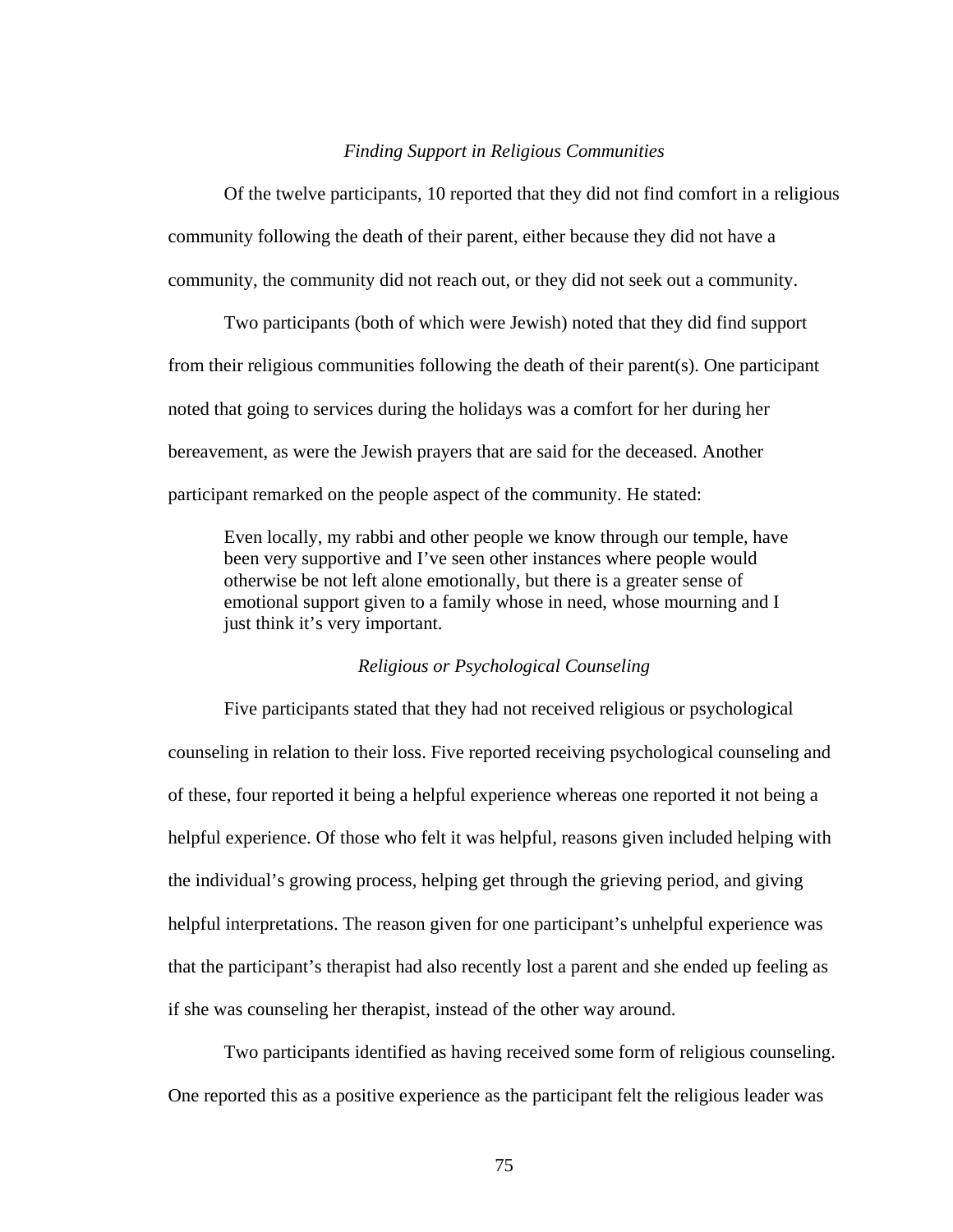*Finding Support in Religious Communities*

Of the twelve participants, 10 reported that they did not find comfort in a religious community following the death of their parent, either because they did not have a community, the community did not reach out, or they did not seek out a community.

Two participants (both of which were Jewish) noted that they did find support from their religious communities following the death of their parent(s). One participant noted that going to services during the holidays was a comfort for her during her bereavement, as were the Jewish prayers that are said for the deceased. Another participant remarked on the people aspect of the community. He stated:

> Even locally, my rabbi and other people we know through our temple, have been very supportive and I've seen other instances where people would otherwise be not left alone emotionally, but there is a greater sense of emotional support given to a family whose in need, whose mourning and I just think it's very important.

*Religious or Psychological Counseling*

Five participants stated that they had not received religious or psychological counseling in relation to their loss. Five reported receiving psychological counseling and of these, four reported it being a helpful experience whereas one reported it not being a helpful experience. Of those who felt it was helpful, reasons given included helping with the individual's growing process, helping get through the grieving period, and giving helpful interpretations. The reason given for one participant's unhelpful experience was that the participant's therapist had also recently lost a parent and she ended up feeling as if she was counseling her therapist, instead of the other way around.

Two participants identified as having received some form of religious counseling. One reported this as a positive experience as the participant felt the religious leader was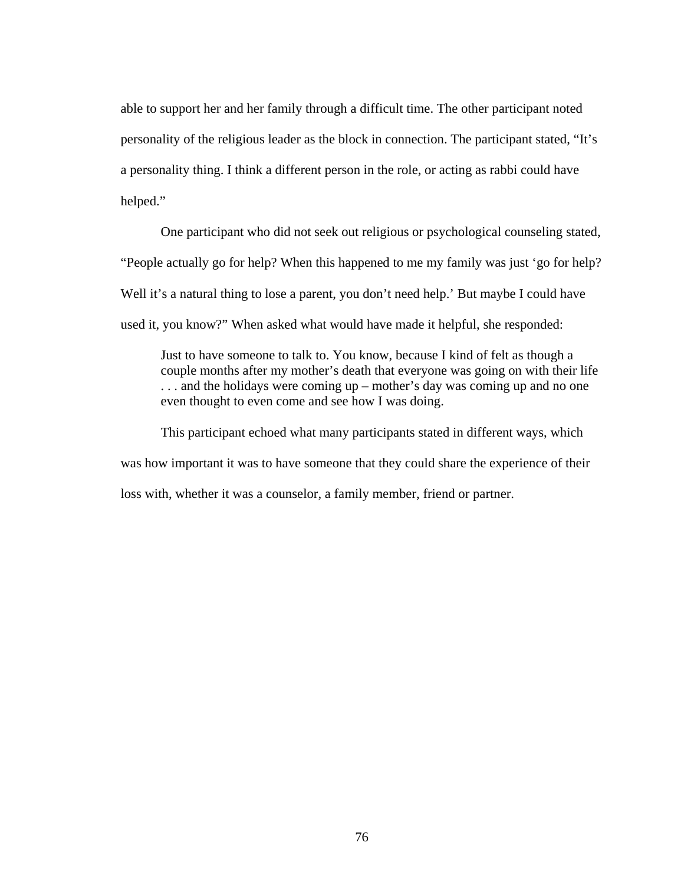able to support her and her family through a difficult time. The other participant noted personality of the religious leader as the block in connection. The participant stated, "It's a personality thing. I think a different person in the role, or acting as rabbi could have helped."

One participant who did not seek out religious or psychological counseling stated, "People actually go for help? When this happened to me my family was just 'go for help? Well it's a natural thing to lose a parent, you don't need help.' But maybe I could have used it, you know?" When asked what would have made it helpful, she responded:

> Just to have someone to talk to. You know, because I kind of felt as though a couple months after my mother's death that everyone was going on with their life . . . and the holidays were coming up – mother's day was coming up and no one even thought to even come and see how I was doing.

This participant echoed what many participants stated in different ways, which was how important it was to have someone that they could share the experience of their loss with, whether it was a counselor, a family member, friend or partner.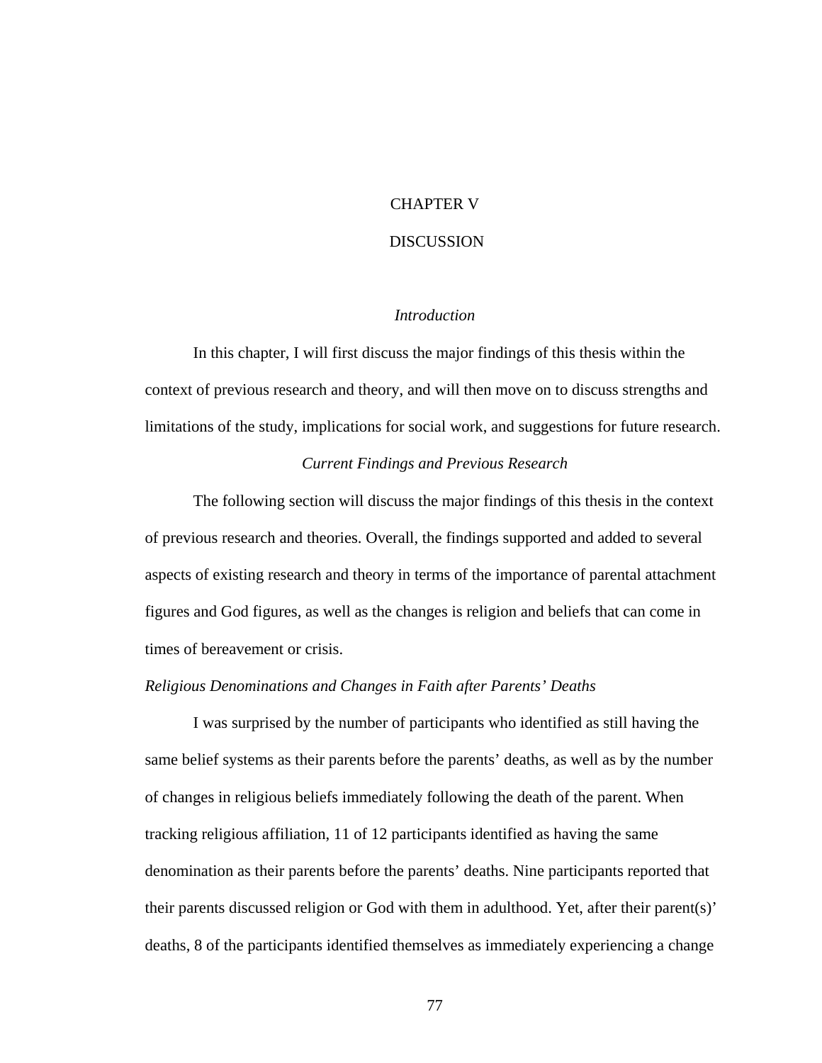# CHAPTER V

# DISCUSSION

## *Introduction*

In this chapter, I will first discuss the major findings of this thesis within the context of previous research and theory, and will then move on to discuss strengths and limitations of the study, implications for social work, and suggestions for future research.

## *Current Findings and Previous Research*

The following section will discuss the major findings of this thesis in the context of previous research and theories. Overall, the findings supported and added to several aspects of existing research and theory in terms of the importance of parental attachment figures and God figures, as well as the changes is religion and beliefs that can come in times of bereavement or crisis.

### *Religious Denominations and Changes in Faith after Parents' Deaths*

I was surprised by the number of participants who identified as still having the same belief systems as their parents before the parents' deaths, as well as by the number of changes in religious beliefs immediately following the death of the parent. When tracking religious affiliation, 11 of 12 participants identified as having the same denomination as their parents before the parents' deaths. Nine participants reported that their parents discussed religion or God with them in adulthood. Yet, after their parent(s)' deaths, 8 of the participants identified themselves as immediately experiencing a change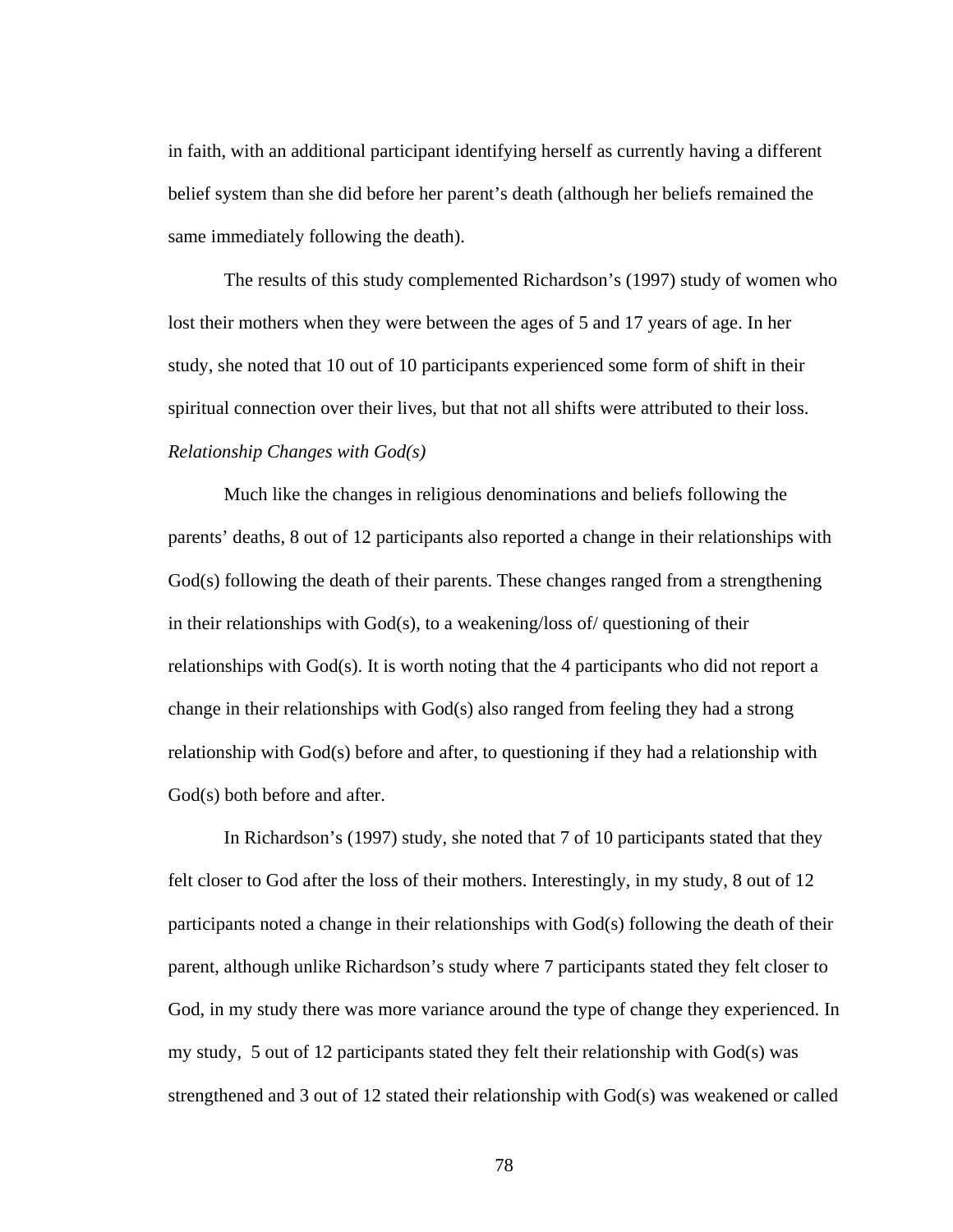in faith, with an additional participant identifying herself as currently having a different belief system than she did before her parent's death (although her beliefs remained the same immediately following the death).

The results of this study complemented Richardson's (1997) study of women who lost their mothers when they were between the ages of 5 and 17 years of age. In her study, she noted that 10 out of 10 participants experienced some form of shift in their spiritual connection over their lives, but that not all shifts were attributed to their loss.

*Relationship Changes with God(s)*

Much like the changes in religious denominations and beliefs following the parents' deaths, 8 out of 12 participants also reported a change in their relationships with God(s) following the death of their parents. These changes ranged from a strengthening in their relationships with God(s), to a weakening/loss of/ questioning of their relationships with God(s). It is worth noting that the 4 participants who did not report a change in their relationships with God(s) also ranged from feeling they had a strong relationship with God(s) before and after, to questioning if they had a relationship with God(s) both before and after.

In Richardson's (1997) study, she noted that 7 of 10 participants stated that they felt closer to God after the loss of their mothers. Interestingly, in my study, 8 out of 12 participants noted a change in their relationships with God(s) following the death of their parent, although unlike Richardson's study where 7 participants stated they felt closer to God, in my study there was more variance around the type of change they experienced. In my study, 5 out of 12 participants stated they felt their relationship with God(s) was strengthened and 3 out of 12 stated their relationship with God(s) was weakened or called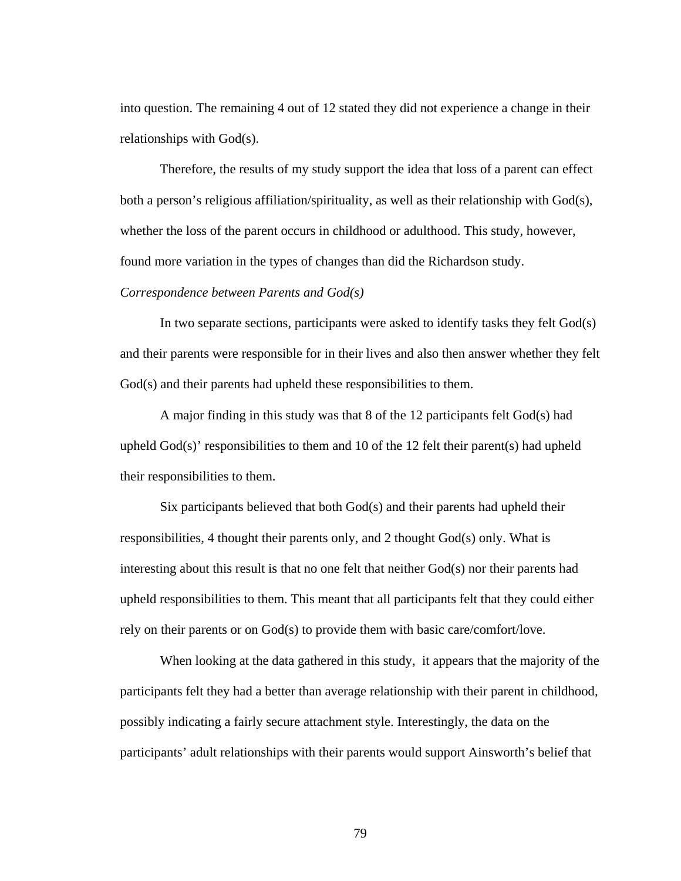into question. The remaining 4 out of 12 stated they did not experience a change in their relationships with God(s).

Therefore, the results of my study support the idea that loss of a parent can effect both a person's religious affiliation/spirituality, as well as their relationship with God(s), whether the loss of the parent occurs in childhood or adulthood. This study, however, found more variation in the types of changes than did the Richardson study.

*Correspondence between Parents and God(s)*

In two separate sections, participants were asked to identify tasks they felt God(s) and their parents were responsible for in their lives and also then answer whether they felt God(s) and their parents had upheld these responsibilities to them.

A major finding in this study was that 8 of the 12 participants felt God(s) had upheld God(s)' responsibilities to them and 10 of the 12 felt their parent(s) had upheld their responsibilities to them.

Six participants believed that both God(s) and their parents had upheld their responsibilities, 4 thought their parents only, and 2 thought God(s) only. What is interesting about this result is that no one felt that neither God(s) nor their parents had upheld responsibilities to them. This meant that all participants felt that they could either rely on their parents or on God(s) to provide them with basic care/comfort/love.

When looking at the data gathered in this study, it appears that the majority of the participants felt they had a better than average relationship with their parent in childhood, possibly indicating a fairly secure attachment style. Interestingly, the data on the participants' adult relationships with their parents would support Ainsworth's belief that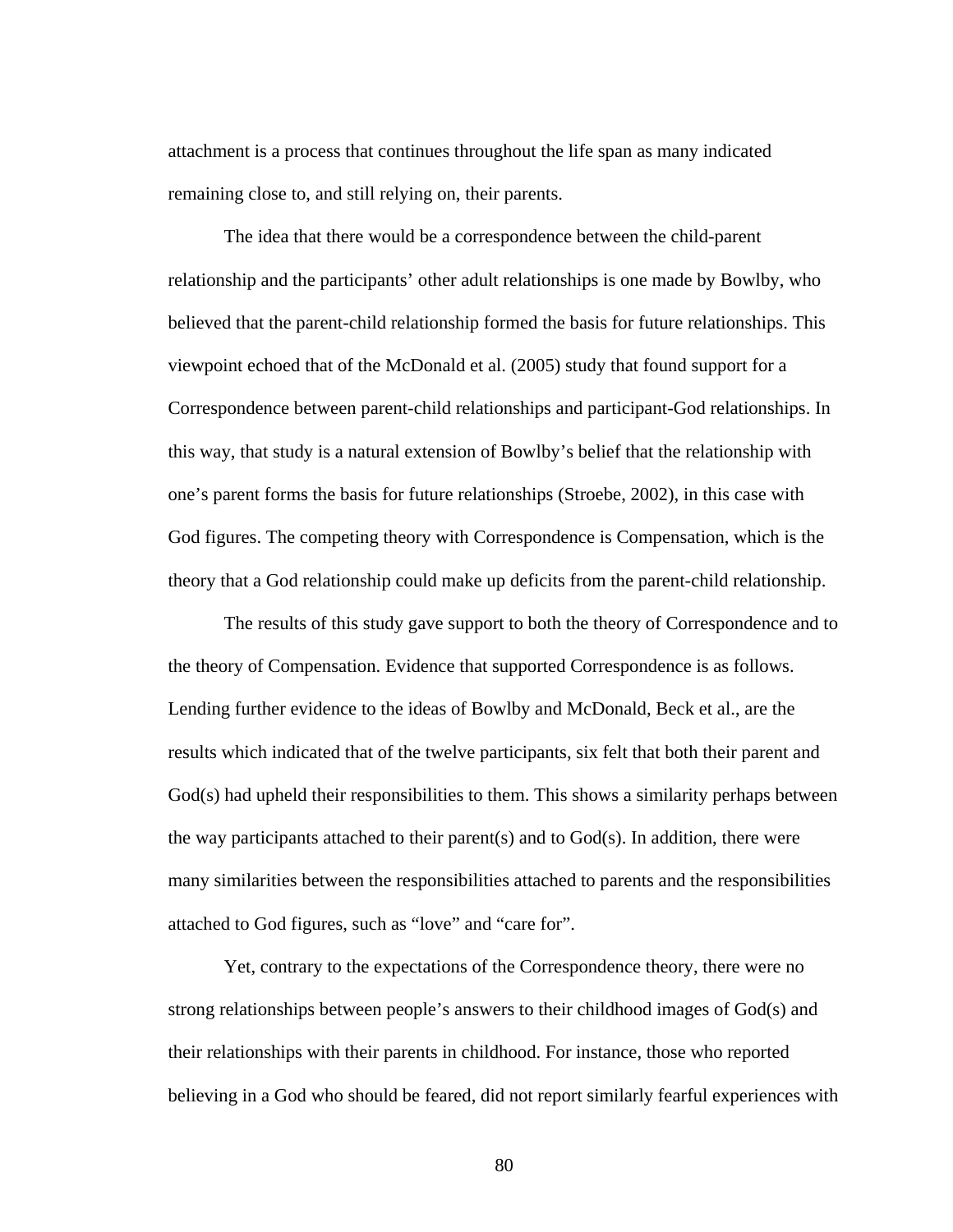attachment is a process that continues throughout the life span as many indicated remaining close to, and still relying on, their parents.

The idea that there would be a correspondence between the child-parent relationship and the participants' other adult relationships is one made by Bowlby, who believed that the parent-child relationship formed the basis for future relationships. This viewpoint echoed that of the McDonald et al. (2005) study that found support for a Correspondence between parent-child relationships and participant-God relationships. In this way, that study is a natural extension of Bowlby's belief that the relationship with one's parent forms the basis for future relationships (Stroebe, 2002), in this case with God figures. The competing theory with Correspondence is Compensation, which is the theory that a God relationship could make up deficits from the parent-child relationship.

The results of this study gave support to both the theory of Correspondence and to the theory of Compensation. Evidence that supported Correspondence is as follows. Lending further evidence to the ideas of Bowlby and McDonald, Beck et al., are the results which indicated that of the twelve participants, six felt that both their parent and God(s) had upheld their responsibilities to them. This shows a similarity perhaps between the way participants attached to their parent(s) and to God(s). In addition, there were many similarities between the responsibilities attached to parents and the responsibilities attached to God figures, such as "love" and "care for".

Yet, contrary to the expectations of the Correspondence theory, there were no strong relationships between people's answers to their childhood images of God(s) and their relationships with their parents in childhood. For instance, those who reported believing in a God who should be feared, did not report similarly fearful experiences with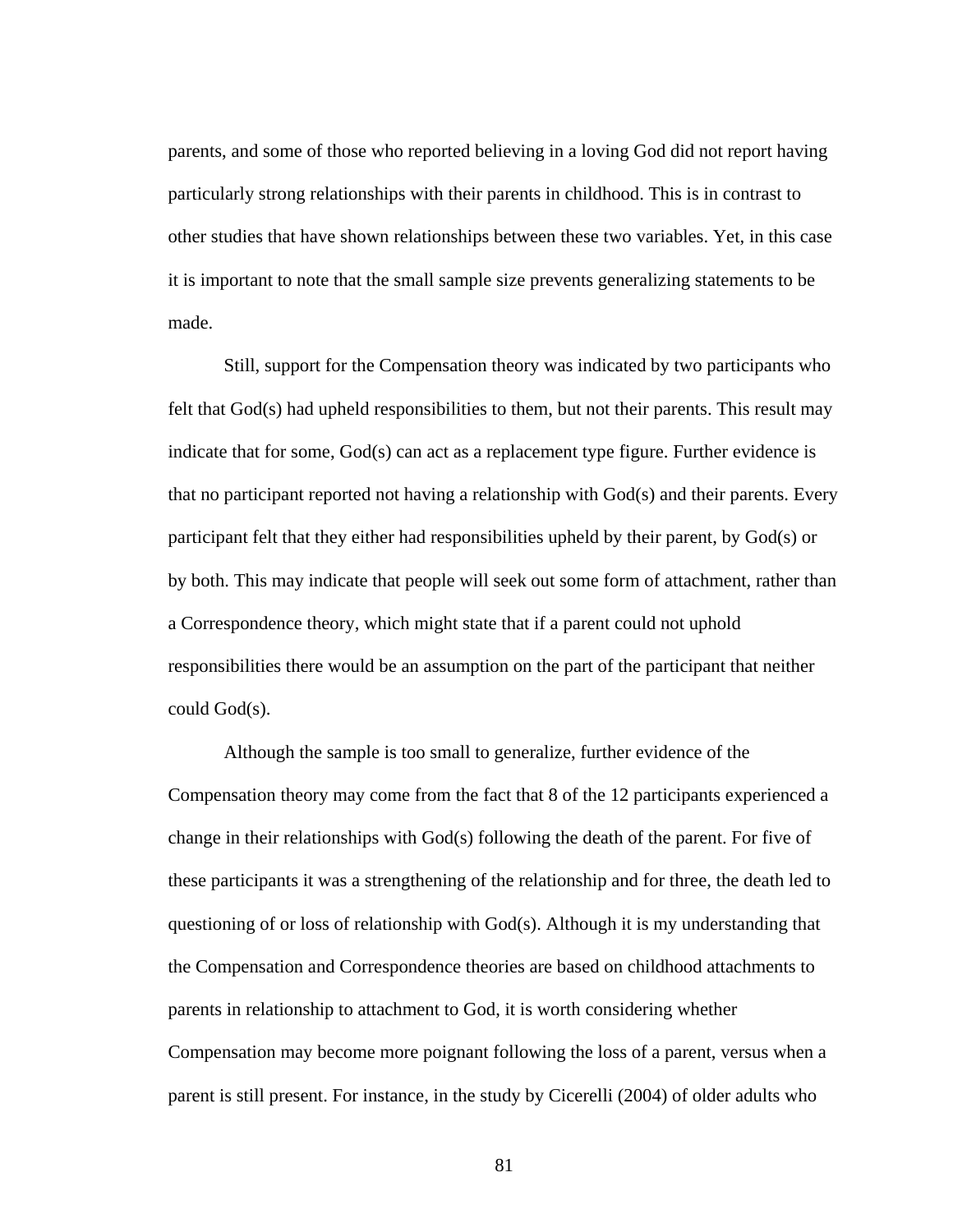parents, and some of those who reported believing in a loving God did not report having particularly strong relationships with their parents in childhood. This is in contrast to other studies that have shown relationships between these two variables. Yet, in this case it is important to note that the small sample size prevents generalizing statements to be made.

Still, support for the Compensation theory was indicated by two participants who felt that God(s) had upheld responsibilities to them, but not their parents. This result may indicate that for some, God(s) can act as a replacement type figure. Further evidence is that no participant reported not having a relationship with God(s) and their parents. Every participant felt that they either had responsibilities upheld by their parent, by God(s) or by both. This may indicate that people will seek out some form of attachment, rather than a Correspondence theory, which might state that if a parent could not uphold responsibilities there would be an assumption on the part of the participant that neither could God(s).

Although the sample is too small to generalize, further evidence of the Compensation theory may come from the fact that 8 of the 12 participants experienced a change in their relationships with God(s) following the death of the parent. For five of these participants it was a strengthening of the relationship and for three, the death led to questioning of or loss of relationship with God(s). Although it is my understanding that the Compensation and Correspondence theories are based on childhood attachments to parents in relationship to attachment to God, it is worth considering whether Compensation may become more poignant following the loss of a parent, versus when a parent is still present. For instance, in the study by Cicerelli (2004) of older adults who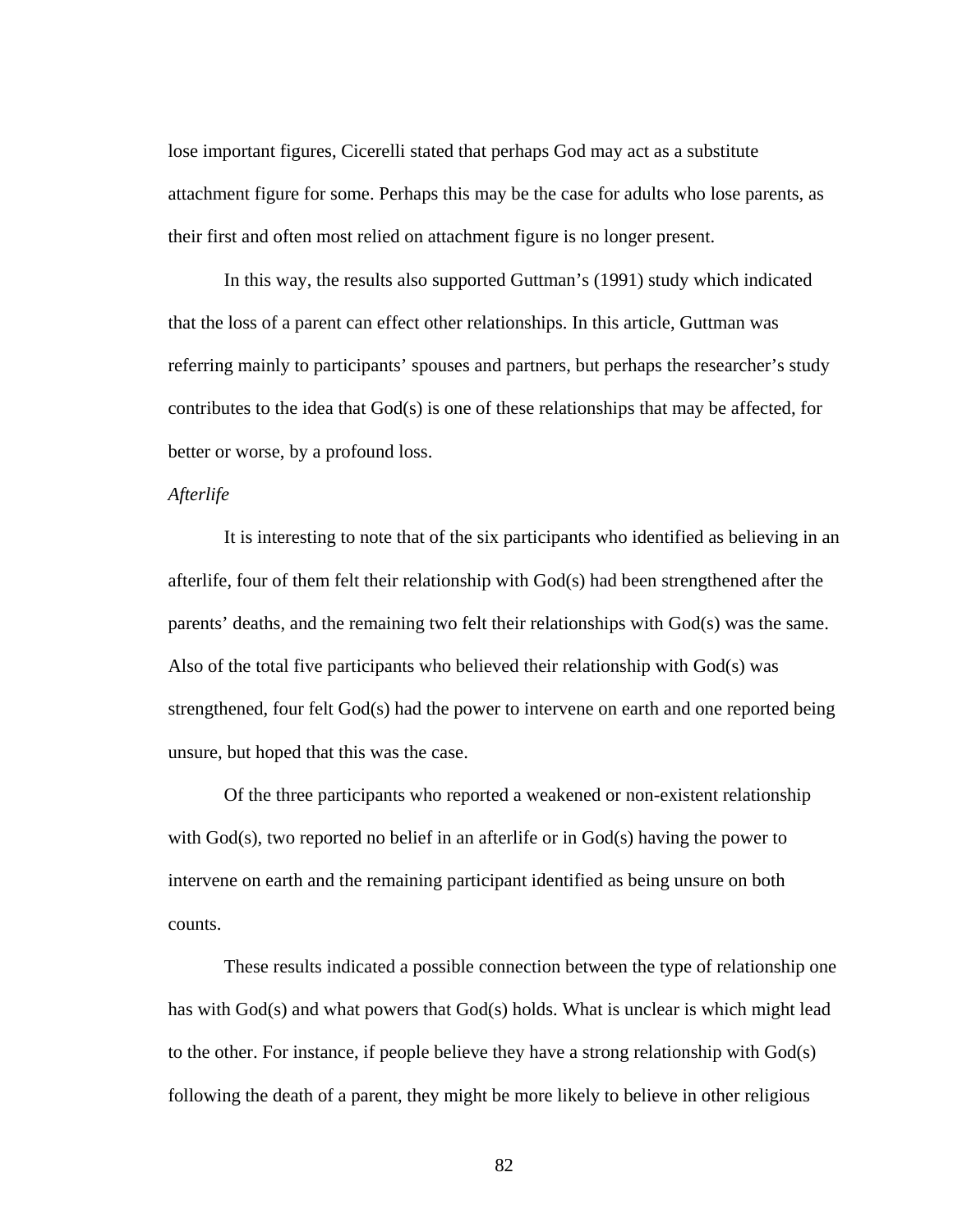lose important figures, Cicerelli stated that perhaps God may act as a substitute attachment figure for some. Perhaps this may be the case for adults who lose parents, as their first and often most relied on attachment figure is no longer present.

In this way, the results also supported Guttman's (1991) study which indicated that the loss of a parent can effect other relationships. In this article, Guttman was referring mainly to participants' spouses and partners, but perhaps the researcher's study contributes to the idea that God(s) is one of these relationships that may be affected, for better or worse, by a profound loss.

*Afterlife*

It is interesting to note that of the six participants who identified as believing in an afterlife, four of them felt their relationship with God(s) had been strengthened after the parents' deaths, and the remaining two felt their relationships with God(s) was the same. Also of the total five participants who believed their relationship with God(s) was strengthened, four felt God(s) had the power to intervene on earth and one reported being unsure, but hoped that this was the case.

Of the three participants who reported a weakened or non-existent relationship with God(s), two reported no belief in an afterlife or in God(s) having the power to intervene on earth and the remaining participant identified as being unsure on both counts.

These results indicated a possible connection between the type of relationship one has with God(s) and what powers that God(s) holds. What is unclear is which might lead to the other. For instance, if people believe they have a strong relationship with God(s) following the death of a parent, they might be more likely to believe in other religious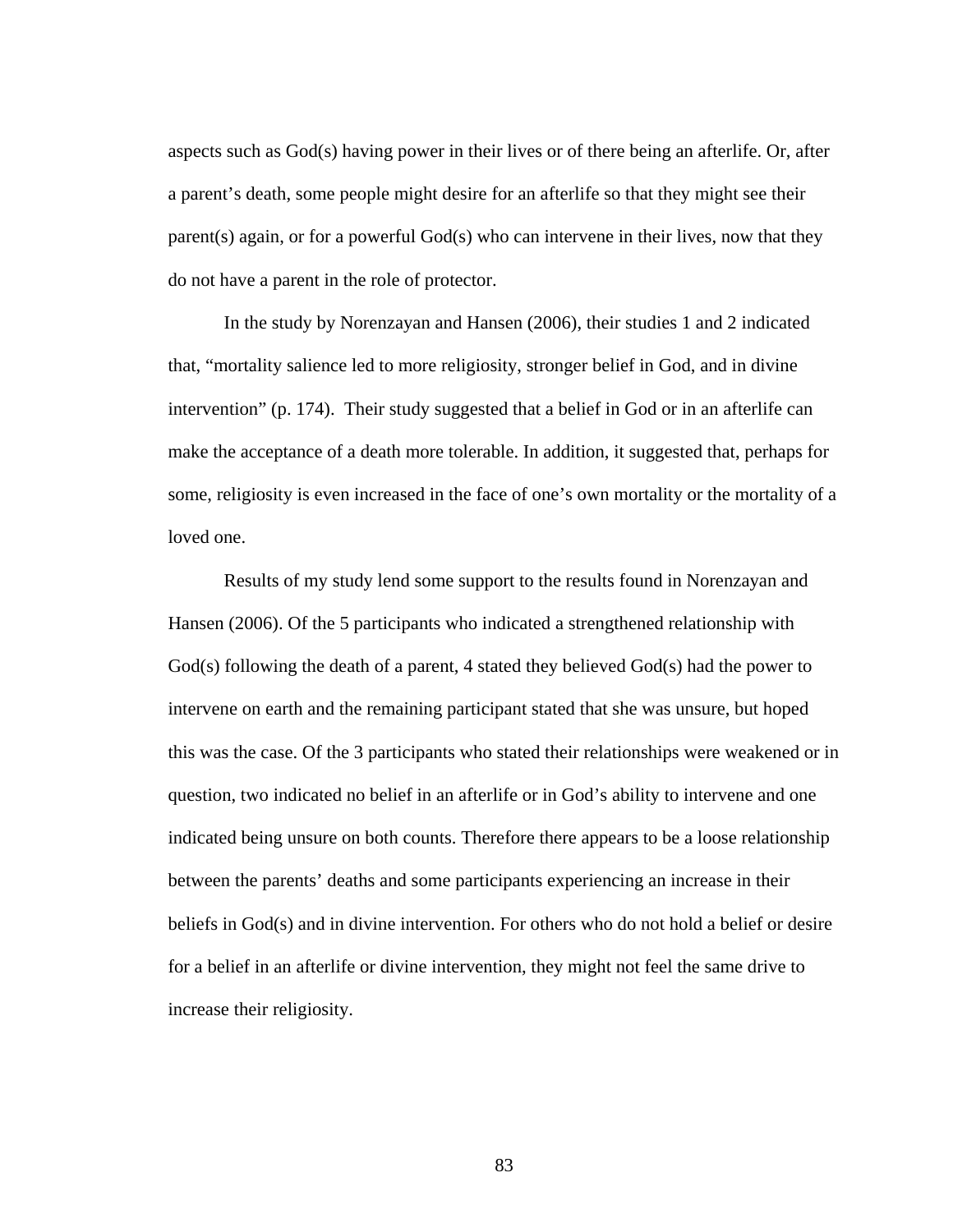aspects such as God(s) having power in their lives or of there being an afterlife. Or, after a parent's death, some people might desire for an afterlife so that they might see their parent(s) again, or for a powerful God(s) who can intervene in their lives, now that they do not have a parent in the role of protector.

In the study by Norenzayan and Hansen (2006), their studies 1 and 2 indicated that, "mortality salience led to more religiosity, stronger belief in God, and in divine intervention" (p. 174). Their study suggested that a belief in God or in an afterlife can make the acceptance of a death more tolerable. In addition, it suggested that, perhaps for some, religiosity is even increased in the face of one's own mortality or the mortality of a loved one.

Results of my study lend some support to the results found in Norenzayan and Hansen (2006). Of the 5 participants who indicated a strengthened relationship with God(s) following the death of a parent, 4 stated they believed God(s) had the power to intervene on earth and the remaining participant stated that she was unsure, but hoped this was the case. Of the 3 participants who stated their relationships were weakened or in question, two indicated no belief in an afterlife or in God's ability to intervene and one indicated being unsure on both counts. Therefore there appears to be a loose relationship between the parents' deaths and some participants experiencing an increase in their beliefs in God(s) and in divine intervention. For others who do not hold a belief or desire for a belief in an afterlife or divine intervention, they might not feel the same drive to increase their religiosity.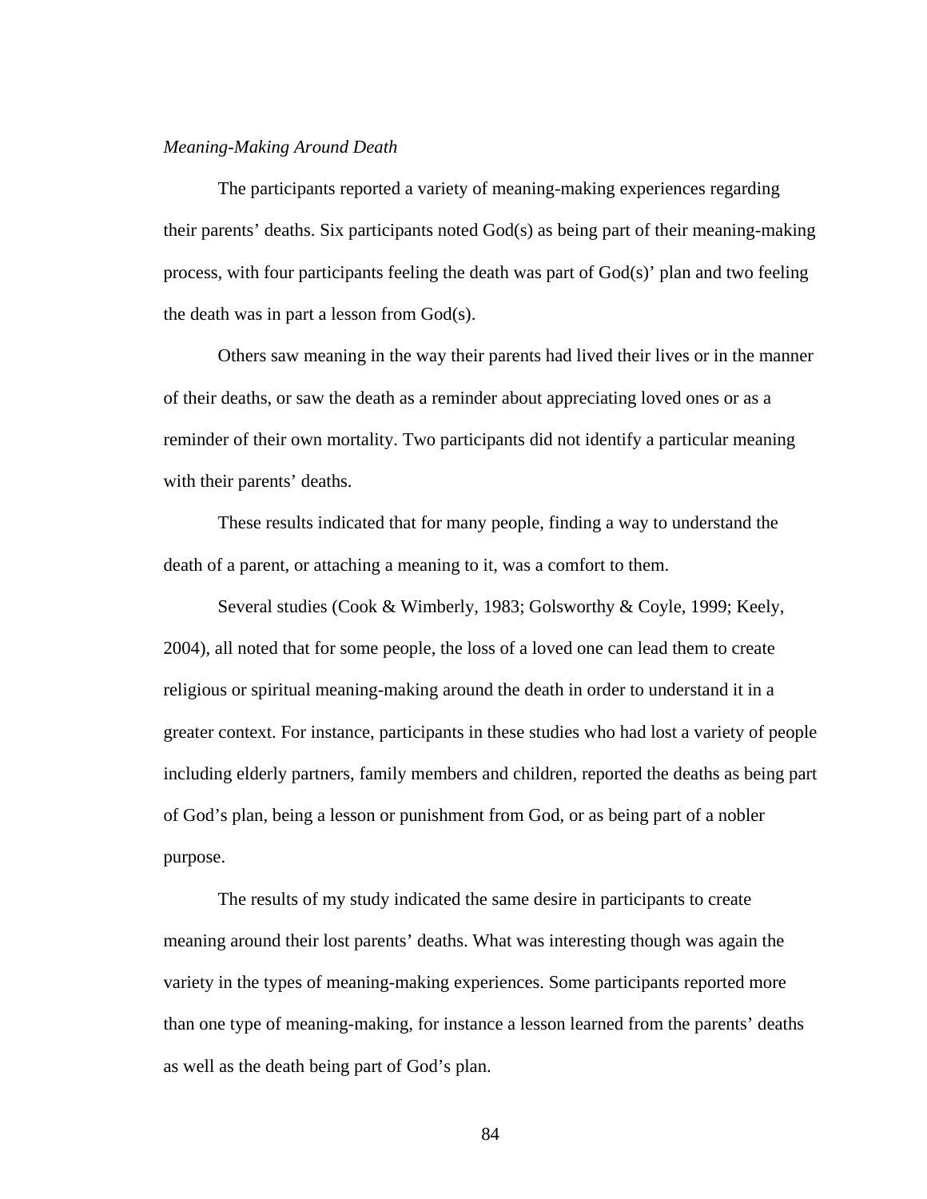*Meaning-Making Around Death*

The participants reported a variety of meaning-making experiences regarding their parents' deaths. Six participants noted God(s) as being part of their meaning-making process, with four participants feeling the death was part of God(s)' plan and two feeling the death was in part a lesson from God(s).

Others saw meaning in the way their parents had lived their lives or in the manner of their deaths, or saw the death as a reminder about appreciating loved ones or as a reminder of their own mortality. Two participants did not identify a particular meaning with their parents' deaths.

These results indicated that for many people, finding a way to understand the death of a parent, or attaching a meaning to it, was a comfort to them.

Several studies (Cook & Wimberly, 1983; Golsworthy & Coyle, 1999; Keely, 2004), all noted that for some people, the loss of a loved one can lead them to create religious or spiritual meaning-making around the death in order to understand it in a greater context. For instance, participants in these studies who had lost a variety of people including elderly partners, family members and children, reported the deaths as being part of God's plan, being a lesson or punishment from God, or as being part of a nobler purpose.

The results of my study indicated the same desire in participants to create meaning around their lost parents' deaths. What was interesting though was again the variety in the types of meaning-making experiences. Some participants reported more than one type of meaning-making, for instance a lesson learned from the parents' deaths as well as the death being part of God's plan.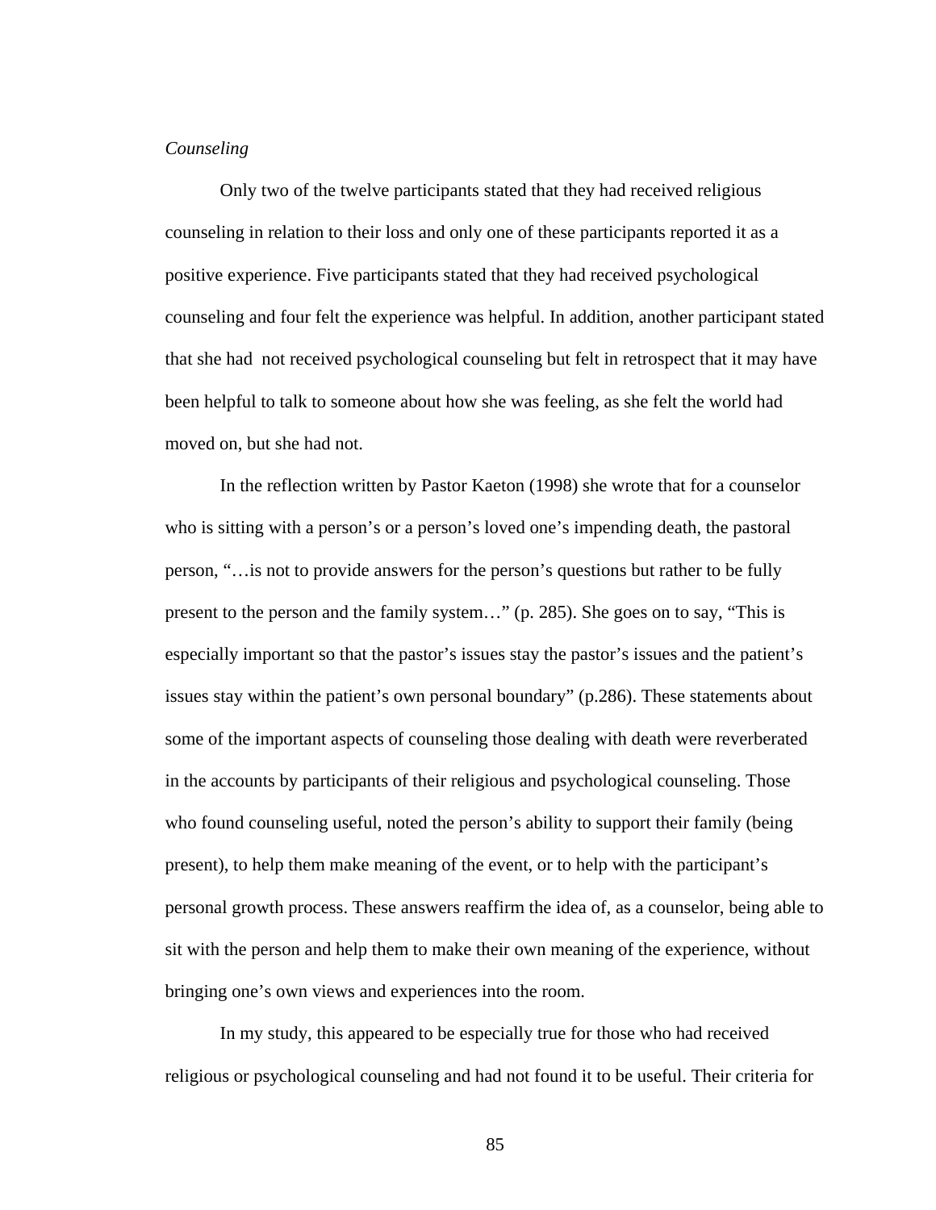*Counseling*

Only two of the twelve participants stated that they had received religious counseling in relation to their loss and only one of these participants reported it as a positive experience. Five participants stated that they had received psychological counseling and four felt the experience was helpful. In addition, another participant stated that she had  not received psychological counseling but felt in retrospect that it may have been helpful to talk to someone about how she was feeling, as she felt the world had moved on, but she had not.

In the reflection written by Pastor Kaeton (1998) she wrote that for a counselor who is sitting with a person's or a person's loved one's impending death, the pastoral person, "…is not to provide answers for the person's questions but rather to be fully present to the person and the family system…" (p. 285). She goes on to say, "This is especially important so that the pastor's issues stay the pastor's issues and the patient's issues stay within the patient's own personal boundary" (p.286). These statements about some of the important aspects of counseling those dealing with death were reverberated in the accounts by participants of their religious and psychological counseling. Those who found counseling useful, noted the person's ability to support their family (being present), to help them make meaning of the event, or to help with the participant's personal growth process. These answers reaffirm the idea of, as a counselor, being able to sit with the person and help them to make their own meaning of the experience, without bringing one's own views and experiences into the room.

In my study, this appeared to be especially true for those who had received religious or psychological counseling and had not found it to be useful. Their criteria for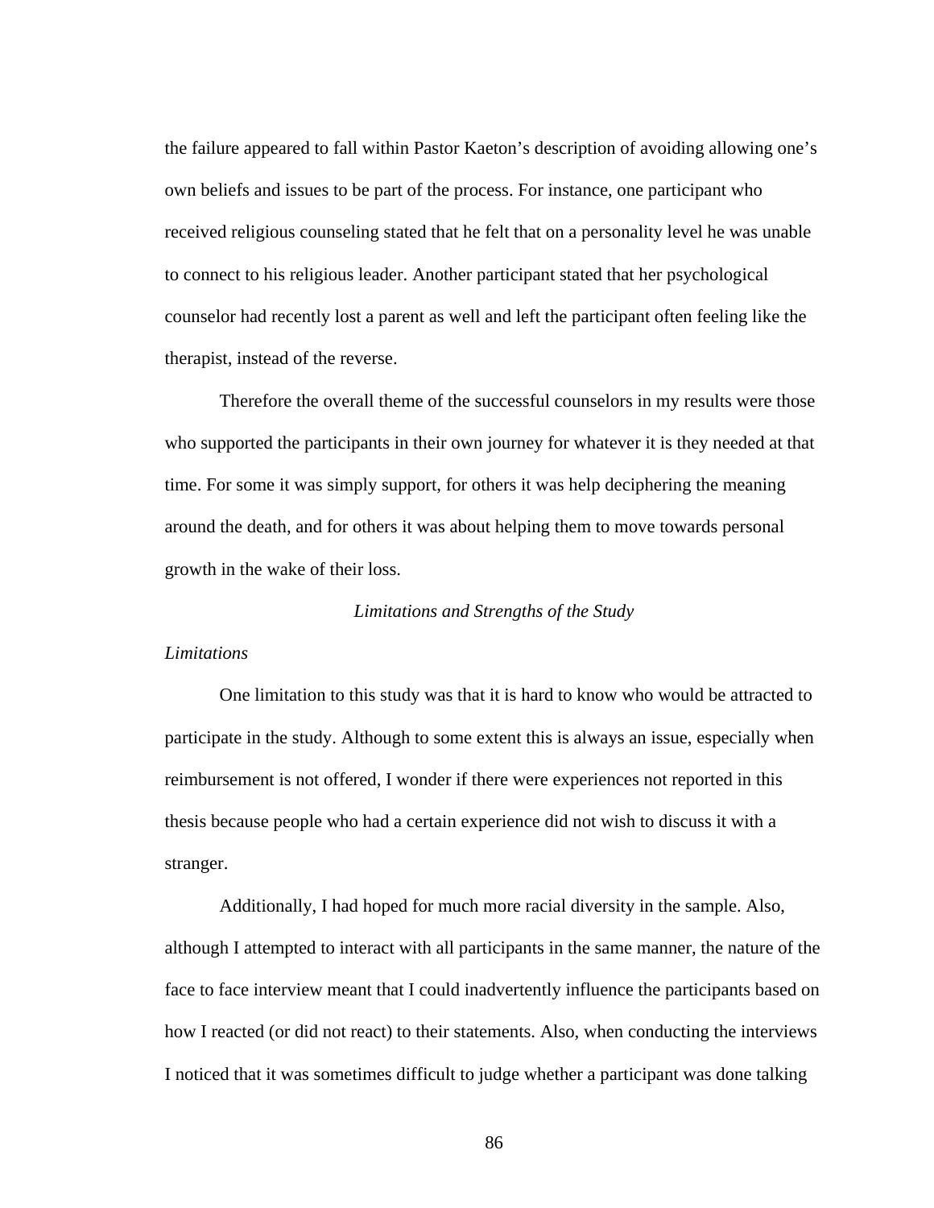the failure appeared to fall within Pastor Kaeton's description of avoiding allowing one's own beliefs and issues to be part of the process. For instance, one participant who received religious counseling stated that he felt that on a personality level he was unable to connect to his religious leader. Another participant stated that her psychological counselor had recently lost a parent as well and left the participant often feeling like the therapist, instead of the reverse.

Therefore the overall theme of the successful counselors in my results were those who supported the participants in their own journey for whatever it is they needed at that time. For some it was simply support, for others it was help deciphering the meaning around the death, and for others it was about helping them to move towards personal growth in the wake of their loss.

## *Limitations and Strengths of the Study*

### *Limitations*

One limitation to this study was that it is hard to know who would be attracted to participate in the study. Although to some extent this is always an issue, especially when reimbursement is not offered, I wonder if there were experiences not reported in this thesis because people who had a certain experience did not wish to discuss it with a stranger.

Additionally, I had hoped for much more racial diversity in the sample. Also, although I attempted to interact with all participants in the same manner, the nature of the face to face interview meant that I could inadvertently influence the participants based on how I reacted (or did not react) to their statements. Also, when conducting the interviews I noticed that it was sometimes difficult to judge whether a participant was done talking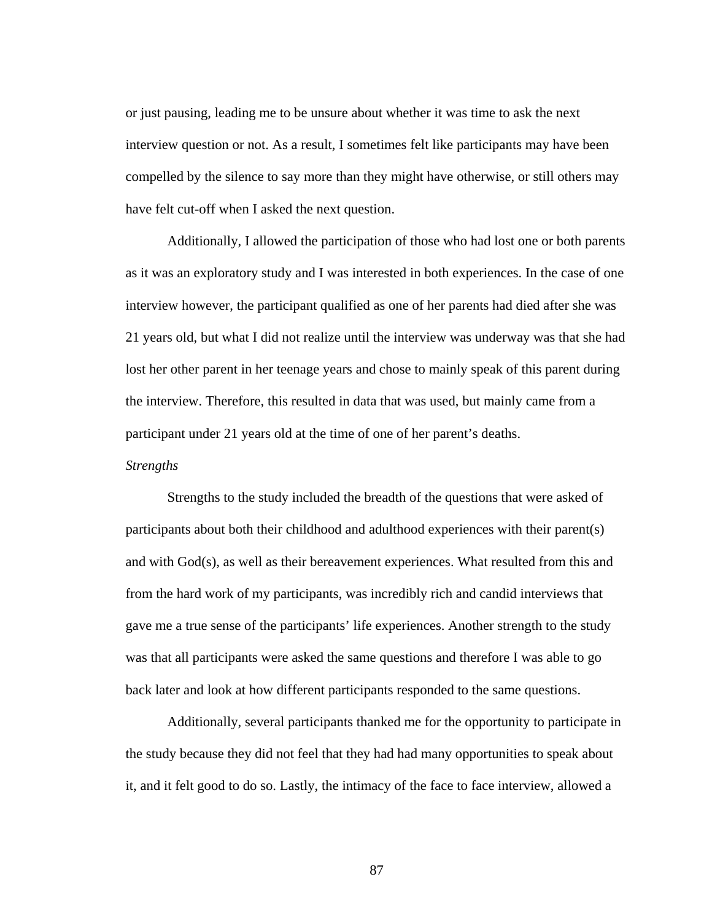or just pausing, leading me to be unsure about whether it was time to ask the next interview question or not. As a result, I sometimes felt like participants may have been compelled by the silence to say more than they might have otherwise, or still others may have felt cut-off when I asked the next question.

Additionally, I allowed the participation of those who had lost one or both parents as it was an exploratory study and I was interested in both experiences. In the case of one interview however, the participant qualified as one of her parents had died after she was 21 years old, but what I did not realize until the interview was underway was that she had lost her other parent in her teenage years and chose to mainly speak of this parent during the interview. Therefore, this resulted in data that was used, but mainly came from a participant under 21 years old at the time of one of her parent's deaths.

*Strengths*

Strengths to the study included the breadth of the questions that were asked of participants about both their childhood and adulthood experiences with their parent(s) and with God(s), as well as their bereavement experiences. What resulted from this and from the hard work of my participants, was incredibly rich and candid interviews that gave me a true sense of the participants' life experiences. Another strength to the study was that all participants were asked the same questions and therefore I was able to go back later and look at how different participants responded to the same questions.

Additionally, several participants thanked me for the opportunity to participate in the study because they did not feel that they had had many opportunities to speak about it, and it felt good to do so. Lastly, the intimacy of the face to face interview, allowed a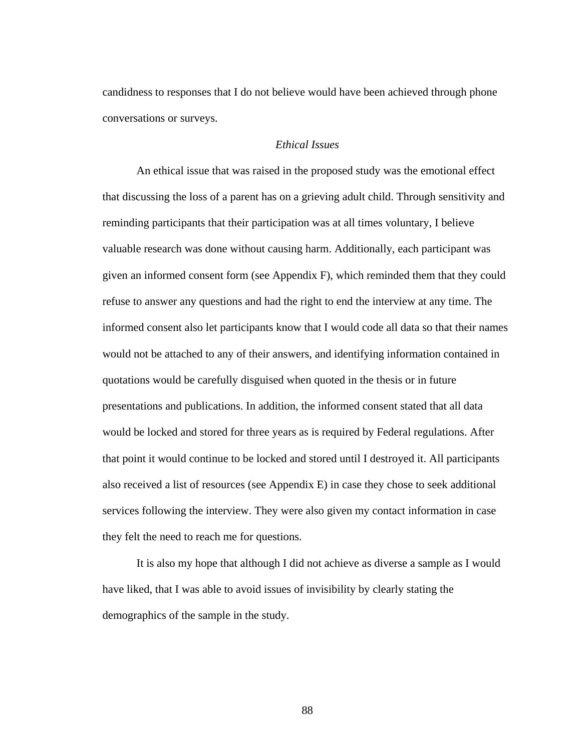candidness to responses that I do not believe would have been achieved through phone conversations or surveys.

### *Ethical Issues*

An ethical issue that was raised in the proposed study was the emotional effect that discussing the loss of a parent has on a grieving adult child. Through sensitivity and reminding participants that their participation was at all times voluntary, I believe valuable research was done without causing harm. Additionally, each participant was given an informed consent form (see Appendix F), which reminded them that they could refuse to answer any questions and had the right to end the interview at any time. The informed consent also let participants know that I would code all data so that their names would not be attached to any of their answers, and identifying information contained in quotations would be carefully disguised when quoted in the thesis or in future presentations and publications. In addition, the informed consent stated that all data would be locked and stored for three years as is required by Federal regulations. After that point it would continue to be locked and stored until I destroyed it. All participants also received a list of resources (see Appendix E) in case they chose to seek additional services following the interview. They were also given my contact information in case they felt the need to reach me for questions.

It is also my hope that although I did not achieve as diverse a sample as I would have liked, that I was able to avoid issues of invisibility by clearly stating the demographics of the sample in the study.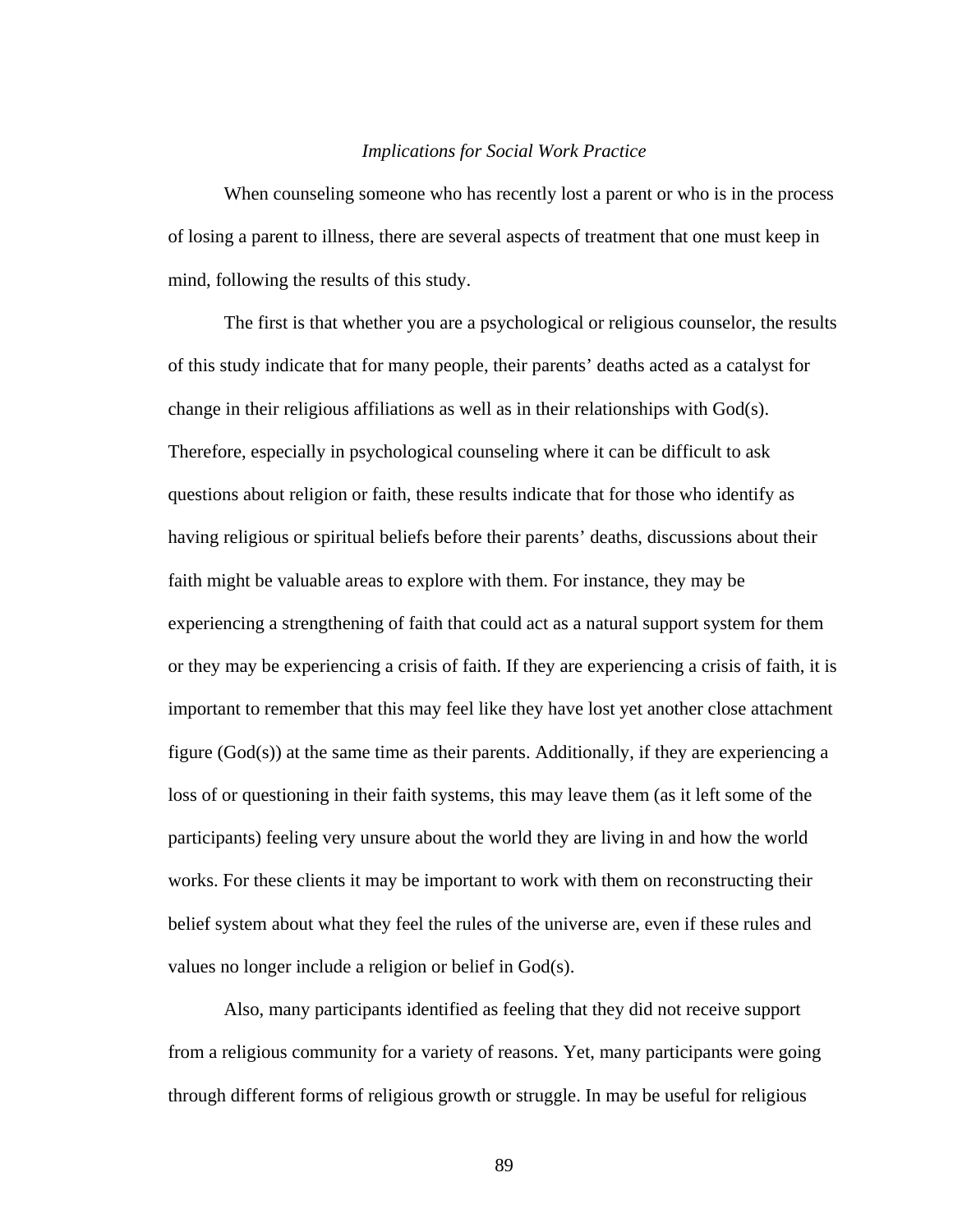### *Implications for Social Work Practice*

When counseling someone who has recently lost a parent or who is in the process of losing a parent to illness, there are several aspects of treatment that one must keep in mind, following the results of this study.

The first is that whether you are a psychological or religious counselor, the results of this study indicate that for many people, their parents' deaths acted as a catalyst for change in their religious affiliations as well as in their relationships with God(s). Therefore, especially in psychological counseling where it can be difficult to ask questions about religion or faith, these results indicate that for those who identify as having religious or spiritual beliefs before their parents' deaths, discussions about their faith might be valuable areas to explore with them. For instance, they may be experiencing a strengthening of faith that could act as a natural support system for them or they may be experiencing a crisis of faith. If they are experiencing a crisis of faith, it is important to remember that this may feel like they have lost yet another close attachment figure (God(s)) at the same time as their parents. Additionally, if they are experiencing a loss of or questioning in their faith systems, this may leave them (as it left some of the participants) feeling very unsure about the world they are living in and how the world works. For these clients it may be important to work with them on reconstructing their belief system about what they feel the rules of the universe are, even if these rules and values no longer include a religion or belief in God(s).

Also, many participants identified as feeling that they did not receive support from a religious community for a variety of reasons. Yet, many participants were going through different forms of religious growth or struggle. In may be useful for religious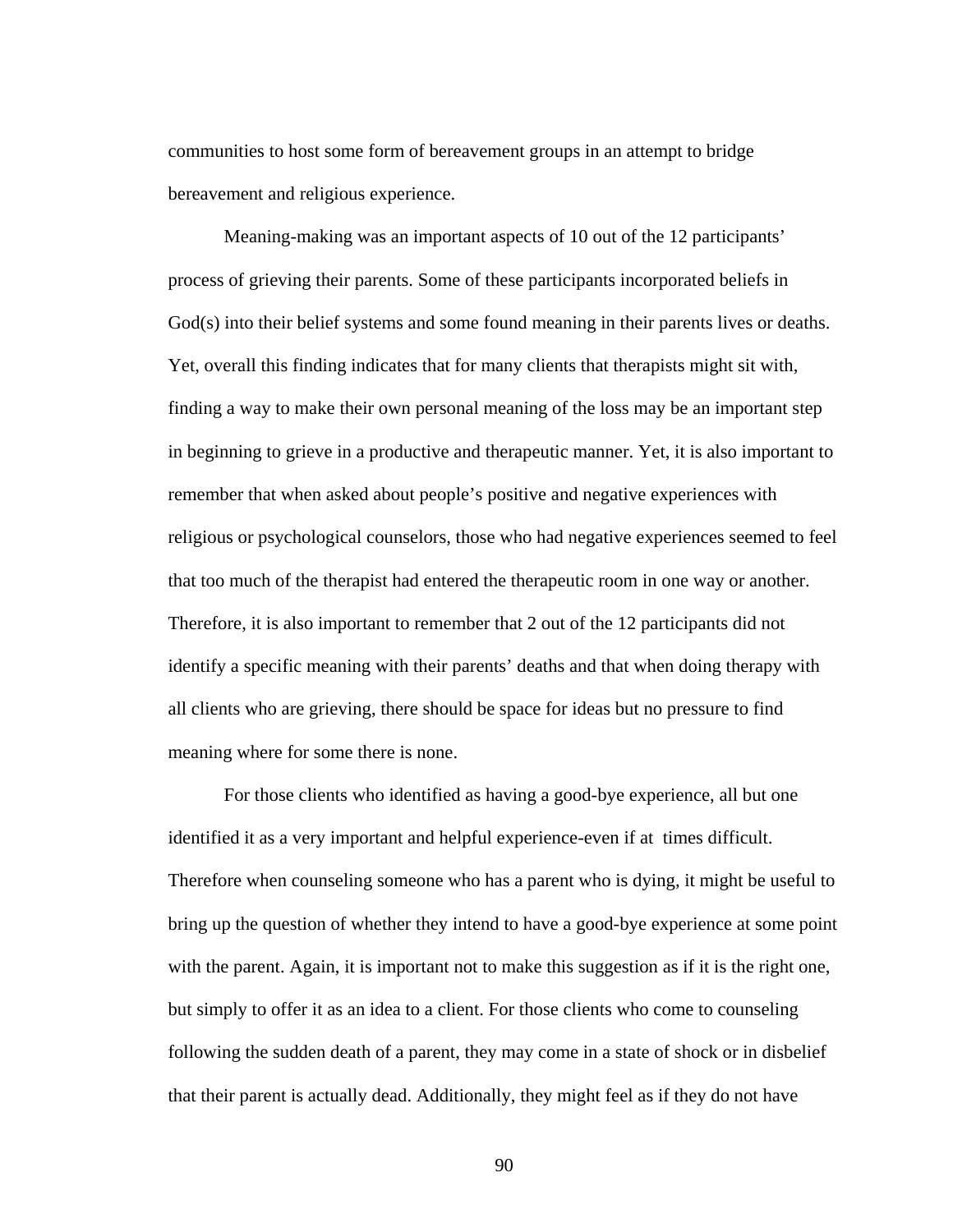communities to host some form of bereavement groups in an attempt to bridge bereavement and religious experience.

Meaning-making was an important aspects of 10 out of the 12 participants' process of grieving their parents. Some of these participants incorporated beliefs in God(s) into their belief systems and some found meaning in their parents lives or deaths. Yet, overall this finding indicates that for many clients that therapists might sit with, finding a way to make their own personal meaning of the loss may be an important step in beginning to grieve in a productive and therapeutic manner. Yet, it is also important to remember that when asked about people's positive and negative experiences with religious or psychological counselors, those who had negative experiences seemed to feel that too much of the therapist had entered the therapeutic room in one way or another. Therefore, it is also important to remember that 2 out of the 12 participants did not identify a specific meaning with their parents' deaths and that when doing therapy with all clients who are grieving, there should be space for ideas but no pressure to find meaning where for some there is none.

For those clients who identified as having a good-bye experience, all but one identified it as a very important and helpful experience-even if at times difficult. Therefore when counseling someone who has a parent who is dying, it might be useful to bring up the question of whether they intend to have a good-bye experience at some point with the parent. Again, it is important not to make this suggestion as if it is the right one, but simply to offer it as an idea to a client. For those clients who come to counseling following the sudden death of a parent, they may come in a state of shock or in disbelief that their parent is actually dead. Additionally, they might feel as if they do not have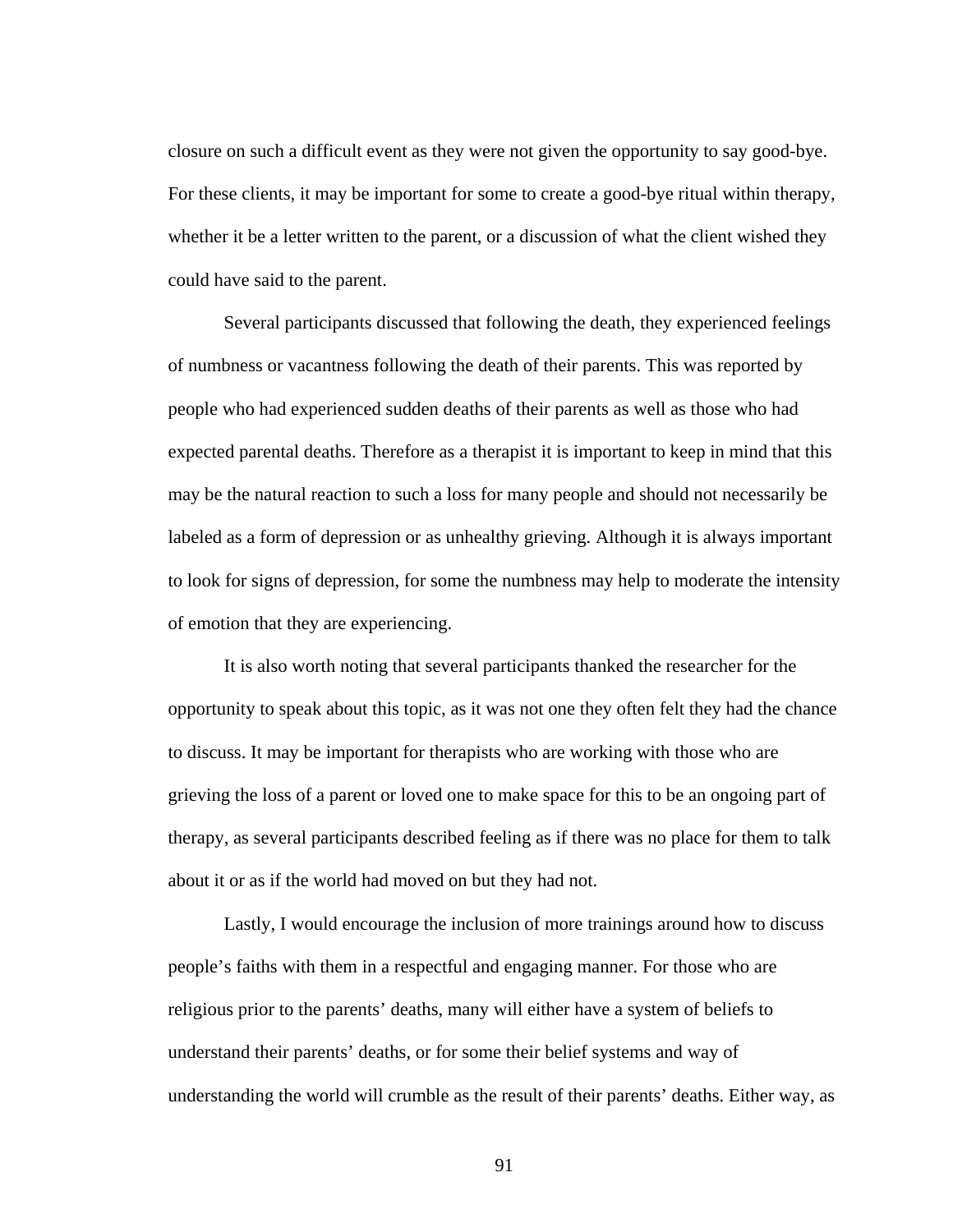closure on such a difficult event as they were not given the opportunity to say good-bye. For these clients, it may be important for some to create a good-bye ritual within therapy, whether it be a letter written to the parent, or a discussion of what the client wished they could have said to the parent.

Several participants discussed that following the death, they experienced feelings of numbness or vacantness following the death of their parents. This was reported by people who had experienced sudden deaths of their parents as well as those who had expected parental deaths. Therefore as a therapist it is important to keep in mind that this may be the natural reaction to such a loss for many people and should not necessarily be labeled as a form of depression or as unhealthy grieving. Although it is always important to look for signs of depression, for some the numbness may help to moderate the intensity of emotion that they are experiencing.

It is also worth noting that several participants thanked the researcher for the opportunity to speak about this topic, as it was not one they often felt they had the chance to discuss. It may be important for therapists who are working with those who are grieving the loss of a parent or loved one to make space for this to be an ongoing part of therapy, as several participants described feeling as if there was no place for them to talk about it or as if the world had moved on but they had not.

Lastly, I would encourage the inclusion of more trainings around how to discuss people's faiths with them in a respectful and engaging manner. For those who are religious prior to the parents' deaths, many will either have a system of beliefs to understand their parents' deaths, or for some their belief systems and way of understanding the world will crumble as the result of their parents' deaths. Either way, as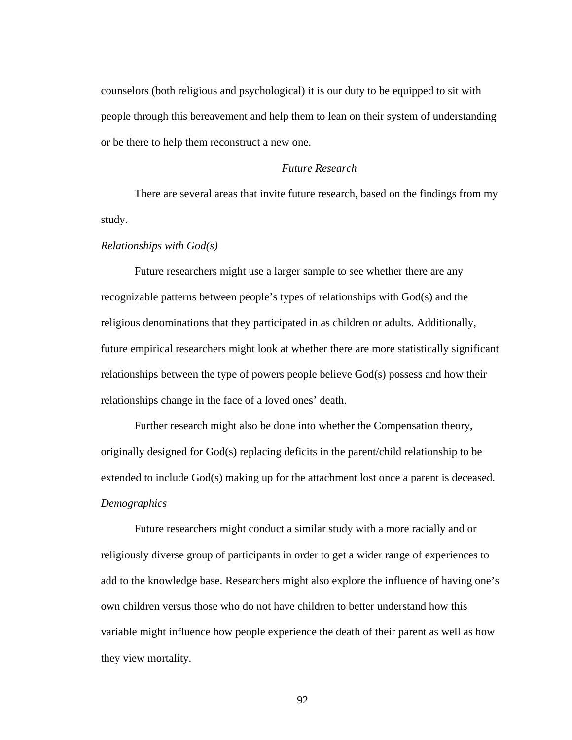counselors (both religious and psychological) it is our duty to be equipped to sit with people through this bereavement and help them to lean on their system of understanding or be there to help them reconstruct a new one.

## *Future Research*

There are several areas that invite future research, based on the findings from my study.

### *Relationships with God(s)*

Future researchers might use a larger sample to see whether there are any recognizable patterns between people's types of relationships with God(s) and the religious denominations that they participated in as children or adults. Additionally, future empirical researchers might look at whether there are more statistically significant relationships between the type of powers people believe God(s) possess and how their relationships change in the face of a loved ones' death.

Further research might also be done into whether the Compensation theory, originally designed for God(s) replacing deficits in the parent/child relationship to be extended to include God(s) making up for the attachment lost once a parent is deceased.

### *Demographics*

Future researchers might conduct a similar study with a more racially and or religiously diverse group of participants in order to get a wider range of experiences to add to the knowledge base. Researchers might also explore the influence of having one's own children versus those who do not have children to better understand how this variable might influence how people experience the death of their parent as well as how they view mortality.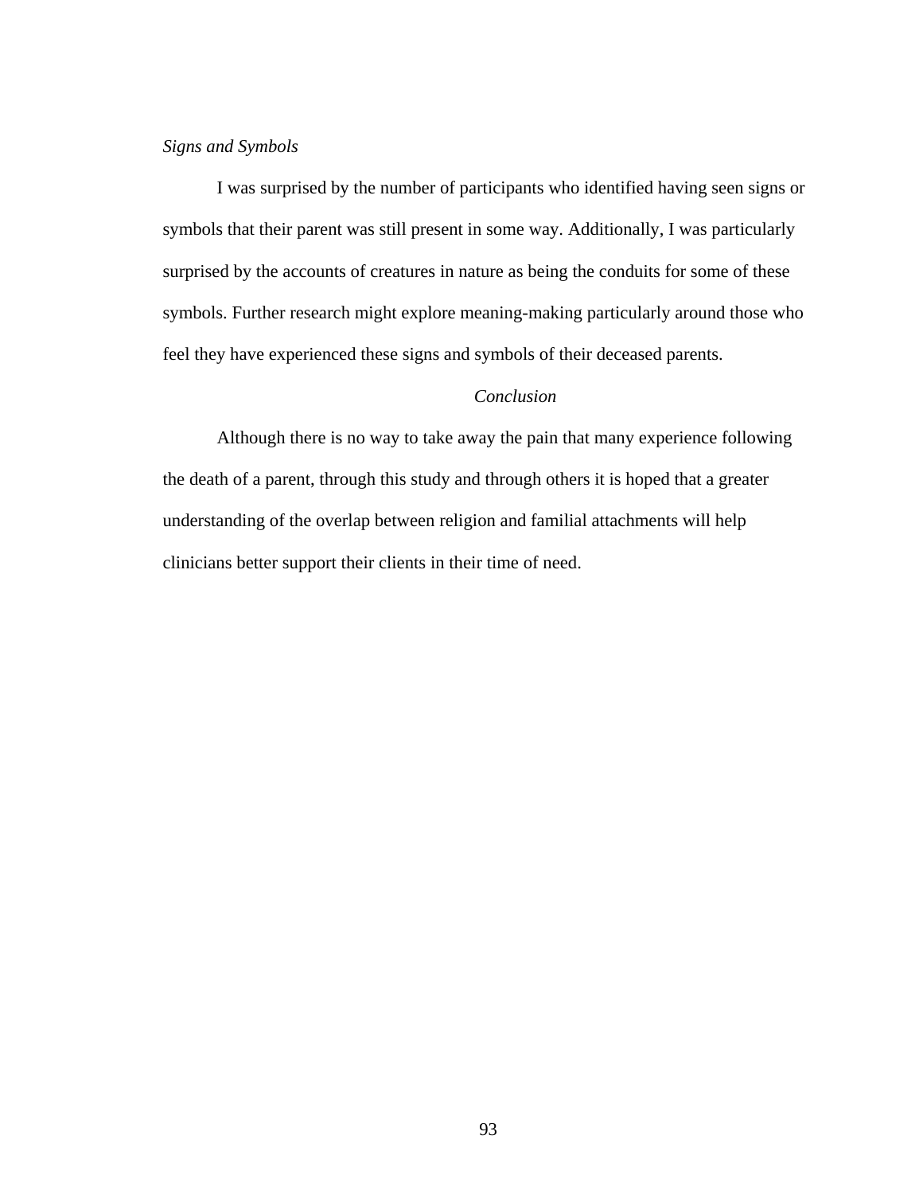### *Signs and Symbols*

I was surprised by the number of participants who identified having seen signs or symbols that their parent was still present in some way. Additionally, I was particularly surprised by the accounts of creatures in nature as being the conduits for some of these symbols. Further research might explore meaning-making particularly around those who feel they have experienced these signs and symbols of their deceased parents.

## *Conclusion*

Although there is no way to take away the pain that many experience following the death of a parent, through this study and through others it is hoped that a greater understanding of the overlap between religion and familial attachments will help clinicians better support their clients in their time of need.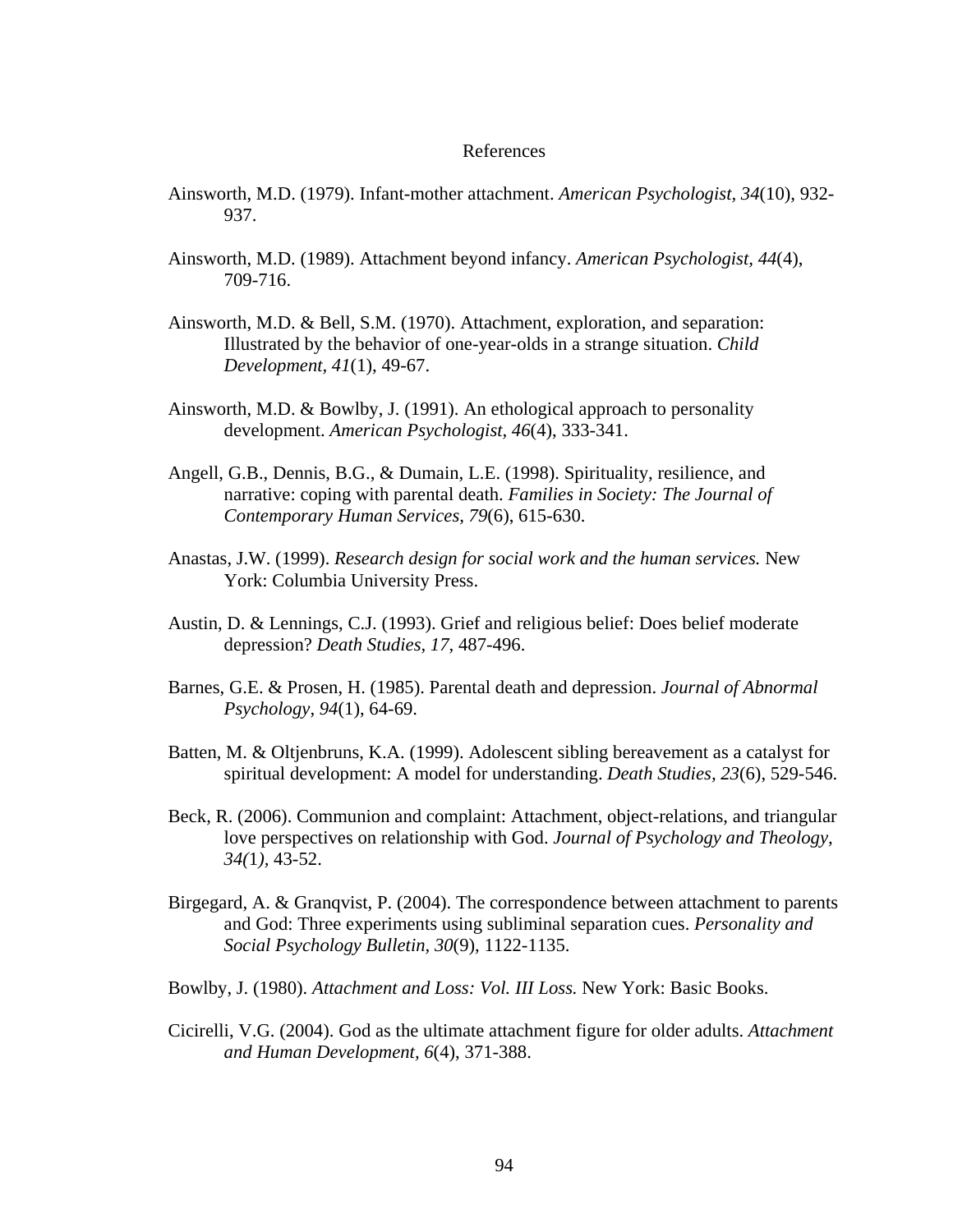# References

Ainsworth, M.D. (1979). Infant-mother attachment. *American Psychologist*, *34*(10), 932-937.

Ainsworth, M.D. (1989). Attachment beyond infancy. *American Psychologist, 44*(4), 709-716.

Ainsworth, M.D. & Bell, S.M. (1970). Attachment, exploration, and separation: Illustrated by the behavior of one-year-olds in a strange situation. *Child Development*, *41*(1), 49-67.

Ainsworth, M.D. & Bowlby, J. (1991). An ethological approach to personality development. *American Psychologist, 46*(4), 333-341.

Angell, G.B., Dennis, B.G., & Dumain, L.E. (1998). Spirituality, resilience, and narrative: coping with parental death. *Families in Society: The Journal of Contemporary Human Services, 79*(6), 615-630.

Anastas, J.W. (1999). *Research design for social work and the human services.* New York: Columbia University Press.

Austin, D. & Lennings, C.J. (1993). Grief and religious belief: Does belief moderate depression? *Death Studies, 17,* 487-496.

Barnes, G.E. & Prosen, H. (1985). Parental death and depression. *Journal of Abnormal Psychology, 94*(1), 64-69.

Batten, M. & Oltjenbruns, K.A. (1999). Adolescent sibling bereavement as a catalyst for spiritual development: A model for understanding. *Death Studies, 23*(6), 529-546.

Beck, R. (2006). Communion and complaint: Attachment, object-relations, and triangular love perspectives on relationship with God. *Journal of Psychology and Theology, 34(*1*),* 43-52.

Birgegard, A. & Granqvist, P. (2004). The correspondence between attachment to parents and God: Three experiments using subliminal separation cues. *Personality and Social Psychology Bulletin*, *30*(9), 1122-1135.

Bowlby, J. (1980). *Attachment and Loss: Vol. III Loss.* New York: Basic Books.

Cicirelli, V.G. (2004). God as the ultimate attachment figure for older adults. *Attachment and Human Development, 6*(4), 371-388.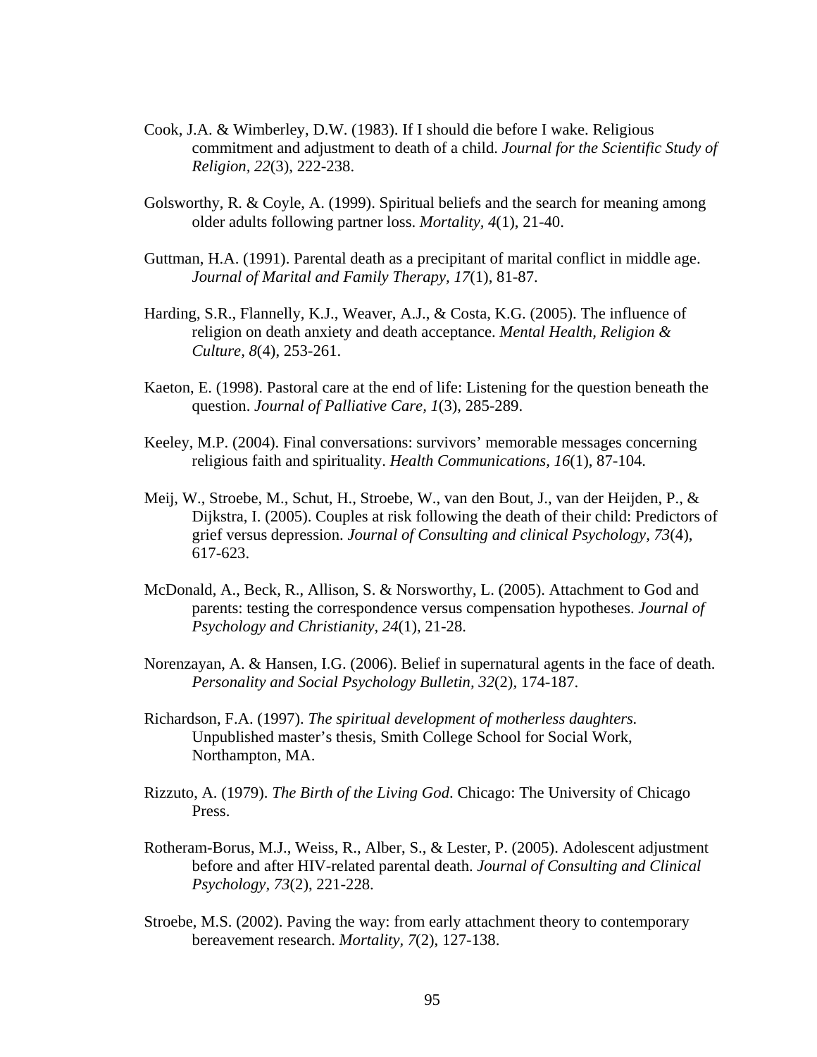Cook, J.A. & Wimberley, D.W. (1983). If I should die before I wake. Religious commitment and adjustment to death of a child. *Journal for the Scientific Study of Religion, 22*(3), 222-238.

Golsworthy, R. & Coyle, A. (1999). Spiritual beliefs and the search for meaning among older adults following partner loss. *Mortality, 4*(1), 21-40.

Guttman, H.A. (1991). Parental death as a precipitant of marital conflict in middle age. *Journal of Marital and Family Therapy, 17*(1), 81-87.

Harding, S.R., Flannelly, K.J., Weaver, A.J., & Costa, K.G. (2005). The influence of religion on death anxiety and death acceptance. *Mental Health, Religion & Culture, 8*(4), 253-261.

Kaeton, E. (1998). Pastoral care at the end of life: Listening for the question beneath the question. *Journal of Palliative Care, 1*(3), 285-289.

Keeley, M.P. (2004). Final conversations: survivors' memorable messages concerning religious faith and spirituality. *Health Communications, 16*(1), 87-104.

Meij, W., Stroebe, M., Schut, H., Stroebe, W., van den Bout, J., van der Heijden, P., & Dijkstra, I. (2005). Couples at risk following the death of their child: Predictors of grief versus depression. *Journal of Consulting and clinical Psychology, 73*(4), 617-623.

McDonald, A., Beck, R., Allison, S. & Norsworthy, L. (2005). Attachment to God and parents: testing the correspondence versus compensation hypotheses. *Journal of Psychology and Christianity, 24*(1), 21-28.

Norenzayan, A. & Hansen, I.G. (2006). Belief in supernatural agents in the face of death. *Personality and Social Psychology Bulletin, 32*(2), 174-187.

Richardson, F.A. (1997). *The spiritual development of motherless daughters.* Unpublished master's thesis, Smith College School for Social Work, Northampton, MA.

Rizzuto, A. (1979). *The Birth of the Living God*. Chicago: The University of Chicago Press.

Rotheram-Borus, M.J., Weiss, R., Alber, S., & Lester, P. (2005). Adolescent adjustment before and after HIV-related parental death. *Journal of Consulting and Clinical Psychology, 73*(2), 221-228.

Stroebe, M.S. (2002). Paving the way: from early attachment theory to contemporary bereavement research. *Mortality, 7*(2), 127-138.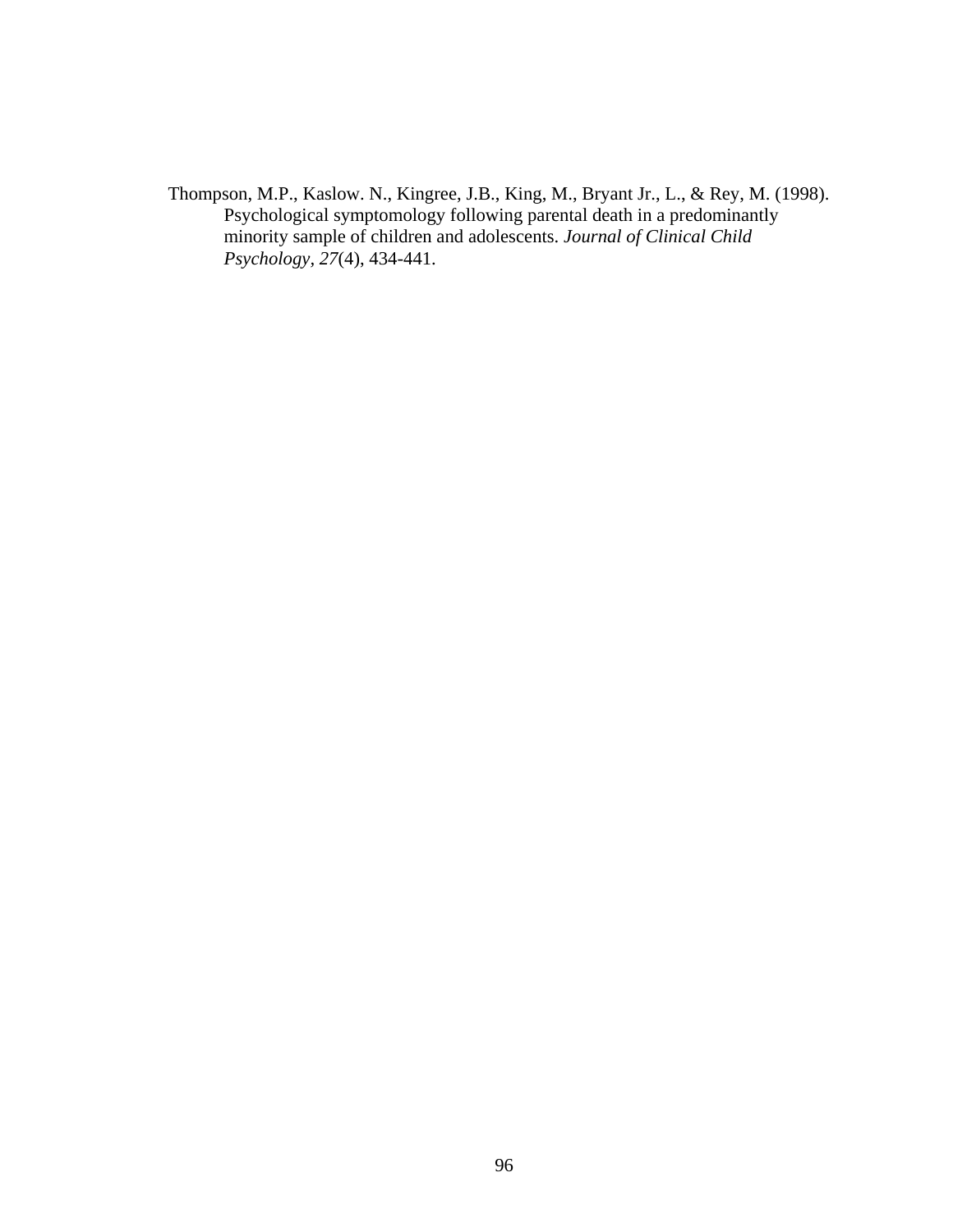Thompson, M.P., Kaslow. N., Kingree, J.B., King, M., Bryant Jr., L., & Rey, M. (1998). Psychological symptomology following parental death in a predominantly minority sample of children and adolescents. *Journal of Clinical Child Psychology, 27*(4), 434-441.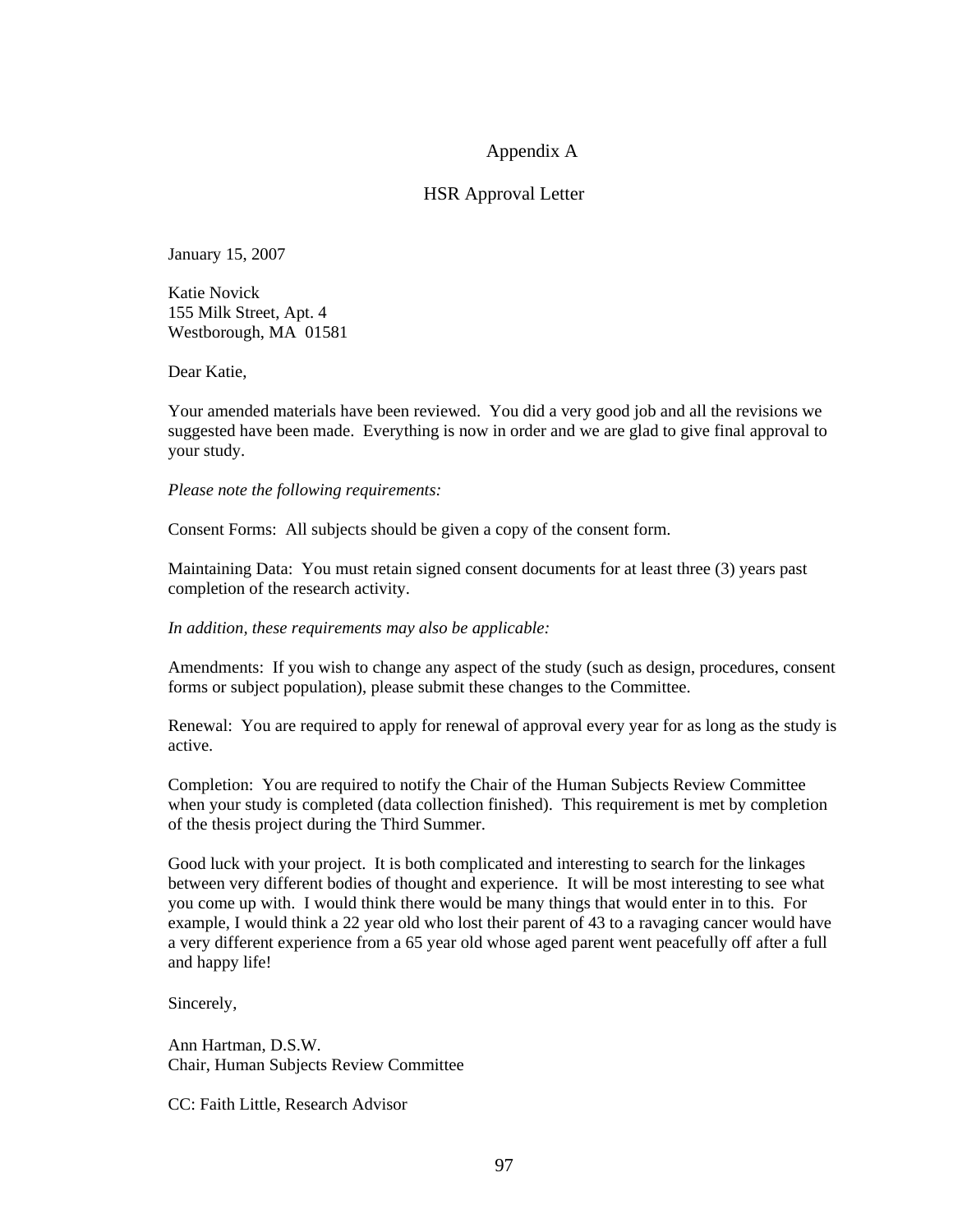# Appendix A

## HSR Approval Letter

January 15, 2007

Katie Novick
155 Milk Street, Apt. 4
Westborough, MA 01581

Dear Katie,

Your amended materials have been reviewed. You did a very good job and all the revisions we suggested have been made. Everything is now in order and we are glad to give final approval to your study.

*Please note the following requirements:*

Consent Forms: All subjects should be given a copy of the consent form.

Maintaining Data: You must retain signed consent documents for at least three (3) years past completion of the research activity.

*In addition, these requirements may also be applicable:*

Amendments: If you wish to change any aspect of the study (such as design, procedures, consent forms or subject population), please submit these changes to the Committee.

Renewal: You are required to apply for renewal of approval every year for as long as the study is active.

Completion: You are required to notify the Chair of the Human Subjects Review Committee when your study is completed (data collection finished). This requirement is met by completion of the thesis project during the Third Summer.

Good luck with your project. It is both complicated and interesting to search for the linkages between very different bodies of thought and experience. It will be most interesting to see what you come up with. I would think there would be many things that would enter in to this. For example, I would think a 22 year old who lost their parent of 43 to a ravaging cancer would have a very different experience from a 65 year old whose aged parent went peacefully off after a full and happy life!

Sincerely,

Ann Hartman, D.S.W.
Chair, Human Subjects Review Committee

CC: Faith Little, Research Advisor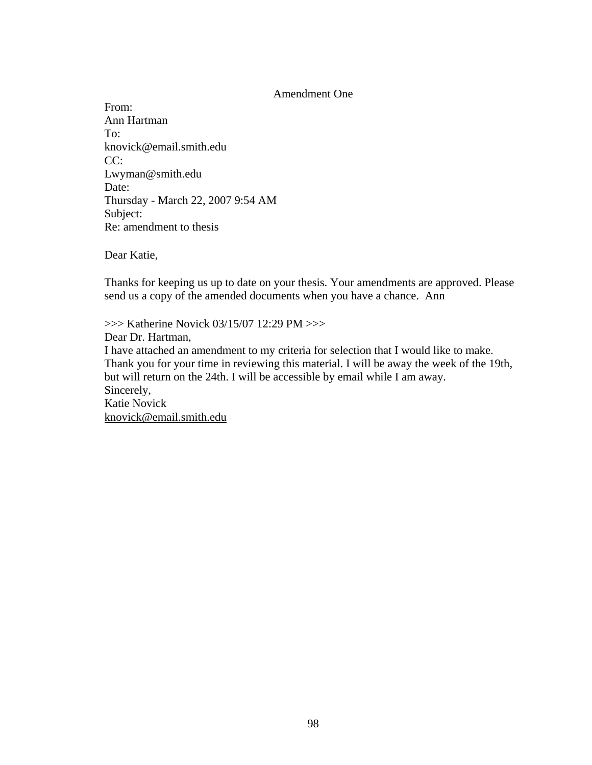Amendment One

From:
Ann Hartman
To:
knovick@email.smith.edu
CC:
Lwyman@smith.edu
Date:
Thursday - March 22, 2007 9:54 AM
Subject:
Re: amendment to thesis

Dear Katie,

Thanks for keeping us up to date on your thesis. Your amendments are approved. Please send us a copy of the amended documents when you have a chance. Ann

>>> Katherine Novick 03/15/07 12:29 PM >>>
Dear Dr. Hartman,
I have attached an amendment to my criteria for selection that I would like to make. Thank you for your time in reviewing this material. I will be away the week of the 19th, but will return on the 24th. I will be accessible by email while I am away.
Sincerely,
Katie Novick
knovick@email.smith.edu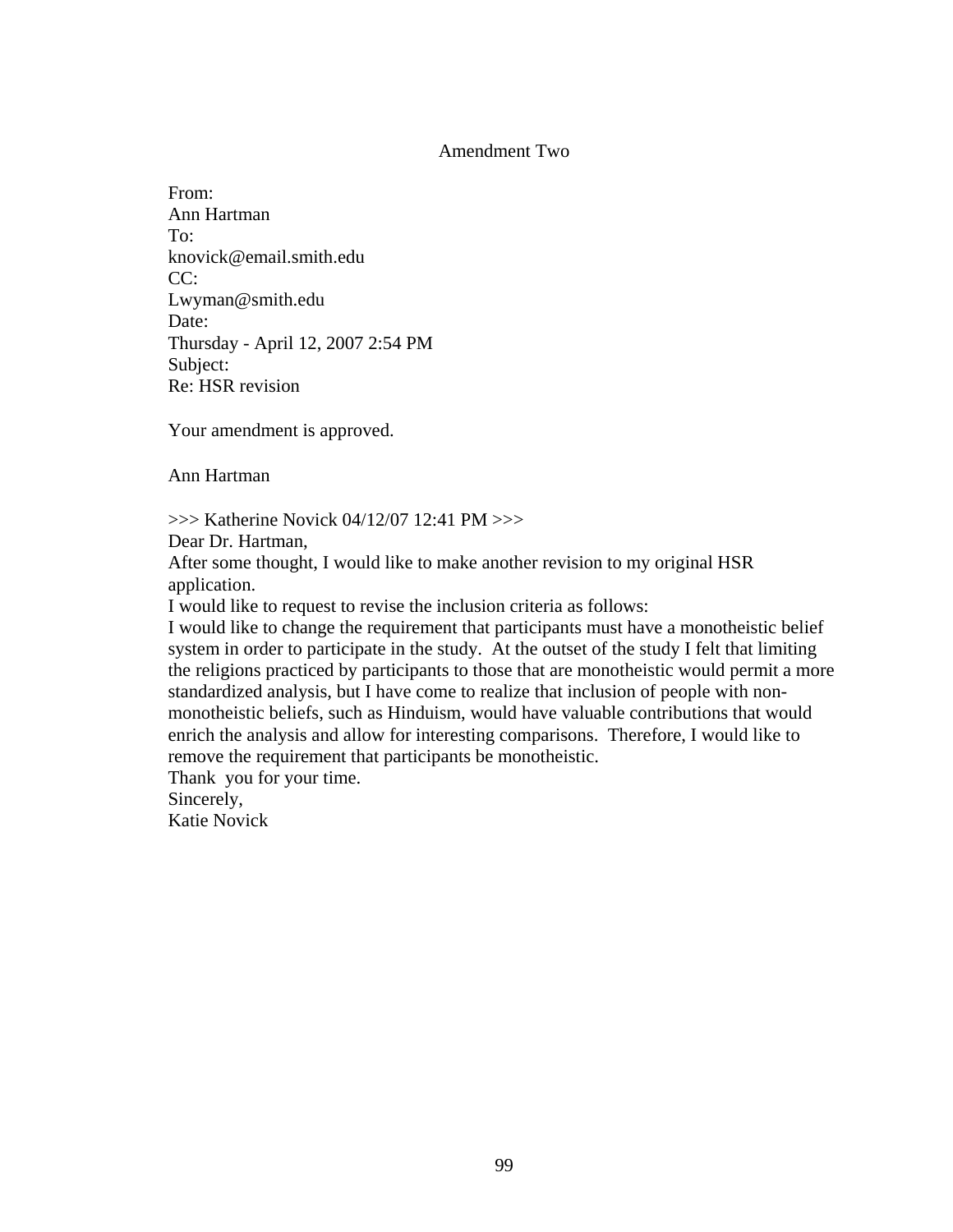# Amendment Two

From:
Ann Hartman
To:
knovick@email.smith.edu
CC:
Lwyman@smith.edu
Date:
Thursday - April 12, 2007 2:54 PM
Subject:
Re: HSR revision

Your amendment is approved.

Ann Hartman

>>> Katherine Novick 04/12/07 12:41 PM >>>
Dear Dr. Hartman,
After some thought, I would like to make another revision to my original HSR application.
I would like to request to revise the inclusion criteria as follows:
I would like to change the requirement that participants must have a monotheistic belief system in order to participate in the study. At the outset of the study I felt that limiting the religions practiced by participants to those that are monotheistic would permit a more standardized analysis, but I have come to realize that inclusion of people with non-monotheistic beliefs, such as Hinduism, would have valuable contributions that would enrich the analysis and allow for interesting comparisons. Therefore, I would like to remove the requirement that participants be monotheistic.
Thank you for your time.
Sincerely,
Katie Novick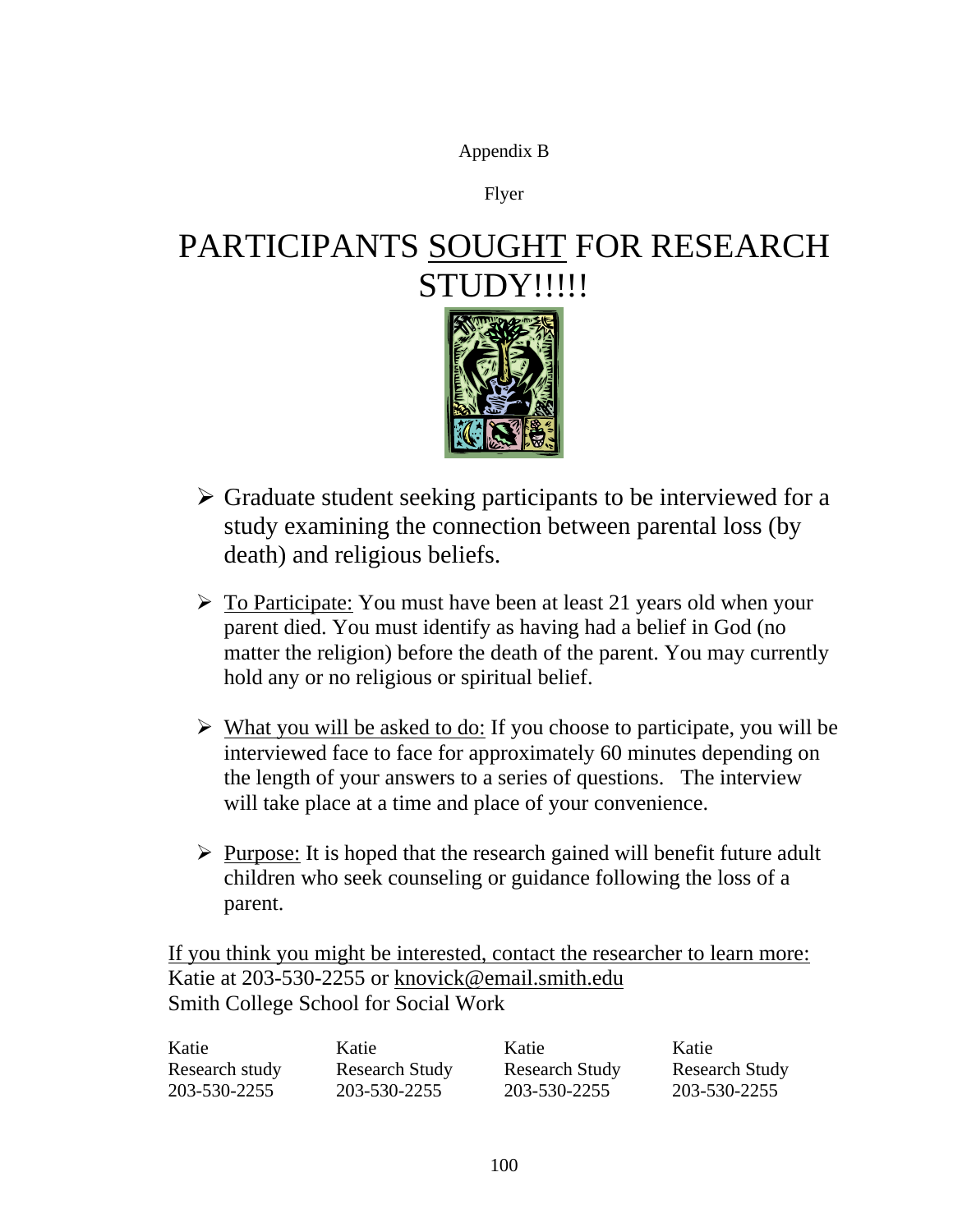Appendix B

Flyer

# PARTICIPANTS <u>SOUGHT</u> FOR RESEARCH STUDY!!!!!

- Graduate student seeking participants to be interviewed for a study examining the connection between parental loss (by death) and religious beliefs.
- <u>To Participate:</u> You must have been at least 21 years old when your parent died. You must identify as having had a belief in God (no matter the religion) before the death of the parent. You may currently hold any or no religious or spiritual belief.
- <u>What you will be asked to do:</u> If you choose to participate, you will be interviewed face to face for approximately 60 minutes depending on the length of your answers to a series of questions. The interview will take place at a time and place of your convenience.
- <u>Purpose:</u> It is hoped that the research gained will benefit future adult children who seek counseling or guidance following the loss of a parent.

<u>If you think you might be interested, contact the researcher to learn more:</u>
Katie at 203-530-2255 or knovick@email.smith.edu
Smith College School for Social Work

| | | | |
|---|---|---|---|
| Katie<br>Research study<br>203-530-2255 | Katie<br>Research Study<br>203-530-2255 | Katie<br>Research Study<br>203-530-2255 | Katie<br>Research Study<br>203-530-2255 |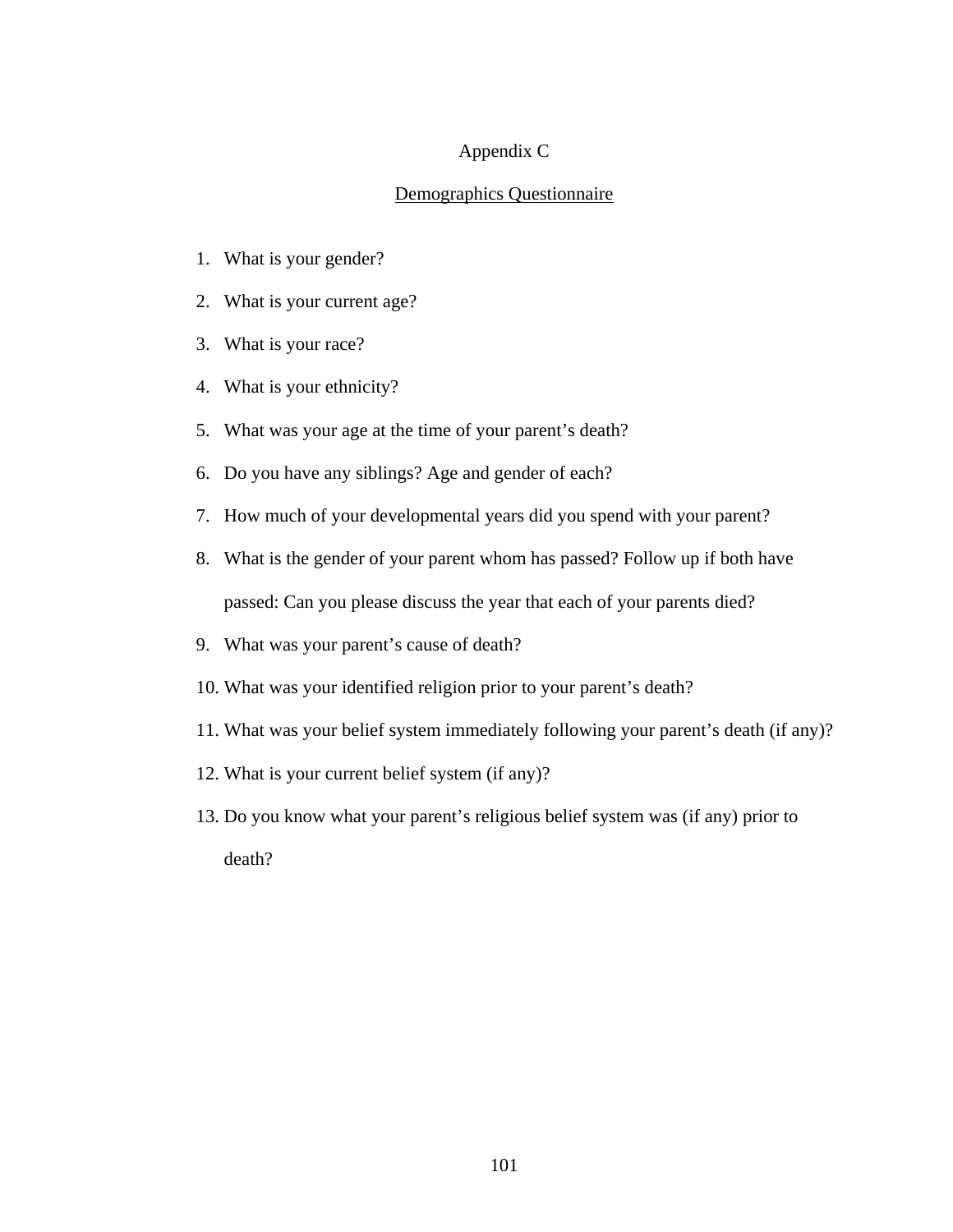# Appendix C

## Demographics Questionnaire

1. What is your gender?
2. What is your current age?
3. What is your race?
4. What is your ethnicity?
5. What was your age at the time of your parent's death?
6. Do you have any siblings? Age and gender of each?
7. How much of your developmental years did you spend with your parent?
8. What is the gender of your parent whom has passed? Follow up if both have passed: Can you please discuss the year that each of your parents died?
9. What was your parent's cause of death?
10. What was your identified religion prior to your parent's death?
11. What was your belief system immediately following your parent's death (if any)?
12. What is your current belief system (if any)?
13. Do you know what your parent's religious belief system was (if any) prior to death?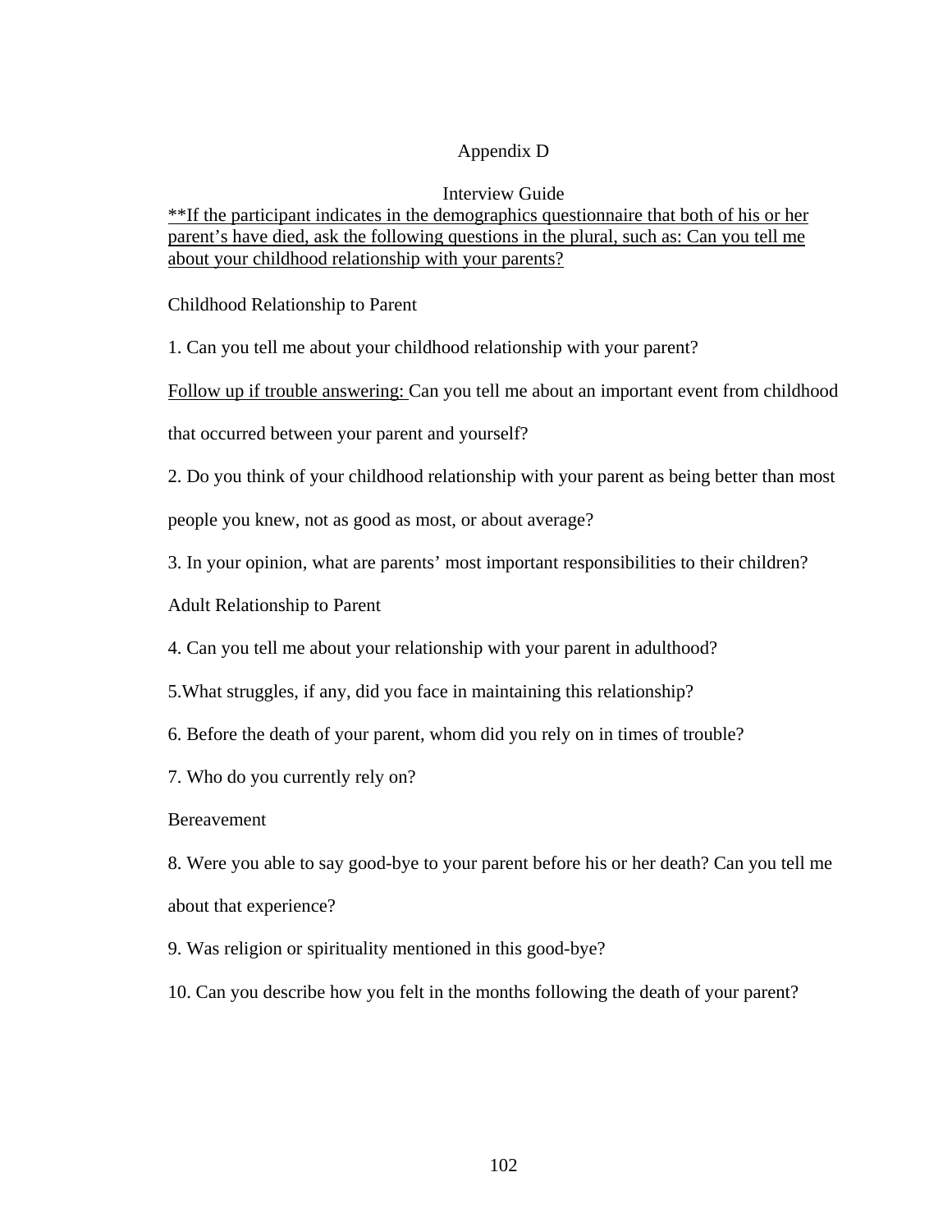# Appendix D

## Interview Guide

<u>**If the participant indicates in the demographics questionnaire that both of his or her parent's have died, ask the following questions in the plural, such as: Can you tell me about your childhood relationship with your parents?</u>

### Childhood Relationship to Parent

1. Can you tell me about your childhood relationship with your parent?

<u>Follow up if trouble answering:</u> Can you tell me about an important event from childhood that occurred between your parent and yourself?

2. Do you think of your childhood relationship with your parent as being better than most people you knew, not as good as most, or about average?

3. In your opinion, what are parents' most important responsibilities to their children?

### Adult Relationship to Parent

4. Can you tell me about your relationship with your parent in adulthood?

5. What struggles, if any, did you face in maintaining this relationship?

6. Before the death of your parent, whom did you rely on in times of trouble?

7. Who do you currently rely on?

### Bereavement

8. Were you able to say good-bye to your parent before his or her death? Can you tell me about that experience?

9. Was religion or spirituality mentioned in this good-bye?

10. Can you describe how you felt in the months following the death of your parent?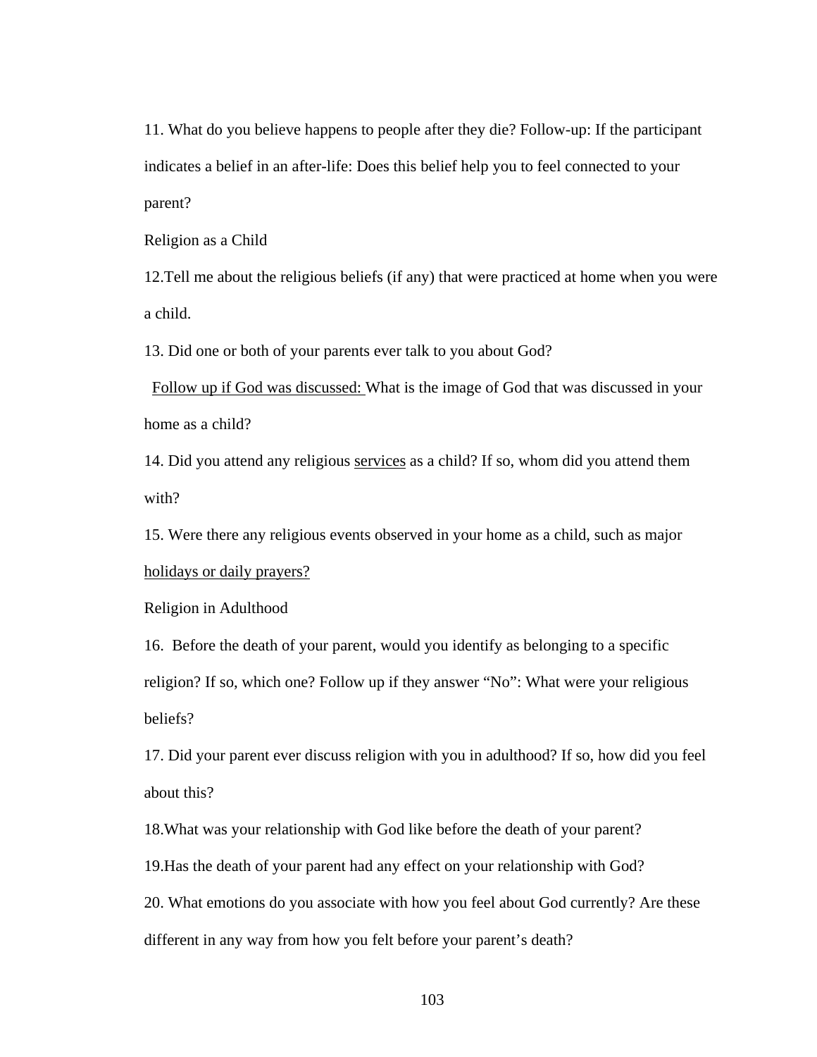11. What do you believe happens to people after they die? Follow-up: If the participant indicates a belief in an after-life: Does this belief help you to feel connected to your parent?

Religion as a Child

12.Tell me about the religious beliefs (if any) that were practiced at home when you were a child.

13. Did one or both of your parents ever talk to you about God?

<u>Follow up if God was discussed:</u> What is the image of God that was discussed in your home as a child?

14. Did you attend any religious <u>services</u> as a child? If so, whom did you attend them with?

15. Were there any religious events observed in your home as a child, such as major <u>holidays or daily prayers?</u>

Religion in Adulthood

16. Before the death of your parent, would you identify as belonging to a specific religion? If so, which one? Follow up if they answer “No”: What were your religious beliefs?

17. Did your parent ever discuss religion with you in adulthood? If so, how did you feel about this?

18.What was your relationship with God like before the death of your parent?

19.Has the death of your parent had any effect on your relationship with God?

20. What emotions do you associate with how you feel about God currently? Are these different in any way from how you felt before your parent’s death?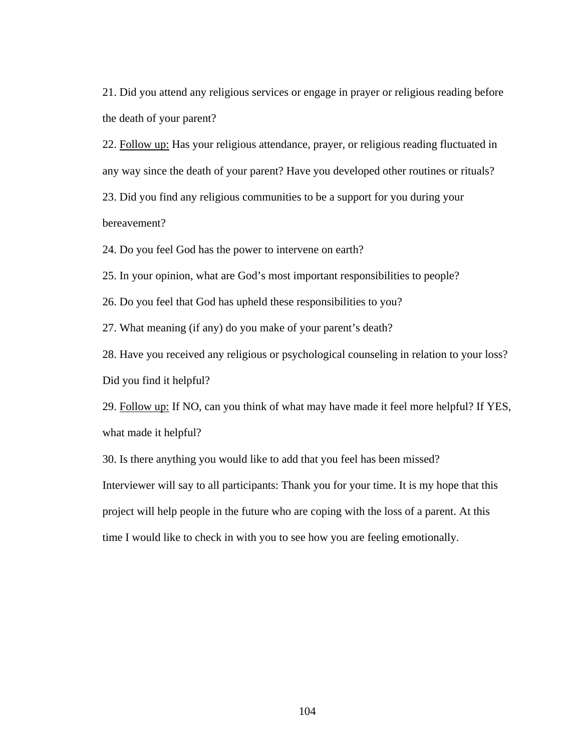21. Did you attend any religious services or engage in prayer or religious reading before the death of your parent?

22. <u>Follow up:</u> Has your religious attendance, prayer, or religious reading fluctuated in any way since the death of your parent? Have you developed other routines or rituals?

23. Did you find any religious communities to be a support for you during your bereavement?

24. Do you feel God has the power to intervene on earth?

25. In your opinion, what are God's most important responsibilities to people?

26. Do you feel that God has upheld these responsibilities to you?

27. What meaning (if any) do you make of your parent's death?

28. Have you received any religious or psychological counseling in relation to your loss? Did you find it helpful?

29. <u>Follow up:</u> If NO, can you think of what may have made it feel more helpful? If YES, what made it helpful?

30. Is there anything you would like to add that you feel has been missed?

Interviewer will say to all participants: Thank you for your time. It is my hope that this project will help people in the future who are coping with the loss of a parent. At this time I would like to check in with you to see how you are feeling emotionally.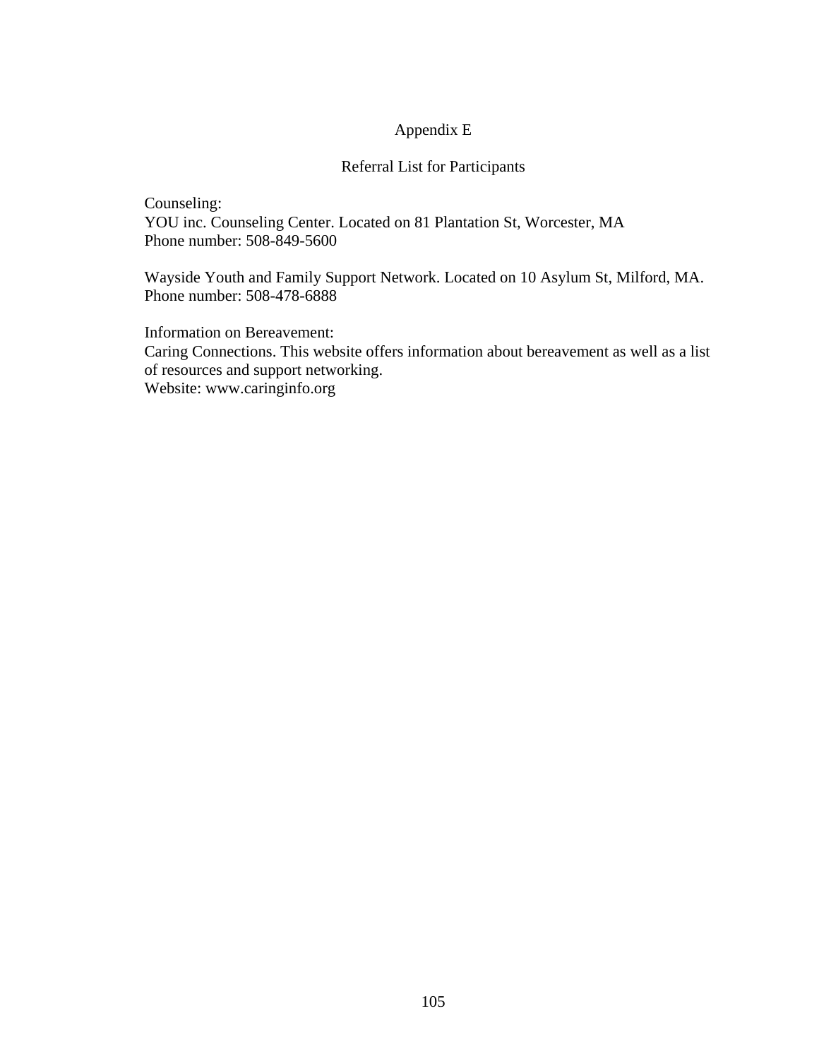# Appendix E

## Referral List for Participants

Counseling:
YOU inc. Counseling Center. Located on 81 Plantation St, Worcester, MA
Phone number: 508-849-5600

Wayside Youth and Family Support Network. Located on 10 Asylum St, Milford, MA.
Phone number: 508-478-6888

Information on Bereavement:
Caring Connections. This website offers information about bereavement as well as a list of resources and support networking.
Website: www.caringinfo.org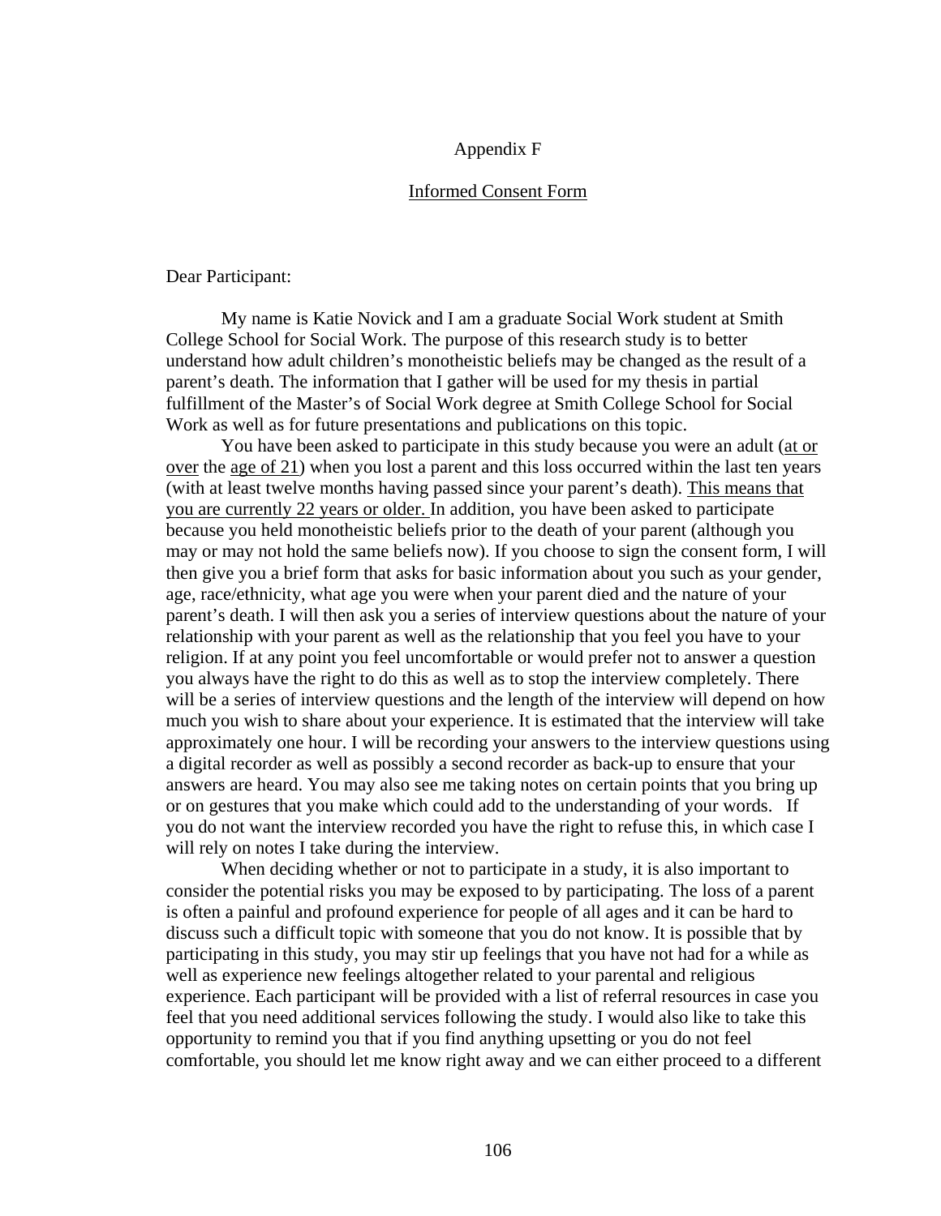Appendix F

Informed Consent Form

Dear Participant:

My name is Katie Novick and I am a graduate Social Work student at Smith College School for Social Work. The purpose of this research study is to better understand how adult children's monotheistic beliefs may be changed as the result of a parent's death. The information that I gather will be used for my thesis in partial fulfillment of the Master's of Social Work degree at Smith College School for Social Work as well as for future presentations and publications on this topic.

You have been asked to participate in this study because you were an adult (<u>at or over</u> the <u>age of 21</u>) when you lost a parent and this loss occurred within the last ten years (with at least twelve months having passed since your parent's death). <u>This means that you are currently 22 years or older.</u> In addition, you have been asked to participate because you held monotheistic beliefs prior to the death of your parent (although you may or may not hold the same beliefs now). If you choose to sign the consent form, I will then give you a brief form that asks for basic information about you such as your gender, age, race/ethnicity, what age you were when your parent died and the nature of your parent's death. I will then ask you a series of interview questions about the nature of your relationship with your parent as well as the relationship that you feel you have to your religion. If at any point you feel uncomfortable or would prefer not to answer a question you always have the right to do this as well as to stop the interview completely. There will be a series of interview questions and the length of the interview will depend on how much you wish to share about your experience. It is estimated that the interview will take approximately one hour. I will be recording your answers to the interview questions using a digital recorder as well as possibly a second recorder as back-up to ensure that your answers are heard. You may also see me taking notes on certain points that you bring up or on gestures that you make which could add to the understanding of your words. If you do not want the interview recorded you have the right to refuse this, in which case I will rely on notes I take during the interview.

When deciding whether or not to participate in a study, it is also important to consider the potential risks you may be exposed to by participating. The loss of a parent is often a painful and profound experience for people of all ages and it can be hard to discuss such a difficult topic with someone that you do not know. It is possible that by participating in this study, you may stir up feelings that you have not had for a while as well as experience new feelings altogether related to your parental and religious experience. Each participant will be provided with a list of referral resources in case you feel that you need additional services following the study. I would also like to take this opportunity to remind you that if you find anything upsetting or you do not feel comfortable, you should let me know right away and we can either proceed to a different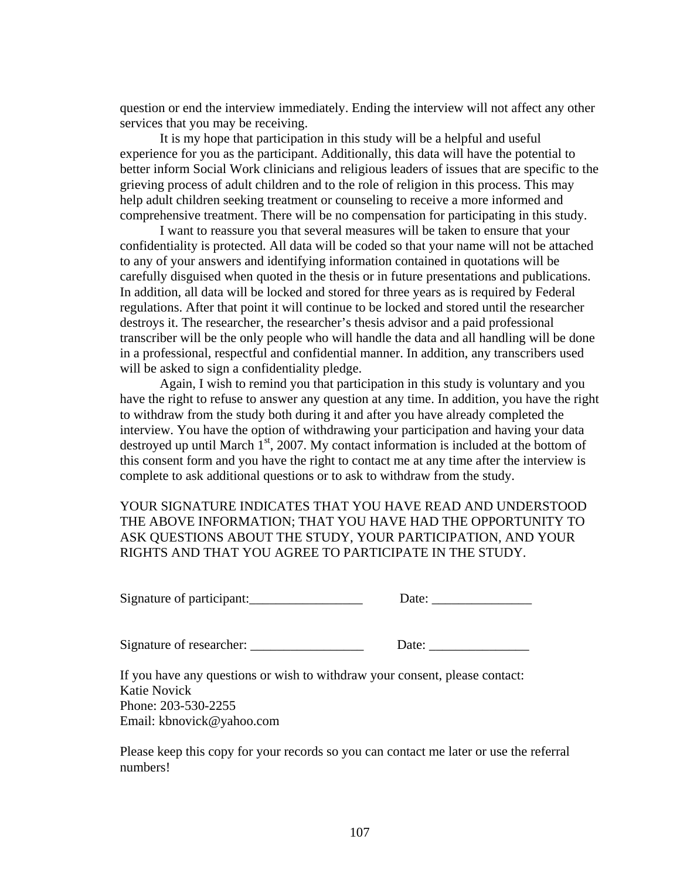question or end the interview immediately. Ending the interview will not affect any other services that you may be receiving.

It is my hope that participation in this study will be a helpful and useful experience for you as the participant. Additionally, this data will have the potential to better inform Social Work clinicians and religious leaders of issues that are specific to the grieving process of adult children and to the role of religion in this process. This may help adult children seeking treatment or counseling to receive a more informed and comprehensive treatment. There will be no compensation for participating in this study.

I want to reassure you that several measures will be taken to ensure that your confidentiality is protected. All data will be coded so that your name will not be attached to any of your answers and identifying information contained in quotations will be carefully disguised when quoted in the thesis or in future presentations and publications. In addition, all data will be locked and stored for three years as is required by Federal regulations. After that point it will continue to be locked and stored until the researcher destroys it. The researcher, the researcher's thesis advisor and a paid professional transcriber will be the only people who will handle the data and all handling will be done in a professional, respectful and confidential manner. In addition, any transcribers used will be asked to sign a confidentiality pledge.

Again, I wish to remind you that participation in this study is voluntary and you have the right to refuse to answer any question at any time. In addition, you have the right to withdraw from the study both during it and after you have already completed the interview. You have the option of withdrawing your participation and having your data destroyed up until March 1st, 2007. My contact information is included at the bottom of this consent form and you have the right to contact me at any time after the interview is complete to ask additional questions or to ask to withdraw from the study.

YOUR SIGNATURE INDICATES THAT YOU HAVE READ AND UNDERSTOOD THE ABOVE INFORMATION; THAT YOU HAVE HAD THE OPPORTUNITY TO ASK QUESTIONS ABOUT THE STUDY, YOUR PARTICIPATION, AND YOUR RIGHTS AND THAT YOU AGREE TO PARTICIPATE IN THE STUDY.

Signature of participant:_________________ Date: _______________

Signature of researcher: _________________ Date: _______________

If you have any questions or wish to withdraw your consent, please contact:
Katie Novick
Phone: 203-530-2255
Email: kbnovick@yahoo.com

Please keep this copy for your records so you can contact me later or use the referral numbers!